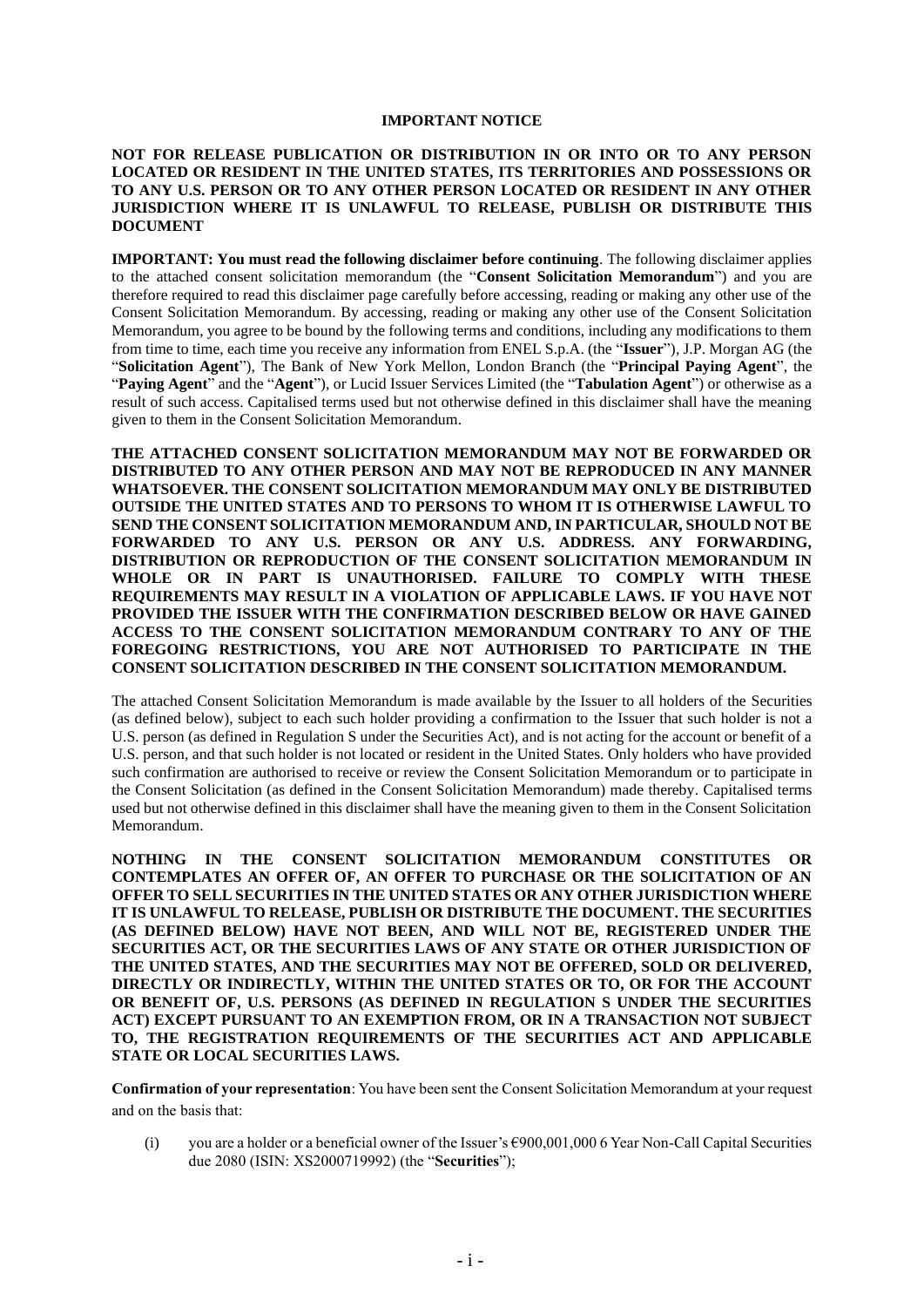**IMPORTANT NOTICE**

**NOT FOR RELEASE PUBLICATION OR DISTRIBUTION IN OR INTO OR TO ANY PERSON LOCATED OR RESIDENT IN THE UNITED STATES, ITS TERRITORIES AND POSSESSIONS OR TO ANY U.S. PERSON OR TO ANY OTHER PERSON LOCATED OR RESIDENT IN ANY OTHER JURISDICTION WHERE IT IS UNLAWFUL TO RELEASE, PUBLISH OR DISTRIBUTE THIS DOCUMENT**

**IMPORTANT: You must read the following disclaimer before continuing**. The following disclaimer applies to the attached consent solicitation memorandum (the "**Consent Solicitation Memorandum**") and you are therefore required to read this disclaimer page carefully before accessing, reading or making any other use of the Consent Solicitation Memorandum. By accessing, reading or making any other use of the Consent Solicitation Memorandum, you agree to be bound by the following terms and conditions, including any modifications to them from time to time, each time you receive any information from ENEL S.p.A. (the "**Issuer**"), J.P. Morgan AG (the "**Solicitation Agent**"), The Bank of New York Mellon, London Branch (the "**Principal Paying Agent**", the "**Paying Agent**" and the "**Agent**"), or Lucid Issuer Services Limited (the "**Tabulation Agent**") or otherwise as a result of such access. Capitalised terms used but not otherwise defined in this disclaimer shall have the meaning given to them in the Consent Solicitation Memorandum.

**THE ATTACHED CONSENT SOLICITATION MEMORANDUM MAY NOT BE FORWARDED OR DISTRIBUTED TO ANY OTHER PERSON AND MAY NOT BE REPRODUCED IN ANY MANNER WHATSOEVER. THE CONSENT SOLICITATION MEMORANDUM MAY ONLY BE DISTRIBUTED OUTSIDE THE UNITED STATES AND TO PERSONS TO WHOM IT IS OTHERWISE LAWFUL TO SEND THE CONSENT SOLICITATION MEMORANDUM AND, IN PARTICULAR, SHOULD NOT BE FORWARDED TO ANY U.S. PERSON OR ANY U.S. ADDRESS. ANY FORWARDING, DISTRIBUTION OR REPRODUCTION OF THE CONSENT SOLICITATION MEMORANDUM IN WHOLE OR IN PART IS UNAUTHORISED. FAILURE TO COMPLY WITH THESE REQUIREMENTS MAY RESULT IN A VIOLATION OF APPLICABLE LAWS. IF YOU HAVE NOT PROVIDED THE ISSUER WITH THE CONFIRMATION DESCRIBED BELOW OR HAVE GAINED ACCESS TO THE CONSENT SOLICITATION MEMORANDUM CONTRARY TO ANY OF THE FOREGOING RESTRICTIONS, YOU ARE NOT AUTHORISED TO PARTICIPATE IN THE CONSENT SOLICITATION DESCRIBED IN THE CONSENT SOLICITATION MEMORANDUM.**

The attached Consent Solicitation Memorandum is made available by the Issuer to all holders of the Securities (as defined below), subject to each such holder providing a confirmation to the Issuer that such holder is not a U.S. person (as defined in Regulation S under the Securities Act), and is not acting for the account or benefit of a U.S. person, and that such holder is not located or resident in the United States. Only holders who have provided such confirmation are authorised to receive or review the Consent Solicitation Memorandum or to participate in the Consent Solicitation (as defined in the Consent Solicitation Memorandum) made thereby. Capitalised terms used but not otherwise defined in this disclaimer shall have the meaning given to them in the Consent Solicitation Memorandum.

**NOTHING IN THE CONSENT SOLICITATION MEMORANDUM CONSTITUTES OR CONTEMPLATES AN OFFER OF, AN OFFER TO PURCHASE OR THE SOLICITATION OF AN OFFER TO SELL SECURITIES IN THE UNITED STATES OR ANY OTHER JURISDICTION WHERE IT IS UNLAWFUL TO RELEASE, PUBLISH OR DISTRIBUTE THE DOCUMENT. THE SECURITIES (AS DEFINED BELOW) HAVE NOT BEEN, AND WILL NOT BE, REGISTERED UNDER THE SECURITIES ACT, OR THE SECURITIES LAWS OF ANY STATE OR OTHER JURISDICTION OF THE UNITED STATES, AND THE SECURITIES MAY NOT BE OFFERED, SOLD OR DELIVERED, DIRECTLY OR INDIRECTLY, WITHIN THE UNITED STATES OR TO, OR FOR THE ACCOUNT OR BENEFIT OF, U.S. PERSONS (AS DEFINED IN REGULATION S UNDER THE SECURITIES ACT) EXCEPT PURSUANT TO AN EXEMPTION FROM, OR IN A TRANSACTION NOT SUBJECT TO, THE REGISTRATION REQUIREMENTS OF THE SECURITIES ACT AND APPLICABLE STATE OR LOCAL SECURITIES LAWS.**

**Confirmation of your representation**: You have been sent the Consent Solicitation Memorandum at your request and on the basis that:

(i) you are a holder or a beneficial owner of the Issuer's €900,001,000 6 Year Non-Call Capital Securities due 2080 (ISIN: XS2000719992) (the "**Securities**");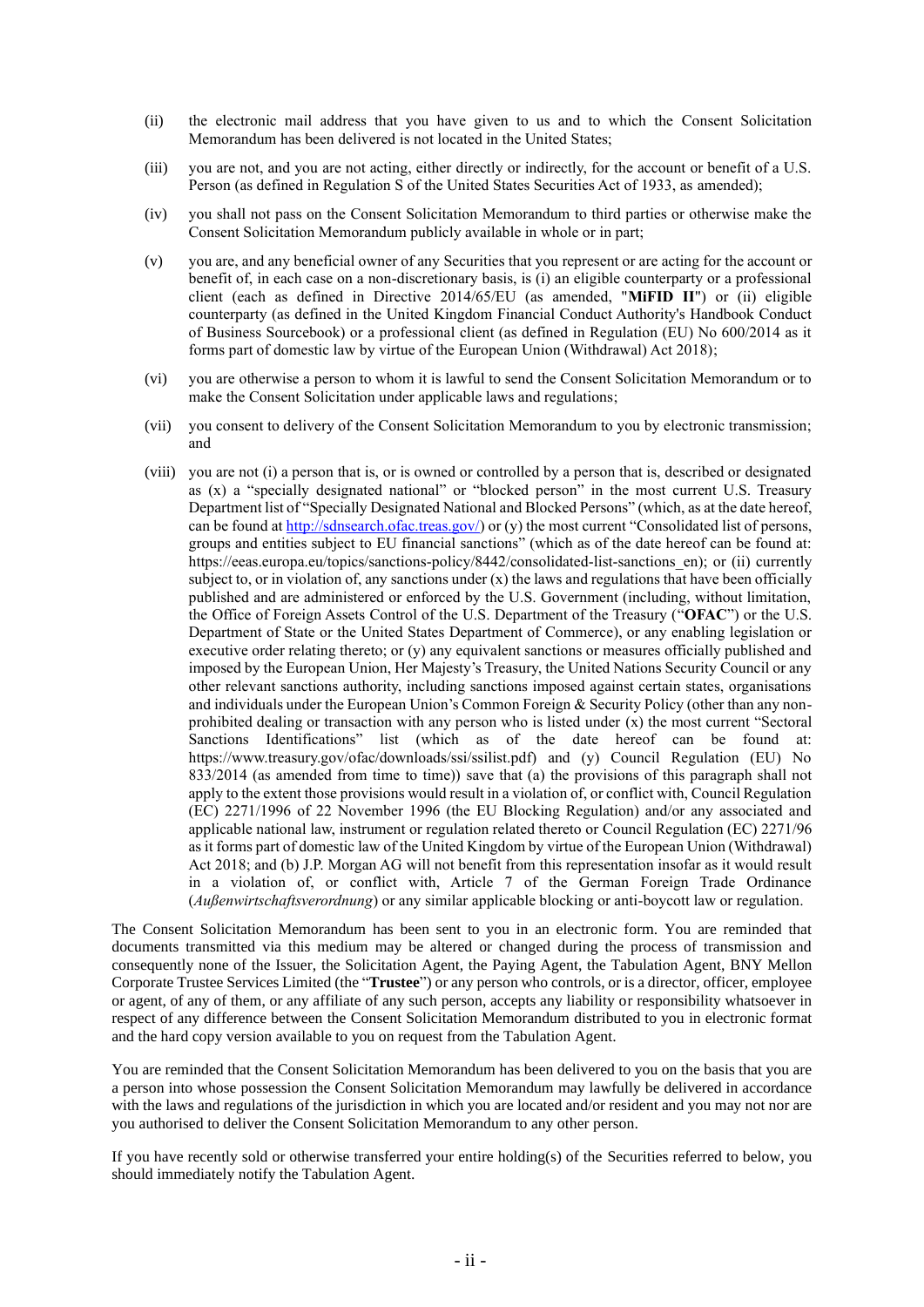(ii) the electronic mail address that you have given to us and to which the Consent Solicitation Memorandum has been delivered is not located in the United States;

(iii) you are not, and you are not acting, either directly or indirectly, for the account or benefit of a U.S. Person (as defined in Regulation S of the United States Securities Act of 1933, as amended);

(iv) you shall not pass on the Consent Solicitation Memorandum to third parties or otherwise make the Consent Solicitation Memorandum publicly available in whole or in part;

(v) you are, and any beneficial owner of any Securities that you represent or are acting for the account or benefit of, in each case on a non-discretionary basis, is (i) an eligible counterparty or a professional client (each as defined in Directive 2014/65/EU (as amended, "**MiFID II**") or (ii) eligible counterparty (as defined in the United Kingdom Financial Conduct Authority's Handbook Conduct of Business Sourcebook) or a professional client (as defined in Regulation (EU) No 600/2014 as it forms part of domestic law by virtue of the European Union (Withdrawal) Act 2018);

(vi) you are otherwise a person to whom it is lawful to send the Consent Solicitation Memorandum or to make the Consent Solicitation under applicable laws and regulations;

(vii) you consent to delivery of the Consent Solicitation Memorandum to you by electronic transmission; and

(viii) you are not (i) a person that is, or is owned or controlled by a person that is, described or designated as (x) a "specially designated national" or "blocked person" in the most current U.S. Treasury Department list of "Specially Designated National and Blocked Persons" (which, as at the date hereof, can be found at http://sdnsearch.ofac.treas.gov/) or (y) the most current "Consolidated list of persons, groups and entities subject to EU financial sanctions" (which as of the date hereof can be found at: https://eeas.europa.eu/topics/sanctions-policy/8442/consolidated-list-sanctions_en); or (ii) currently subject to, or in violation of, any sanctions under (x) the laws and regulations that have been officially published and are administered or enforced by the U.S. Government (including, without limitation, the Office of Foreign Assets Control of the U.S. Department of the Treasury ("**OFAC**") or the U.S. Department of State or the United States Department of Commerce), or any enabling legislation or executive order relating thereto; or (y) any equivalent sanctions or measures officially published and imposed by the European Union, Her Majesty's Treasury, the United Nations Security Council or any other relevant sanctions authority, including sanctions imposed against certain states, organisations and individuals under the European Union's Common Foreign & Security Policy (other than any non-prohibited dealing or transaction with any person who is listed under (x) the most current "Sectoral Sanctions Identifications" list (which as of the date hereof can be found at: https://www.treasury.gov/ofac/downloads/ssi/ssilist.pdf) and (y) Council Regulation (EU) No 833/2014 (as amended from time to time)) save that (a) the provisions of this paragraph shall not apply to the extent those provisions would result in a violation of, or conflict with, Council Regulation (EC) 2271/1996 of 22 November 1996 (the EU Blocking Regulation) and/or any associated and applicable national law, instrument or regulation related thereto or Council Regulation (EC) 2271/96 as it forms part of domestic law of the United Kingdom by virtue of the European Union (Withdrawal) Act 2018; and (b) J.P. Morgan AG will not benefit from this representation insofar as it would result in a violation of, or conflict with, Article 7 of the German Foreign Trade Ordinance (*Außenwirtschaftsverordnung*) or any similar applicable blocking or anti-boycott law or regulation.

The Consent Solicitation Memorandum has been sent to you in an electronic form. You are reminded that documents transmitted via this medium may be altered or changed during the process of transmission and consequently none of the Issuer, the Solicitation Agent, the Paying Agent, the Tabulation Agent, BNY Mellon Corporate Trustee Services Limited (the "**Trustee**") or any person who controls, or is a director, officer, employee or agent, of any of them, or any affiliate of any such person, accepts any liability or responsibility whatsoever in respect of any difference between the Consent Solicitation Memorandum distributed to you in electronic format and the hard copy version available to you on request from the Tabulation Agent.

You are reminded that the Consent Solicitation Memorandum has been delivered to you on the basis that you are a person into whose possession the Consent Solicitation Memorandum may lawfully be delivered in accordance with the laws and regulations of the jurisdiction in which you are located and/or resident and you may not nor are you authorised to deliver the Consent Solicitation Memorandum to any other person.

If you have recently sold or otherwise transferred your entire holding(s) of the Securities referred to below, you should immediately notify the Tabulation Agent.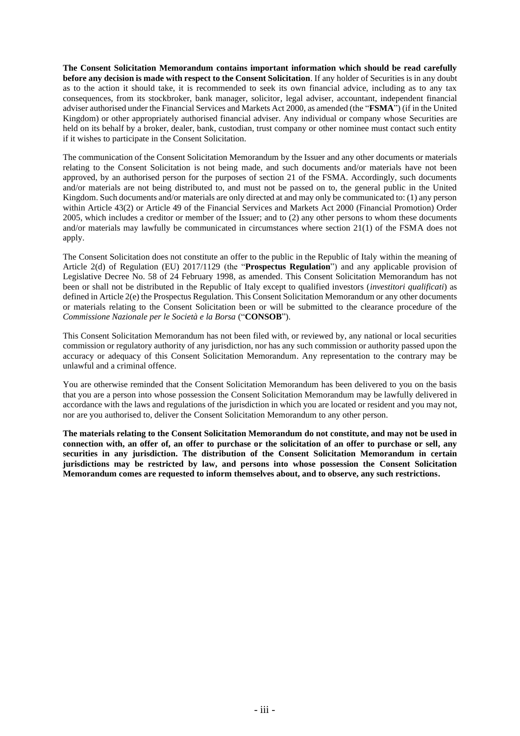**The Consent Solicitation Memorandum contains important information which should be read carefully before any decision is made with respect to the Consent Solicitation**. If any holder of Securities is in any doubt as to the action it should take, it is recommended to seek its own financial advice, including as to any tax consequences, from its stockbroker, bank manager, solicitor, legal adviser, accountant, independent financial adviser authorised under the Financial Services and Markets Act 2000, as amended (the "**FSMA**") (if in the United Kingdom) or other appropriately authorised financial adviser. Any individual or company whose Securities are held on its behalf by a broker, dealer, bank, custodian, trust company or other nominee must contact such entity if it wishes to participate in the Consent Solicitation.

The communication of the Consent Solicitation Memorandum by the Issuer and any other documents or materials relating to the Consent Solicitation is not being made, and such documents and/or materials have not been approved, by an authorised person for the purposes of section 21 of the FSMA. Accordingly, such documents and/or materials are not being distributed to, and must not be passed on to, the general public in the United Kingdom. Such documents and/or materials are only directed at and may only be communicated to: (1) any person within Article 43(2) or Article 49 of the Financial Services and Markets Act 2000 (Financial Promotion) Order 2005, which includes a creditor or member of the Issuer; and to (2) any other persons to whom these documents and/or materials may lawfully be communicated in circumstances where section 21(1) of the FSMA does not apply.

The Consent Solicitation does not constitute an offer to the public in the Republic of Italy within the meaning of Article 2(d) of Regulation (EU) 2017/1129 (the "**Prospectus Regulation**") and any applicable provision of Legislative Decree No. 58 of 24 February 1998, as amended. This Consent Solicitation Memorandum has not been or shall not be distributed in the Republic of Italy except to qualified investors (*investitori qualificati*) as defined in Article 2(e) the Prospectus Regulation. This Consent Solicitation Memorandum or any other documents or materials relating to the Consent Solicitation been or will be submitted to the clearance procedure of the *Commissione Nazionale per le Società e la Borsa* ("**CONSOB**").

This Consent Solicitation Memorandum has not been filed with, or reviewed by, any national or local securities commission or regulatory authority of any jurisdiction, nor has any such commission or authority passed upon the accuracy or adequacy of this Consent Solicitation Memorandum. Any representation to the contrary may be unlawful and a criminal offence.

You are otherwise reminded that the Consent Solicitation Memorandum has been delivered to you on the basis that you are a person into whose possession the Consent Solicitation Memorandum may be lawfully delivered in accordance with the laws and regulations of the jurisdiction in which you are located or resident and you may not, nor are you authorised to, deliver the Consent Solicitation Memorandum to any other person.

**The materials relating to the Consent Solicitation Memorandum do not constitute, and may not be used in connection with, an offer of, an offer to purchase or the solicitation of an offer to purchase or sell, any securities in any jurisdiction. The distribution of the Consent Solicitation Memorandum in certain jurisdictions may be restricted by law, and persons into whose possession the Consent Solicitation Memorandum comes are requested to inform themselves about, and to observe, any such restrictions.**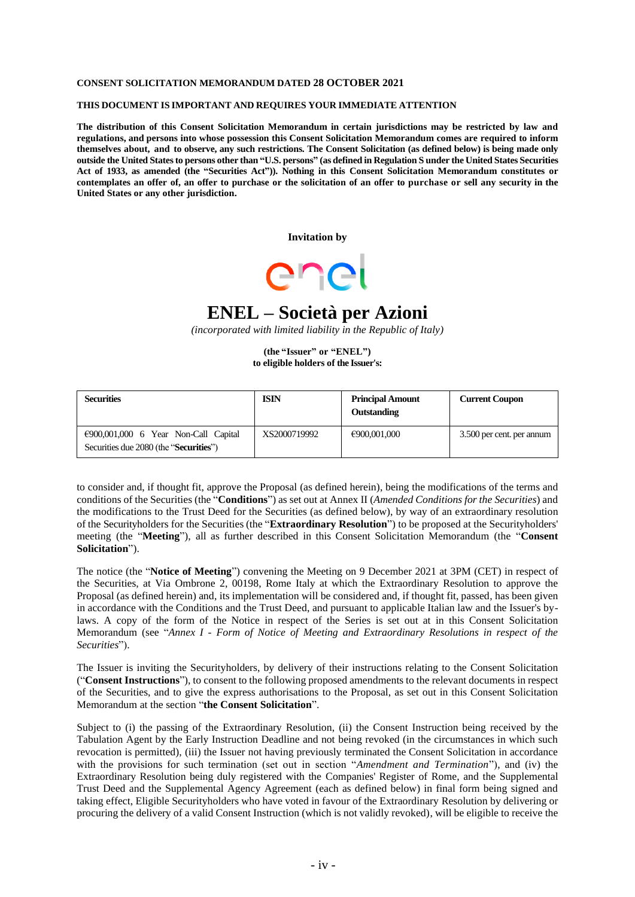**CONSENT SOLICITATION MEMORANDUM DATED 28 OCTOBER 2021**

**THIS DOCUMENT IS IMPORTANT AND REQUIRES YOUR IMMEDIATE ATTENTION**

**The distribution of this Consent Solicitation Memorandum in certain jurisdictions may be restricted by law and regulations, and persons into whose possession this Consent Solicitation Memorandum comes are required to inform themselves about, and to observe, any such restrictions. The Consent Solicitation (as defined below) is being made only outside the United States to persons other than "U.S. persons" (as defined in Regulation S under the United States Securities Act of 1933, as amended (the "Securities Act")). Nothing in this Consent Solicitation Memorandum constitutes or contemplates an offer of, an offer to purchase or the solicitation of an offer to purchase or sell any security in the United States or any other jurisdiction.**

**Invitation by**

enel

# ENEL – Società per Azioni

*(incorporated with limited liability in the Republic of Italy)*

**(the "Issuer" or "ENEL")**
**to eligible holders of the Issuer's:**

| **Securities** | **ISIN** | **Principal Amount Outstanding** | **Current Coupon** |
|---|---|---|---|
| €900,001,000 6 Year Non-Call Capital Securities due 2080 (the "**Securities**") | XS2000719992 | €900,001,000 | 3.500 per cent. per annum |

to consider and, if thought fit, approve the Proposal (as defined herein), being the modifications of the terms and conditions of the Securities (the "**Conditions**") as set out at Annex II (*Amended Conditions for the Securities*) and the modifications to the Trust Deed for the Securities (as defined below), by way of an extraordinary resolution of the Securityholders for the Securities (the "**Extraordinary Resolution**") to be proposed at the Securityholders' meeting (the "**Meeting**"), all as further described in this Consent Solicitation Memorandum (the "**Consent Solicitation**").

The notice (the "**Notice of Meeting**") convening the Meeting on 9 December 2021 at 3PM (CET) in respect of the Securities, at Via Ombrone 2, 00198, Rome Italy at which the Extraordinary Resolution to approve the Proposal (as defined herein) and, its implementation will be considered and, if thought fit, passed, has been given in accordance with the Conditions and the Trust Deed, and pursuant to applicable Italian law and the Issuer's by-laws. A copy of the form of the Notice in respect of the Series is set out at in this Consent Solicitation Memorandum (see "*Annex I - Form of Notice of Meeting and Extraordinary Resolutions in respect of the Securities*").

The Issuer is inviting the Securityholders, by delivery of their instructions relating to the Consent Solicitation ("**Consent Instructions**"), to consent to the following proposed amendments to the relevant documents in respect of the Securities, and to give the express authorisations to the Proposal, as set out in this Consent Solicitation Memorandum at the section "**the Consent Solicitation**".

Subject to (i) the passing of the Extraordinary Resolution, (ii) the Consent Instruction being received by the Tabulation Agent by the Early Instruction Deadline and not being revoked (in the circumstances in which such revocation is permitted), (iii) the Issuer not having previously terminated the Consent Solicitation in accordance with the provisions for such termination (set out in section "*Amendment and Termination*"), and (iv) the Extraordinary Resolution being duly registered with the Companies' Register of Rome, and the Supplemental Trust Deed and the Supplemental Agency Agreement (each as defined below) in final form being signed and taking effect, Eligible Securityholders who have voted in favour of the Extraordinary Resolution by delivering or procuring the delivery of a valid Consent Instruction (which is not validly revoked), will be eligible to receive the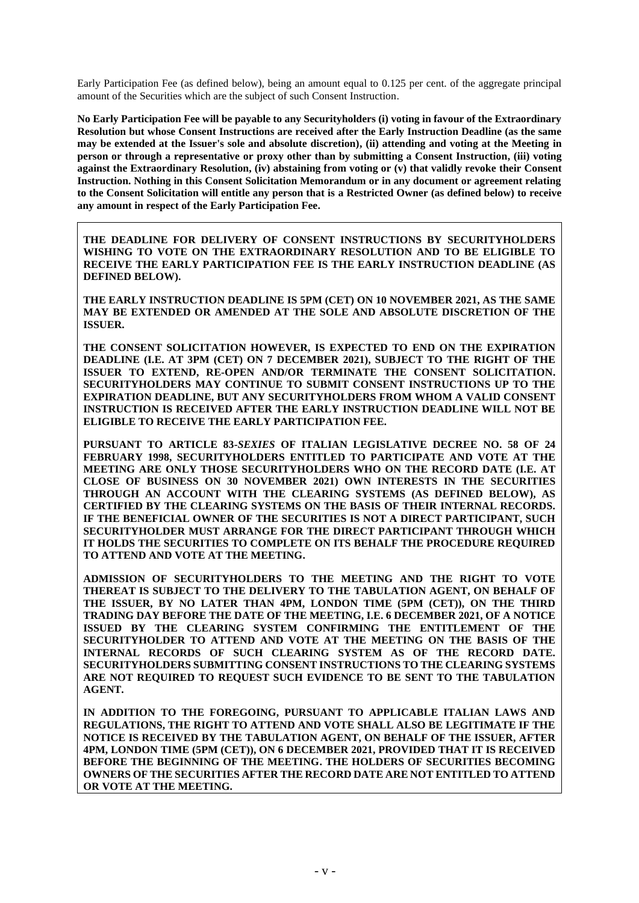Early Participation Fee (as defined below), being an amount equal to 0.125 per cent. of the aggregate principal amount of the Securities which are the subject of such Consent Instruction.

**No Early Participation Fee will be payable to any Securityholders (i) voting in favour of the Extraordinary Resolution but whose Consent Instructions are received after the Early Instruction Deadline (as the same may be extended at the Issuer's sole and absolute discretion), (ii) attending and voting at the Meeting in person or through a representative or proxy other than by submitting a Consent Instruction, (iii) voting against the Extraordinary Resolution, (iv) abstaining from voting or (v) that validly revoke their Consent Instruction. Nothing in this Consent Solicitation Memorandum or in any document or agreement relating to the Consent Solicitation will entitle any person that is a Restricted Owner (as defined below) to receive any amount in respect of the Early Participation Fee.**

**THE DEADLINE FOR DELIVERY OF CONSENT INSTRUCTIONS BY SECURITYHOLDERS WISHING TO VOTE ON THE EXTRAORDINARY RESOLUTION AND TO BE ELIGIBLE TO RECEIVE THE EARLY PARTICIPATION FEE IS THE EARLY INSTRUCTION DEADLINE (AS DEFINED BELOW).**

**THE EARLY INSTRUCTION DEADLINE IS 5PM (CET) ON 10 NOVEMBER 2021, AS THE SAME MAY BE EXTENDED OR AMENDED AT THE SOLE AND ABSOLUTE DISCRETION OF THE ISSUER.**

**THE CONSENT SOLICITATION HOWEVER, IS EXPECTED TO END ON THE EXPIRATION DEADLINE (I.E. AT 3PM (CET) ON 7 DECEMBER 2021), SUBJECT TO THE RIGHT OF THE ISSUER TO EXTEND, RE-OPEN AND/OR TERMINATE THE CONSENT SOLICITATION. SECURITYHOLDERS MAY CONTINUE TO SUBMIT CONSENT INSTRUCTIONS UP TO THE EXPIRATION DEADLINE, BUT ANY SECURITYHOLDERS FROM WHOM A VALID CONSENT INSTRUCTION IS RECEIVED AFTER THE EARLY INSTRUCTION DEADLINE WILL NOT BE ELIGIBLE TO RECEIVE THE EARLY PARTICIPATION FEE.**

**PURSUANT TO ARTICLE 83-*SEXIES* OF ITALIAN LEGISLATIVE DECREE NO. 58 OF 24 FEBRUARY 1998, SECURITYHOLDERS ENTITLED TO PARTICIPATE AND VOTE AT THE MEETING ARE ONLY THOSE SECURITYHOLDERS WHO ON THE RECORD DATE (I.E. AT CLOSE OF BUSINESS ON 30 NOVEMBER 2021) OWN INTERESTS IN THE SECURITIES THROUGH AN ACCOUNT WITH THE CLEARING SYSTEMS (AS DEFINED BELOW), AS CERTIFIED BY THE CLEARING SYSTEMS ON THE BASIS OF THEIR INTERNAL RECORDS. IF THE BENEFICIAL OWNER OF THE SECURITIES IS NOT A DIRECT PARTICIPANT, SUCH SECURITYHOLDER MUST ARRANGE FOR THE DIRECT PARTICIPANT THROUGH WHICH IT HOLDS THE SECURITIES TO COMPLETE ON ITS BEHALF THE PROCEDURE REQUIRED TO ATTEND AND VOTE AT THE MEETING.**

**ADMISSION OF SECURITYHOLDERS TO THE MEETING AND THE RIGHT TO VOTE THEREAT IS SUBJECT TO THE DELIVERY TO THE TABULATION AGENT, ON BEHALF OF THE ISSUER, BY NO LATER THAN 4PM, LONDON TIME (5PM (CET)), ON THE THIRD TRADING DAY BEFORE THE DATE OF THE MEETING, I.E. 6 DECEMBER 2021, OF A NOTICE ISSUED BY THE CLEARING SYSTEM CONFIRMING THE ENTITLEMENT OF THE SECURITYHOLDER TO ATTEND AND VOTE AT THE MEETING ON THE BASIS OF THE INTERNAL RECORDS OF SUCH CLEARING SYSTEM AS OF THE RECORD DATE. SECURITYHOLDERS SUBMITTING CONSENT INSTRUCTIONS TO THE CLEARING SYSTEMS ARE NOT REQUIRED TO REQUEST SUCH EVIDENCE TO BE SENT TO THE TABULATION AGENT.**

**IN ADDITION TO THE FOREGOING, PURSUANT TO APPLICABLE ITALIAN LAWS AND REGULATIONS, THE RIGHT TO ATTEND AND VOTE SHALL ALSO BE LEGITIMATE IF THE NOTICE IS RECEIVED BY THE TABULATION AGENT, ON BEHALF OF THE ISSUER, AFTER 4PM, LONDON TIME (5PM (CET)), ON 6 DECEMBER 2021, PROVIDED THAT IT IS RECEIVED BEFORE THE BEGINNING OF THE MEETING. THE HOLDERS OF SECURITIES BECOMING OWNERS OF THE SECURITIES AFTER THE RECORD DATE ARE NOT ENTITLED TO ATTEND OR VOTE AT THE MEETING.**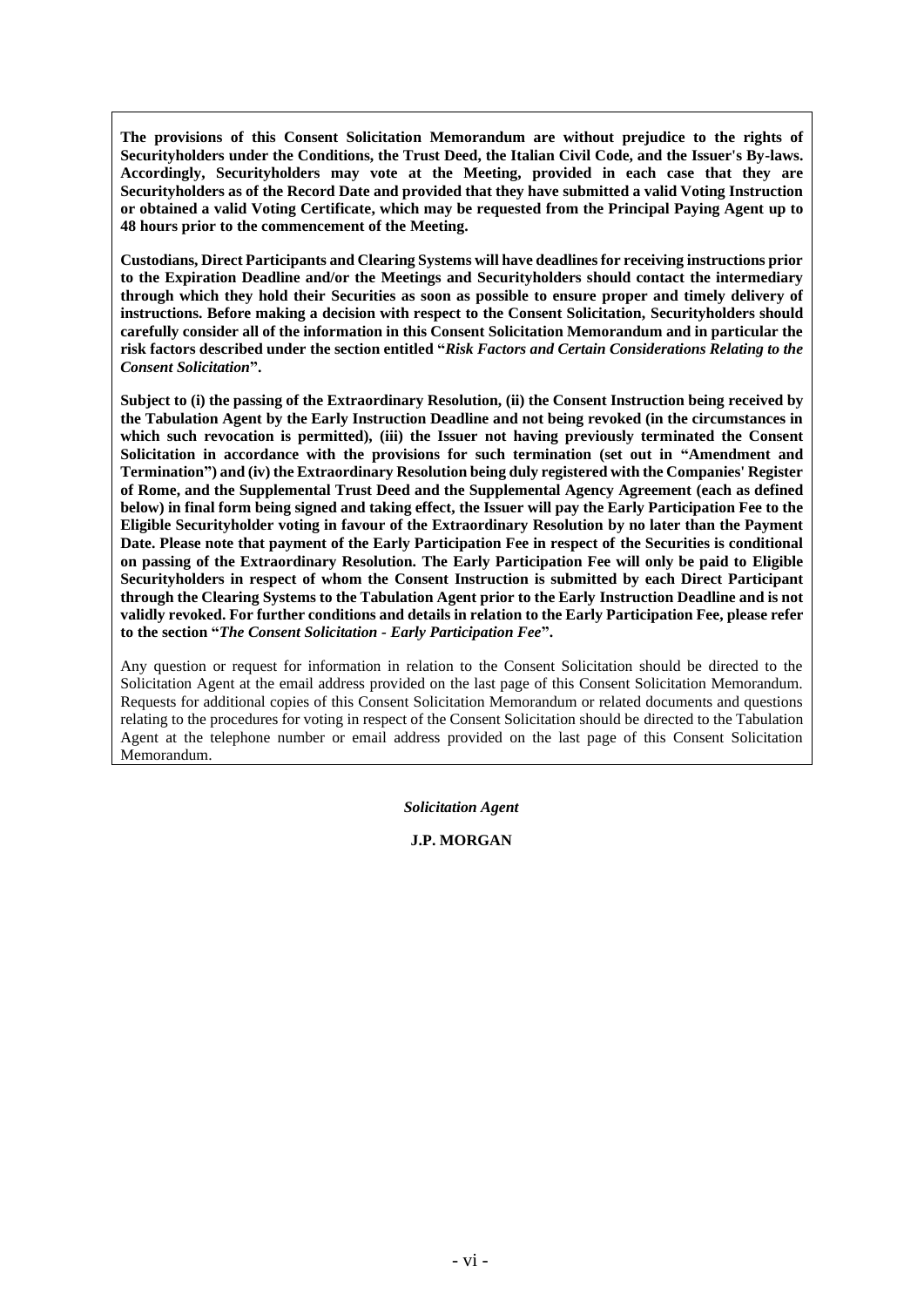**The provisions of this Consent Solicitation Memorandum are without prejudice to the rights of Securityholders under the Conditions, the Trust Deed, the Italian Civil Code, and the Issuer's By-laws. Accordingly, Securityholders may vote at the Meeting, provided in each case that they are Securityholders as of the Record Date and provided that they have submitted a valid Voting Instruction or obtained a valid Voting Certificate, which may be requested from the Principal Paying Agent up to 48 hours prior to the commencement of the Meeting.**

**Custodians, Direct Participants and Clearing Systems will have deadlines for receiving instructions prior to the Expiration Deadline and/or the Meetings and Securityholders should contact the intermediary through which they hold their Securities as soon as possible to ensure proper and timely delivery of instructions. Before making a decision with respect to the Consent Solicitation, Securityholders should carefully consider all of the information in this Consent Solicitation Memorandum and in particular the risk factors described under the section entitled "*Risk Factors and Certain Considerations Relating to the Consent Solicitation*".**

**Subject to (i) the passing of the Extraordinary Resolution, (ii) the Consent Instruction being received by the Tabulation Agent by the Early Instruction Deadline and not being revoked (in the circumstances in which such revocation is permitted), (iii) the Issuer not having previously terminated the Consent Solicitation in accordance with the provisions for such termination (set out in "Amendment and Termination") and (iv) the Extraordinary Resolution being duly registered with the Companies' Register of Rome, and the Supplemental Trust Deed and the Supplemental Agency Agreement (each as defined below) in final form being signed and taking effect, the Issuer will pay the Early Participation Fee to the Eligible Securityholder voting in favour of the Extraordinary Resolution by no later than the Payment Date. Please note that payment of the Early Participation Fee in respect of the Securities is conditional on passing of the Extraordinary Resolution. The Early Participation Fee will only be paid to Eligible Securityholders in respect of whom the Consent Instruction is submitted by each Direct Participant through the Clearing Systems to the Tabulation Agent prior to the Early Instruction Deadline and is not validly revoked. For further conditions and details in relation to the Early Participation Fee, please refer to the section "*The Consent Solicitation - Early Participation Fee*".**

Any question or request for information in relation to the Consent Solicitation should be directed to the Solicitation Agent at the email address provided on the last page of this Consent Solicitation Memorandum. Requests for additional copies of this Consent Solicitation Memorandum or related documents and questions relating to the procedures for voting in respect of the Consent Solicitation should be directed to the Tabulation Agent at the telephone number or email address provided on the last page of this Consent Solicitation Memorandum.

***Solicitation Agent***

**J.P. MORGAN**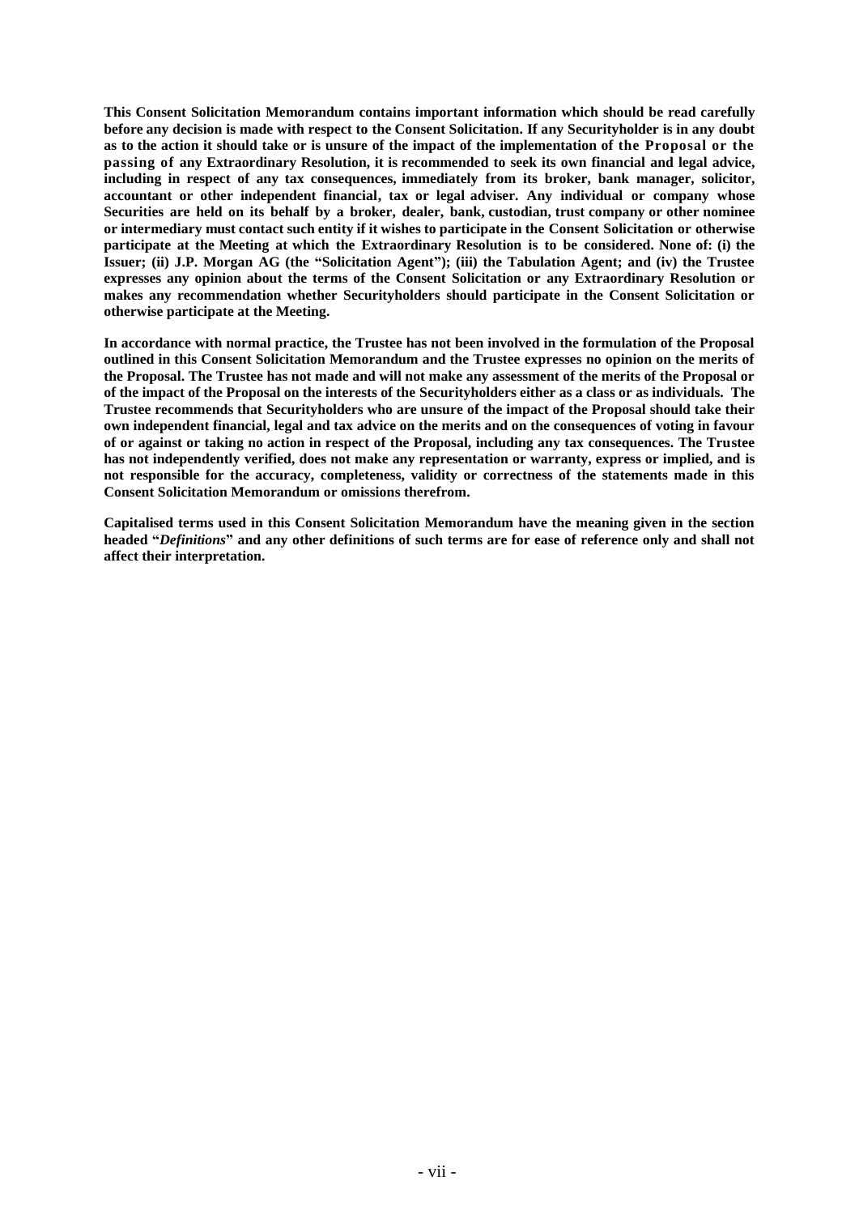**This Consent Solicitation Memorandum contains important information which should be read carefully before any decision is made with respect to the Consent Solicitation. If any Securityholder is in any doubt as to the action it should take or is unsure of the impact of the implementation of the Proposal or the passing of any Extraordinary Resolution, it is recommended to seek its own financial and legal advice, including in respect of any tax consequences, immediately from its broker, bank manager, solicitor, accountant or other independent financial, tax or legal adviser. Any individual or company whose Securities are held on its behalf by a broker, dealer, bank, custodian, trust company or other nominee or intermediary must contact such entity if it wishes to participate in the Consent Solicitation or otherwise participate at the Meeting at which the Extraordinary Resolution is to be considered. None of: (i) the Issuer; (ii) J.P. Morgan AG (the "Solicitation Agent"); (iii) the Tabulation Agent; and (iv) the Trustee expresses any opinion about the terms of the Consent Solicitation or any Extraordinary Resolution or makes any recommendation whether Securityholders should participate in the Consent Solicitation or otherwise participate at the Meeting.**

**In accordance with normal practice, the Trustee has not been involved in the formulation of the Proposal outlined in this Consent Solicitation Memorandum and the Trustee expresses no opinion on the merits of the Proposal. The Trustee has not made and will not make any assessment of the merits of the Proposal or of the impact of the Proposal on the interests of the Securityholders either as a class or as individuals. The Trustee recommends that Securityholders who are unsure of the impact of the Proposal should take their own independent financial, legal and tax advice on the merits and on the consequences of voting in favour of or against or taking no action in respect of the Proposal, including any tax consequences. The Trustee has not independently verified, does not make any representation or warranty, express or implied, and is not responsible for the accuracy, completeness, validity or correctness of the statements made in this Consent Solicitation Memorandum or omissions therefrom.**

**Capitalised terms used in this Consent Solicitation Memorandum have the meaning given in the section headed "*Definitions*" and any other definitions of such terms are for ease of reference only and shall not affect their interpretation.**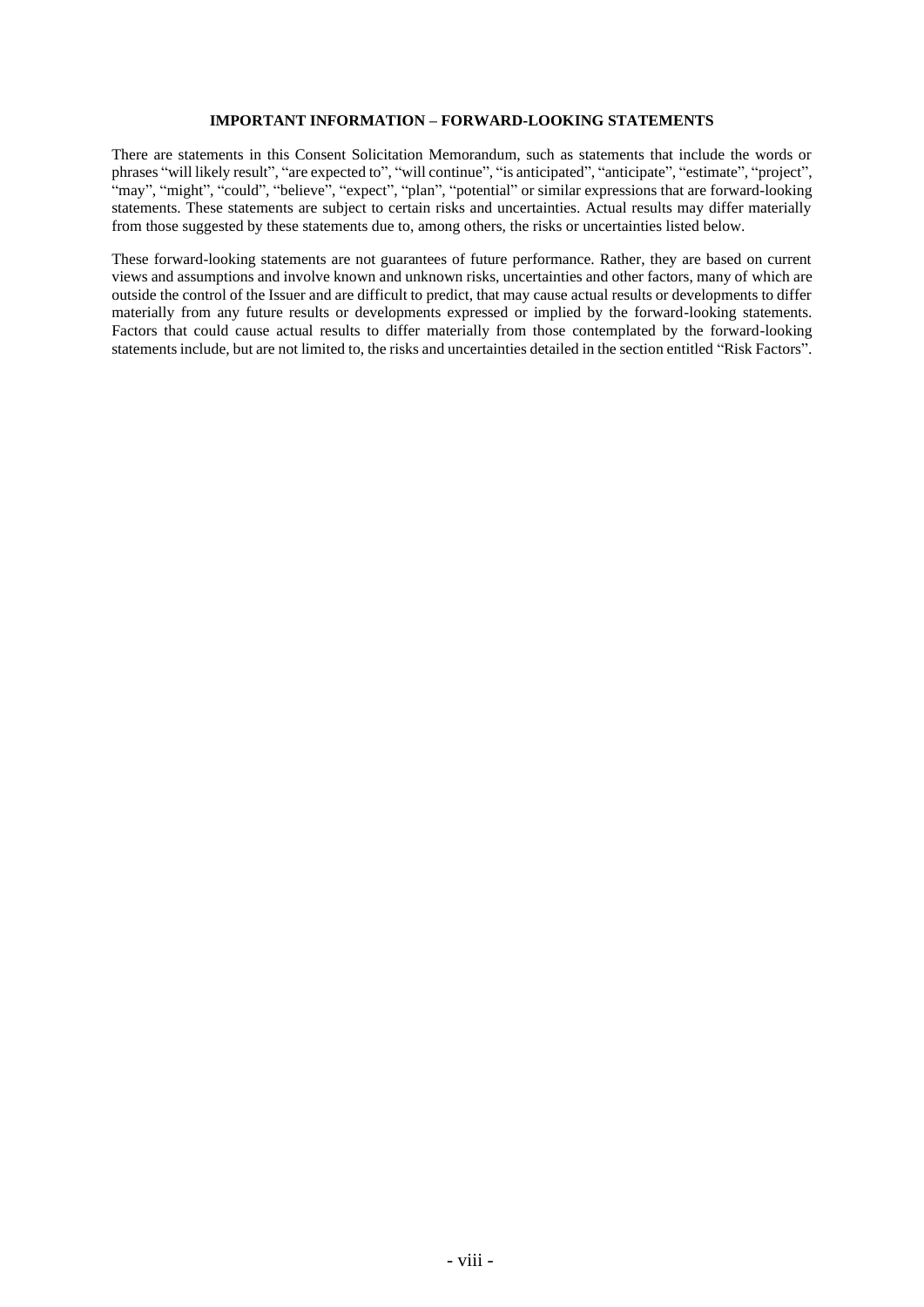## IMPORTANT INFORMATION – FORWARD-LOOKING STATEMENTS

There are statements in this Consent Solicitation Memorandum, such as statements that include the words or phrases "will likely result", "are expected to", "will continue", "is anticipated", "anticipate", "estimate", "project", "may", "might", "could", "believe", "expect", "plan", "potential" or similar expressions that are forward-looking statements. These statements are subject to certain risks and uncertainties. Actual results may differ materially from those suggested by these statements due to, among others, the risks or uncertainties listed below.

These forward-looking statements are not guarantees of future performance. Rather, they are based on current views and assumptions and involve known and unknown risks, uncertainties and other factors, many of which are outside the control of the Issuer and are difficult to predict, that may cause actual results or developments to differ materially from any future results or developments expressed or implied by the forward-looking statements. Factors that could cause actual results to differ materially from those contemplated by the forward-looking statements include, but are not limited to, the risks and uncertainties detailed in the section entitled "Risk Factors".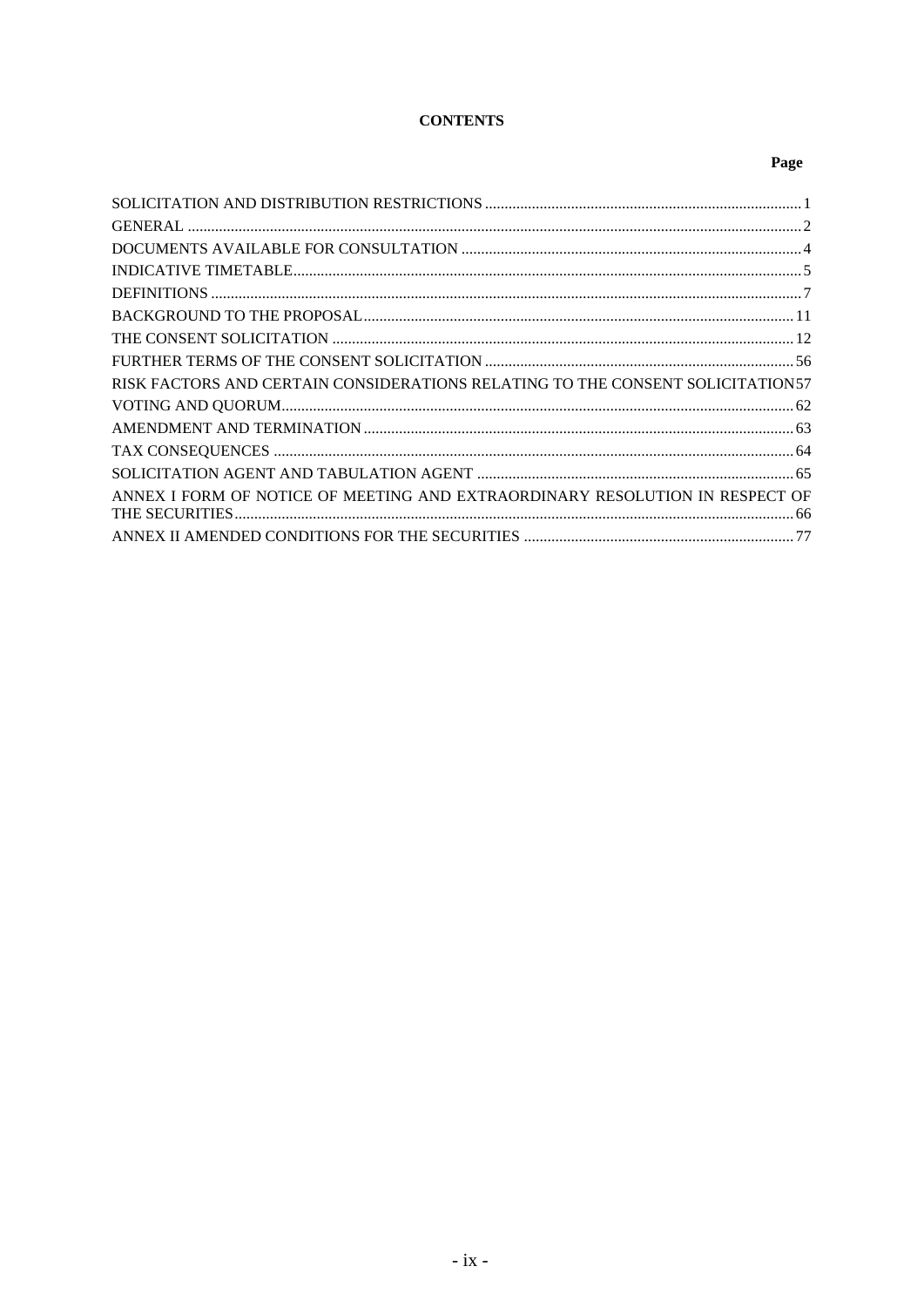**CONTENTS**

| | Page |
|---|---|
| SOLICITATION AND DISTRIBUTION RESTRICTIONS | 1 |
| GENERAL | 2 |
| DOCUMENTS AVAILABLE FOR CONSULTATION | 4 |
| INDICATIVE TIMETABLE | 5 |
| DEFINITIONS | 7 |
| BACKGROUND TO THE PROPOSAL | 11 |
| THE CONSENT SOLICITATION | 12 |
| FURTHER TERMS OF THE CONSENT SOLICITATION | 56 |
| RISK FACTORS AND CERTAIN CONSIDERATIONS RELATING TO THE CONSENT SOLICITATION | 57 |
| VOTING AND QUORUM | 62 |
| AMENDMENT AND TERMINATION | 63 |
| TAX CONSEQUENCES | 64 |
| SOLICITATION AGENT AND TABULATION AGENT | 65 |
| ANNEX I FORM OF NOTICE OF MEETING AND EXTRAORDINARY RESOLUTION IN RESPECT OF THE SECURITIES | 66 |
| ANNEX II AMENDED CONDITIONS FOR THE SECURITIES | 77 |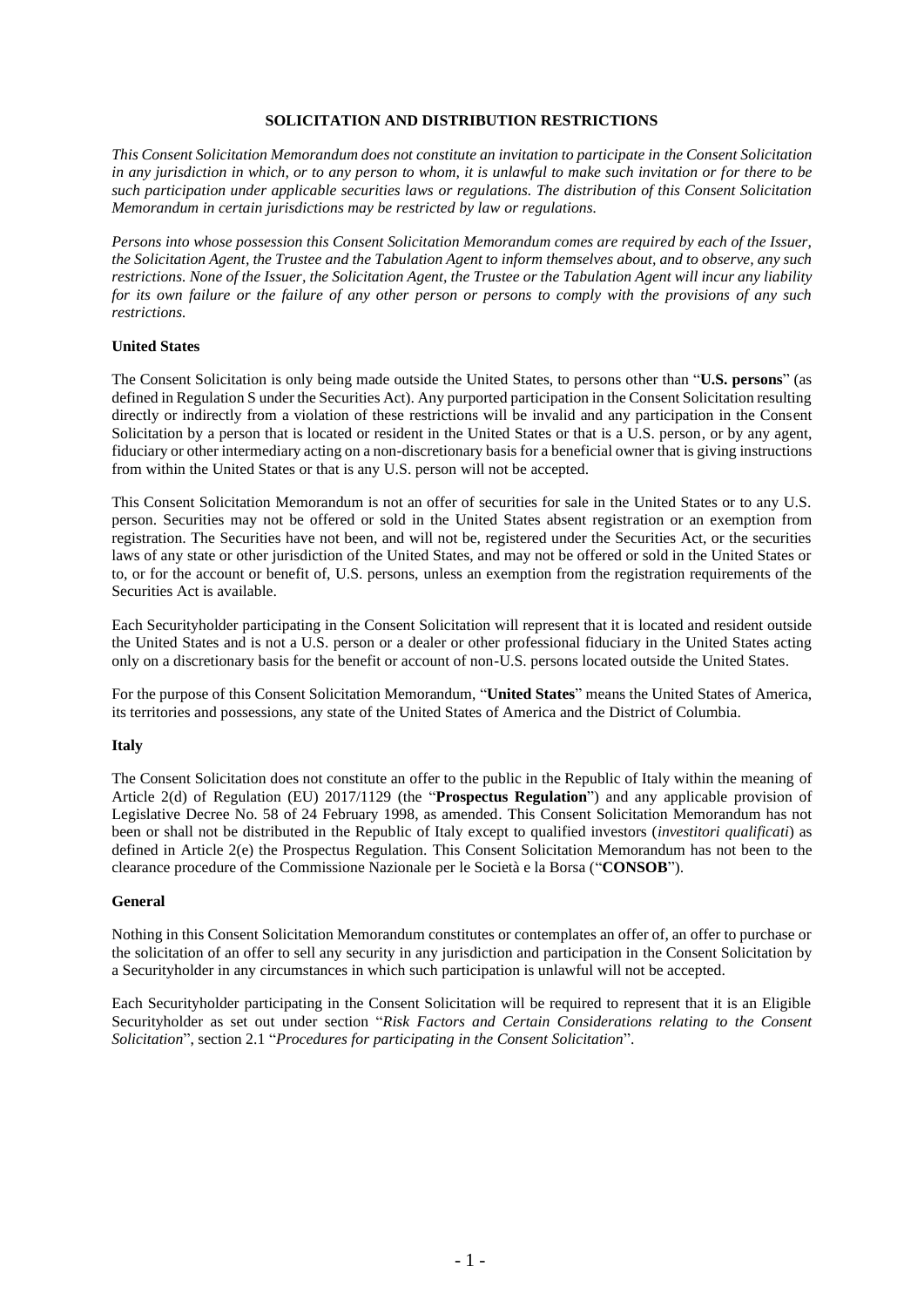## SOLICITATION AND DISTRIBUTION RESTRICTIONS

*This Consent Solicitation Memorandum does not constitute an invitation to participate in the Consent Solicitation in any jurisdiction in which, or to any person to whom, it is unlawful to make such invitation or for there to be such participation under applicable securities laws or regulations. The distribution of this Consent Solicitation Memorandum in certain jurisdictions may be restricted by law or regulations.*

*Persons into whose possession this Consent Solicitation Memorandum comes are required by each of the Issuer, the Solicitation Agent, the Trustee and the Tabulation Agent to inform themselves about, and to observe, any such restrictions. None of the Issuer, the Solicitation Agent, the Trustee or the Tabulation Agent will incur any liability for its own failure or the failure of any other person or persons to comply with the provisions of any such restrictions.*

### United States

The Consent Solicitation is only being made outside the United States, to persons other than "**U.S. persons**" (as defined in Regulation S under the Securities Act). Any purported participation in the Consent Solicitation resulting directly or indirectly from a violation of these restrictions will be invalid and any participation in the Consent Solicitation by a person that is located or resident in the United States or that is a U.S. person, or by any agent, fiduciary or other intermediary acting on a non-discretionary basis for a beneficial owner that is giving instructions from within the United States or that is any U.S. person will not be accepted.

This Consent Solicitation Memorandum is not an offer of securities for sale in the United States or to any U.S. person. Securities may not be offered or sold in the United States absent registration or an exemption from registration. The Securities have not been, and will not be, registered under the Securities Act, or the securities laws of any state or other jurisdiction of the United States, and may not be offered or sold in the United States or to, or for the account or benefit of, U.S. persons, unless an exemption from the registration requirements of the Securities Act is available.

Each Securityholder participating in the Consent Solicitation will represent that it is located and resident outside the United States and is not a U.S. person or a dealer or other professional fiduciary in the United States acting only on a discretionary basis for the benefit or account of non-U.S. persons located outside the United States.

For the purpose of this Consent Solicitation Memorandum, "**United States**" means the United States of America, its territories and possessions, any state of the United States of America and the District of Columbia.

### Italy

The Consent Solicitation does not constitute an offer to the public in the Republic of Italy within the meaning of Article 2(d) of Regulation (EU) 2017/1129 (the "**Prospectus Regulation**") and any applicable provision of Legislative Decree No. 58 of 24 February 1998, as amended. This Consent Solicitation Memorandum has not been or shall not be distributed in the Republic of Italy except to qualified investors (*investitori qualificati*) as defined in Article 2(e) the Prospectus Regulation. This Consent Solicitation Memorandum has not been to the clearance procedure of the Commissione Nazionale per le Società e la Borsa ("**CONSOB**").

### General

Nothing in this Consent Solicitation Memorandum constitutes or contemplates an offer of, an offer to purchase or the solicitation of an offer to sell any security in any jurisdiction and participation in the Consent Solicitation by a Securityholder in any circumstances in which such participation is unlawful will not be accepted.

Each Securityholder participating in the Consent Solicitation will be required to represent that it is an Eligible Securityholder as set out under section "*Risk Factors and Certain Considerations relating to the Consent Solicitation*", section 2.1 "*Procedures for participating in the Consent Solicitation*".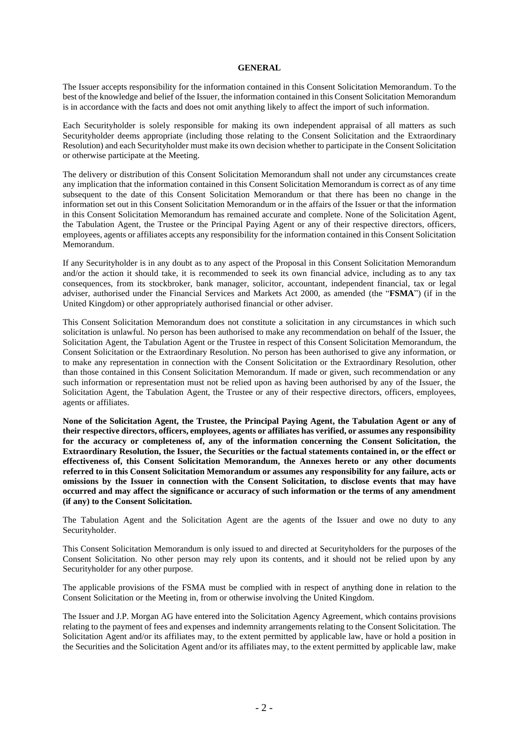## GENERAL

The Issuer accepts responsibility for the information contained in this Consent Solicitation Memorandum. To the best of the knowledge and belief of the Issuer, the information contained in this Consent Solicitation Memorandum is in accordance with the facts and does not omit anything likely to affect the import of such information.

Each Securityholder is solely responsible for making its own independent appraisal of all matters as such Securityholder deems appropriate (including those relating to the Consent Solicitation and the Extraordinary Resolution) and each Securityholder must make its own decision whether to participate in the Consent Solicitation or otherwise participate at the Meeting.

The delivery or distribution of this Consent Solicitation Memorandum shall not under any circumstances create any implication that the information contained in this Consent Solicitation Memorandum is correct as of any time subsequent to the date of this Consent Solicitation Memorandum or that there has been no change in the information set out in this Consent Solicitation Memorandum or in the affairs of the Issuer or that the information in this Consent Solicitation Memorandum has remained accurate and complete. None of the Solicitation Agent, the Tabulation Agent, the Trustee or the Principal Paying Agent or any of their respective directors, officers, employees, agents or affiliates accepts any responsibility for the information contained in this Consent Solicitation Memorandum.

If any Securityholder is in any doubt as to any aspect of the Proposal in this Consent Solicitation Memorandum and/or the action it should take, it is recommended to seek its own financial advice, including as to any tax consequences, from its stockbroker, bank manager, solicitor, accountant, independent financial, tax or legal adviser, authorised under the Financial Services and Markets Act 2000, as amended (the "**FSMA**") (if in the United Kingdom) or other appropriately authorised financial or other adviser.

This Consent Solicitation Memorandum does not constitute a solicitation in any circumstances in which such solicitation is unlawful. No person has been authorised to make any recommendation on behalf of the Issuer, the Solicitation Agent, the Tabulation Agent or the Trustee in respect of this Consent Solicitation Memorandum, the Consent Solicitation or the Extraordinary Resolution. No person has been authorised to give any information, or to make any representation in connection with the Consent Solicitation or the Extraordinary Resolution, other than those contained in this Consent Solicitation Memorandum. If made or given, such recommendation or any such information or representation must not be relied upon as having been authorised by any of the Issuer, the Solicitation Agent, the Tabulation Agent, the Trustee or any of their respective directors, officers, employees, agents or affiliates.

**None of the Solicitation Agent, the Trustee, the Principal Paying Agent, the Tabulation Agent or any of their respective directors, officers, employees, agents or affiliates has verified, or assumes any responsibility for the accuracy or completeness of, any of the information concerning the Consent Solicitation, the Extraordinary Resolution, the Issuer, the Securities or the factual statements contained in, or the effect or effectiveness of, this Consent Solicitation Memorandum, the Annexes hereto or any other documents referred to in this Consent Solicitation Memorandum or assumes any responsibility for any failure, acts or omissions by the Issuer in connection with the Consent Solicitation, to disclose events that may have occurred and may affect the significance or accuracy of such information or the terms of any amendment (if any) to the Consent Solicitation.**

The Tabulation Agent and the Solicitation Agent are the agents of the Issuer and owe no duty to any Securityholder.

This Consent Solicitation Memorandum is only issued to and directed at Securityholders for the purposes of the Consent Solicitation. No other person may rely upon its contents, and it should not be relied upon by any Securityholder for any other purpose.

The applicable provisions of the FSMA must be complied with in respect of anything done in relation to the Consent Solicitation or the Meeting in, from or otherwise involving the United Kingdom.

The Issuer and J.P. Morgan AG have entered into the Solicitation Agency Agreement, which contains provisions relating to the payment of fees and expenses and indemnity arrangements relating to the Consent Solicitation. The Solicitation Agent and/or its affiliates may, to the extent permitted by applicable law, have or hold a position in the Securities and the Solicitation Agent and/or its affiliates may, to the extent permitted by applicable law, make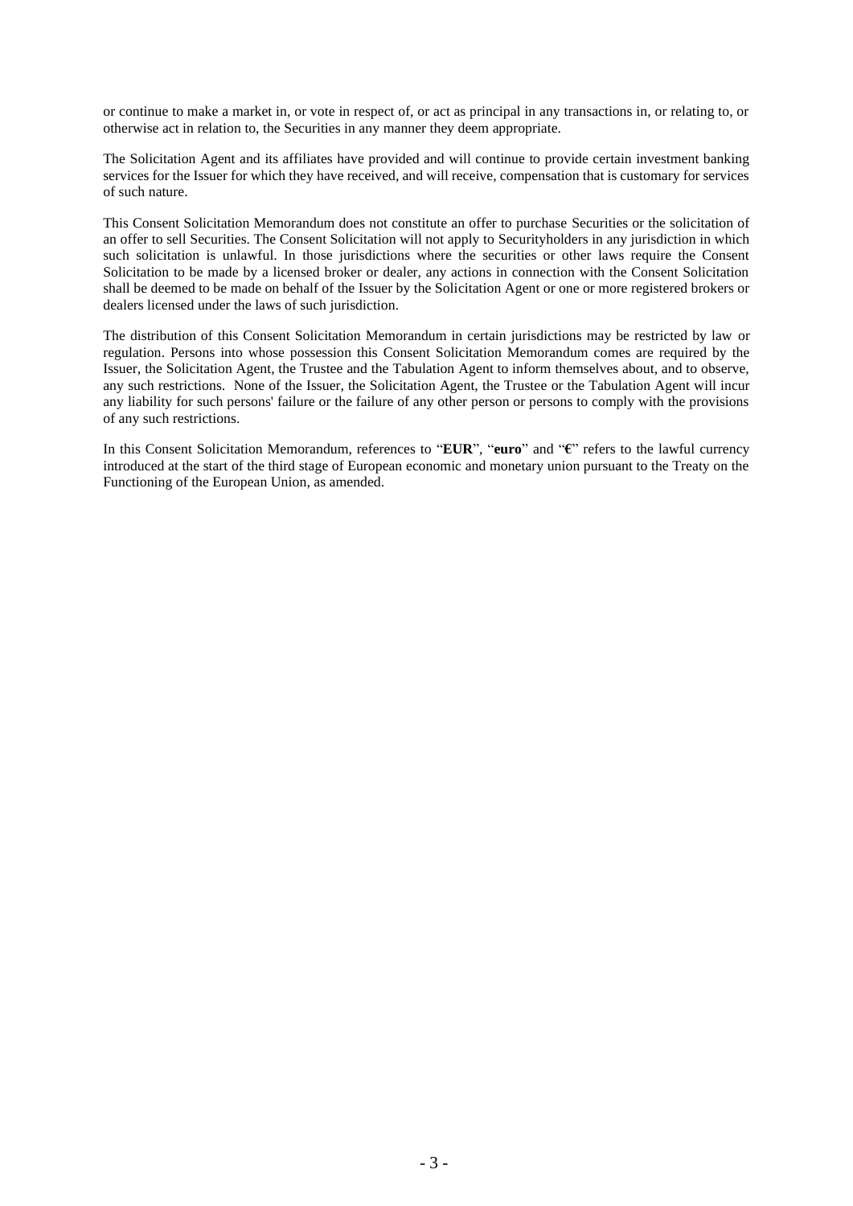or continue to make a market in, or vote in respect of, or act as principal in any transactions in, or relating to, or otherwise act in relation to, the Securities in any manner they deem appropriate.

The Solicitation Agent and its affiliates have provided and will continue to provide certain investment banking services for the Issuer for which they have received, and will receive, compensation that is customary for services of such nature.

This Consent Solicitation Memorandum does not constitute an offer to purchase Securities or the solicitation of an offer to sell Securities. The Consent Solicitation will not apply to Securityholders in any jurisdiction in which such solicitation is unlawful. In those jurisdictions where the securities or other laws require the Consent Solicitation to be made by a licensed broker or dealer, any actions in connection with the Consent Solicitation shall be deemed to be made on behalf of the Issuer by the Solicitation Agent or one or more registered brokers or dealers licensed under the laws of such jurisdiction.

The distribution of this Consent Solicitation Memorandum in certain jurisdictions may be restricted by law or regulation. Persons into whose possession this Consent Solicitation Memorandum comes are required by the Issuer, the Solicitation Agent, the Trustee and the Tabulation Agent to inform themselves about, and to observe, any such restrictions. None of the Issuer, the Solicitation Agent, the Trustee or the Tabulation Agent will incur any liability for such persons' failure or the failure of any other person or persons to comply with the provisions of any such restrictions.

In this Consent Solicitation Memorandum, references to "**EUR**", "**euro**" and "**€**" refers to the lawful currency introduced at the start of the third stage of European economic and monetary union pursuant to the Treaty on the Functioning of the European Union, as amended.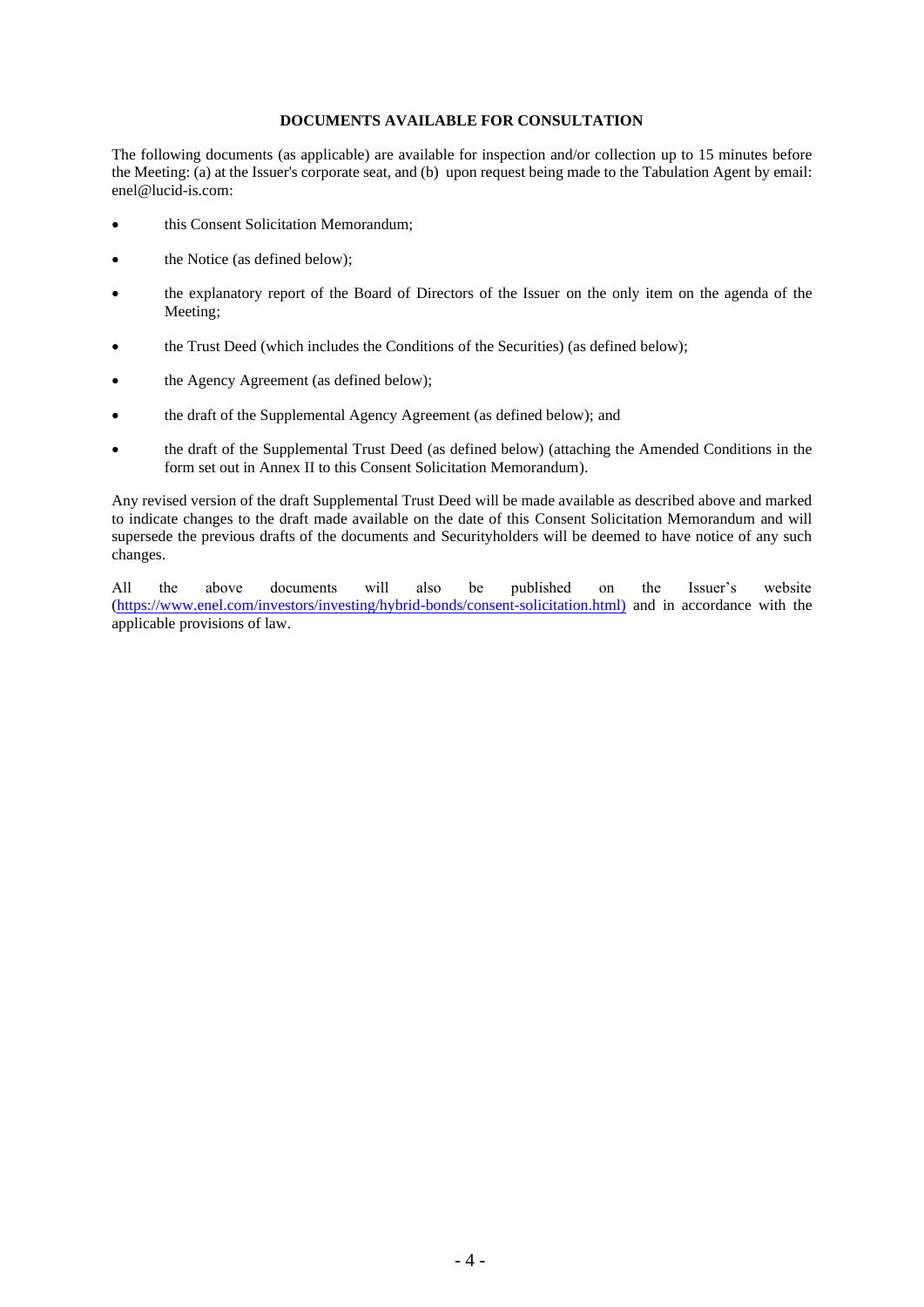**DOCUMENTS AVAILABLE FOR CONSULTATION**

The following documents (as applicable) are available for inspection and/or collection up to 15 minutes before the Meeting: (a) at the Issuer's corporate seat, and (b) upon request being made to the Tabulation Agent by email: enel@lucid-is.com:

- this Consent Solicitation Memorandum;
- the Notice (as defined below);
- the explanatory report of the Board of Directors of the Issuer on the only item on the agenda of the Meeting;
- the Trust Deed (which includes the Conditions of the Securities) (as defined below);
- the Agency Agreement (as defined below);
- the draft of the Supplemental Agency Agreement (as defined below); and
- the draft of the Supplemental Trust Deed (as defined below) (attaching the Amended Conditions in the form set out in Annex II to this Consent Solicitation Memorandum).

Any revised version of the draft Supplemental Trust Deed will be made available as described above and marked to indicate changes to the draft made available on the date of this Consent Solicitation Memorandum and will supersede the previous drafts of the documents and Securityholders will be deemed to have notice of any such changes.

All the above documents will also be published on the Issuer's website (https://www.enel.com/investors/investing/hybrid-bonds/consent-solicitation.html) and in accordance with the applicable provisions of law.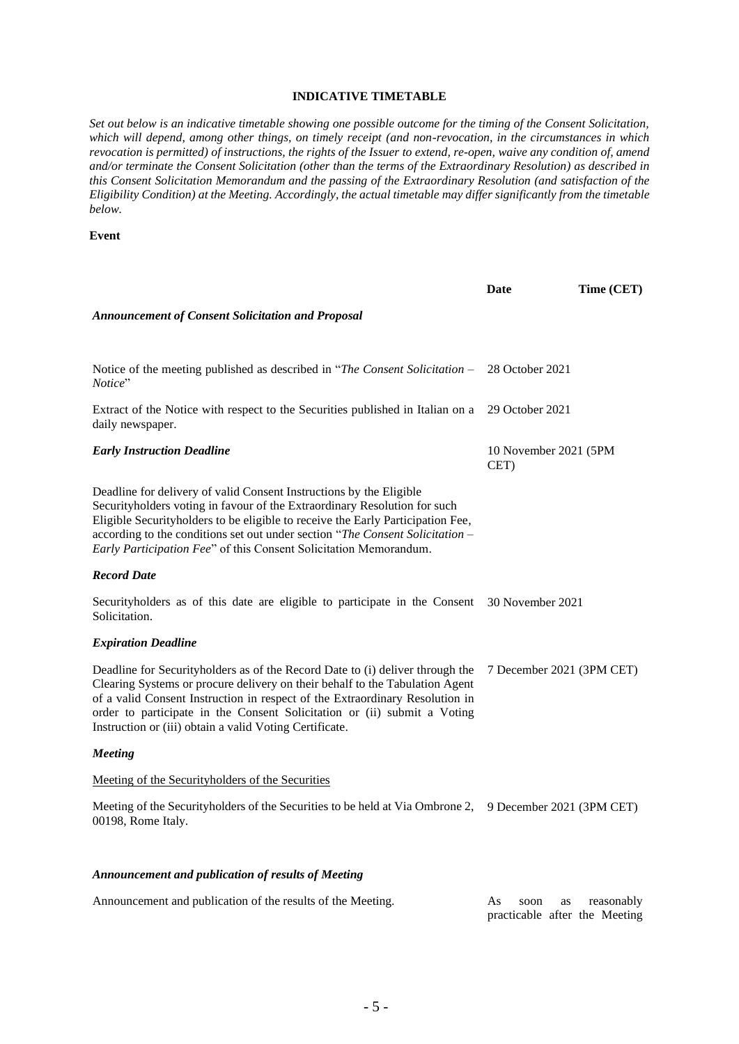# INDICATIVE TIMETABLE

*Set out below is an indicative timetable showing one possible outcome for the timing of the Consent Solicitation, which will depend, among other things, on timely receipt (and non-revocation, in the circumstances in which revocation is permitted) of instructions, the rights of the Issuer to extend, re-open, waive any condition of, amend and/or terminate the Consent Solicitation (other than the terms of the Extraordinary Resolution) as described in this Consent Solicitation Memorandum and the passing of the Extraordinary Resolution (and satisfaction of the Eligibility Condition) at the Meeting. Accordingly, the actual timetable may differ significantly from the timetable below.*

| Event | Date | Time (CET) |
|---|---|---|
| ***Announcement of Consent Solicitation and Proposal*** | | |
| Notice of the meeting published as described in "*The Consent Solicitation – Notice*" | 28 October 2021 | |
| Extract of the Notice with respect to the Securities published in Italian on a daily newspaper. | 29 October 2021 | |
| ***Early Instruction Deadline*** | 10 November 2021 (5PM CET) | |
| Deadline for delivery of valid Consent Instructions by the Eligible Securityholders voting in favour of the Extraordinary Resolution for such Eligible Securityholders to be eligible to receive the Early Participation Fee, according to the conditions set out under section "*The Consent Solicitation – Early Participation Fee*" of this Consent Solicitation Memorandum. | | |
| ***Record Date*** | | |
| Securityholders as of this date are eligible to participate in the Consent Solicitation. | 30 November 2021 | |
| ***Expiration Deadline*** | | |
| Deadline for Securityholders as of the Record Date to (i) deliver through the Clearing Systems or procure delivery on their behalf to the Tabulation Agent of a valid Consent Instruction in respect of the Extraordinary Resolution in order to participate in the Consent Solicitation or (ii) submit a Voting Instruction or (iii) obtain a valid Voting Certificate. | 7 December 2021 (3PM CET) | |
| ***Meeting*** | | |
| Meeting of the Securityholders of the Securities | | |
| Meeting of the Securityholders of the Securities to be held at Via Ombrone 2, 00198, Rome Italy. | 9 December 2021 (3PM CET) | |
| ***Announcement and publication of results of Meeting*** | | |
| Announcement and publication of the results of the Meeting. | As soon as reasonably practicable after the Meeting | |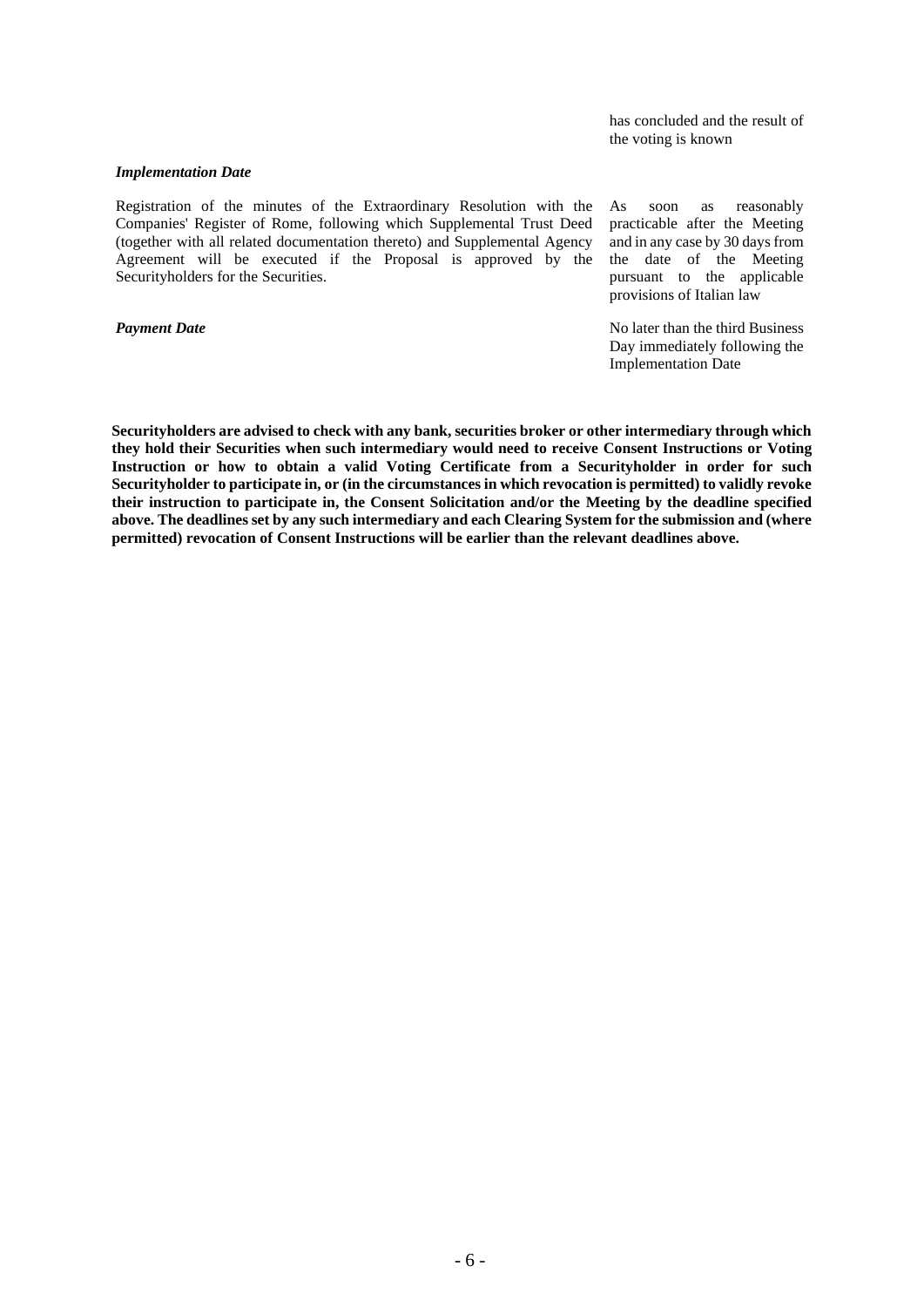| | |
|---|---|
| | has concluded and the result of the voting is known |
| ***Implementation Date*** | |
| Registration of the minutes of the Extraordinary Resolution with the Companies' Register of Rome, following which Supplemental Trust Deed (together with all related documentation thereto) and Supplemental Agency Agreement will be executed if the Proposal is approved by the Securityholders for the Securities. | As soon as reasonably practicable after the Meeting and in any case by 30 days from the date of the Meeting pursuant to the applicable provisions of Italian law |
| ***Payment Date*** | No later than the third Business Day immediately following the Implementation Date |

**Securityholders are advised to check with any bank, securities broker or other intermediary through which they hold their Securities when such intermediary would need to receive Consent Instructions or Voting Instruction or how to obtain a valid Voting Certificate from a Securityholder in order for such Securityholder to participate in, or (in the circumstances in which revocation is permitted) to validly revoke their instruction to participate in, the Consent Solicitation and/or the Meeting by the deadline specified above. The deadlines set by any such intermediary and each Clearing System for the submission and (where permitted) revocation of Consent Instructions will be earlier than the relevant deadlines above.**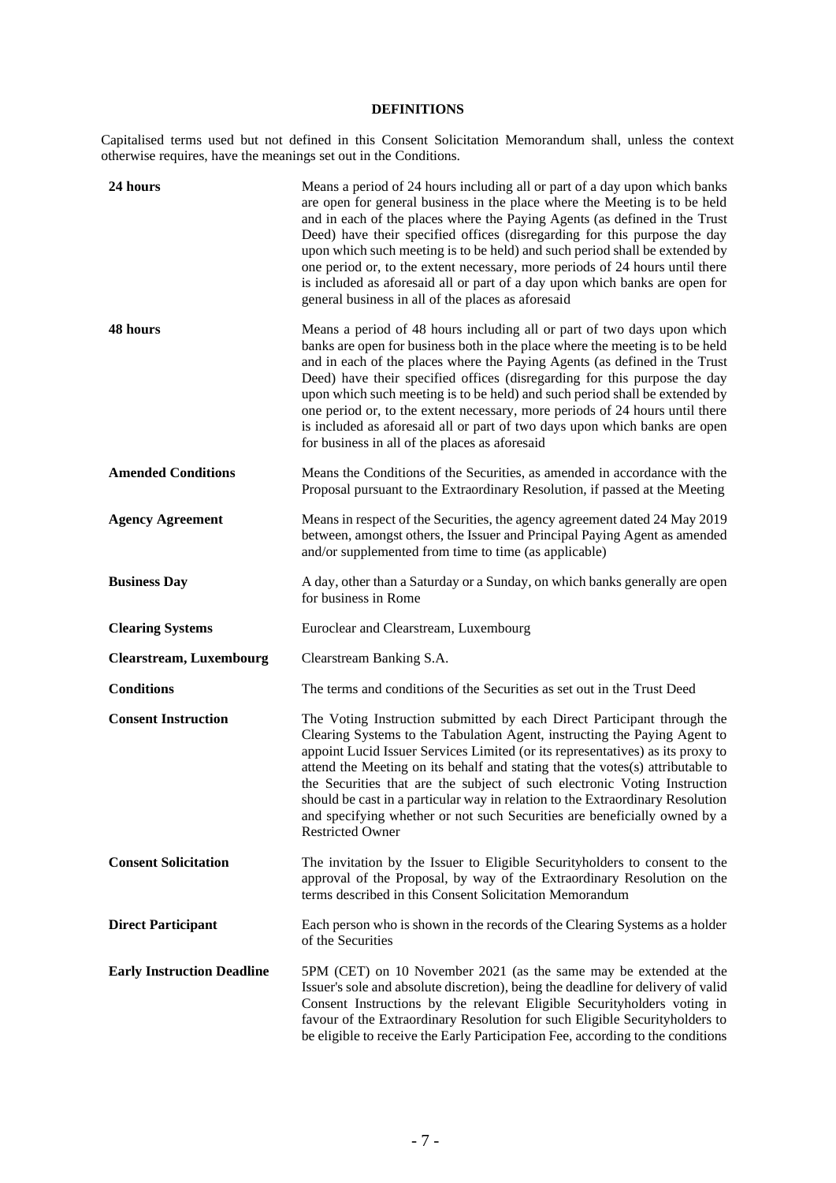## DEFINITIONS

Capitalised terms used but not defined in this Consent Solicitation Memorandum shall, unless the context otherwise requires, have the meanings set out in the Conditions.

| | |
|---|---|
| **24 hours** | Means a period of 24 hours including all or part of a day upon which banks are open for general business in the place where the Meeting is to be held and in each of the places where the Paying Agents (as defined in the Trust Deed) have their specified offices (disregarding for this purpose the day upon which such meeting is to be held) and such period shall be extended by one period or, to the extent necessary, more periods of 24 hours until there is included as aforesaid all or part of a day upon which banks are open for general business in all of the places as aforesaid |
| **48 hours** | Means a period of 48 hours including all or part of two days upon which banks are open for business both in the place where the meeting is to be held and in each of the places where the Paying Agents (as defined in the Trust Deed) have their specified offices (disregarding for this purpose the day upon which such meeting is to be held) and such period shall be extended by one period or, to the extent necessary, more periods of 24 hours until there is included as aforesaid all or part of two days upon which banks are open for business in all of the places as aforesaid |
| **Amended Conditions** | Means the Conditions of the Securities, as amended in accordance with the Proposal pursuant to the Extraordinary Resolution, if passed at the Meeting |
| **Agency Agreement** | Means in respect of the Securities, the agency agreement dated 24 May 2019 between, amongst others, the Issuer and Principal Paying Agent as amended and/or supplemented from time to time (as applicable) |
| **Business Day** | A day, other than a Saturday or a Sunday, on which banks generally are open for business in Rome |
| **Clearing Systems** | Euroclear and Clearstream, Luxembourg |
| **Clearstream, Luxembourg** | Clearstream Banking S.A. |
| **Conditions** | The terms and conditions of the Securities as set out in the Trust Deed |
| **Consent Instruction** | The Voting Instruction submitted by each Direct Participant through the Clearing Systems to the Tabulation Agent, instructing the Paying Agent to appoint Lucid Issuer Services Limited (or its representatives) as its proxy to attend the Meeting on its behalf and stating that the votes(s) attributable to the Securities that are the subject of such electronic Voting Instruction should be cast in a particular way in relation to the Extraordinary Resolution and specifying whether or not such Securities are beneficially owned by a Restricted Owner |
| **Consent Solicitation** | The invitation by the Issuer to Eligible Securityholders to consent to the approval of the Proposal, by way of the Extraordinary Resolution on the terms described in this Consent Solicitation Memorandum |
| **Direct Participant** | Each person who is shown in the records of the Clearing Systems as a holder of the Securities |
| **Early Instruction Deadline** | 5PM (CET) on 10 November 2021 (as the same may be extended at the Issuer's sole and absolute discretion), being the deadline for delivery of valid Consent Instructions by the relevant Eligible Securityholders voting in favour of the Extraordinary Resolution for such Eligible Securityholders to be eligible to receive the Early Participation Fee, according to the conditions |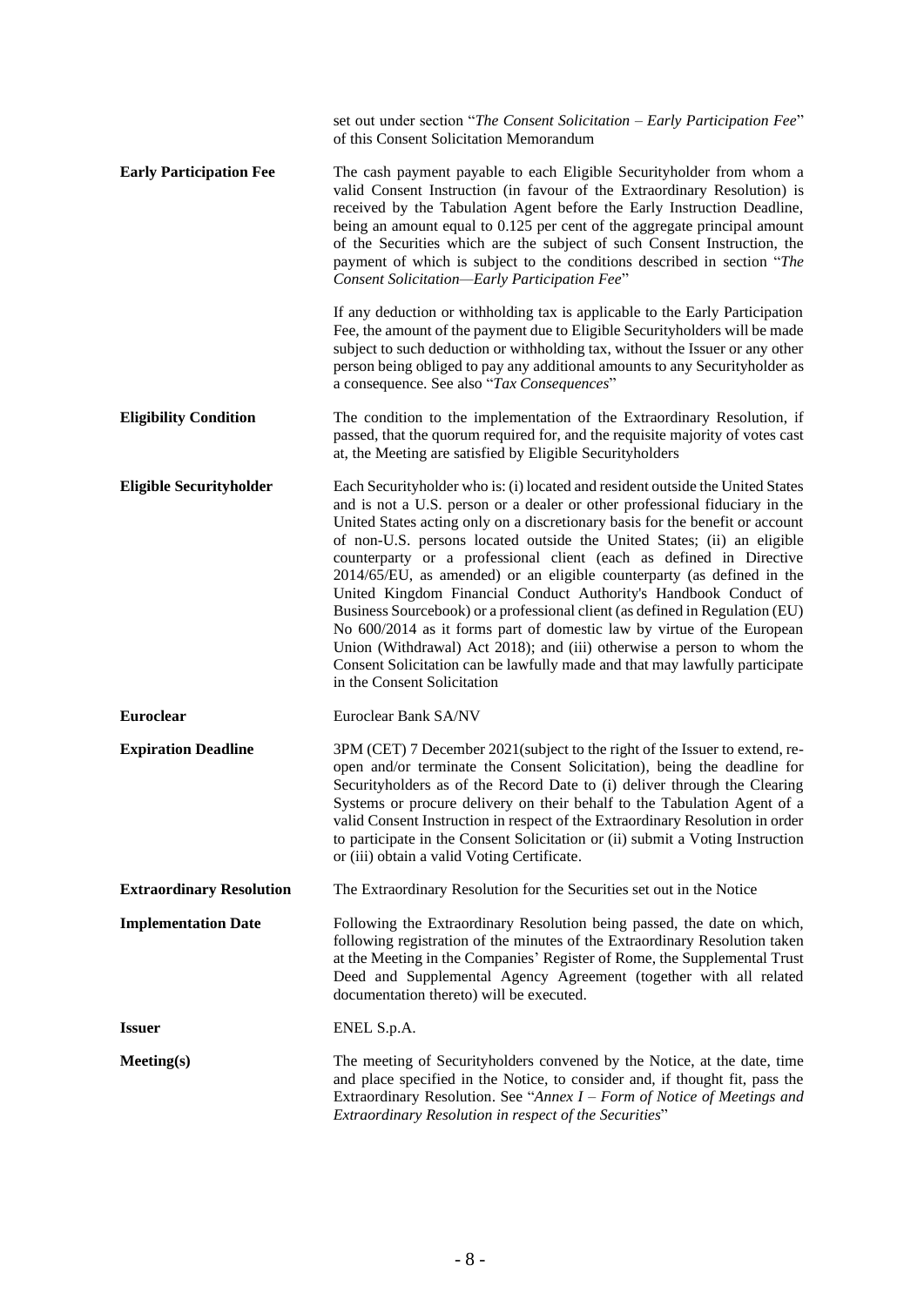| | |
|---|---|
| | set out under section "*The Consent Solicitation – Early Participation Fee*" of this Consent Solicitation Memorandum |
| **Early Participation Fee** | The cash payment payable to each Eligible Securityholder from whom a valid Consent Instruction (in favour of the Extraordinary Resolution) is received by the Tabulation Agent before the Early Instruction Deadline, being an amount equal to 0.125 per cent of the aggregate principal amount of the Securities which are the subject of such Consent Instruction, the payment of which is subject to the conditions described in section "*The Consent Solicitation—Early Participation Fee*"<br><br>If any deduction or withholding tax is applicable to the Early Participation Fee, the amount of the payment due to Eligible Securityholders will be made subject to such deduction or withholding tax, without the Issuer or any other person being obliged to pay any additional amounts to any Securityholder as a consequence. See also "*Tax Consequences*" |
| **Eligibility Condition** | The condition to the implementation of the Extraordinary Resolution, if passed, that the quorum required for, and the requisite majority of votes cast at, the Meeting are satisfied by Eligible Securityholders |
| **Eligible Securityholder** | Each Securityholder who is: (i) located and resident outside the United States and is not a U.S. person or a dealer or other professional fiduciary in the United States acting only on a discretionary basis for the benefit or account of non-U.S. persons located outside the United States; (ii) an eligible counterparty or a professional client (each as defined in Directive 2014/65/EU, as amended) or an eligible counterparty (as defined in the United Kingdom Financial Conduct Authority's Handbook Conduct of Business Sourcebook) or a professional client (as defined in Regulation (EU) No 600/2014 as it forms part of domestic law by virtue of the European Union (Withdrawal) Act 2018); and (iii) otherwise a person to whom the Consent Solicitation can be lawfully made and that may lawfully participate in the Consent Solicitation |
| **Euroclear** | Euroclear Bank SA/NV |
| **Expiration Deadline** | 3PM (CET) 7 December 2021(subject to the right of the Issuer to extend, re-open and/or terminate the Consent Solicitation), being the deadline for Securityholders as of the Record Date to (i) deliver through the Clearing Systems or procure delivery on their behalf to the Tabulation Agent of a valid Consent Instruction in respect of the Extraordinary Resolution in order to participate in the Consent Solicitation or (ii) submit a Voting Instruction or (iii) obtain a valid Voting Certificate. |
| **Extraordinary Resolution** | The Extraordinary Resolution for the Securities set out in the Notice |
| **Implementation Date** | Following the Extraordinary Resolution being passed, the date on which, following registration of the minutes of the Extraordinary Resolution taken at the Meeting in the Companies' Register of Rome, the Supplemental Trust Deed and Supplemental Agency Agreement (together with all related documentation thereto) will be executed. |
| **Issuer** | ENEL S.p.A. |
| **Meeting(s)** | The meeting of Securityholders convened by the Notice, at the date, time and place specified in the Notice, to consider and, if thought fit, pass the Extraordinary Resolution. See "*Annex I – Form of Notice of Meetings and Extraordinary Resolution in respect of the Securities*" |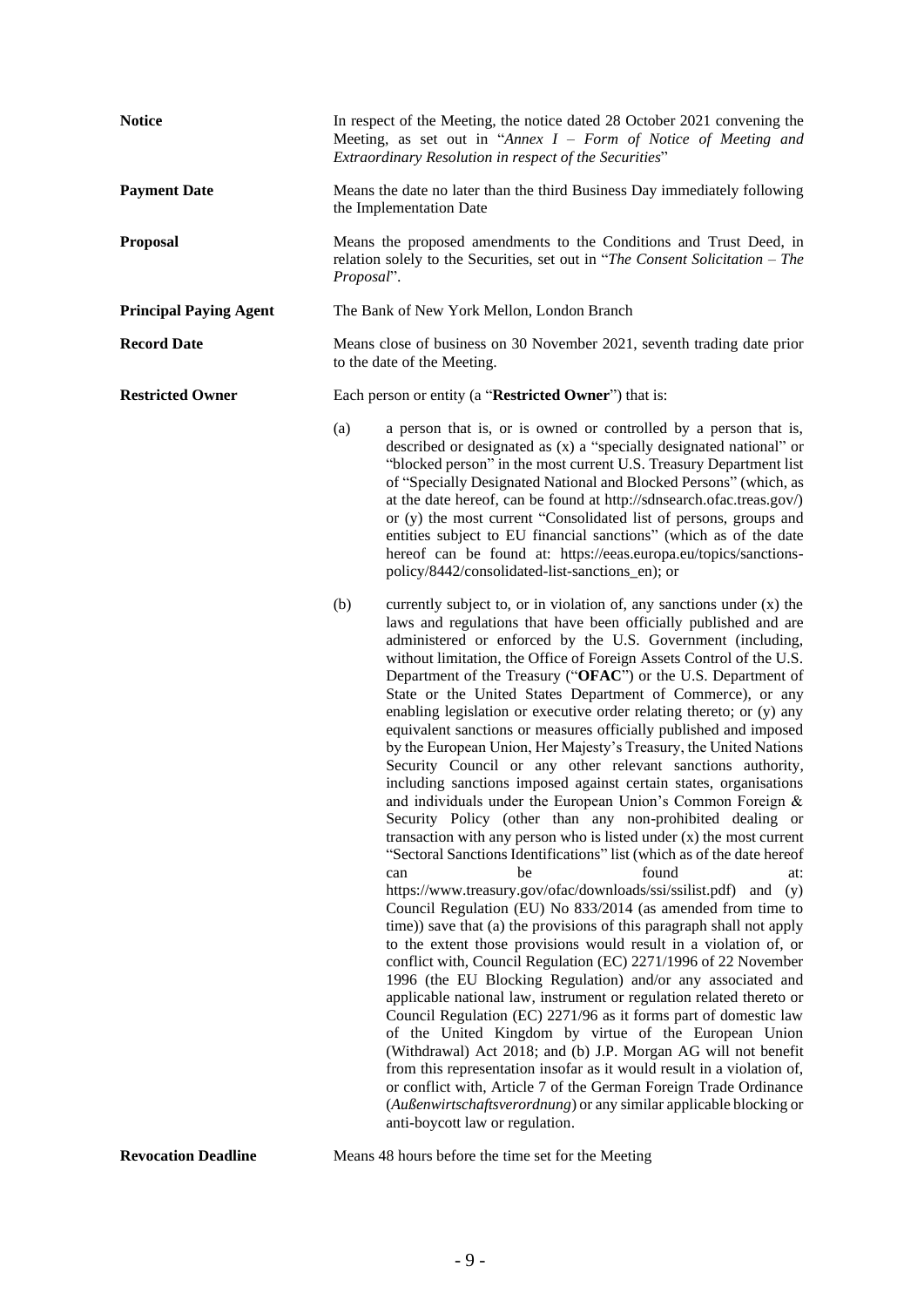**Notice**

In respect of the Meeting, the notice dated 28 October 2021 convening the Meeting, as set out in "*Annex I – Form of Notice of Meeting and Extraordinary Resolution in respect of the Securities*"

**Payment Date**

Means the date no later than the third Business Day immediately following the Implementation Date

**Proposal**

Means the proposed amendments to the Conditions and Trust Deed, in relation solely to the Securities, set out in "*The Consent Solicitation – The Proposal*".

**Principal Paying Agent**

The Bank of New York Mellon, London Branch

**Record Date**

Means close of business on 30 November 2021, seventh trading date prior to the date of the Meeting.

**Restricted Owner**

Each person or entity (a "**Restricted Owner**") that is:

(a) a person that is, or is owned or controlled by a person that is, described or designated as (x) a "specially designated national" or "blocked person" in the most current U.S. Treasury Department list of "Specially Designated National and Blocked Persons" (which, as at the date hereof, can be found at http://sdnsearch.ofac.treas.gov/) or (y) the most current "Consolidated list of persons, groups and entities subject to EU financial sanctions" (which as of the date hereof can be found at: https://eeas.europa.eu/topics/sanctions-policy/8442/consolidated-list-sanctions_en); or

(b) currently subject to, or in violation of, any sanctions under (x) the laws and regulations that have been officially published and are administered or enforced by the U.S. Government (including, without limitation, the Office of Foreign Assets Control of the U.S. Department of the Treasury ("**OFAC**") or the U.S. Department of State or the United States Department of Commerce), or any enabling legislation or executive order relating thereto; or (y) any equivalent sanctions or measures officially published and imposed by the European Union, Her Majesty's Treasury, the United Nations Security Council or any other relevant sanctions authority, including sanctions imposed against certain states, organisations and individuals under the European Union's Common Foreign & Security Policy (other than any non-prohibited dealing or transaction with any person who is listed under (x) the most current "Sectoral Sanctions Identifications" list (which as of the date hereof can be found at: https://www.treasury.gov/ofac/downloads/ssi/ssilist.pdf) and (y) Council Regulation (EU) No 833/2014 (as amended from time to time)) save that (a) the provisions of this paragraph shall not apply to the extent those provisions would result in a violation of, or conflict with, Council Regulation (EC) 2271/1996 of 22 November 1996 (the EU Blocking Regulation) and/or any associated and applicable national law, instrument or regulation related thereto or Council Regulation (EC) 2271/96 as it forms part of domestic law of the United Kingdom by virtue of the European Union (Withdrawal) Act 2018; and (b) J.P. Morgan AG will not benefit from this representation insofar as it would result in a violation of, or conflict with, Article 7 of the German Foreign Trade Ordinance (*Außenwirtschaftsverordnung*) or any similar applicable blocking or anti-boycott law or regulation.

**Revocation Deadline**

Means 48 hours before the time set for the Meeting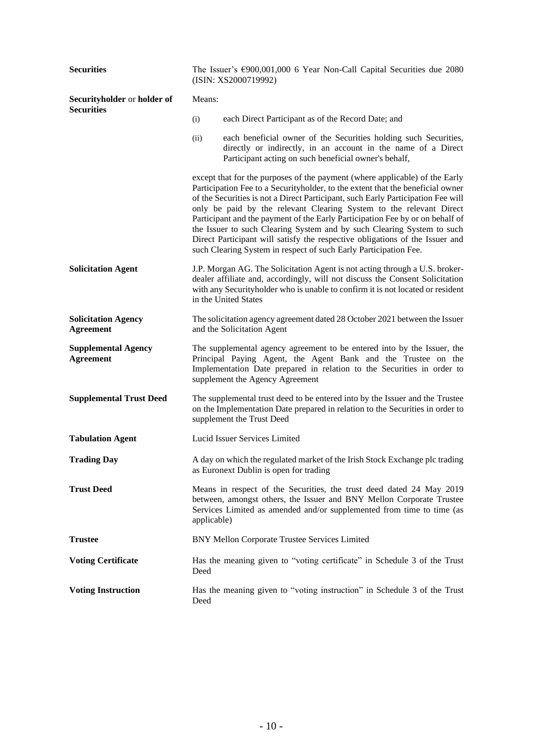| | |
|---|---|
| **Securities** | The Issuer's €900,001,000 6 Year Non-Call Capital Securities due 2080 (ISIN: XS2000719992) |
| **Securityholder** or **holder of Securities** | Means: (i) each Direct Participant as of the Record Date; and (ii) each beneficial owner of the Securities holding such Securities, directly or indirectly, in an account in the name of a Direct Participant acting on such beneficial owner's behalf, except that for the purposes of the payment (where applicable) of the Early Participation Fee to a Securityholder, to the extent that the beneficial owner of the Securities is not a Direct Participant, such Early Participation Fee will only be paid by the relevant Clearing System to the relevant Direct Participant and the payment of the Early Participation Fee by or on behalf of the Issuer to such Clearing System and by such Clearing System to such Direct Participant will satisfy the respective obligations of the Issuer and such Clearing System in respect of such Early Participation Fee. |
| **Solicitation Agent** | J.P. Morgan AG. The Solicitation Agent is not acting through a U.S. broker-dealer affiliate and, accordingly, will not discuss the Consent Solicitation with any Securityholder who is unable to confirm it is not located or resident in the United States |
| **Solicitation Agency Agreement** | The solicitation agency agreement dated 28 October 2021 between the Issuer and the Solicitation Agent |
| **Supplemental Agency Agreement** | The supplemental agency agreement to be entered into by the Issuer, the Principal Paying Agent, the Agent Bank and the Trustee on the Implementation Date prepared in relation to the Securities in order to supplement the Agency Agreement |
| **Supplemental Trust Deed** | The supplemental trust deed to be entered into by the Issuer and the Trustee on the Implementation Date prepared in relation to the Securities in order to supplement the Trust Deed |
| **Tabulation Agent** | Lucid Issuer Services Limited |
| **Trading Day** | A day on which the regulated market of the Irish Stock Exchange plc trading as Euronext Dublin is open for trading |
| **Trust Deed** | Means in respect of the Securities, the trust deed dated 24 May 2019 between, amongst others, the Issuer and BNY Mellon Corporate Trustee Services Limited as amended and/or supplemented from time to time (as applicable) |
| **Trustee** | BNY Mellon Corporate Trustee Services Limited |
| **Voting Certificate** | Has the meaning given to "voting certificate" in Schedule 3 of the Trust Deed |
| **Voting Instruction** | Has the meaning given to "voting instruction" in Schedule 3 of the Trust Deed |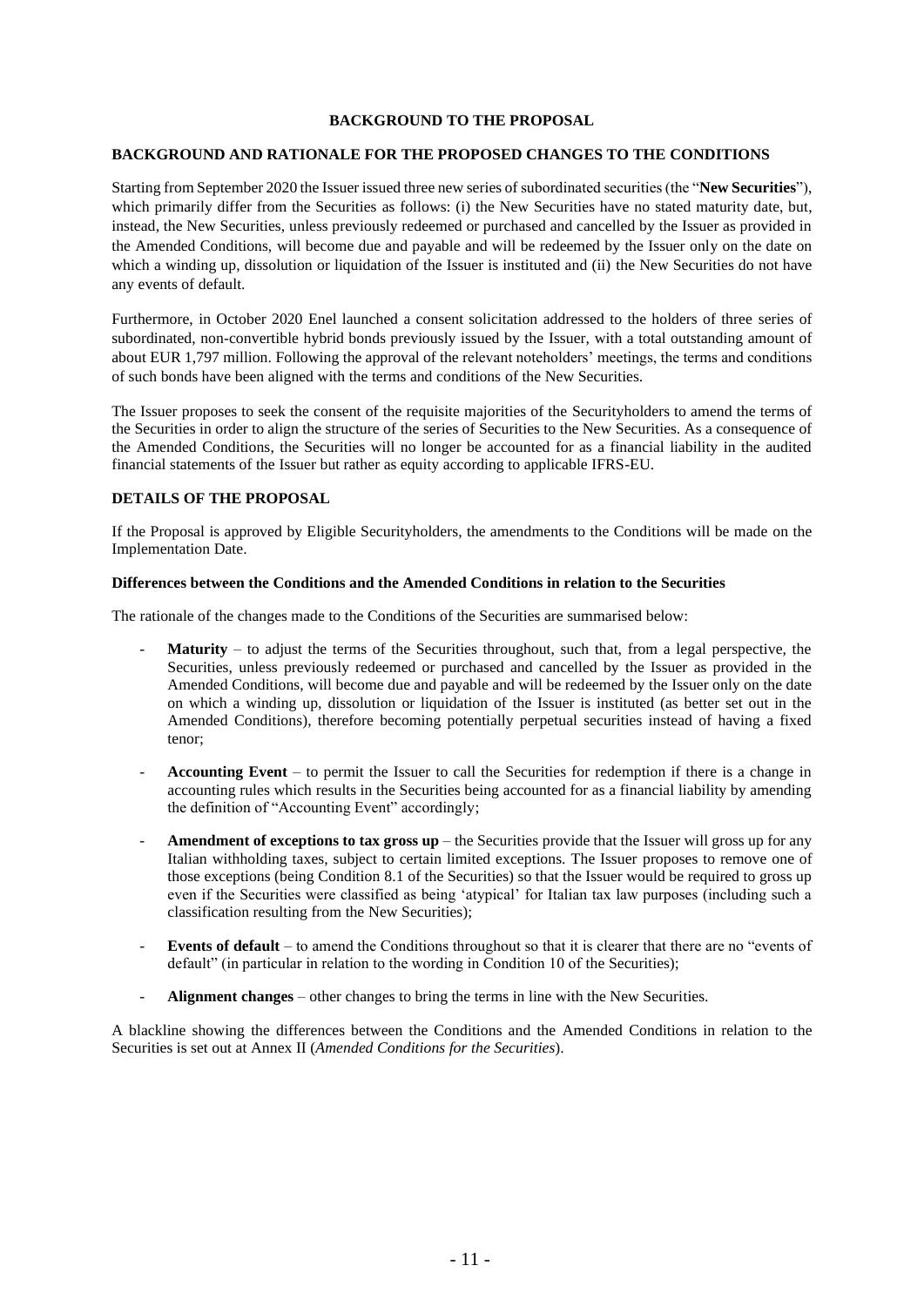# BACKGROUND TO THE PROPOSAL

## BACKGROUND AND RATIONALE FOR THE PROPOSED CHANGES TO THE CONDITIONS

Starting from September 2020 the Issuer issued three new series of subordinated securities (the "**New Securities**"), which primarily differ from the Securities as follows: (i) the New Securities have no stated maturity date, but, instead, the New Securities, unless previously redeemed or purchased and cancelled by the Issuer as provided in the Amended Conditions, will become due and payable and will be redeemed by the Issuer only on the date on which a winding up, dissolution or liquidation of the Issuer is instituted and (ii) the New Securities do not have any events of default.

Furthermore, in October 2020 Enel launched a consent solicitation addressed to the holders of three series of subordinated, non-convertible hybrid bonds previously issued by the Issuer, with a total outstanding amount of about EUR 1,797 million. Following the approval of the relevant noteholders' meetings, the terms and conditions of such bonds have been aligned with the terms and conditions of the New Securities.

The Issuer proposes to seek the consent of the requisite majorities of the Securityholders to amend the terms of the Securities in order to align the structure of the series of Securities to the New Securities. As a consequence of the Amended Conditions, the Securities will no longer be accounted for as a financial liability in the audited financial statements of the Issuer but rather as equity according to applicable IFRS-EU.

## DETAILS OF THE PROPOSAL

If the Proposal is approved by Eligible Securityholders, the amendments to the Conditions will be made on the Implementation Date.

### Differences between the Conditions and the Amended Conditions in relation to the Securities

The rationale of the changes made to the Conditions of the Securities are summarised below:

- **Maturity** – to adjust the terms of the Securities throughout, such that, from a legal perspective, the Securities, unless previously redeemed or purchased and cancelled by the Issuer as provided in the Amended Conditions, will become due and payable and will be redeemed by the Issuer only on the date on which a winding up, dissolution or liquidation of the Issuer is instituted (as better set out in the Amended Conditions), therefore becoming potentially perpetual securities instead of having a fixed tenor;
- **Accounting Event** – to permit the Issuer to call the Securities for redemption if there is a change in accounting rules which results in the Securities being accounted for as a financial liability by amending the definition of "Accounting Event" accordingly;
- **Amendment of exceptions to tax gross up** – the Securities provide that the Issuer will gross up for any Italian withholding taxes, subject to certain limited exceptions. The Issuer proposes to remove one of those exceptions (being Condition 8.1 of the Securities) so that the Issuer would be required to gross up even if the Securities were classified as being 'atypical' for Italian tax law purposes (including such a classification resulting from the New Securities);
- **Events of default** – to amend the Conditions throughout so that it is clearer that there are no "events of default" (in particular in relation to the wording in Condition 10 of the Securities);
- **Alignment changes** – other changes to bring the terms in line with the New Securities.

A blackline showing the differences between the Conditions and the Amended Conditions in relation to the Securities is set out at Annex II (*Amended Conditions for the Securities*).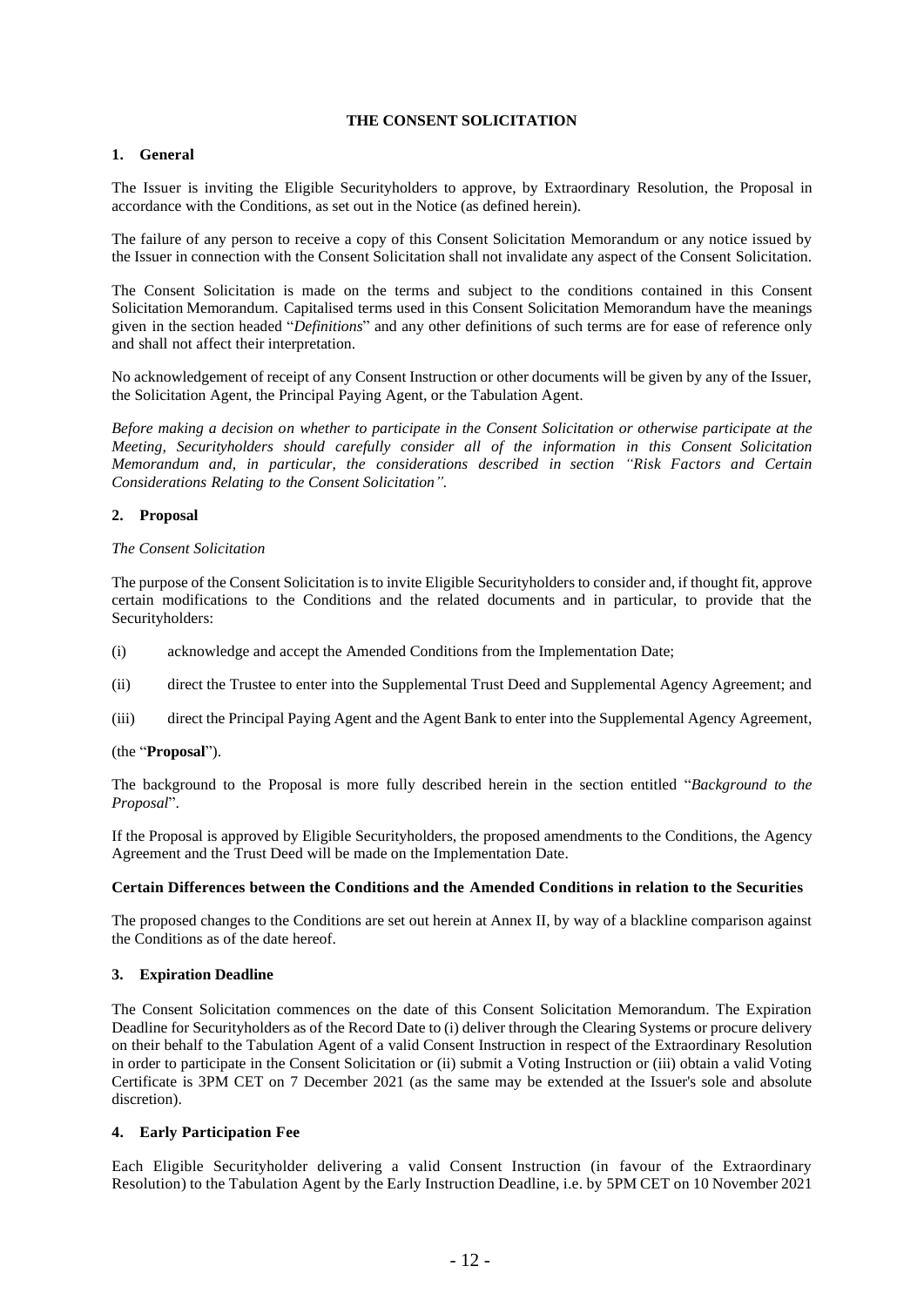# THE CONSENT SOLICITATION

## 1. General

The Issuer is inviting the Eligible Securityholders to approve, by Extraordinary Resolution, the Proposal in accordance with the Conditions, as set out in the Notice (as defined herein).

The failure of any person to receive a copy of this Consent Solicitation Memorandum or any notice issued by the Issuer in connection with the Consent Solicitation shall not invalidate any aspect of the Consent Solicitation.

The Consent Solicitation is made on the terms and subject to the conditions contained in this Consent Solicitation Memorandum. Capitalised terms used in this Consent Solicitation Memorandum have the meanings given in the section headed "*Definitions*" and any other definitions of such terms are for ease of reference only and shall not affect their interpretation.

No acknowledgement of receipt of any Consent Instruction or other documents will be given by any of the Issuer, the Solicitation Agent, the Principal Paying Agent, or the Tabulation Agent.

*Before making a decision on whether to participate in the Consent Solicitation or otherwise participate at the Meeting, Securityholders should carefully consider all of the information in this Consent Solicitation Memorandum and, in particular, the considerations described in section "Risk Factors and Certain Considerations Relating to the Consent Solicitation".*

## 2. Proposal

*The Consent Solicitation*

The purpose of the Consent Solicitation is to invite Eligible Securityholders to consider and, if thought fit, approve certain modifications to the Conditions and the related documents and in particular, to provide that the Securityholders:

(i) acknowledge and accept the Amended Conditions from the Implementation Date;

(ii) direct the Trustee to enter into the Supplemental Trust Deed and Supplemental Agency Agreement; and

(iii) direct the Principal Paying Agent and the Agent Bank to enter into the Supplemental Agency Agreement,

(the "**Proposal**").

The background to the Proposal is more fully described herein in the section entitled "*Background to the Proposal*".

If the Proposal is approved by Eligible Securityholders, the proposed amendments to the Conditions, the Agency Agreement and the Trust Deed will be made on the Implementation Date.

**Certain Differences between the Conditions and the Amended Conditions in relation to the Securities**

The proposed changes to the Conditions are set out herein at Annex II, by way of a blackline comparison against the Conditions as of the date hereof.

## 3. Expiration Deadline

The Consent Solicitation commences on the date of this Consent Solicitation Memorandum. The Expiration Deadline for Securityholders as of the Record Date to (i) deliver through the Clearing Systems or procure delivery on their behalf to the Tabulation Agent of a valid Consent Instruction in respect of the Extraordinary Resolution in order to participate in the Consent Solicitation or (ii) submit a Voting Instruction or (iii) obtain a valid Voting Certificate is 3PM CET on 7 December 2021 (as the same may be extended at the Issuer's sole and absolute discretion).

## 4. Early Participation Fee

Each Eligible Securityholder delivering a valid Consent Instruction (in favour of the Extraordinary Resolution) to the Tabulation Agent by the Early Instruction Deadline, i.e. by 5PM CET on 10 November 2021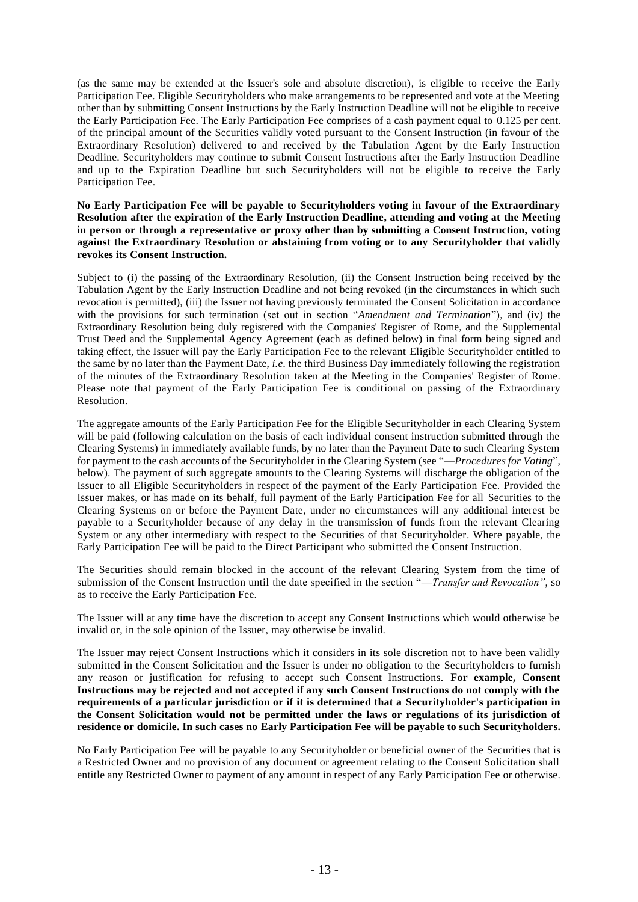(as the same may be extended at the Issuer's sole and absolute discretion), is eligible to receive the Early Participation Fee. Eligible Securityholders who make arrangements to be represented and vote at the Meeting other than by submitting Consent Instructions by the Early Instruction Deadline will not be eligible to receive the Early Participation Fee. The Early Participation Fee comprises of a cash payment equal to 0.125 per cent. of the principal amount of the Securities validly voted pursuant to the Consent Instruction (in favour of the Extraordinary Resolution) delivered to and received by the Tabulation Agent by the Early Instruction Deadline. Securityholders may continue to submit Consent Instructions after the Early Instruction Deadline and up to the Expiration Deadline but such Securityholders will not be eligible to receive the Early Participation Fee.

**No Early Participation Fee will be payable to Securityholders voting in favour of the Extraordinary Resolution after the expiration of the Early Instruction Deadline, attending and voting at the Meeting in person or through a representative or proxy other than by submitting a Consent Instruction, voting against the Extraordinary Resolution or abstaining from voting or to any Securityholder that validly revokes its Consent Instruction.**

Subject to (i) the passing of the Extraordinary Resolution, (ii) the Consent Instruction being received by the Tabulation Agent by the Early Instruction Deadline and not being revoked (in the circumstances in which such revocation is permitted), (iii) the Issuer not having previously terminated the Consent Solicitation in accordance with the provisions for such termination (set out in section "*Amendment and Termination*"), and (iv) the Extraordinary Resolution being duly registered with the Companies' Register of Rome, and the Supplemental Trust Deed and the Supplemental Agency Agreement (each as defined below) in final form being signed and taking effect, the Issuer will pay the Early Participation Fee to the relevant Eligible Securityholder entitled to the same by no later than the Payment Date, *i.e.* the third Business Day immediately following the registration of the minutes of the Extraordinary Resolution taken at the Meeting in the Companies' Register of Rome. Please note that payment of the Early Participation Fee is conditional on passing of the Extraordinary Resolution.

The aggregate amounts of the Early Participation Fee for the Eligible Securityholder in each Clearing System will be paid (following calculation on the basis of each individual consent instruction submitted through the Clearing Systems) in immediately available funds, by no later than the Payment Date to such Clearing System for payment to the cash accounts of the Securityholder in the Clearing System (see "—*Procedures for Voting*", below). The payment of such aggregate amounts to the Clearing Systems will discharge the obligation of the Issuer to all Eligible Securityholders in respect of the payment of the Early Participation Fee. Provided the Issuer makes, or has made on its behalf, full payment of the Early Participation Fee for all Securities to the Clearing Systems on or before the Payment Date, under no circumstances will any additional interest be payable to a Securityholder because of any delay in the transmission of funds from the relevant Clearing System or any other intermediary with respect to the Securities of that Securityholder. Where payable, the Early Participation Fee will be paid to the Direct Participant who submitted the Consent Instruction.

The Securities should remain blocked in the account of the relevant Clearing System from the time of submission of the Consent Instruction until the date specified in the section "—*Transfer and Revocation"*, so as to receive the Early Participation Fee.

The Issuer will at any time have the discretion to accept any Consent Instructions which would otherwise be invalid or, in the sole opinion of the Issuer, may otherwise be invalid.

The Issuer may reject Consent Instructions which it considers in its sole discretion not to have been validly submitted in the Consent Solicitation and the Issuer is under no obligation to the Securityholders to furnish any reason or justification for refusing to accept such Consent Instructions. **For example, Consent Instructions may be rejected and not accepted if any such Consent Instructions do not comply with the requirements of a particular jurisdiction or if it is determined that a Securityholder's participation in the Consent Solicitation would not be permitted under the laws or regulations of its jurisdiction of residence or domicile. In such cases no Early Participation Fee will be payable to such Securityholders.**

No Early Participation Fee will be payable to any Securityholder or beneficial owner of the Securities that is a Restricted Owner and no provision of any document or agreement relating to the Consent Solicitation shall entitle any Restricted Owner to payment of any amount in respect of any Early Participation Fee or otherwise.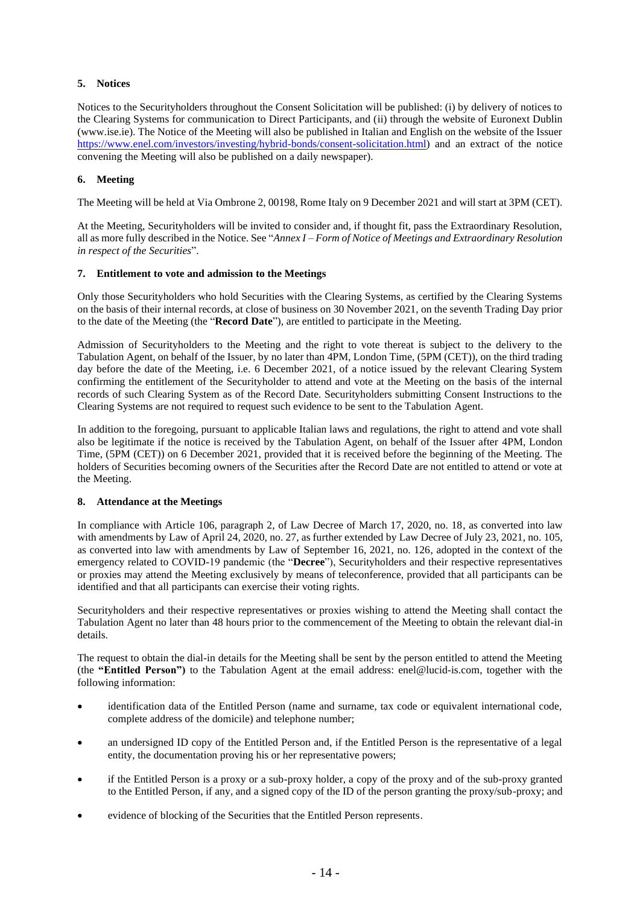## 5. Notices

Notices to the Securityholders throughout the Consent Solicitation will be published: (i) by delivery of notices to the Clearing Systems for communication to Direct Participants, and (ii) through the website of Euronext Dublin (www.ise.ie). The Notice of the Meeting will also be published in Italian and English on the website of the Issuer https://www.enel.com/investors/investing/hybrid-bonds/consent-solicitation.html) and an extract of the notice convening the Meeting will also be published on a daily newspaper).

## 6. Meeting

The Meeting will be held at Via Ombrone 2, 00198, Rome Italy on 9 December 2021 and will start at 3PM (CET).

At the Meeting, Securityholders will be invited to consider and, if thought fit, pass the Extraordinary Resolution, all as more fully described in the Notice. See "*Annex I – Form of Notice of Meetings and Extraordinary Resolution in respect of the Securities*".

## 7. Entitlement to vote and admission to the Meetings

Only those Securityholders who hold Securities with the Clearing Systems, as certified by the Clearing Systems on the basis of their internal records, at close of business on 30 November 2021, on the seventh Trading Day prior to the date of the Meeting (the "**Record Date**"), are entitled to participate in the Meeting.

Admission of Securityholders to the Meeting and the right to vote thereat is subject to the delivery to the Tabulation Agent, on behalf of the Issuer, by no later than 4PM, London Time, (5PM (CET)), on the third trading day before the date of the Meeting, i.e. 6 December 2021, of a notice issued by the relevant Clearing System confirming the entitlement of the Securityholder to attend and vote at the Meeting on the basis of the internal records of such Clearing System as of the Record Date. Securityholders submitting Consent Instructions to the Clearing Systems are not required to request such evidence to be sent to the Tabulation Agent.

In addition to the foregoing, pursuant to applicable Italian laws and regulations, the right to attend and vote shall also be legitimate if the notice is received by the Tabulation Agent, on behalf of the Issuer after 4PM, London Time, (5PM (CET)) on 6 December 2021, provided that it is received before the beginning of the Meeting. The holders of Securities becoming owners of the Securities after the Record Date are not entitled to attend or vote at the Meeting.

## 8. Attendance at the Meetings

In compliance with Article 106, paragraph 2, of Law Decree of March 17, 2020, no. 18, as converted into law with amendments by Law of April 24, 2020, no. 27, as further extended by Law Decree of July 23, 2021, no. 105, as converted into law with amendments by Law of September 16, 2021, no. 126, adopted in the context of the emergency related to COVID-19 pandemic (the "**Decree**"), Securityholders and their respective representatives or proxies may attend the Meeting exclusively by means of teleconference, provided that all participants can be identified and that all participants can exercise their voting rights.

Securityholders and their respective representatives or proxies wishing to attend the Meeting shall contact the Tabulation Agent no later than 48 hours prior to the commencement of the Meeting to obtain the relevant dial-in details.

The request to obtain the dial-in details for the Meeting shall be sent by the person entitled to attend the Meeting (the **"Entitled Person")** to the Tabulation Agent at the email address: enel@lucid-is.com, together with the following information:

- identification data of the Entitled Person (name and surname, tax code or equivalent international code, complete address of the domicile) and telephone number;
- an undersigned ID copy of the Entitled Person and, if the Entitled Person is the representative of a legal entity, the documentation proving his or her representative powers;
- if the Entitled Person is a proxy or a sub-proxy holder, a copy of the proxy and of the sub-proxy granted to the Entitled Person, if any, and a signed copy of the ID of the person granting the proxy/sub-proxy; and
- evidence of blocking of the Securities that the Entitled Person represents.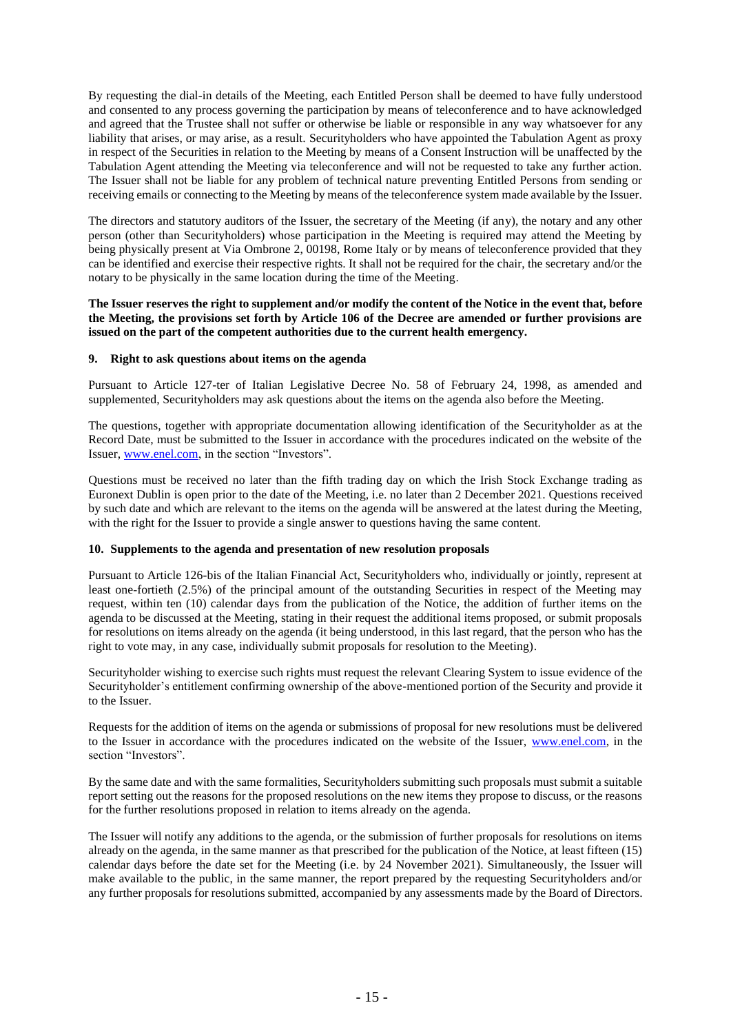By requesting the dial-in details of the Meeting, each Entitled Person shall be deemed to have fully understood and consented to any process governing the participation by means of teleconference and to have acknowledged and agreed that the Trustee shall not suffer or otherwise be liable or responsible in any way whatsoever for any liability that arises, or may arise, as a result. Securityholders who have appointed the Tabulation Agent as proxy in respect of the Securities in relation to the Meeting by means of a Consent Instruction will be unaffected by the Tabulation Agent attending the Meeting via teleconference and will not be requested to take any further action. The Issuer shall not be liable for any problem of technical nature preventing Entitled Persons from sending or receiving emails or connecting to the Meeting by means of the teleconference system made available by the Issuer.

The directors and statutory auditors of the Issuer, the secretary of the Meeting (if any), the notary and any other person (other than Securityholders) whose participation in the Meeting is required may attend the Meeting by being physically present at Via Ombrone 2, 00198, Rome Italy or by means of teleconference provided that they can be identified and exercise their respective rights. It shall not be required for the chair, the secretary and/or the notary to be physically in the same location during the time of the Meeting.

**The Issuer reserves the right to supplement and/or modify the content of the Notice in the event that, before the Meeting, the provisions set forth by Article 106 of the Decree are amended or further provisions are issued on the part of the competent authorities due to the current health emergency.**

## 9. Right to ask questions about items on the agenda

Pursuant to Article 127-ter of Italian Legislative Decree No. 58 of February 24, 1998, as amended and supplemented, Securityholders may ask questions about the items on the agenda also before the Meeting.

The questions, together with appropriate documentation allowing identification of the Securityholder as at the Record Date, must be submitted to the Issuer in accordance with the procedures indicated on the website of the Issuer, www.enel.com, in the section "Investors".

Questions must be received no later than the fifth trading day on which the Irish Stock Exchange trading as Euronext Dublin is open prior to the date of the Meeting, i.e. no later than 2 December 2021. Questions received by such date and which are relevant to the items on the agenda will be answered at the latest during the Meeting, with the right for the Issuer to provide a single answer to questions having the same content.

## 10. Supplements to the agenda and presentation of new resolution proposals

Pursuant to Article 126-bis of the Italian Financial Act, Securityholders who, individually or jointly, represent at least one-fortieth (2.5%) of the principal amount of the outstanding Securities in respect of the Meeting may request, within ten (10) calendar days from the publication of the Notice, the addition of further items on the agenda to be discussed at the Meeting, stating in their request the additional items proposed, or submit proposals for resolutions on items already on the agenda (it being understood, in this last regard, that the person who has the right to vote may, in any case, individually submit proposals for resolution to the Meeting).

Securityholder wishing to exercise such rights must request the relevant Clearing System to issue evidence of the Securityholder's entitlement confirming ownership of the above-mentioned portion of the Security and provide it to the Issuer.

Requests for the addition of items on the agenda or submissions of proposal for new resolutions must be delivered to the Issuer in accordance with the procedures indicated on the website of the Issuer, www.enel.com, in the section "Investors".

By the same date and with the same formalities, Securityholders submitting such proposals must submit a suitable report setting out the reasons for the proposed resolutions on the new items they propose to discuss, or the reasons for the further resolutions proposed in relation to items already on the agenda.

The Issuer will notify any additions to the agenda, or the submission of further proposals for resolutions on items already on the agenda, in the same manner as that prescribed for the publication of the Notice, at least fifteen (15) calendar days before the date set for the Meeting (i.e. by 24 November 2021). Simultaneously, the Issuer will make available to the public, in the same manner, the report prepared by the requesting Securityholders and/or any further proposals for resolutions submitted, accompanied by any assessments made by the Board of Directors.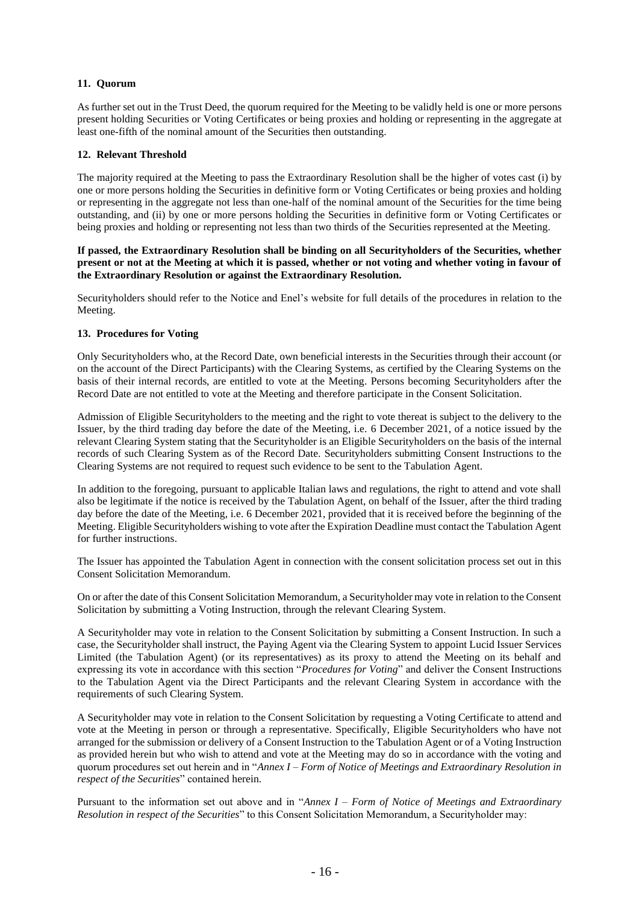### 11. Quorum

As further set out in the Trust Deed, the quorum required for the Meeting to be validly held is one or more persons present holding Securities or Voting Certificates or being proxies and holding or representing in the aggregate at least one-fifth of the nominal amount of the Securities then outstanding.

### 12. Relevant Threshold

The majority required at the Meeting to pass the Extraordinary Resolution shall be the higher of votes cast (i) by one or more persons holding the Securities in definitive form or Voting Certificates or being proxies and holding or representing in the aggregate not less than one-half of the nominal amount of the Securities for the time being outstanding, and (ii) by one or more persons holding the Securities in definitive form or Voting Certificates or being proxies and holding or representing not less than two thirds of the Securities represented at the Meeting.

**If passed, the Extraordinary Resolution shall be binding on all Securityholders of the Securities, whether present or not at the Meeting at which it is passed, whether or not voting and whether voting in favour of the Extraordinary Resolution or against the Extraordinary Resolution.**

Securityholders should refer to the Notice and Enel's website for full details of the procedures in relation to the Meeting.

### 13. Procedures for Voting

Only Securityholders who, at the Record Date, own beneficial interests in the Securities through their account (or on the account of the Direct Participants) with the Clearing Systems, as certified by the Clearing Systems on the basis of their internal records, are entitled to vote at the Meeting. Persons becoming Securityholders after the Record Date are not entitled to vote at the Meeting and therefore participate in the Consent Solicitation.

Admission of Eligible Securityholders to the meeting and the right to vote thereat is subject to the delivery to the Issuer, by the third trading day before the date of the Meeting, i.e. 6 December 2021, of a notice issued by the relevant Clearing System stating that the Securityholder is an Eligible Securityholders on the basis of the internal records of such Clearing System as of the Record Date. Securityholders submitting Consent Instructions to the Clearing Systems are not required to request such evidence to be sent to the Tabulation Agent.

In addition to the foregoing, pursuant to applicable Italian laws and regulations, the right to attend and vote shall also be legitimate if the notice is received by the Tabulation Agent, on behalf of the Issuer, after the third trading day before the date of the Meeting, i.e. 6 December 2021, provided that it is received before the beginning of the Meeting. Eligible Securityholders wishing to vote after the Expiration Deadline must contact the Tabulation Agent for further instructions.

The Issuer has appointed the Tabulation Agent in connection with the consent solicitation process set out in this Consent Solicitation Memorandum.

On or after the date of this Consent Solicitation Memorandum, a Securityholder may vote in relation to the Consent Solicitation by submitting a Voting Instruction, through the relevant Clearing System.

A Securityholder may vote in relation to the Consent Solicitation by submitting a Consent Instruction. In such a case, the Securityholder shall instruct, the Paying Agent via the Clearing System to appoint Lucid Issuer Services Limited (the Tabulation Agent) (or its representatives) as its proxy to attend the Meeting on its behalf and expressing its vote in accordance with this section "*Procedures for Voting*" and deliver the Consent Instructions to the Tabulation Agent via the Direct Participants and the relevant Clearing System in accordance with the requirements of such Clearing System.

A Securityholder may vote in relation to the Consent Solicitation by requesting a Voting Certificate to attend and vote at the Meeting in person or through a representative. Specifically, Eligible Securityholders who have not arranged for the submission or delivery of a Consent Instruction to the Tabulation Agent or of a Voting Instruction as provided herein but who wish to attend and vote at the Meeting may do so in accordance with the voting and quorum procedures set out herein and in "*Annex I – Form of Notice of Meetings and Extraordinary Resolution in respect of the Securities*" contained herein.

Pursuant to the information set out above and in "*Annex I – Form of Notice of Meetings and Extraordinary Resolution in respect of the Securities*" to this Consent Solicitation Memorandum, a Securityholder may: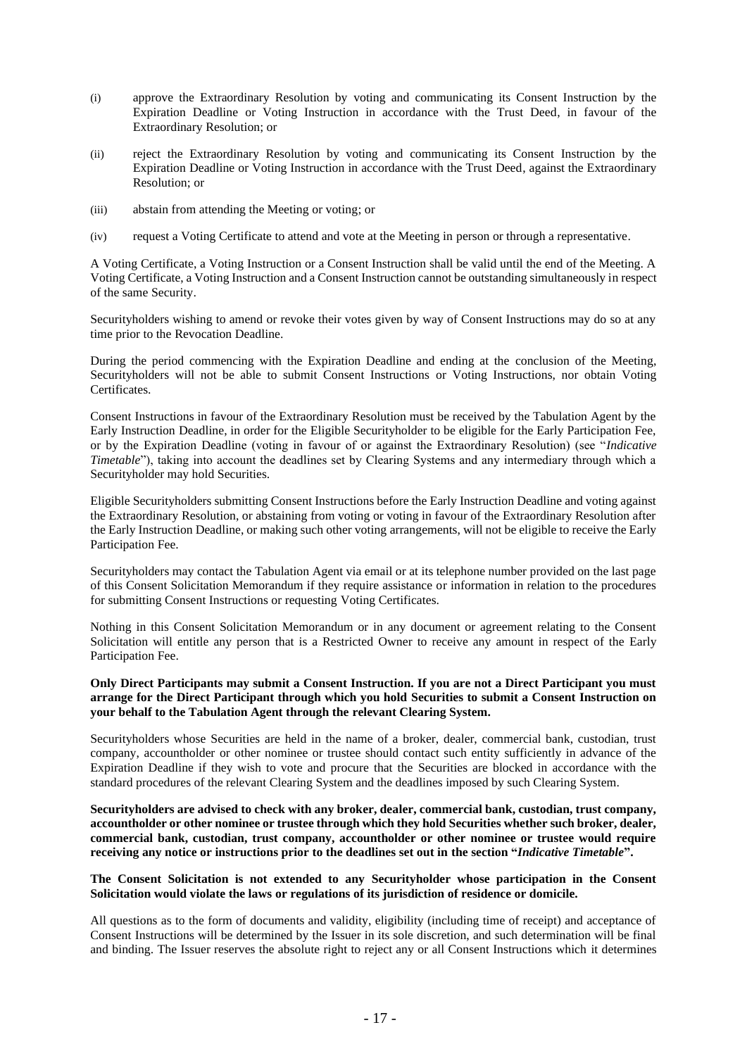(i) approve the Extraordinary Resolution by voting and communicating its Consent Instruction by the Expiration Deadline or Voting Instruction in accordance with the Trust Deed, in favour of the Extraordinary Resolution; or

(ii) reject the Extraordinary Resolution by voting and communicating its Consent Instruction by the Expiration Deadline or Voting Instruction in accordance with the Trust Deed, against the Extraordinary Resolution; or

(iii) abstain from attending the Meeting or voting; or

(iv) request a Voting Certificate to attend and vote at the Meeting in person or through a representative.

A Voting Certificate, a Voting Instruction or a Consent Instruction shall be valid until the end of the Meeting. A Voting Certificate, a Voting Instruction and a Consent Instruction cannot be outstanding simultaneously in respect of the same Security.

Securityholders wishing to amend or revoke their votes given by way of Consent Instructions may do so at any time prior to the Revocation Deadline.

During the period commencing with the Expiration Deadline and ending at the conclusion of the Meeting, Securityholders will not be able to submit Consent Instructions or Voting Instructions, nor obtain Voting Certificates.

Consent Instructions in favour of the Extraordinary Resolution must be received by the Tabulation Agent by the Early Instruction Deadline, in order for the Eligible Securityholder to be eligible for the Early Participation Fee, or by the Expiration Deadline (voting in favour of or against the Extraordinary Resolution) (see "*Indicative Timetable*"), taking into account the deadlines set by Clearing Systems and any intermediary through which a Securityholder may hold Securities.

Eligible Securityholders submitting Consent Instructions before the Early Instruction Deadline and voting against the Extraordinary Resolution, or abstaining from voting or voting in favour of the Extraordinary Resolution after the Early Instruction Deadline, or making such other voting arrangements, will not be eligible to receive the Early Participation Fee.

Securityholders may contact the Tabulation Agent via email or at its telephone number provided on the last page of this Consent Solicitation Memorandum if they require assistance or information in relation to the procedures for submitting Consent Instructions or requesting Voting Certificates.

Nothing in this Consent Solicitation Memorandum or in any document or agreement relating to the Consent Solicitation will entitle any person that is a Restricted Owner to receive any amount in respect of the Early Participation Fee.

**Only Direct Participants may submit a Consent Instruction. If you are not a Direct Participant you must arrange for the Direct Participant through which you hold Securities to submit a Consent Instruction on your behalf to the Tabulation Agent through the relevant Clearing System.**

Securityholders whose Securities are held in the name of a broker, dealer, commercial bank, custodian, trust company, accountholder or other nominee or trustee should contact such entity sufficiently in advance of the Expiration Deadline if they wish to vote and procure that the Securities are blocked in accordance with the standard procedures of the relevant Clearing System and the deadlines imposed by such Clearing System.

**Securityholders are advised to check with any broker, dealer, commercial bank, custodian, trust company, accountholder or other nominee or trustee through which they hold Securities whether such broker, dealer, commercial bank, custodian, trust company, accountholder or other nominee or trustee would require receiving any notice or instructions prior to the deadlines set out in the section "*Indicative Timetable*".**

**The Consent Solicitation is not extended to any Securityholder whose participation in the Consent Solicitation would violate the laws or regulations of its jurisdiction of residence or domicile.**

All questions as to the form of documents and validity, eligibility (including time of receipt) and acceptance of Consent Instructions will be determined by the Issuer in its sole discretion, and such determination will be final and binding. The Issuer reserves the absolute right to reject any or all Consent Instructions which it determines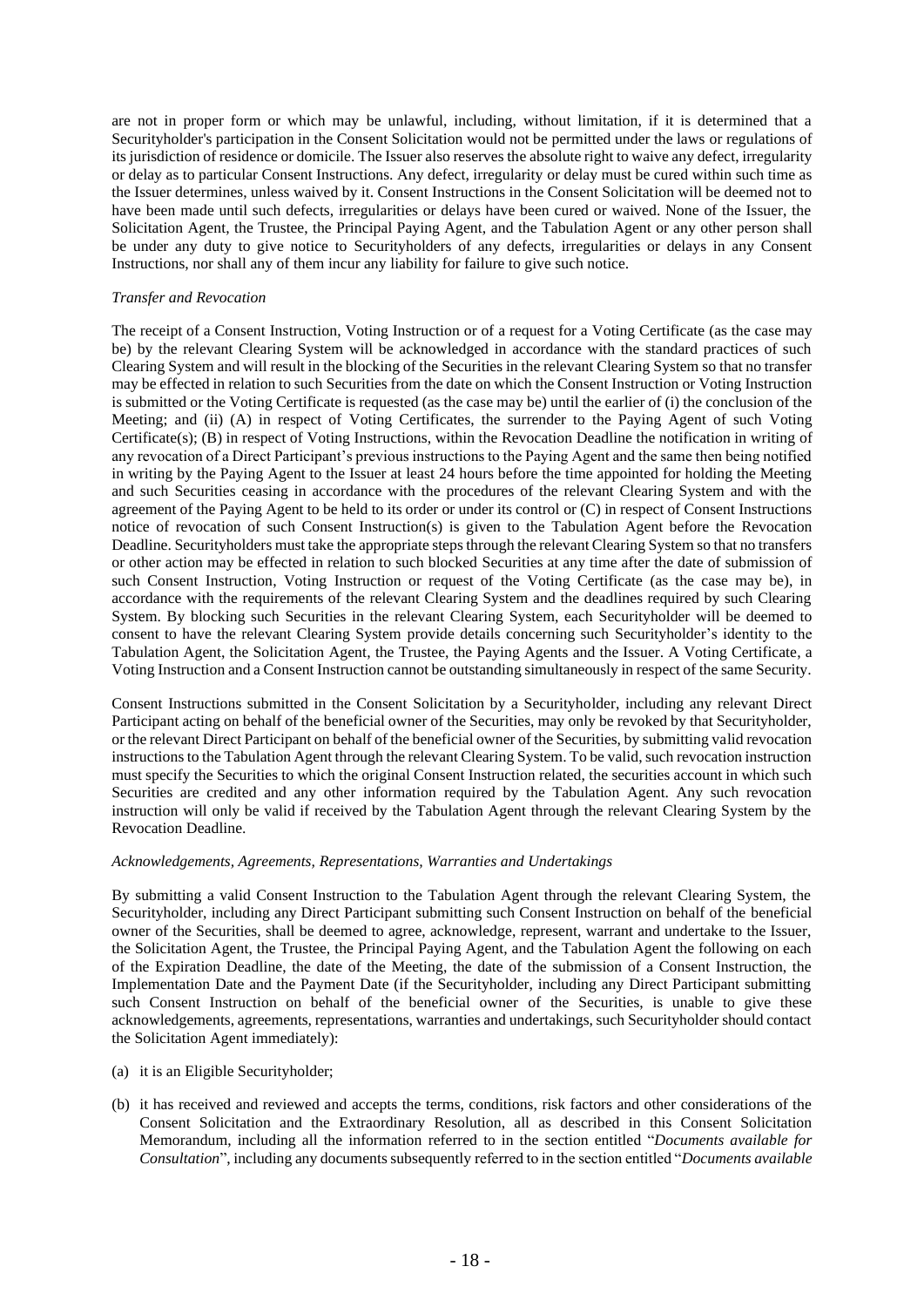are not in proper form or which may be unlawful, including, without limitation, if it is determined that a Securityholder's participation in the Consent Solicitation would not be permitted under the laws or regulations of its jurisdiction of residence or domicile. The Issuer also reserves the absolute right to waive any defect, irregularity or delay as to particular Consent Instructions. Any defect, irregularity or delay must be cured within such time as the Issuer determines, unless waived by it. Consent Instructions in the Consent Solicitation will be deemed not to have been made until such defects, irregularities or delays have been cured or waived. None of the Issuer, the Solicitation Agent, the Trustee, the Principal Paying Agent, and the Tabulation Agent or any other person shall be under any duty to give notice to Securityholders of any defects, irregularities or delays in any Consent Instructions, nor shall any of them incur any liability for failure to give such notice.

*Transfer and Revocation*

The receipt of a Consent Instruction, Voting Instruction or of a request for a Voting Certificate (as the case may be) by the relevant Clearing System will be acknowledged in accordance with the standard practices of such Clearing System and will result in the blocking of the Securities in the relevant Clearing System so that no transfer may be effected in relation to such Securities from the date on which the Consent Instruction or Voting Instruction is submitted or the Voting Certificate is requested (as the case may be) until the earlier of (i) the conclusion of the Meeting; and (ii) (A) in respect of Voting Certificates, the surrender to the Paying Agent of such Voting Certificate(s); (B) in respect of Voting Instructions, within the Revocation Deadline the notification in writing of any revocation of a Direct Participant's previous instructions to the Paying Agent and the same then being notified in writing by the Paying Agent to the Issuer at least 24 hours before the time appointed for holding the Meeting and such Securities ceasing in accordance with the procedures of the relevant Clearing System and with the agreement of the Paying Agent to be held to its order or under its control or (C) in respect of Consent Instructions notice of revocation of such Consent Instruction(s) is given to the Tabulation Agent before the Revocation Deadline. Securityholders must take the appropriate steps through the relevant Clearing System so that no transfers or other action may be effected in relation to such blocked Securities at any time after the date of submission of such Consent Instruction, Voting Instruction or request of the Voting Certificate (as the case may be), in accordance with the requirements of the relevant Clearing System and the deadlines required by such Clearing System. By blocking such Securities in the relevant Clearing System, each Securityholder will be deemed to consent to have the relevant Clearing System provide details concerning such Securityholder's identity to the Tabulation Agent, the Solicitation Agent, the Trustee, the Paying Agents and the Issuer. A Voting Certificate, a Voting Instruction and a Consent Instruction cannot be outstanding simultaneously in respect of the same Security.

Consent Instructions submitted in the Consent Solicitation by a Securityholder, including any relevant Direct Participant acting on behalf of the beneficial owner of the Securities, may only be revoked by that Securityholder, or the relevant Direct Participant on behalf of the beneficial owner of the Securities, by submitting valid revocation instructions to the Tabulation Agent through the relevant Clearing System. To be valid, such revocation instruction must specify the Securities to which the original Consent Instruction related, the securities account in which such Securities are credited and any other information required by the Tabulation Agent. Any such revocation instruction will only be valid if received by the Tabulation Agent through the relevant Clearing System by the Revocation Deadline.

*Acknowledgements, Agreements, Representations, Warranties and Undertakings*

By submitting a valid Consent Instruction to the Tabulation Agent through the relevant Clearing System, the Securityholder, including any Direct Participant submitting such Consent Instruction on behalf of the beneficial owner of the Securities, shall be deemed to agree, acknowledge, represent, warrant and undertake to the Issuer, the Solicitation Agent, the Trustee, the Principal Paying Agent, and the Tabulation Agent the following on each of the Expiration Deadline, the date of the Meeting, the date of the submission of a Consent Instruction, the Implementation Date and the Payment Date (if the Securityholder, including any Direct Participant submitting such Consent Instruction on behalf of the beneficial owner of the Securities, is unable to give these acknowledgements, agreements, representations, warranties and undertakings, such Securityholder should contact the Solicitation Agent immediately):

(a) it is an Eligible Securityholder;

(b) it has received and reviewed and accepts the terms, conditions, risk factors and other considerations of the Consent Solicitation and the Extraordinary Resolution, all as described in this Consent Solicitation Memorandum, including all the information referred to in the section entitled "*Documents available for Consultation*", including any documents subsequently referred to in the section entitled "*Documents available*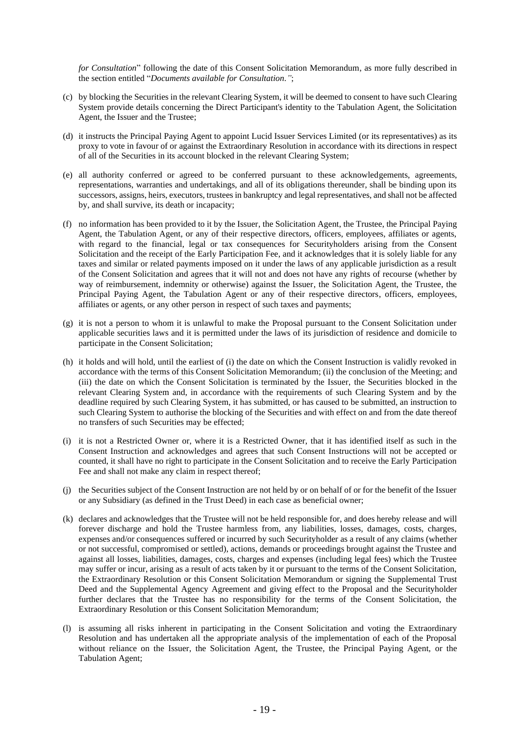*for Consultation*" following the date of this Consent Solicitation Memorandum, as more fully described in the section entitled "*Documents available for Consultation*.";

(c) by blocking the Securities in the relevant Clearing System, it will be deemed to consent to have such Clearing System provide details concerning the Direct Participant's identity to the Tabulation Agent, the Solicitation Agent, the Issuer and the Trustee;

(d) it instructs the Principal Paying Agent to appoint Lucid Issuer Services Limited (or its representatives) as its proxy to vote in favour of or against the Extraordinary Resolution in accordance with its directions in respect of all of the Securities in its account blocked in the relevant Clearing System;

(e) all authority conferred or agreed to be conferred pursuant to these acknowledgements, agreements, representations, warranties and undertakings, and all of its obligations thereunder, shall be binding upon its successors, assigns, heirs, executors, trustees in bankruptcy and legal representatives, and shall not be affected by, and shall survive, its death or incapacity;

(f) no information has been provided to it by the Issuer, the Solicitation Agent, the Trustee, the Principal Paying Agent, the Tabulation Agent, or any of their respective directors, officers, employees, affiliates or agents, with regard to the financial, legal or tax consequences for Securityholders arising from the Consent Solicitation and the receipt of the Early Participation Fee, and it acknowledges that it is solely liable for any taxes and similar or related payments imposed on it under the laws of any applicable jurisdiction as a result of the Consent Solicitation and agrees that it will not and does not have any rights of recourse (whether by way of reimbursement, indemnity or otherwise) against the Issuer, the Solicitation Agent, the Trustee, the Principal Paying Agent, the Tabulation Agent or any of their respective directors, officers, employees, affiliates or agents, or any other person in respect of such taxes and payments;

(g) it is not a person to whom it is unlawful to make the Proposal pursuant to the Consent Solicitation under applicable securities laws and it is permitted under the laws of its jurisdiction of residence and domicile to participate in the Consent Solicitation;

(h) it holds and will hold, until the earliest of (i) the date on which the Consent Instruction is validly revoked in accordance with the terms of this Consent Solicitation Memorandum; (ii) the conclusion of the Meeting; and (iii) the date on which the Consent Solicitation is terminated by the Issuer, the Securities blocked in the relevant Clearing System and, in accordance with the requirements of such Clearing System and by the deadline required by such Clearing System, it has submitted, or has caused to be submitted, an instruction to such Clearing System to authorise the blocking of the Securities and with effect on and from the date thereof no transfers of such Securities may be effected;

(i) it is not a Restricted Owner or, where it is a Restricted Owner, that it has identified itself as such in the Consent Instruction and acknowledges and agrees that such Consent Instructions will not be accepted or counted, it shall have no right to participate in the Consent Solicitation and to receive the Early Participation Fee and shall not make any claim in respect thereof;

(j) the Securities subject of the Consent Instruction are not held by or on behalf of or for the benefit of the Issuer or any Subsidiary (as defined in the Trust Deed) in each case as beneficial owner;

(k) declares and acknowledges that the Trustee will not be held responsible for, and does hereby release and will forever discharge and hold the Trustee harmless from, any liabilities, losses, damages, costs, charges, expenses and/or consequences suffered or incurred by such Securityholder as a result of any claims (whether or not successful, compromised or settled), actions, demands or proceedings brought against the Trustee and against all losses, liabilities, damages, costs, charges and expenses (including legal fees) which the Trustee may suffer or incur, arising as a result of acts taken by it or pursuant to the terms of the Consent Solicitation, the Extraordinary Resolution or this Consent Solicitation Memorandum or signing the Supplemental Trust Deed and the Supplemental Agency Agreement and giving effect to the Proposal and the Securityholder further declares that the Trustee has no responsibility for the terms of the Consent Solicitation, the Extraordinary Resolution or this Consent Solicitation Memorandum;

(l) is assuming all risks inherent in participating in the Consent Solicitation and voting the Extraordinary Resolution and has undertaken all the appropriate analysis of the implementation of each of the Proposal without reliance on the Issuer, the Solicitation Agent, the Trustee, the Principal Paying Agent, or the Tabulation Agent;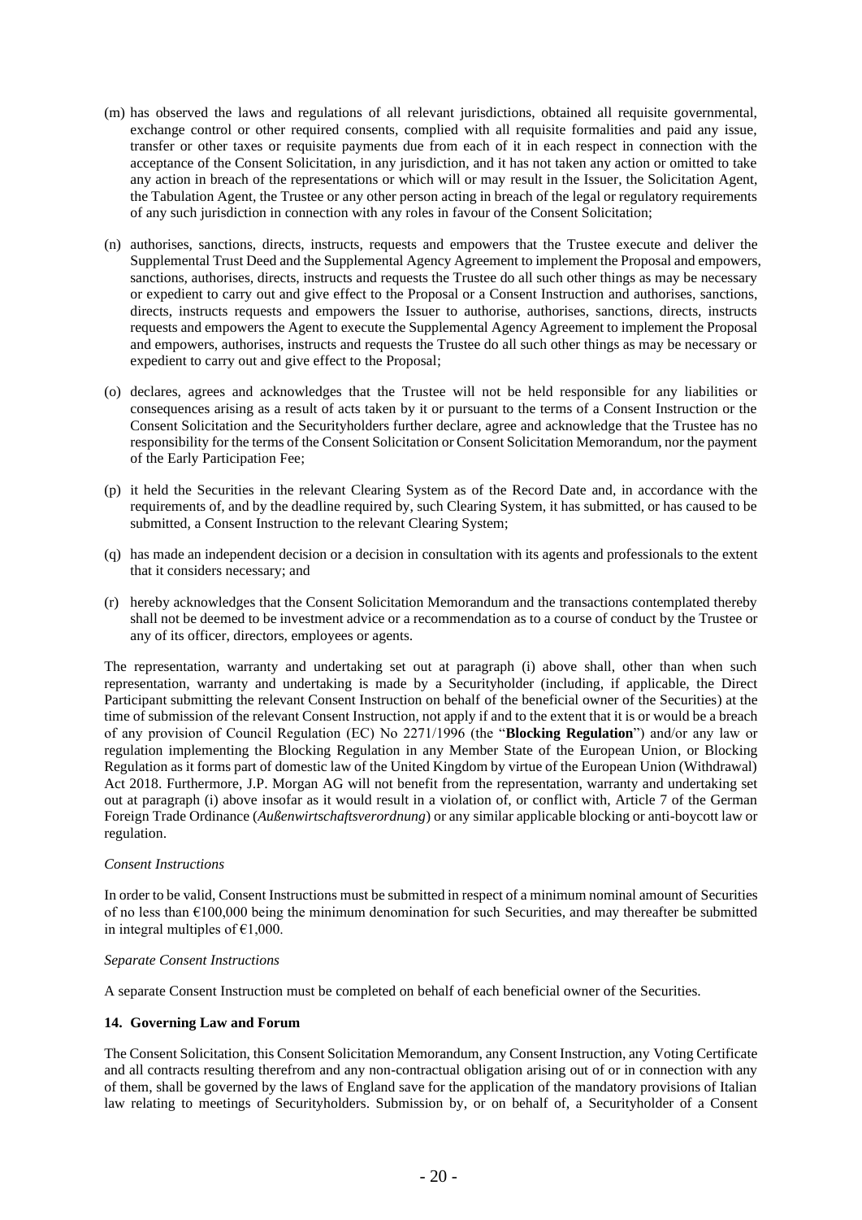(m) has observed the laws and regulations of all relevant jurisdictions, obtained all requisite governmental, exchange control or other required consents, complied with all requisite formalities and paid any issue, transfer or other taxes or requisite payments due from each of it in each respect in connection with the acceptance of the Consent Solicitation, in any jurisdiction, and it has not taken any action or omitted to take any action in breach of the representations or which will or may result in the Issuer, the Solicitation Agent, the Tabulation Agent, the Trustee or any other person acting in breach of the legal or regulatory requirements of any such jurisdiction in connection with any roles in favour of the Consent Solicitation;

(n) authorises, sanctions, directs, instructs, requests and empowers that the Trustee execute and deliver the Supplemental Trust Deed and the Supplemental Agency Agreement to implement the Proposal and empowers, sanctions, authorises, directs, instructs and requests the Trustee do all such other things as may be necessary or expedient to carry out and give effect to the Proposal or a Consent Instruction and authorises, sanctions, directs, instructs requests and empowers the Issuer to authorise, authorises, sanctions, directs, instructs requests and empowers the Agent to execute the Supplemental Agency Agreement to implement the Proposal and empowers, authorises, instructs and requests the Trustee do all such other things as may be necessary or expedient to carry out and give effect to the Proposal;

(o) declares, agrees and acknowledges that the Trustee will not be held responsible for any liabilities or consequences arising as a result of acts taken by it or pursuant to the terms of a Consent Instruction or the Consent Solicitation and the Securityholders further declare, agree and acknowledge that the Trustee has no responsibility for the terms of the Consent Solicitation or Consent Solicitation Memorandum, nor the payment of the Early Participation Fee;

(p) it held the Securities in the relevant Clearing System as of the Record Date and, in accordance with the requirements of, and by the deadline required by, such Clearing System, it has submitted, or has caused to be submitted, a Consent Instruction to the relevant Clearing System;

(q) has made an independent decision or a decision in consultation with its agents and professionals to the extent that it considers necessary; and

(r) hereby acknowledges that the Consent Solicitation Memorandum and the transactions contemplated thereby shall not be deemed to be investment advice or a recommendation as to a course of conduct by the Trustee or any of its officer, directors, employees or agents.

The representation, warranty and undertaking set out at paragraph (i) above shall, other than when such representation, warranty and undertaking is made by a Securityholder (including, if applicable, the Direct Participant submitting the relevant Consent Instruction on behalf of the beneficial owner of the Securities) at the time of submission of the relevant Consent Instruction, not apply if and to the extent that it is or would be a breach of any provision of Council Regulation (EC) No 2271/1996 (the "**Blocking Regulation**") and/or any law or regulation implementing the Blocking Regulation in any Member State of the European Union, or Blocking Regulation as it forms part of domestic law of the United Kingdom by virtue of the European Union (Withdrawal) Act 2018. Furthermore, J.P. Morgan AG will not benefit from the representation, warranty and undertaking set out at paragraph (i) above insofar as it would result in a violation of, or conflict with, Article 7 of the German Foreign Trade Ordinance (*Außenwirtschaftsverordnung*) or any similar applicable blocking or anti-boycott law or regulation.

*Consent Instructions*

In order to be valid, Consent Instructions must be submitted in respect of a minimum nominal amount of Securities of no less than €100,000 being the minimum denomination for such Securities, and may thereafter be submitted in integral multiples of €1,000.

*Separate Consent Instructions*

A separate Consent Instruction must be completed on behalf of each beneficial owner of the Securities.

## 14. Governing Law and Forum

The Consent Solicitation, this Consent Solicitation Memorandum, any Consent Instruction, any Voting Certificate and all contracts resulting therefrom and any non-contractual obligation arising out of or in connection with any of them, shall be governed by the laws of England save for the application of the mandatory provisions of Italian law relating to meetings of Securityholders. Submission by, or on behalf of, a Securityholder of a Consent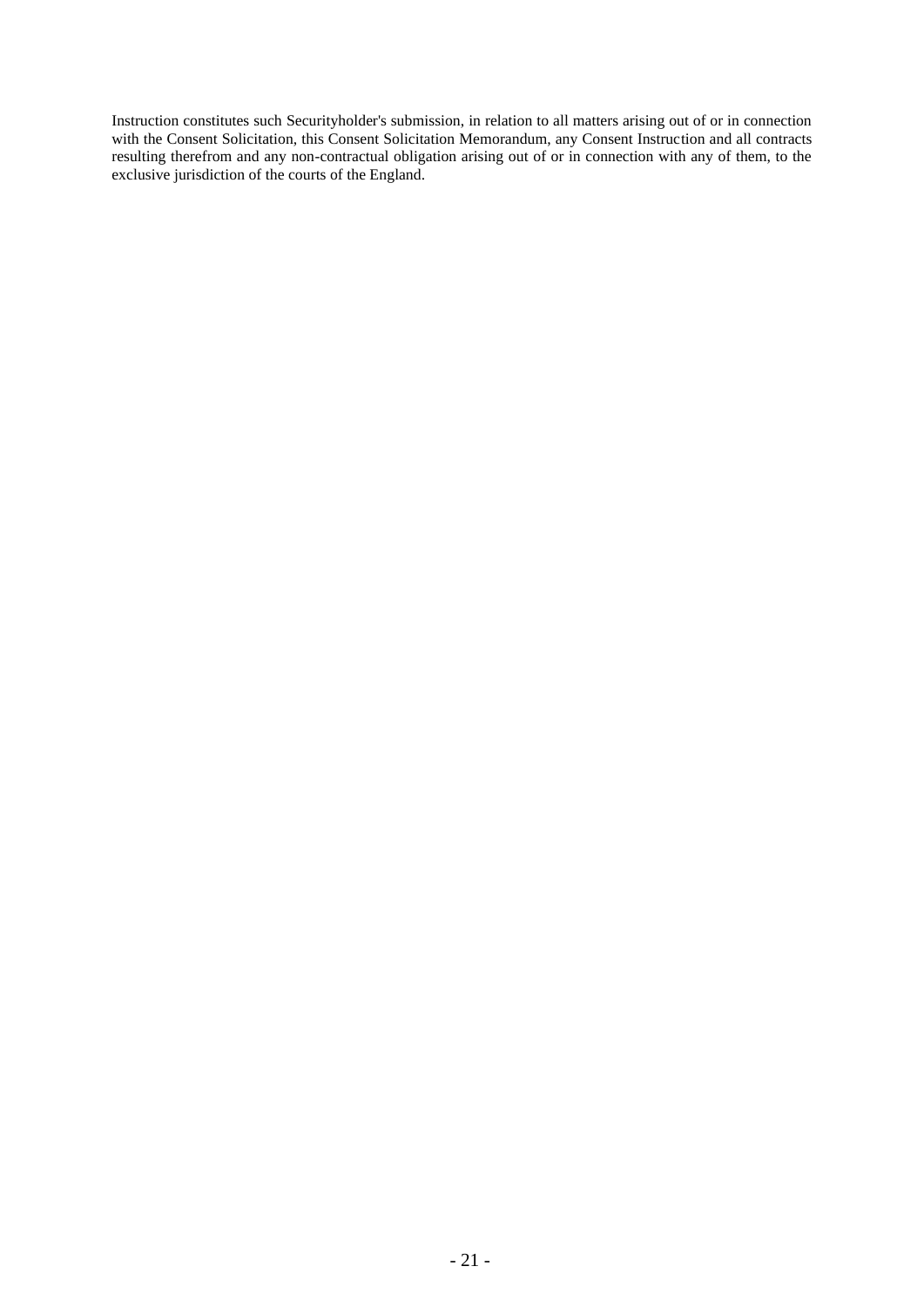Instruction constitutes such Securityholder's submission, in relation to all matters arising out of or in connection with the Consent Solicitation, this Consent Solicitation Memorandum, any Consent Instruction and all contracts resulting therefrom and any non-contractual obligation arising out of or in connection with any of them, to the exclusive jurisdiction of the courts of the England.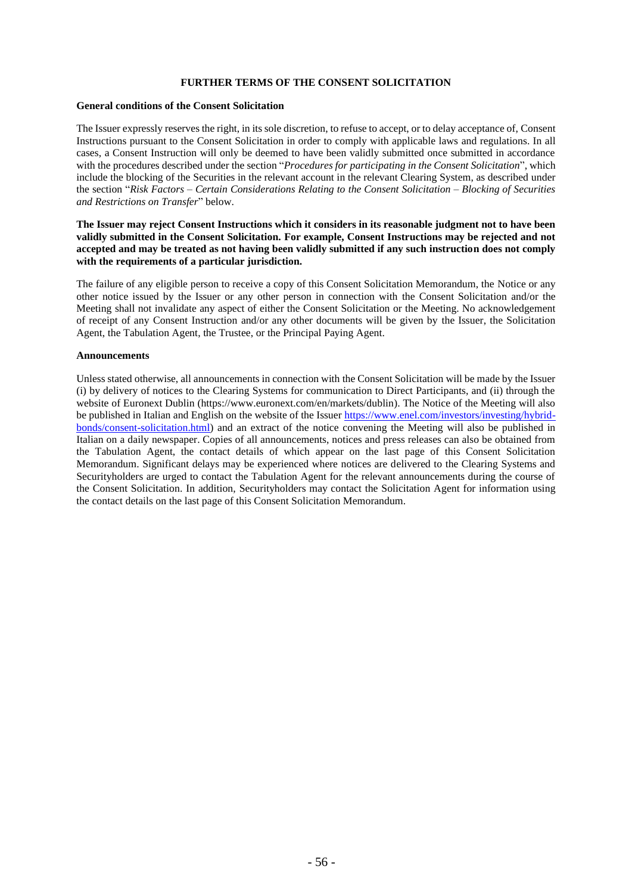## FURTHER TERMS OF THE CONSENT SOLICITATION

**General conditions of the Consent Solicitation**

The Issuer expressly reserves the right, in its sole discretion, to refuse to accept, or to delay acceptance of, Consent Instructions pursuant to the Consent Solicitation in order to comply with applicable laws and regulations. In all cases, a Consent Instruction will only be deemed to have been validly submitted once submitted in accordance with the procedures described under the section "*Procedures for participating in the Consent Solicitation*", which include the blocking of the Securities in the relevant account in the relevant Clearing System, as described under the section "*Risk Factors – Certain Considerations Relating to the Consent Solicitation – Blocking of Securities and Restrictions on Transfer*" below.

**The Issuer may reject Consent Instructions which it considers in its reasonable judgment not to have been validly submitted in the Consent Solicitation. For example, Consent Instructions may be rejected and not accepted and may be treated as not having been validly submitted if any such instruction does not comply with the requirements of a particular jurisdiction.**

The failure of any eligible person to receive a copy of this Consent Solicitation Memorandum, the Notice or any other notice issued by the Issuer or any other person in connection with the Consent Solicitation and/or the Meeting shall not invalidate any aspect of either the Consent Solicitation or the Meeting. No acknowledgement of receipt of any Consent Instruction and/or any other documents will be given by the Issuer, the Solicitation Agent, the Tabulation Agent, the Trustee, or the Principal Paying Agent.

**Announcements**

Unless stated otherwise, all announcements in connection with the Consent Solicitation will be made by the Issuer (i) by delivery of notices to the Clearing Systems for communication to Direct Participants, and (ii) through the website of Euronext Dublin (https://www.euronext.com/en/markets/dublin). The Notice of the Meeting will also be published in Italian and English on the website of the Issuer https://www.enel.com/investors/investing/hybrid-bonds/consent-solicitation.html) and an extract of the notice convening the Meeting will also be published in Italian on a daily newspaper. Copies of all announcements, notices and press releases can also be obtained from the Tabulation Agent, the contact details of which appear on the last page of this Consent Solicitation Memorandum. Significant delays may be experienced where notices are delivered to the Clearing Systems and Securityholders are urged to contact the Tabulation Agent for the relevant announcements during the course of the Consent Solicitation. In addition, Securityholders may contact the Solicitation Agent for information using the contact details on the last page of this Consent Solicitation Memorandum.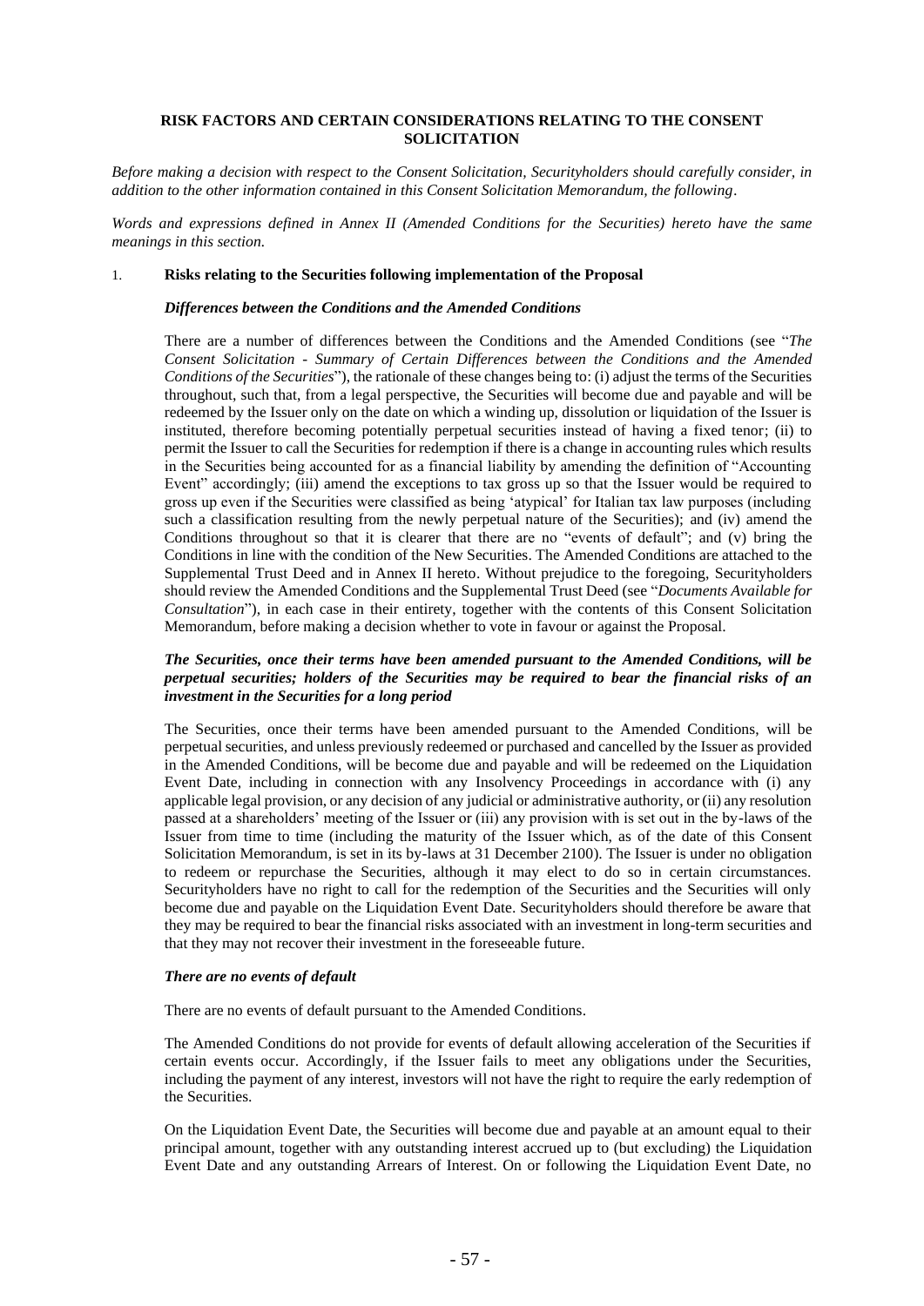## RISK FACTORS AND CERTAIN CONSIDERATIONS RELATING TO THE CONSENT SOLICITATION

*Before making a decision with respect to the Consent Solicitation, Securityholders should carefully consider, in addition to the other information contained in this Consent Solicitation Memorandum, the following.*

*Words and expressions defined in Annex II (Amended Conditions for the Securities) hereto have the same meanings in this section.*

### 1. Risks relating to the Securities following implementation of the Proposal

***Differences between the Conditions and the Amended Conditions***

There are a number of differences between the Conditions and the Amended Conditions (see "*The Consent Solicitation - Summary of Certain Differences between the Conditions and the Amended Conditions of the Securities*"), the rationale of these changes being to: (i) adjust the terms of the Securities throughout, such that, from a legal perspective, the Securities will become due and payable and will be redeemed by the Issuer only on the date on which a winding up, dissolution or liquidation of the Issuer is instituted, therefore becoming potentially perpetual securities instead of having a fixed tenor; (ii) to permit the Issuer to call the Securities for redemption if there is a change in accounting rules which results in the Securities being accounted for as a financial liability by amending the definition of "Accounting Event" accordingly; (iii) amend the exceptions to tax gross up so that the Issuer would be required to gross up even if the Securities were classified as being 'atypical' for Italian tax law purposes (including such a classification resulting from the newly perpetual nature of the Securities); and (iv) amend the Conditions throughout so that it is clearer that there are no "events of default"; and (v) bring the Conditions in line with the condition of the New Securities. The Amended Conditions are attached to the Supplemental Trust Deed and in Annex II hereto. Without prejudice to the foregoing, Securityholders should review the Amended Conditions and the Supplemental Trust Deed (see "*Documents Available for Consultation*"), in each case in their entirety, together with the contents of this Consent Solicitation Memorandum, before making a decision whether to vote in favour or against the Proposal.

***The Securities, once their terms have been amended pursuant to the Amended Conditions, will be perpetual securities; holders of the Securities may be required to bear the financial risks of an investment in the Securities for a long period***

The Securities, once their terms have been amended pursuant to the Amended Conditions, will be perpetual securities, and unless previously redeemed or purchased and cancelled by the Issuer as provided in the Amended Conditions, will be become due and payable and will be redeemed on the Liquidation Event Date, including in connection with any Insolvency Proceedings in accordance with (i) any applicable legal provision, or any decision of any judicial or administrative authority, or (ii) any resolution passed at a shareholders' meeting of the Issuer or (iii) any provision with is set out in the by-laws of the Issuer from time to time (including the maturity of the Issuer which, as of the date of this Consent Solicitation Memorandum, is set in its by-laws at 31 December 2100). The Issuer is under no obligation to redeem or repurchase the Securities, although it may elect to do so in certain circumstances. Securityholders have no right to call for the redemption of the Securities and the Securities will only become due and payable on the Liquidation Event Date. Securityholders should therefore be aware that they may be required to bear the financial risks associated with an investment in long-term securities and that they may not recover their investment in the foreseeable future.

***There are no events of default***

There are no events of default pursuant to the Amended Conditions.

The Amended Conditions do not provide for events of default allowing acceleration of the Securities if certain events occur. Accordingly, if the Issuer fails to meet any obligations under the Securities, including the payment of any interest, investors will not have the right to require the early redemption of the Securities.

On the Liquidation Event Date, the Securities will become due and payable at an amount equal to their principal amount, together with any outstanding interest accrued up to (but excluding) the Liquidation Event Date and any outstanding Arrears of Interest. On or following the Liquidation Event Date, no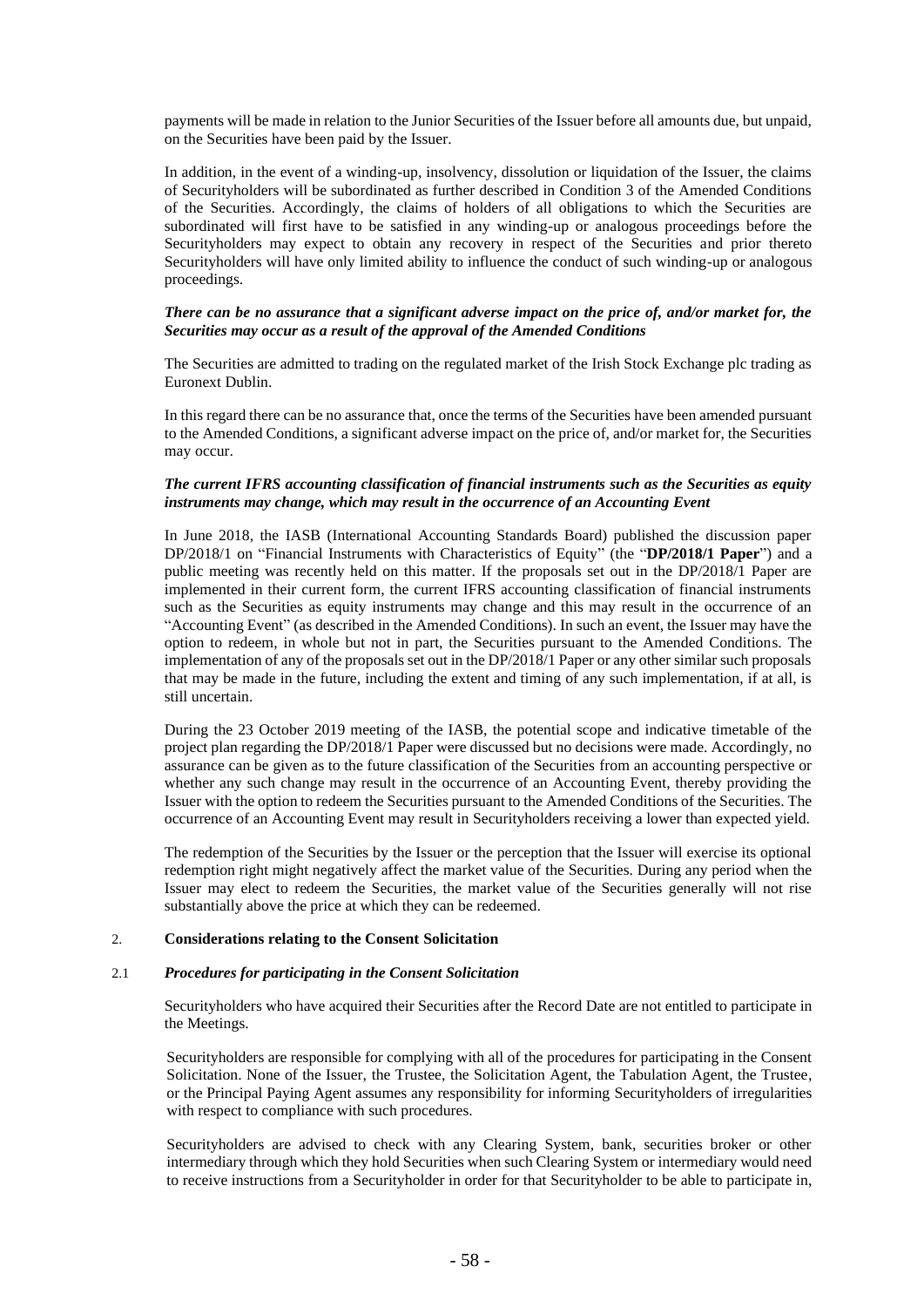payments will be made in relation to the Junior Securities of the Issuer before all amounts due, but unpaid, on the Securities have been paid by the Issuer.

In addition, in the event of a winding-up, insolvency, dissolution or liquidation of the Issuer, the claims of Securityholders will be subordinated as further described in Condition 3 of the Amended Conditions of the Securities. Accordingly, the claims of holders of all obligations to which the Securities are subordinated will first have to be satisfied in any winding-up or analogous proceedings before the Securityholders may expect to obtain any recovery in respect of the Securities and prior thereto Securityholders will have only limited ability to influence the conduct of such winding-up or analogous proceedings.

***There can be no assurance that a significant adverse impact on the price of, and/or market for, the Securities may occur as a result of the approval of the Amended Conditions***

The Securities are admitted to trading on the regulated market of the Irish Stock Exchange plc trading as Euronext Dublin.

In this regard there can be no assurance that, once the terms of the Securities have been amended pursuant to the Amended Conditions, a significant adverse impact on the price of, and/or market for, the Securities may occur.

***The current IFRS accounting classification of financial instruments such as the Securities as equity instruments may change, which may result in the occurrence of an Accounting Event***

In June 2018, the IASB (International Accounting Standards Board) published the discussion paper DP/2018/1 on "Financial Instruments with Characteristics of Equity" (the "**DP/2018/1 Paper**") and a public meeting was recently held on this matter. If the proposals set out in the DP/2018/1 Paper are implemented in their current form, the current IFRS accounting classification of financial instruments such as the Securities as equity instruments may change and this may result in the occurrence of an "Accounting Event" (as described in the Amended Conditions). In such an event, the Issuer may have the option to redeem, in whole but not in part, the Securities pursuant to the Amended Conditions. The implementation of any of the proposals set out in the DP/2018/1 Paper or any other similar such proposals that may be made in the future, including the extent and timing of any such implementation, if at all, is still uncertain.

During the 23 October 2019 meeting of the IASB, the potential scope and indicative timetable of the project plan regarding the DP/2018/1 Paper were discussed but no decisions were made. Accordingly, no assurance can be given as to the future classification of the Securities from an accounting perspective or whether any such change may result in the occurrence of an Accounting Event, thereby providing the Issuer with the option to redeem the Securities pursuant to the Amended Conditions of the Securities. The occurrence of an Accounting Event may result in Securityholders receiving a lower than expected yield.

The redemption of the Securities by the Issuer or the perception that the Issuer will exercise its optional redemption right might negatively affect the market value of the Securities. During any period when the Issuer may elect to redeem the Securities, the market value of the Securities generally will not rise substantially above the price at which they can be redeemed.

## 2. Considerations relating to the Consent Solicitation

### 2.1 *Procedures for participating in the Consent Solicitation*

Securityholders who have acquired their Securities after the Record Date are not entitled to participate in the Meetings.

Securityholders are responsible for complying with all of the procedures for participating in the Consent Solicitation. None of the Issuer, the Trustee, the Solicitation Agent, the Tabulation Agent, the Trustee, or the Principal Paying Agent assumes any responsibility for informing Securityholders of irregularities with respect to compliance with such procedures.

Securityholders are advised to check with any Clearing System, bank, securities broker or other intermediary through which they hold Securities when such Clearing System or intermediary would need to receive instructions from a Securityholder in order for that Securityholder to be able to participate in,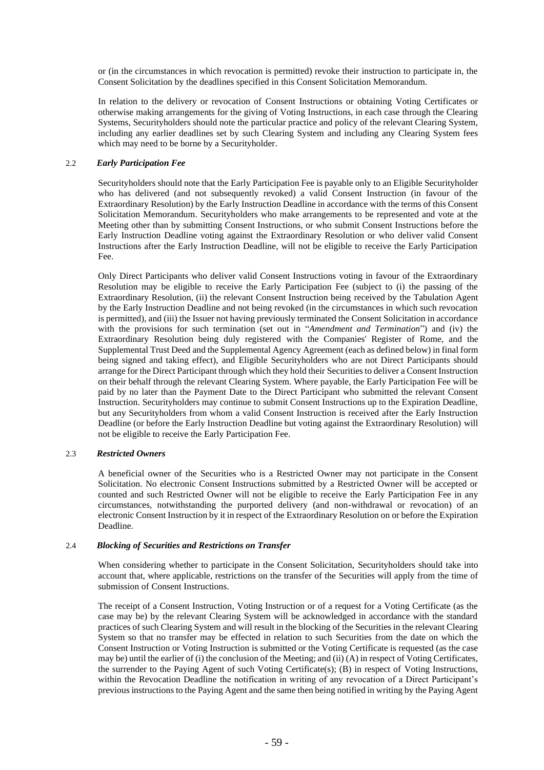or (in the circumstances in which revocation is permitted) revoke their instruction to participate in, the Consent Solicitation by the deadlines specified in this Consent Solicitation Memorandum.

In relation to the delivery or revocation of Consent Instructions or obtaining Voting Certificates or otherwise making arrangements for the giving of Voting Instructions, in each case through the Clearing Systems, Securityholders should note the particular practice and policy of the relevant Clearing System, including any earlier deadlines set by such Clearing System and including any Clearing System fees which may need to be borne by a Securityholder.

### 2.2 *Early Participation Fee*

Securityholders should note that the Early Participation Fee is payable only to an Eligible Securityholder who has delivered (and not subsequently revoked) a valid Consent Instruction (in favour of the Extraordinary Resolution) by the Early Instruction Deadline in accordance with the terms of this Consent Solicitation Memorandum. Securityholders who make arrangements to be represented and vote at the Meeting other than by submitting Consent Instructions, or who submit Consent Instructions before the Early Instruction Deadline voting against the Extraordinary Resolution or who deliver valid Consent Instructions after the Early Instruction Deadline, will not be eligible to receive the Early Participation Fee.

Only Direct Participants who deliver valid Consent Instructions voting in favour of the Extraordinary Resolution may be eligible to receive the Early Participation Fee (subject to (i) the passing of the Extraordinary Resolution, (ii) the relevant Consent Instruction being received by the Tabulation Agent by the Early Instruction Deadline and not being revoked (in the circumstances in which such revocation is permitted), and (iii) the Issuer not having previously terminated the Consent Solicitation in accordance with the provisions for such termination (set out in "*Amendment and Termination*") and (iv) the Extraordinary Resolution being duly registered with the Companies' Register of Rome, and the Supplemental Trust Deed and the Supplemental Agency Agreement (each as defined below) in final form being signed and taking effect), and Eligible Securityholders who are not Direct Participants should arrange for the Direct Participant through which they hold their Securities to deliver a Consent Instruction on their behalf through the relevant Clearing System. Where payable, the Early Participation Fee will be paid by no later than the Payment Date to the Direct Participant who submitted the relevant Consent Instruction. Securityholders may continue to submit Consent Instructions up to the Expiration Deadline, but any Securityholders from whom a valid Consent Instruction is received after the Early Instruction Deadline (or before the Early Instruction Deadline but voting against the Extraordinary Resolution) will not be eligible to receive the Early Participation Fee.

### 2.3 *Restricted Owners*

A beneficial owner of the Securities who is a Restricted Owner may not participate in the Consent Solicitation. No electronic Consent Instructions submitted by a Restricted Owner will be accepted or counted and such Restricted Owner will not be eligible to receive the Early Participation Fee in any circumstances, notwithstanding the purported delivery (and non-withdrawal or revocation) of an electronic Consent Instruction by it in respect of the Extraordinary Resolution on or before the Expiration Deadline.

### 2.4 *Blocking of Securities and Restrictions on Transfer*

When considering whether to participate in the Consent Solicitation, Securityholders should take into account that, where applicable, restrictions on the transfer of the Securities will apply from the time of submission of Consent Instructions.

The receipt of a Consent Instruction, Voting Instruction or of a request for a Voting Certificate (as the case may be) by the relevant Clearing System will be acknowledged in accordance with the standard practices of such Clearing System and will result in the blocking of the Securities in the relevant Clearing System so that no transfer may be effected in relation to such Securities from the date on which the Consent Instruction or Voting Instruction is submitted or the Voting Certificate is requested (as the case may be) until the earlier of (i) the conclusion of the Meeting; and (ii) (A) in respect of Voting Certificates, the surrender to the Paying Agent of such Voting Certificate(s); (B) in respect of Voting Instructions, within the Revocation Deadline the notification in writing of any revocation of a Direct Participant's previous instructions to the Paying Agent and the same then being notified in writing by the Paying Agent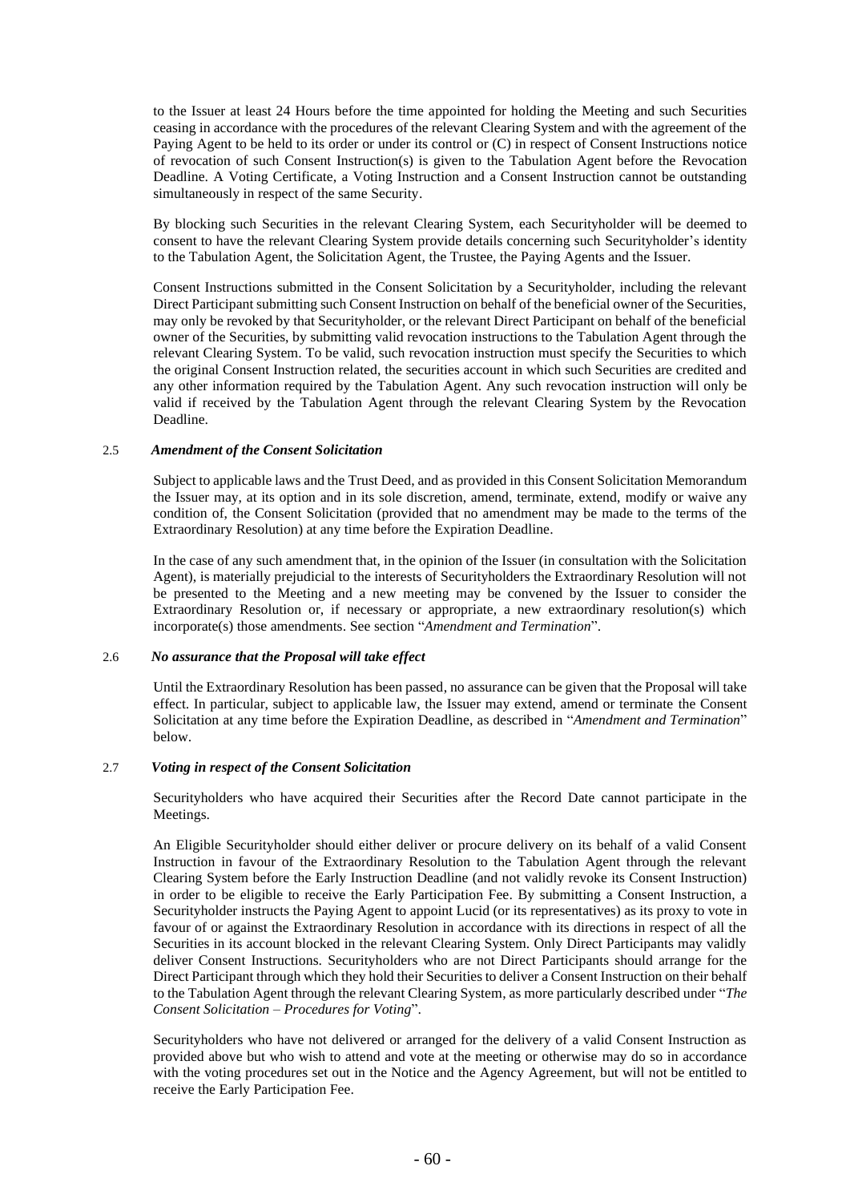to the Issuer at least 24 Hours before the time appointed for holding the Meeting and such Securities ceasing in accordance with the procedures of the relevant Clearing System and with the agreement of the Paying Agent to be held to its order or under its control or (C) in respect of Consent Instructions notice of revocation of such Consent Instruction(s) is given to the Tabulation Agent before the Revocation Deadline. A Voting Certificate, a Voting Instruction and a Consent Instruction cannot be outstanding simultaneously in respect of the same Security.

By blocking such Securities in the relevant Clearing System, each Securityholder will be deemed to consent to have the relevant Clearing System provide details concerning such Securityholder's identity to the Tabulation Agent, the Solicitation Agent, the Trustee, the Paying Agents and the Issuer.

Consent Instructions submitted in the Consent Solicitation by a Securityholder, including the relevant Direct Participant submitting such Consent Instruction on behalf of the beneficial owner of the Securities, may only be revoked by that Securityholder, or the relevant Direct Participant on behalf of the beneficial owner of the Securities, by submitting valid revocation instructions to the Tabulation Agent through the relevant Clearing System. To be valid, such revocation instruction must specify the Securities to which the original Consent Instruction related, the securities account in which such Securities are credited and any other information required by the Tabulation Agent. Any such revocation instruction will only be valid if received by the Tabulation Agent through the relevant Clearing System by the Revocation Deadline.

### 2.5 *Amendment of the Consent Solicitation*

Subject to applicable laws and the Trust Deed, and as provided in this Consent Solicitation Memorandum the Issuer may, at its option and in its sole discretion, amend, terminate, extend, modify or waive any condition of, the Consent Solicitation (provided that no amendment may be made to the terms of the Extraordinary Resolution) at any time before the Expiration Deadline.

In the case of any such amendment that, in the opinion of the Issuer (in consultation with the Solicitation Agent), is materially prejudicial to the interests of Securityholders the Extraordinary Resolution will not be presented to the Meeting and a new meeting may be convened by the Issuer to consider the Extraordinary Resolution or, if necessary or appropriate, a new extraordinary resolution(s) which incorporate(s) those amendments. See section "*Amendment and Termination*".

### 2.6 *No assurance that the Proposal will take effect*

Until the Extraordinary Resolution has been passed, no assurance can be given that the Proposal will take effect. In particular, subject to applicable law, the Issuer may extend, amend or terminate the Consent Solicitation at any time before the Expiration Deadline, as described in "*Amendment and Termination*" below.

### 2.7 *Voting in respect of the Consent Solicitation*

Securityholders who have acquired their Securities after the Record Date cannot participate in the Meetings.

An Eligible Securityholder should either deliver or procure delivery on its behalf of a valid Consent Instruction in favour of the Extraordinary Resolution to the Tabulation Agent through the relevant Clearing System before the Early Instruction Deadline (and not validly revoke its Consent Instruction) in order to be eligible to receive the Early Participation Fee. By submitting a Consent Instruction, a Securityholder instructs the Paying Agent to appoint Lucid (or its representatives) as its proxy to vote in favour of or against the Extraordinary Resolution in accordance with its directions in respect of all the Securities in its account blocked in the relevant Clearing System. Only Direct Participants may validly deliver Consent Instructions. Securityholders who are not Direct Participants should arrange for the Direct Participant through which they hold their Securities to deliver a Consent Instruction on their behalf to the Tabulation Agent through the relevant Clearing System, as more particularly described under "*The Consent Solicitation – Procedures for Voting*".

Securityholders who have not delivered or arranged for the delivery of a valid Consent Instruction as provided above but who wish to attend and vote at the meeting or otherwise may do so in accordance with the voting procedures set out in the Notice and the Agency Agreement, but will not be entitled to receive the Early Participation Fee.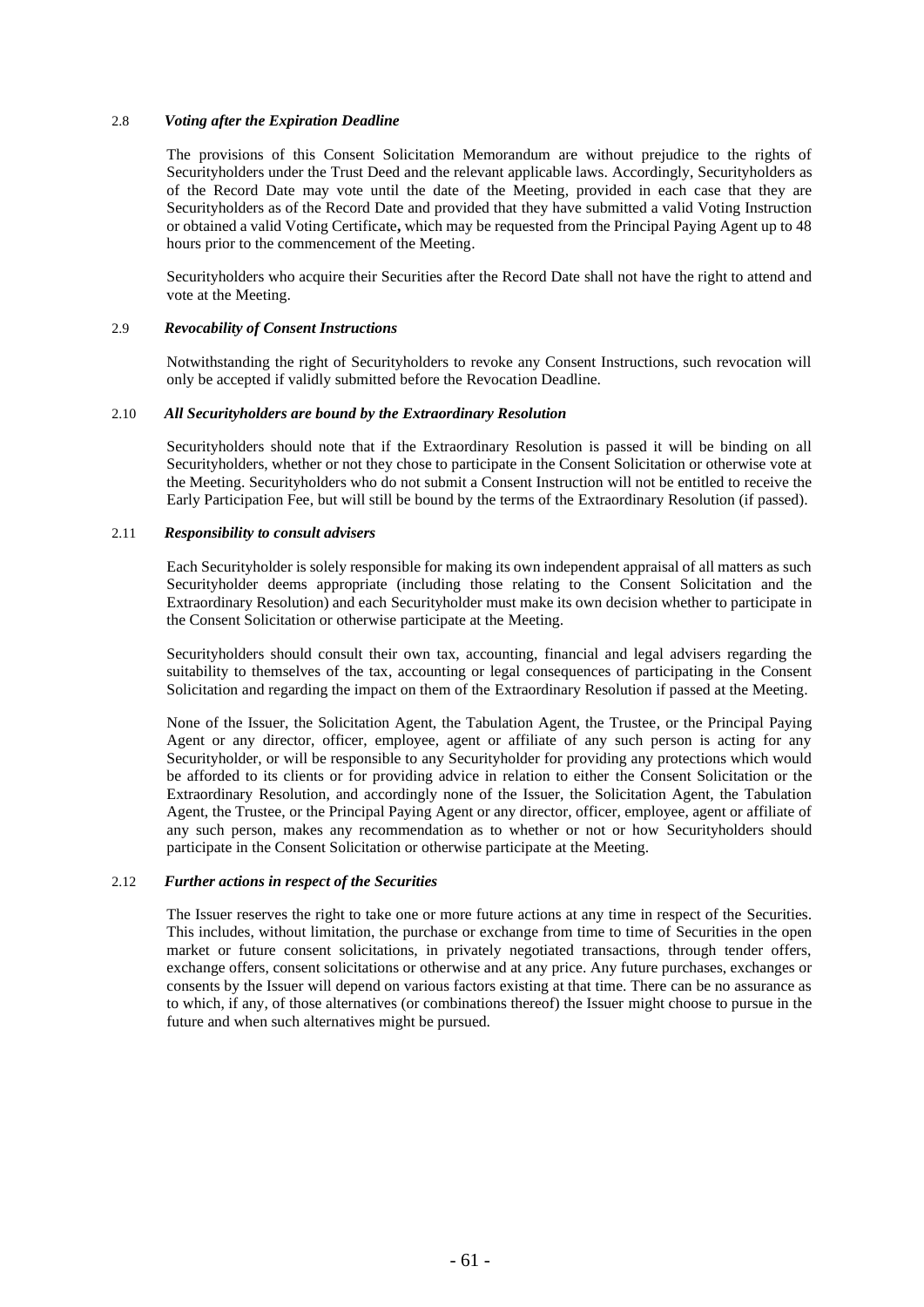### 2.8 *Voting after the Expiration Deadline*

The provisions of this Consent Solicitation Memorandum are without prejudice to the rights of Securityholders under the Trust Deed and the relevant applicable laws. Accordingly, Securityholders as of the Record Date may vote until the date of the Meeting, provided in each case that they are Securityholders as of the Record Date and provided that they have submitted a valid Voting Instruction or obtained a valid Voting Certificate**,** which may be requested from the Principal Paying Agent up to 48 hours prior to the commencement of the Meeting.

Securityholders who acquire their Securities after the Record Date shall not have the right to attend and vote at the Meeting.

### 2.9 *Revocability of Consent Instructions*

Notwithstanding the right of Securityholders to revoke any Consent Instructions, such revocation will only be accepted if validly submitted before the Revocation Deadline.

### 2.10 *All Securityholders are bound by the Extraordinary Resolution*

Securityholders should note that if the Extraordinary Resolution is passed it will be binding on all Securityholders, whether or not they chose to participate in the Consent Solicitation or otherwise vote at the Meeting. Securityholders who do not submit a Consent Instruction will not be entitled to receive the Early Participation Fee, but will still be bound by the terms of the Extraordinary Resolution (if passed).

### 2.11 *Responsibility to consult advisers*

Each Securityholder is solely responsible for making its own independent appraisal of all matters as such Securityholder deems appropriate (including those relating to the Consent Solicitation and the Extraordinary Resolution) and each Securityholder must make its own decision whether to participate in the Consent Solicitation or otherwise participate at the Meeting.

Securityholders should consult their own tax, accounting, financial and legal advisers regarding the suitability to themselves of the tax, accounting or legal consequences of participating in the Consent Solicitation and regarding the impact on them of the Extraordinary Resolution if passed at the Meeting.

None of the Issuer, the Solicitation Agent, the Tabulation Agent, the Trustee, or the Principal Paying Agent or any director, officer, employee, agent or affiliate of any such person is acting for any Securityholder, or will be responsible to any Securityholder for providing any protections which would be afforded to its clients or for providing advice in relation to either the Consent Solicitation or the Extraordinary Resolution, and accordingly none of the Issuer, the Solicitation Agent, the Tabulation Agent, the Trustee, or the Principal Paying Agent or any director, officer, employee, agent or affiliate of any such person, makes any recommendation as to whether or not or how Securityholders should participate in the Consent Solicitation or otherwise participate at the Meeting.

### 2.12 *Further actions in respect of the Securities*

The Issuer reserves the right to take one or more future actions at any time in respect of the Securities. This includes, without limitation, the purchase or exchange from time to time of Securities in the open market or future consent solicitations, in privately negotiated transactions, through tender offers, exchange offers, consent solicitations or otherwise and at any price. Any future purchases, exchanges or consents by the Issuer will depend on various factors existing at that time. There can be no assurance as to which, if any, of those alternatives (or combinations thereof) the Issuer might choose to pursue in the future and when such alternatives might be pursued.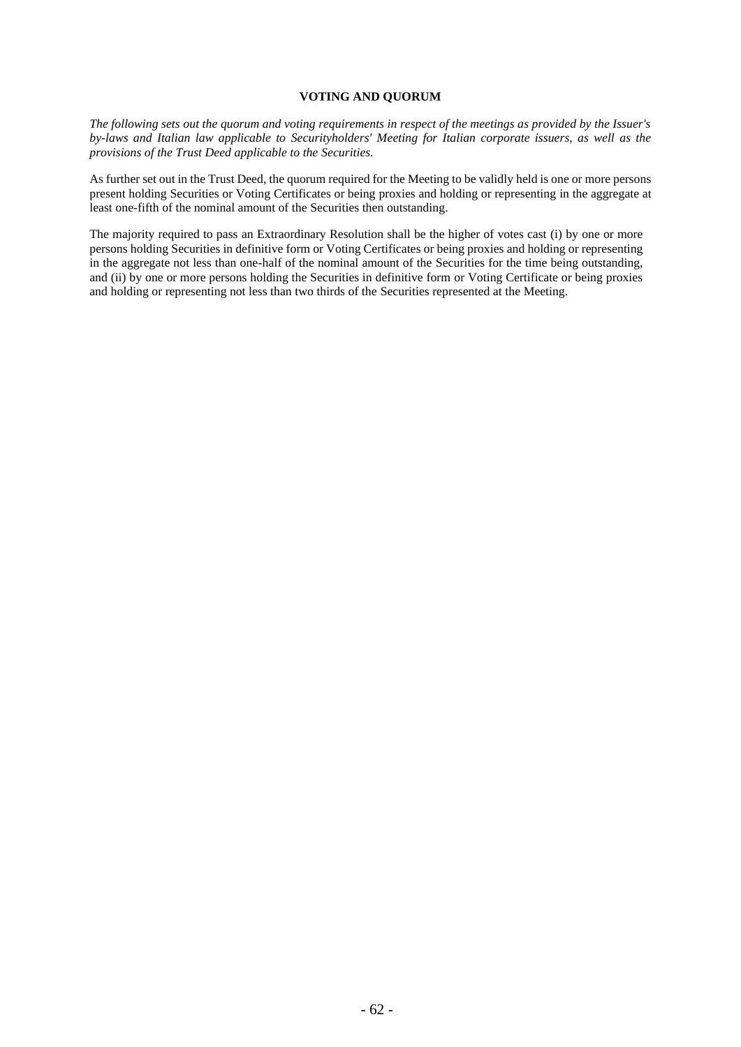## VOTING AND QUORUM

*The following sets out the quorum and voting requirements in respect of the meetings as provided by the Issuer's by-laws and Italian law applicable to Securityholders' Meeting for Italian corporate issuers, as well as the provisions of the Trust Deed applicable to the Securities.*

As further set out in the Trust Deed, the quorum required for the Meeting to be validly held is one or more persons present holding Securities or Voting Certificates or being proxies and holding or representing in the aggregate at least one-fifth of the nominal amount of the Securities then outstanding.

The majority required to pass an Extraordinary Resolution shall be the higher of votes cast (i) by one or more persons holding Securities in definitive form or Voting Certificates or being proxies and holding or representing in the aggregate not less than one-half of the nominal amount of the Securities for the time being outstanding, and (ii) by one or more persons holding the Securities in definitive form or Voting Certificate or being proxies and holding or representing not less than two thirds of the Securities represented at the Meeting.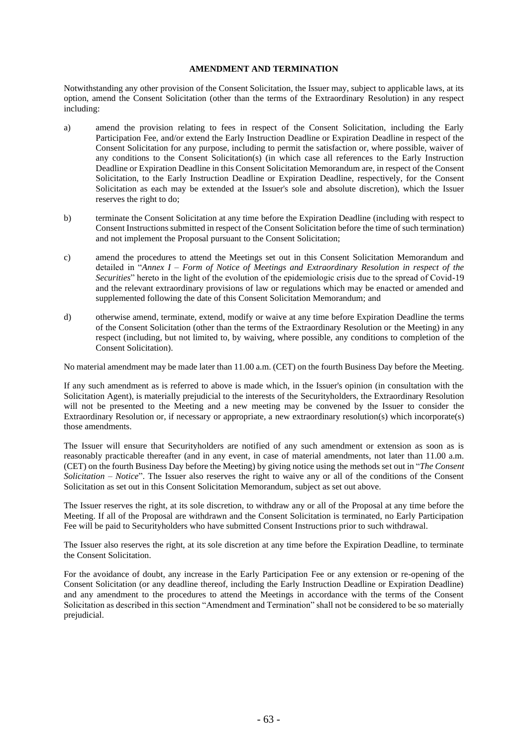## AMENDMENT AND TERMINATION

Notwithstanding any other provision of the Consent Solicitation, the Issuer may, subject to applicable laws, at its option, amend the Consent Solicitation (other than the terms of the Extraordinary Resolution) in any respect including:

a) amend the provision relating to fees in respect of the Consent Solicitation, including the Early Participation Fee, and/or extend the Early Instruction Deadline or Expiration Deadline in respect of the Consent Solicitation for any purpose, including to permit the satisfaction or, where possible, waiver of any conditions to the Consent Solicitation(s) (in which case all references to the Early Instruction Deadline or Expiration Deadline in this Consent Solicitation Memorandum are, in respect of the Consent Solicitation, to the Early Instruction Deadline or Expiration Deadline, respectively, for the Consent Solicitation as each may be extended at the Issuer's sole and absolute discretion), which the Issuer reserves the right to do;

b) terminate the Consent Solicitation at any time before the Expiration Deadline (including with respect to Consent Instructions submitted in respect of the Consent Solicitation before the time of such termination) and not implement the Proposal pursuant to the Consent Solicitation;

c) amend the procedures to attend the Meetings set out in this Consent Solicitation Memorandum and detailed in "*Annex I – Form of Notice of Meetings and Extraordinary Resolution in respect of the Securities*" hereto in the light of the evolution of the epidemiologic crisis due to the spread of Covid-19 and the relevant extraordinary provisions of law or regulations which may be enacted or amended and supplemented following the date of this Consent Solicitation Memorandum; and

d) otherwise amend, terminate, extend, modify or waive at any time before Expiration Deadline the terms of the Consent Solicitation (other than the terms of the Extraordinary Resolution or the Meeting) in any respect (including, but not limited to, by waiving, where possible, any conditions to completion of the Consent Solicitation).

No material amendment may be made later than 11.00 a.m. (CET) on the fourth Business Day before the Meeting.

If any such amendment as is referred to above is made which, in the Issuer's opinion (in consultation with the Solicitation Agent), is materially prejudicial to the interests of the Securityholders, the Extraordinary Resolution will not be presented to the Meeting and a new meeting may be convened by the Issuer to consider the Extraordinary Resolution or, if necessary or appropriate, a new extraordinary resolution(s) which incorporate(s) those amendments.

The Issuer will ensure that Securityholders are notified of any such amendment or extension as soon as is reasonably practicable thereafter (and in any event, in case of material amendments, not later than 11.00 a.m. (CET) on the fourth Business Day before the Meeting) by giving notice using the methods set out in "*The Consent Solicitation – Notice*". The Issuer also reserves the right to waive any or all of the conditions of the Consent Solicitation as set out in this Consent Solicitation Memorandum, subject as set out above.

The Issuer reserves the right, at its sole discretion, to withdraw any or all of the Proposal at any time before the Meeting. If all of the Proposal are withdrawn and the Consent Solicitation is terminated, no Early Participation Fee will be paid to Securityholders who have submitted Consent Instructions prior to such withdrawal.

The Issuer also reserves the right, at its sole discretion at any time before the Expiration Deadline, to terminate the Consent Solicitation.

For the avoidance of doubt, any increase in the Early Participation Fee or any extension or re-opening of the Consent Solicitation (or any deadline thereof, including the Early Instruction Deadline or Expiration Deadline) and any amendment to the procedures to attend the Meetings in accordance with the terms of the Consent Solicitation as described in this section "Amendment and Termination" shall not be considered to be so materially prejudicial.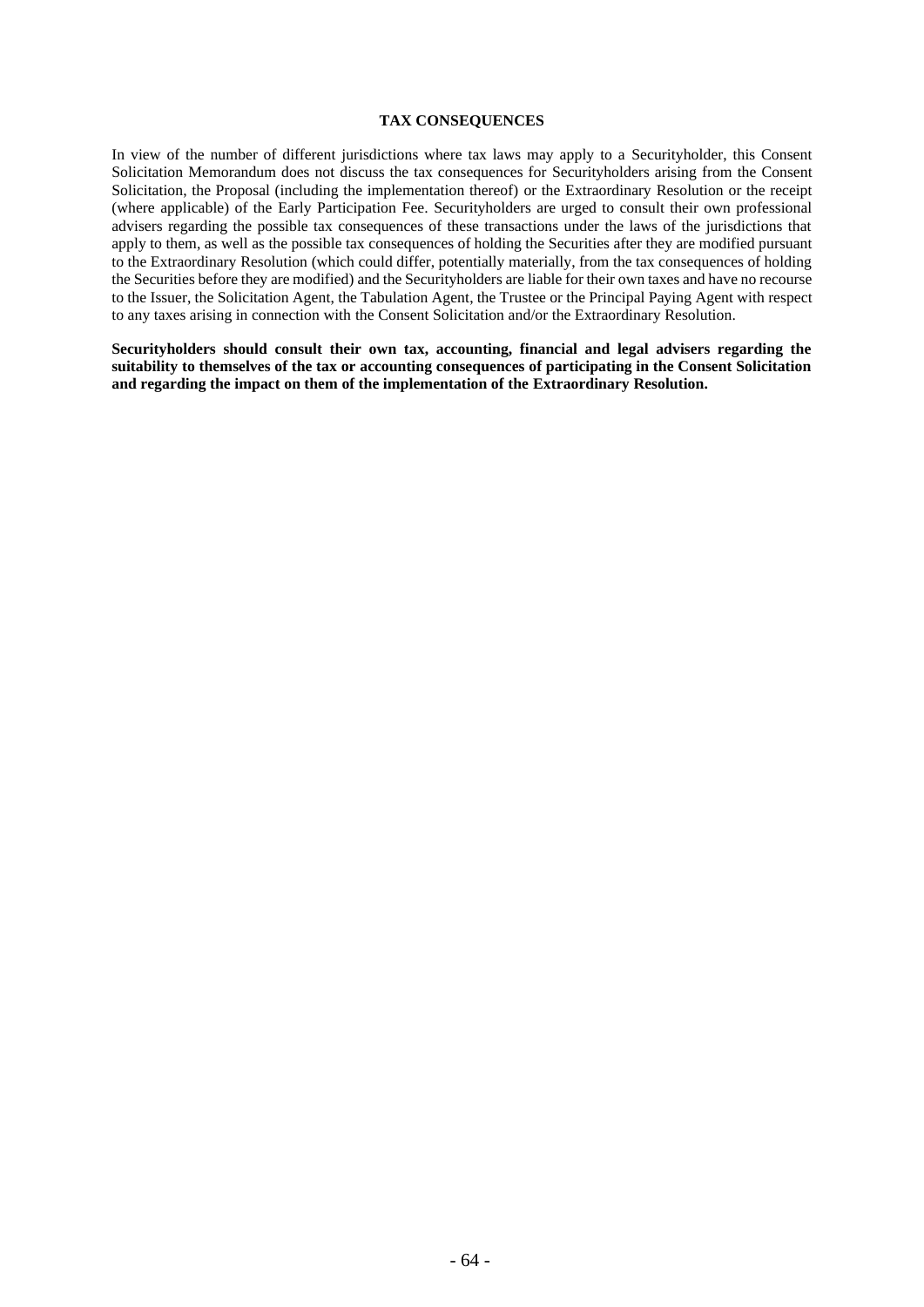## TAX CONSEQUENCES

In view of the number of different jurisdictions where tax laws may apply to a Securityholder, this Consent Solicitation Memorandum does not discuss the tax consequences for Securityholders arising from the Consent Solicitation, the Proposal (including the implementation thereof) or the Extraordinary Resolution or the receipt (where applicable) of the Early Participation Fee. Securityholders are urged to consult their own professional advisers regarding the possible tax consequences of these transactions under the laws of the jurisdictions that apply to them, as well as the possible tax consequences of holding the Securities after they are modified pursuant to the Extraordinary Resolution (which could differ, potentially materially, from the tax consequences of holding the Securities before they are modified) and the Securityholders are liable for their own taxes and have no recourse to the Issuer, the Solicitation Agent, the Tabulation Agent, the Trustee or the Principal Paying Agent with respect to any taxes arising in connection with the Consent Solicitation and/or the Extraordinary Resolution.

**Securityholders should consult their own tax, accounting, financial and legal advisers regarding the suitability to themselves of the tax or accounting consequences of participating in the Consent Solicitation and regarding the impact on them of the implementation of the Extraordinary Resolution.**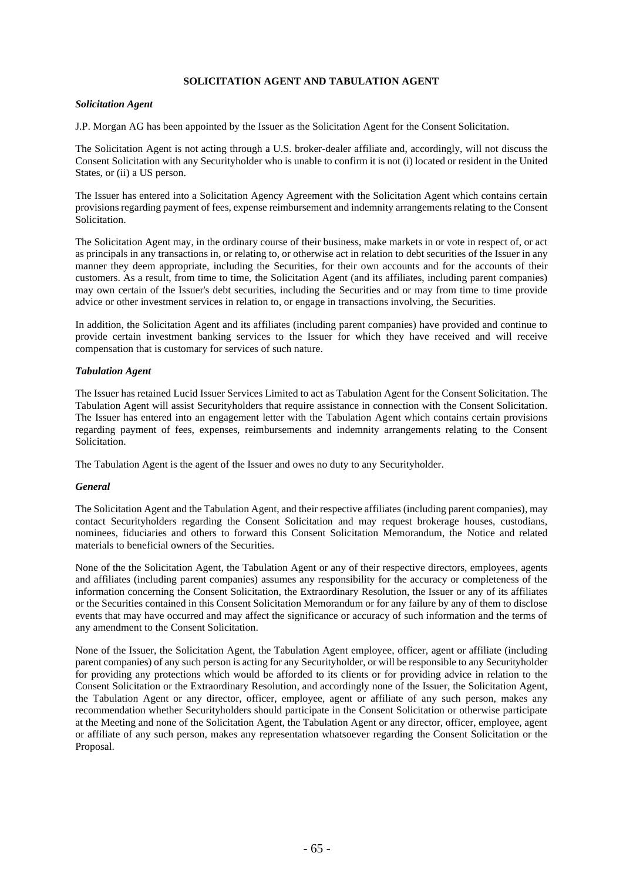## SOLICITATION AGENT AND TABULATION AGENT

### *Solicitation Agent*

J.P. Morgan AG has been appointed by the Issuer as the Solicitation Agent for the Consent Solicitation.

The Solicitation Agent is not acting through a U.S. broker-dealer affiliate and, accordingly, will not discuss the Consent Solicitation with any Securityholder who is unable to confirm it is not (i) located or resident in the United States, or (ii) a US person.

The Issuer has entered into a Solicitation Agency Agreement with the Solicitation Agent which contains certain provisions regarding payment of fees, expense reimbursement and indemnity arrangements relating to the Consent Solicitation.

The Solicitation Agent may, in the ordinary course of their business, make markets in or vote in respect of, or act as principals in any transactions in, or relating to, or otherwise act in relation to debt securities of the Issuer in any manner they deem appropriate, including the Securities, for their own accounts and for the accounts of their customers. As a result, from time to time, the Solicitation Agent (and its affiliates, including parent companies) may own certain of the Issuer's debt securities, including the Securities and or may from time to time provide advice or other investment services in relation to, or engage in transactions involving, the Securities.

In addition, the Solicitation Agent and its affiliates (including parent companies) have provided and continue to provide certain investment banking services to the Issuer for which they have received and will receive compensation that is customary for services of such nature.

### *Tabulation Agent*

The Issuer has retained Lucid Issuer Services Limited to act as Tabulation Agent for the Consent Solicitation. The Tabulation Agent will assist Securityholders that require assistance in connection with the Consent Solicitation. The Issuer has entered into an engagement letter with the Tabulation Agent which contains certain provisions regarding payment of fees, expenses, reimbursements and indemnity arrangements relating to the Consent Solicitation.

The Tabulation Agent is the agent of the Issuer and owes no duty to any Securityholder.

### *General*

The Solicitation Agent and the Tabulation Agent, and their respective affiliates (including parent companies), may contact Securityholders regarding the Consent Solicitation and may request brokerage houses, custodians, nominees, fiduciaries and others to forward this Consent Solicitation Memorandum, the Notice and related materials to beneficial owners of the Securities.

None of the the Solicitation Agent, the Tabulation Agent or any of their respective directors, employees, agents and affiliates (including parent companies) assumes any responsibility for the accuracy or completeness of the information concerning the Consent Solicitation, the Extraordinary Resolution, the Issuer or any of its affiliates or the Securities contained in this Consent Solicitation Memorandum or for any failure by any of them to disclose events that may have occurred and may affect the significance or accuracy of such information and the terms of any amendment to the Consent Solicitation.

None of the Issuer, the Solicitation Agent, the Tabulation Agent employee, officer, agent or affiliate (including parent companies) of any such person is acting for any Securityholder, or will be responsible to any Securityholder for providing any protections which would be afforded to its clients or for providing advice in relation to the Consent Solicitation or the Extraordinary Resolution, and accordingly none of the Issuer, the Solicitation Agent, the Tabulation Agent or any director, officer, employee, agent or affiliate of any such person, makes any recommendation whether Securityholders should participate in the Consent Solicitation or otherwise participate at the Meeting and none of the Solicitation Agent, the Tabulation Agent or any director, officer, employee, agent or affiliate of any such person, makes any representation whatsoever regarding the Consent Solicitation or the Proposal.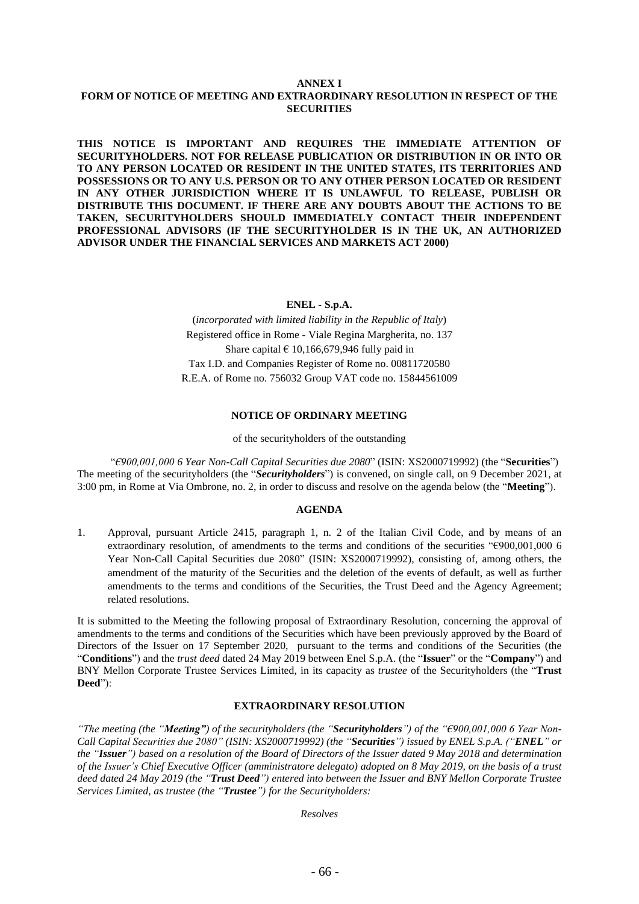**ANNEX I**
**FORM OF NOTICE OF MEETING AND EXTRAORDINARY RESOLUTION IN RESPECT OF THE SECURITIES**

**THIS NOTICE IS IMPORTANT AND REQUIRES THE IMMEDIATE ATTENTION OF SECURITYHOLDERS. NOT FOR RELEASE PUBLICATION OR DISTRIBUTION IN OR INTO OR TO ANY PERSON LOCATED OR RESIDENT IN THE UNITED STATES, ITS TERRITORIES AND POSSESSIONS OR TO ANY U.S. PERSON OR TO ANY OTHER PERSON LOCATED OR RESIDENT IN ANY OTHER JURISDICTION WHERE IT IS UNLAWFUL TO RELEASE, PUBLISH OR DISTRIBUTE THIS DOCUMENT. IF THERE ARE ANY DOUBTS ABOUT THE ACTIONS TO BE TAKEN, SECURITYHOLDERS SHOULD IMMEDIATELY CONTACT THEIR INDEPENDENT PROFESSIONAL ADVISORS (IF THE SECURITYHOLDER IS IN THE UK, AN AUTHORIZED ADVISOR UNDER THE FINANCIAL SERVICES AND MARKETS ACT 2000)**

**ENEL - S.p.A.**

(*incorporated with limited liability in the Republic of Italy*)
Registered office in Rome - Viale Regina Margherita, no. 137
Share capital € 10,166,679,946 fully paid in
Tax I.D. and Companies Register of Rome no. 00811720580
R.E.A. of Rome no. 756032 Group VAT code no. 15844561009

**NOTICE OF ORDINARY MEETING**

of the securityholders of the outstanding

"*€900,001,000 6 Year Non-Call Capital Securities due 2080*" (ISIN: XS2000719992) (the "**Securities**") The meeting of the securityholders (the "***Securityholders***") is convened, on single call, on 9 December 2021, at 3:00 pm, in Rome at Via Ombrone, no. 2, in order to discuss and resolve on the agenda below (the "**Meeting**").

**AGENDA**

1. Approval, pursuant Article 2415, paragraph 1, n. 2 of the Italian Civil Code, and by means of an extraordinary resolution, of amendments to the terms and conditions of the securities "€900,001,000 6 Year Non-Call Capital Securities due 2080" (ISIN: XS2000719992), consisting of, among others, the amendment of the maturity of the Securities and the deletion of the events of default, as well as further amendments to the terms and conditions of the Securities, the Trust Deed and the Agency Agreement; related resolutions.

It is submitted to the Meeting the following proposal of Extraordinary Resolution, concerning the approval of amendments to the terms and conditions of the Securities which have been previously approved by the Board of Directors of the Issuer on 17 September 2020, pursuant to the terms and conditions of the Securities (the "**Conditions**") and the *trust deed* dated 24 May 2019 between Enel S.p.A. (the "**Issuer**" or the "**Company**") and BNY Mellon Corporate Trustee Services Limited, in its capacity as *trustee* of the Securityholders (the "**Trust Deed**"):

**EXTRAORDINARY RESOLUTION**

*"The meeting (the "**Meeting"**) of the securityholders (the "**Securityholders**") of the "€900,001,000 6 Year Non-Call Capital Securities due 2080" (ISIN: XS2000719992) (the "**Securities**") issued by ENEL S.p.A. ("**ENEL**" or the "**Issuer**") based on a resolution of the Board of Directors of the Issuer dated 9 May 2018 and determination of the Issuer's Chief Executive Officer (amministratore delegato) adopted on 8 May 2019, on the basis of a trust deed dated 24 May 2019 (the "**Trust Deed**") entered into between the Issuer and BNY Mellon Corporate Trustee Services Limited, as trustee (the "**Trustee**") for the Securityholders:*

*Resolves*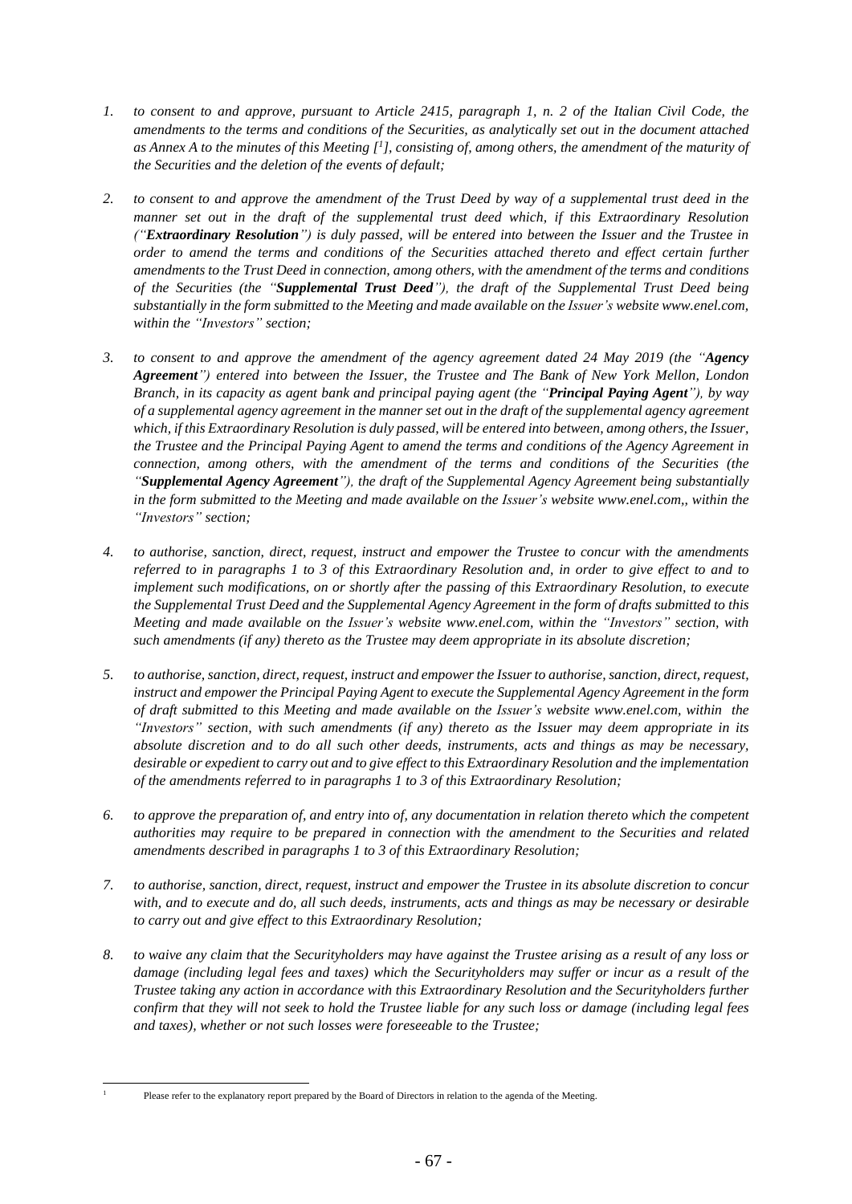1. *to consent to and approve, pursuant to Article 2415, paragraph 1, n. 2 of the Italian Civil Code, the amendments to the terms and conditions of the Securities, as analytically set out in the document attached as Annex A to the minutes of this Meeting [[1]], consisting of, among others, the amendment of the maturity of the Securities and the deletion of the events of default;*

2. *to consent to and approve the amendment of the Trust Deed by way of a supplemental trust deed in the manner set out in the draft of the supplemental trust deed which, if this Extraordinary Resolution ("**Extraordinary Resolution**") is duly passed, will be entered into between the Issuer and the Trustee in order to amend the terms and conditions of the Securities attached thereto and effect certain further amendments to the Trust Deed in connection, among others, with the amendment of the terms and conditions of the Securities (the "**Supplemental Trust Deed**"), the draft of the Supplemental Trust Deed being substantially in the form submitted to the Meeting and made available on the Issuer's website www.enel.com, within the "Investors" section;*

3. *to consent to and approve the amendment of the agency agreement dated 24 May 2019 (the "**Agency Agreement**") entered into between the Issuer, the Trustee and The Bank of New York Mellon, London Branch, in its capacity as agent bank and principal paying agent (the "**Principal Paying Agent**"), by way of a supplemental agency agreement in the manner set out in the draft of the supplemental agency agreement which, if this Extraordinary Resolution is duly passed, will be entered into between, among others, the Issuer, the Trustee and the Principal Paying Agent to amend the terms and conditions of the Agency Agreement in connection, among others, with the amendment of the terms and conditions of the Securities (the "**Supplemental Agency Agreement**"), the draft of the Supplemental Agency Agreement being substantially in the form submitted to the Meeting and made available on the Issuer's website www.enel.com,, within the "Investors" section;*

4. *to authorise, sanction, direct, request, instruct and empower the Trustee to concur with the amendments referred to in paragraphs 1 to 3 of this Extraordinary Resolution and, in order to give effect to and to implement such modifications, on or shortly after the passing of this Extraordinary Resolution, to execute the Supplemental Trust Deed and the Supplemental Agency Agreement in the form of drafts submitted to this Meeting and made available on the Issuer's website www.enel.com, within the "Investors" section, with such amendments (if any) thereto as the Trustee may deem appropriate in its absolute discretion;*

5. *to authorise, sanction, direct, request, instruct and empower the Issuer to authorise, sanction, direct, request, instruct and empower the Principal Paying Agent to execute the Supplemental Agency Agreement in the form of draft submitted to this Meeting and made available on the Issuer's website www.enel.com, within the "Investors" section, with such amendments (if any) thereto as the Issuer may deem appropriate in its absolute discretion and to do all such other deeds, instruments, acts and things as may be necessary, desirable or expedient to carry out and to give effect to this Extraordinary Resolution and the implementation of the amendments referred to in paragraphs 1 to 3 of this Extraordinary Resolution;*

6. *to approve the preparation of, and entry into of, any documentation in relation thereto which the competent authorities may require to be prepared in connection with the amendment to the Securities and related amendments described in paragraphs 1 to 3 of this Extraordinary Resolution;*

7. *to authorise, sanction, direct, request, instruct and empower the Trustee in its absolute discretion to concur with, and to execute and do, all such deeds, instruments, acts and things as may be necessary or desirable to carry out and give effect to this Extraordinary Resolution;*

8. *to waive any claim that the Securityholders may have against the Trustee arising as a result of any loss or damage (including legal fees and taxes) which the Securityholders may suffer or incur as a result of the Trustee taking any action in accordance with this Extraordinary Resolution and the Securityholders further confirm that they will not seek to hold the Trustee liable for any such loss or damage (including legal fees and taxes), whether or not such losses were foreseeable to the Trustee;*

---

[1] Please refer to the explanatory report prepared by the Board of Directors in relation to the agenda of the Meeting.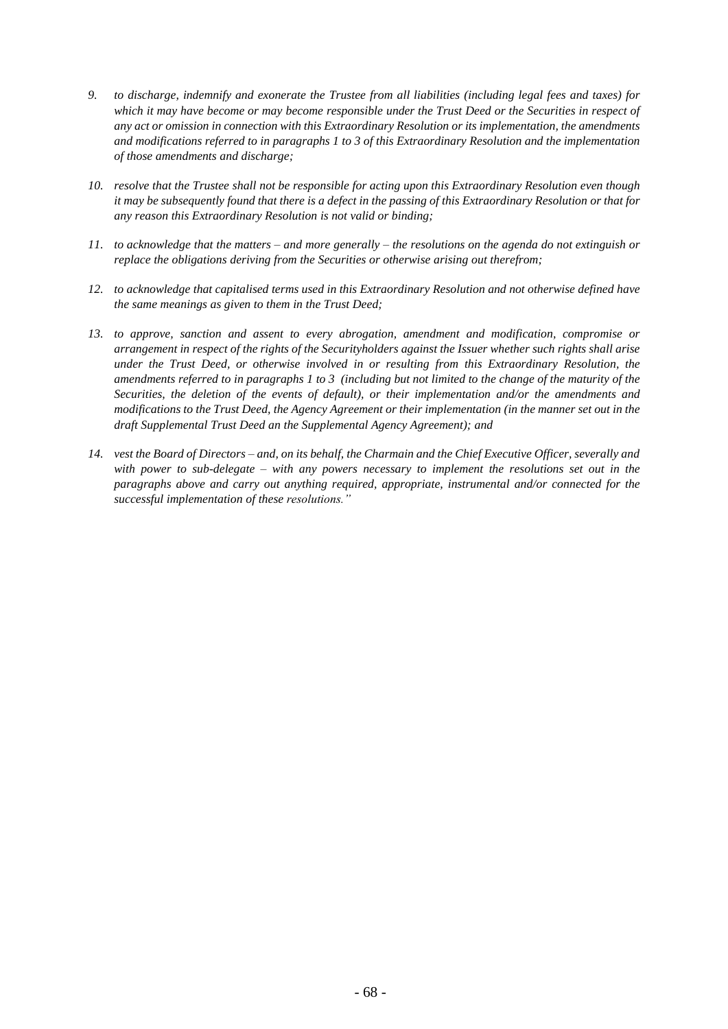9. *to discharge, indemnify and exonerate the Trustee from all liabilities (including legal fees and taxes) for which it may have become or may become responsible under the Trust Deed or the Securities in respect of any act or omission in connection with this Extraordinary Resolution or its implementation, the amendments and modifications referred to in paragraphs 1 to 3 of this Extraordinary Resolution and the implementation of those amendments and discharge;*

10. *resolve that the Trustee shall not be responsible for acting upon this Extraordinary Resolution even though it may be subsequently found that there is a defect in the passing of this Extraordinary Resolution or that for any reason this Extraordinary Resolution is not valid or binding;*

11. *to acknowledge that the matters – and more generally – the resolutions on the agenda do not extinguish or replace the obligations deriving from the Securities or otherwise arising out therefrom;*

12. *to acknowledge that capitalised terms used in this Extraordinary Resolution and not otherwise defined have the same meanings as given to them in the Trust Deed;*

13. *to approve, sanction and assent to every abrogation, amendment and modification, compromise or arrangement in respect of the rights of the Securityholders against the Issuer whether such rights shall arise under the Trust Deed, or otherwise involved in or resulting from this Extraordinary Resolution, the amendments referred to in paragraphs 1 to 3 (including but not limited to the change of the maturity of the Securities, the deletion of the events of default), or their implementation and/or the amendments and modifications to the Trust Deed, the Agency Agreement or their implementation (in the manner set out in the draft Supplemental Trust Deed an the Supplemental Agency Agreement); and*

14. *vest the Board of Directors – and, on its behalf, the Charmain and the Chief Executive Officer, severally and with power to sub-delegate – with any powers necessary to implement the resolutions set out in the paragraphs above and carry out anything required, appropriate, instrumental and/or connected for the successful implementation of these resolutions."*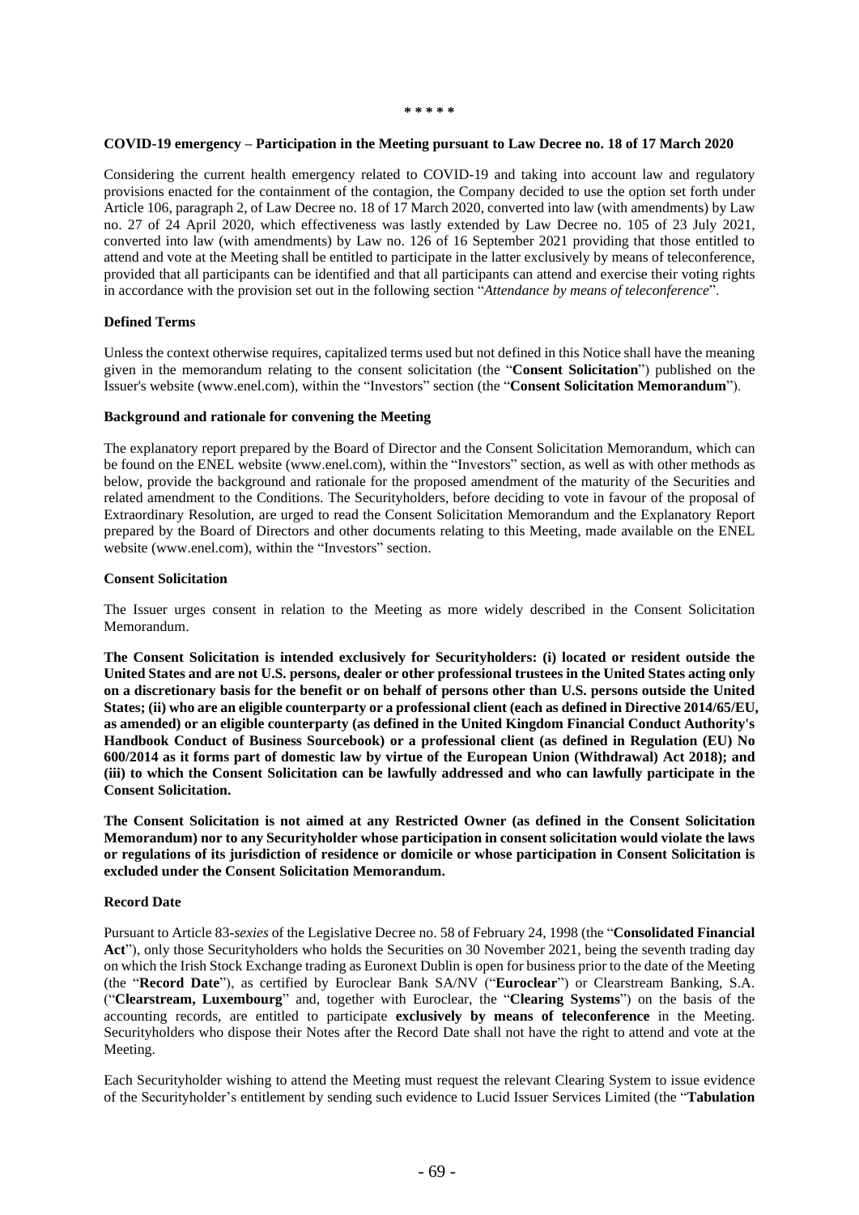\* \* \* \* \*

**COVID-19 emergency – Participation in the Meeting pursuant to Law Decree no. 18 of 17 March 2020**

Considering the current health emergency related to COVID-19 and taking into account law and regulatory provisions enacted for the containment of the contagion, the Company decided to use the option set forth under Article 106, paragraph 2, of Law Decree no. 18 of 17 March 2020, converted into law (with amendments) by Law no. 27 of 24 April 2020, which effectiveness was lastly extended by Law Decree no. 105 of 23 July 2021, converted into law (with amendments) by Law no. 126 of 16 September 2021 providing that those entitled to attend and vote at the Meeting shall be entitled to participate in the latter exclusively by means of teleconference, provided that all participants can be identified and that all participants can attend and exercise their voting rights in accordance with the provision set out in the following section "*Attendance by means of teleconference*".

**Defined Terms**

Unless the context otherwise requires, capitalized terms used but not defined in this Notice shall have the meaning given in the memorandum relating to the consent solicitation (the "**Consent Solicitation**") published on the Issuer's website (www.enel.com), within the "Investors" section (the "**Consent Solicitation Memorandum**").

**Background and rationale for convening the Meeting**

The explanatory report prepared by the Board of Director and the Consent Solicitation Memorandum, which can be found on the ENEL website (www.enel.com), within the "Investors" section, as well as with other methods as below, provide the background and rationale for the proposed amendment of the maturity of the Securities and related amendment to the Conditions. The Securityholders, before deciding to vote in favour of the proposal of Extraordinary Resolution, are urged to read the Consent Solicitation Memorandum and the Explanatory Report prepared by the Board of Directors and other documents relating to this Meeting, made available on the ENEL website (www.enel.com), within the "Investors" section.

**Consent Solicitation**

The Issuer urges consent in relation to the Meeting as more widely described in the Consent Solicitation Memorandum.

**The Consent Solicitation is intended exclusively for Securityholders: (i) located or resident outside the United States and are not U.S. persons, dealer or other professional trustees in the United States acting only on a discretionary basis for the benefit or on behalf of persons other than U.S. persons outside the United States; (ii) who are an eligible counterparty or a professional client (each as defined in Directive 2014/65/EU, as amended) or an eligible counterparty (as defined in the United Kingdom Financial Conduct Authority's Handbook Conduct of Business Sourcebook) or a professional client (as defined in Regulation (EU) No 600/2014 as it forms part of domestic law by virtue of the European Union (Withdrawal) Act 2018); and (iii) to which the Consent Solicitation can be lawfully addressed and who can lawfully participate in the Consent Solicitation.**

**The Consent Solicitation is not aimed at any Restricted Owner (as defined in the Consent Solicitation Memorandum) nor to any Securityholder whose participation in consent solicitation would violate the laws or regulations of its jurisdiction of residence or domicile or whose participation in Consent Solicitation is excluded under the Consent Solicitation Memorandum.**

**Record Date**

Pursuant to Article 83-*sexies* of the Legislative Decree no. 58 of February 24, 1998 (the "**Consolidated Financial Act**"), only those Securityholders who holds the Securities on 30 November 2021, being the seventh trading day on which the Irish Stock Exchange trading as Euronext Dublin is open for business prior to the date of the Meeting (the "**Record Date**"), as certified by Euroclear Bank SA/NV ("**Euroclear**") or Clearstream Banking, S.A. ("**Clearstream, Luxembourg**" and, together with Euroclear, the "**Clearing Systems**") on the basis of the accounting records, are entitled to participate **exclusively by means of teleconference** in the Meeting. Securityholders who dispose their Notes after the Record Date shall not have the right to attend and vote at the Meeting.

Each Securityholder wishing to attend the Meeting must request the relevant Clearing System to issue evidence of the Securityholder's entitlement by sending such evidence to Lucid Issuer Services Limited (the "**Tabulation**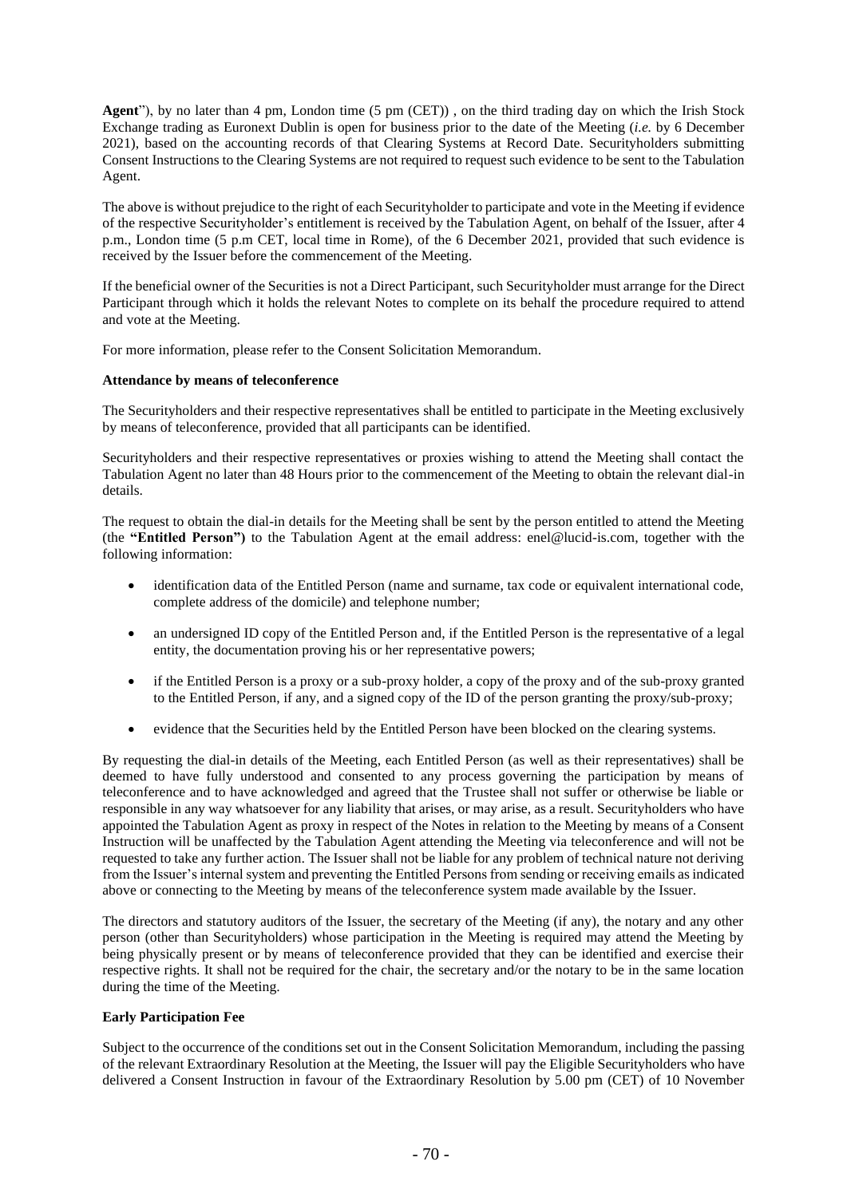**Agent**"), by no later than 4 pm, London time (5 pm (CET)) , on the third trading day on which the Irish Stock Exchange trading as Euronext Dublin is open for business prior to the date of the Meeting (*i.e.* by 6 December 2021), based on the accounting records of that Clearing Systems at Record Date. Securityholders submitting Consent Instructions to the Clearing Systems are not required to request such evidence to be sent to the Tabulation Agent.

The above is without prejudice to the right of each Securityholder to participate and vote in the Meeting if evidence of the respective Securityholder's entitlement is received by the Tabulation Agent, on behalf of the Issuer, after 4 p.m., London time (5 p.m CET, local time in Rome), of the 6 December 2021, provided that such evidence is received by the Issuer before the commencement of the Meeting.

If the beneficial owner of the Securities is not a Direct Participant, such Securityholder must arrange for the Direct Participant through which it holds the relevant Notes to complete on its behalf the procedure required to attend and vote at the Meeting.

For more information, please refer to the Consent Solicitation Memorandum.

**Attendance by means of teleconference**

The Securityholders and their respective representatives shall be entitled to participate in the Meeting exclusively by means of teleconference, provided that all participants can be identified.

Securityholders and their respective representatives or proxies wishing to attend the Meeting shall contact the Tabulation Agent no later than 48 Hours prior to the commencement of the Meeting to obtain the relevant dial-in details.

The request to obtain the dial-in details for the Meeting shall be sent by the person entitled to attend the Meeting (the **"Entitled Person")** to the Tabulation Agent at the email address: enel@lucid-is.com, together with the following information:

- identification data of the Entitled Person (name and surname, tax code or equivalent international code, complete address of the domicile) and telephone number;
- an undersigned ID copy of the Entitled Person and, if the Entitled Person is the representative of a legal entity, the documentation proving his or her representative powers;
- if the Entitled Person is a proxy or a sub-proxy holder, a copy of the proxy and of the sub-proxy granted to the Entitled Person, if any, and a signed copy of the ID of the person granting the proxy/sub-proxy;
- evidence that the Securities held by the Entitled Person have been blocked on the clearing systems.

By requesting the dial-in details of the Meeting, each Entitled Person (as well as their representatives) shall be deemed to have fully understood and consented to any process governing the participation by means of teleconference and to have acknowledged and agreed that the Trustee shall not suffer or otherwise be liable or responsible in any way whatsoever for any liability that arises, or may arise, as a result. Securityholders who have appointed the Tabulation Agent as proxy in respect of the Notes in relation to the Meeting by means of a Consent Instruction will be unaffected by the Tabulation Agent attending the Meeting via teleconference and will not be requested to take any further action. The Issuer shall not be liable for any problem of technical nature not deriving from the Issuer's internal system and preventing the Entitled Persons from sending or receiving emails as indicated above or connecting to the Meeting by means of the teleconference system made available by the Issuer.

The directors and statutory auditors of the Issuer, the secretary of the Meeting (if any), the notary and any other person (other than Securityholders) whose participation in the Meeting is required may attend the Meeting by being physically present or by means of teleconference provided that they can be identified and exercise their respective rights. It shall not be required for the chair, the secretary and/or the notary to be in the same location during the time of the Meeting.

**Early Participation Fee**

Subject to the occurrence of the conditions set out in the Consent Solicitation Memorandum, including the passing of the relevant Extraordinary Resolution at the Meeting, the Issuer will pay the Eligible Securityholders who have delivered a Consent Instruction in favour of the Extraordinary Resolution by 5.00 pm (CET) of 10 November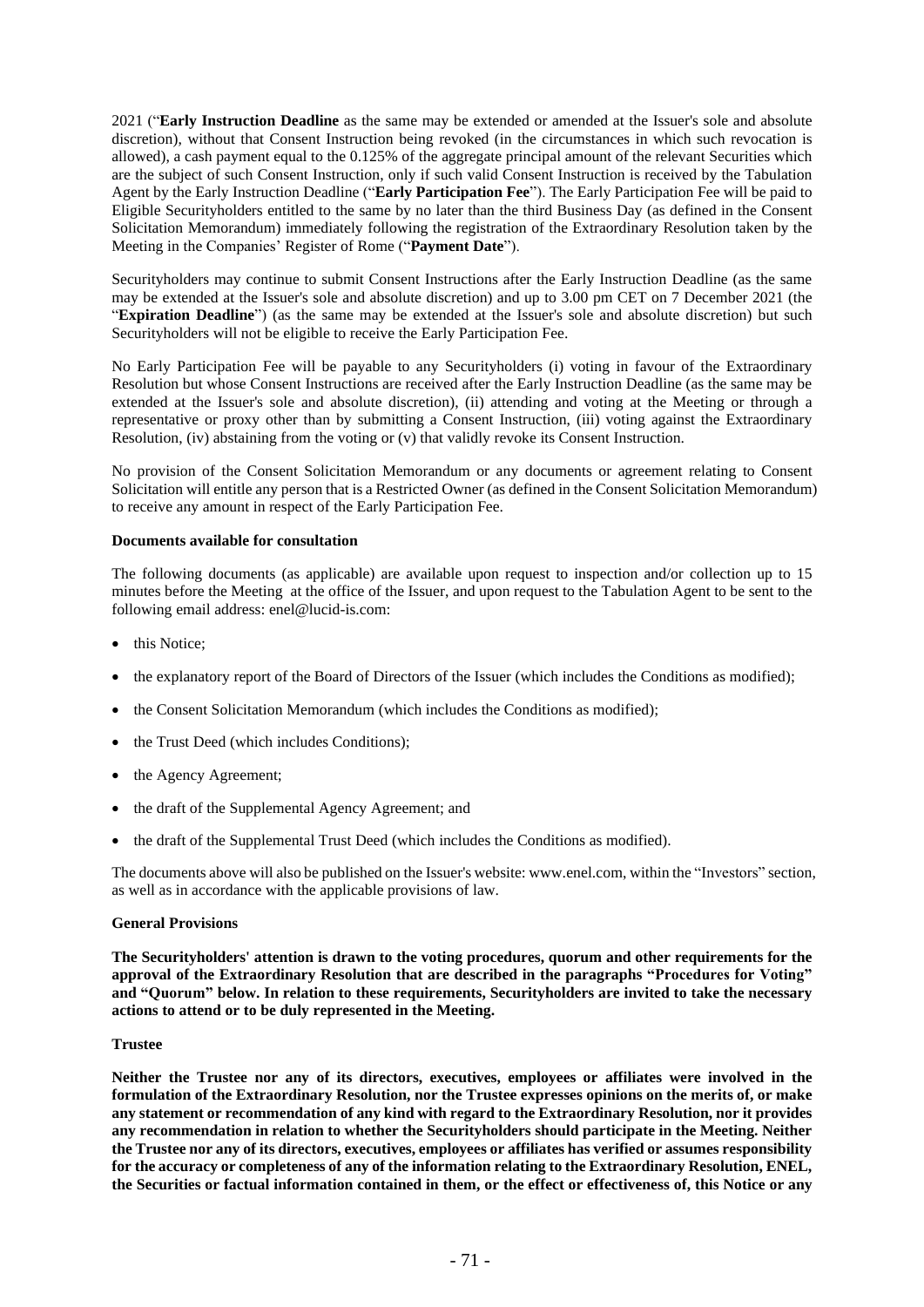2021 ("**Early Instruction Deadline** as the same may be extended or amended at the Issuer's sole and absolute discretion), without that Consent Instruction being revoked (in the circumstances in which such revocation is allowed), a cash payment equal to the 0.125% of the aggregate principal amount of the relevant Securities which are the subject of such Consent Instruction, only if such valid Consent Instruction is received by the Tabulation Agent by the Early Instruction Deadline ("**Early Participation Fee**"). The Early Participation Fee will be paid to Eligible Securityholders entitled to the same by no later than the third Business Day (as defined in the Consent Solicitation Memorandum) immediately following the registration of the Extraordinary Resolution taken by the Meeting in the Companies' Register of Rome ("**Payment Date**").

Securityholders may continue to submit Consent Instructions after the Early Instruction Deadline (as the same may be extended at the Issuer's sole and absolute discretion) and up to 3.00 pm CET on 7 December 2021 (the "**Expiration Deadline**") (as the same may be extended at the Issuer's sole and absolute discretion) but such Securityholders will not be eligible to receive the Early Participation Fee.

No Early Participation Fee will be payable to any Securityholders (i) voting in favour of the Extraordinary Resolution but whose Consent Instructions are received after the Early Instruction Deadline (as the same may be extended at the Issuer's sole and absolute discretion), (ii) attending and voting at the Meeting or through a representative or proxy other than by submitting a Consent Instruction, (iii) voting against the Extraordinary Resolution, (iv) abstaining from the voting or (v) that validly revoke its Consent Instruction.

No provision of the Consent Solicitation Memorandum or any documents or agreement relating to Consent Solicitation will entitle any person that is a Restricted Owner (as defined in the Consent Solicitation Memorandum) to receive any amount in respect of the Early Participation Fee.

**Documents available for consultation**

The following documents (as applicable) are available upon request to inspection and/or collection up to 15 minutes before the Meeting at the office of the Issuer, and upon request to the Tabulation Agent to be sent to the following email address: enel@lucid-is.com:

- this Notice;
- the explanatory report of the Board of Directors of the Issuer (which includes the Conditions as modified);
- the Consent Solicitation Memorandum (which includes the Conditions as modified);
- the Trust Deed (which includes Conditions);
- the Agency Agreement;
- the draft of the Supplemental Agency Agreement; and
- the draft of the Supplemental Trust Deed (which includes the Conditions as modified).

The documents above will also be published on the Issuer's website: www.enel.com, within the "Investors" section, as well as in accordance with the applicable provisions of law.

**General Provisions**

**The Securityholders' attention is drawn to the voting procedures, quorum and other requirements for the approval of the Extraordinary Resolution that are described in the paragraphs "Procedures for Voting" and "Quorum" below. In relation to these requirements, Securityholders are invited to take the necessary actions to attend or to be duly represented in the Meeting.**

**Trustee**

**Neither the Trustee nor any of its directors, executives, employees or affiliates were involved in the formulation of the Extraordinary Resolution, nor the Trustee expresses opinions on the merits of, or make any statement or recommendation of any kind with regard to the Extraordinary Resolution, nor it provides any recommendation in relation to whether the Securityholders should participate in the Meeting. Neither the Trustee nor any of its directors, executives, employees or affiliates has verified or assumes responsibility for the accuracy or completeness of any of the information relating to the Extraordinary Resolution, ENEL, the Securities or factual information contained in them, or the effect or effectiveness of, this Notice or any**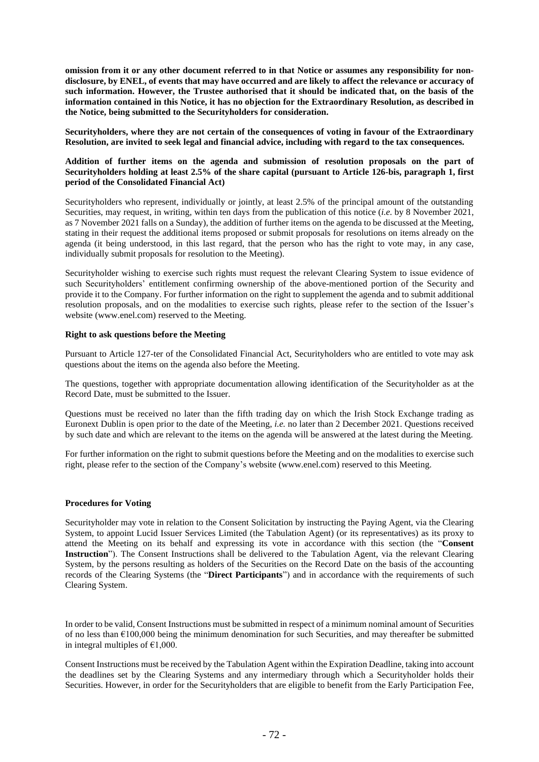**omission from it or any other document referred to in that Notice or assumes any responsibility for non-disclosure, by ENEL, of events that may have occurred and are likely to affect the relevance or accuracy of such information. However, the Trustee authorised that it should be indicated that, on the basis of the information contained in this Notice, it has no objection for the Extraordinary Resolution, as described in the Notice, being submitted to the Securityholders for consideration.**

**Securityholders, where they are not certain of the consequences of voting in favour of the Extraordinary Resolution, are invited to seek legal and financial advice, including with regard to the tax consequences.**

**Addition of further items on the agenda and submission of resolution proposals on the part of Securityholders holding at least 2.5% of the share capital (pursuant to Article 126-bis, paragraph 1, first period of the Consolidated Financial Act)**

Securityholders who represent, individually or jointly, at least 2.5% of the principal amount of the outstanding Securities, may request, in writing, within ten days from the publication of this notice (*i.e.* by 8 November 2021, as 7 November 2021 falls on a Sunday), the addition of further items on the agenda to be discussed at the Meeting, stating in their request the additional items proposed or submit proposals for resolutions on items already on the agenda (it being understood, in this last regard, that the person who has the right to vote may, in any case, individually submit proposals for resolution to the Meeting).

Securityholder wishing to exercise such rights must request the relevant Clearing System to issue evidence of such Securityholders' entitlement confirming ownership of the above-mentioned portion of the Security and provide it to the Company. For further information on the right to supplement the agenda and to submit additional resolution proposals, and on the modalities to exercise such rights, please refer to the section of the Issuer's website (www.enel.com) reserved to the Meeting.

**Right to ask questions before the Meeting**

Pursuant to Article 127-ter of the Consolidated Financial Act, Securityholders who are entitled to vote may ask questions about the items on the agenda also before the Meeting.

The questions, together with appropriate documentation allowing identification of the Securityholder as at the Record Date, must be submitted to the Issuer.

Questions must be received no later than the fifth trading day on which the Irish Stock Exchange trading as Euronext Dublin is open prior to the date of the Meeting, *i.e.* no later than 2 December 2021. Questions received by such date and which are relevant to the items on the agenda will be answered at the latest during the Meeting.

For further information on the right to submit questions before the Meeting and on the modalities to exercise such right, please refer to the section of the Company's website (www.enel.com) reserved to this Meeting.

**Procedures for Voting**

Securityholder may vote in relation to the Consent Solicitation by instructing the Paying Agent, via the Clearing System, to appoint Lucid Issuer Services Limited (the Tabulation Agent) (or its representatives) as its proxy to attend the Meeting on its behalf and expressing its vote in accordance with this section (the "**Consent Instruction**"). The Consent Instructions shall be delivered to the Tabulation Agent, via the relevant Clearing System, by the persons resulting as holders of the Securities on the Record Date on the basis of the accounting records of the Clearing Systems (the "**Direct Participants**") and in accordance with the requirements of such Clearing System.

In order to be valid, Consent Instructions must be submitted in respect of a minimum nominal amount of Securities of no less than €100,000 being the minimum denomination for such Securities, and may thereafter be submitted in integral multiples of €1,000.

Consent Instructions must be received by the Tabulation Agent within the Expiration Deadline, taking into account the deadlines set by the Clearing Systems and any intermediary through which a Securityholder holds their Securities. However, in order for the Securityholders that are eligible to benefit from the Early Participation Fee,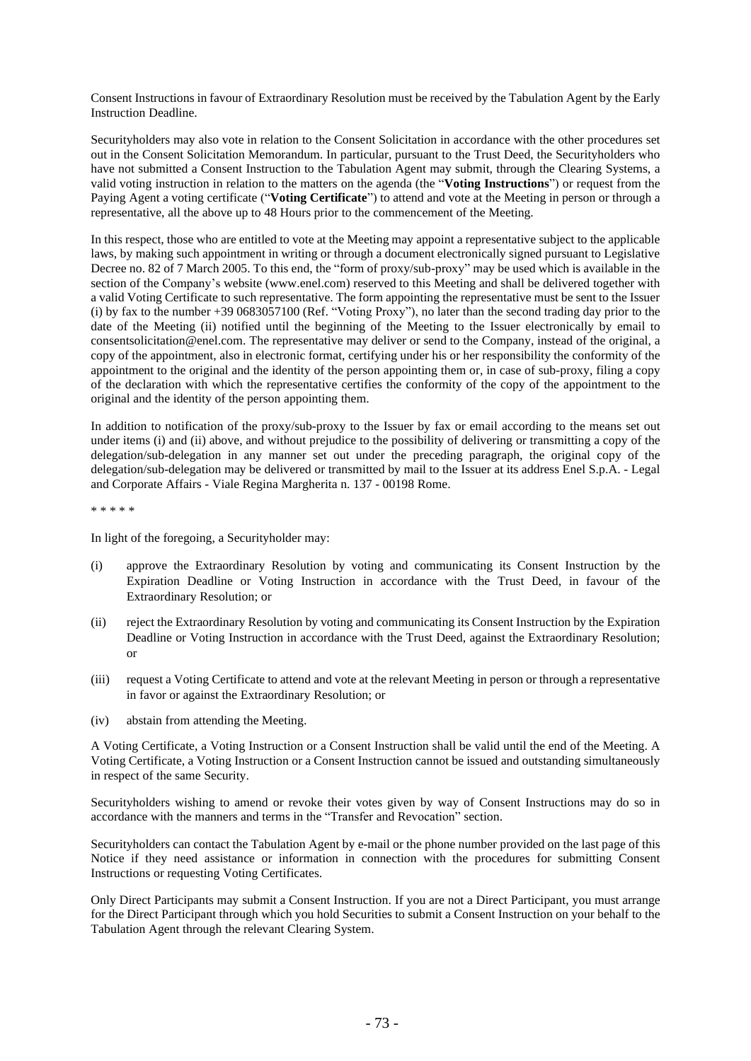Consent Instructions in favour of Extraordinary Resolution must be received by the Tabulation Agent by the Early Instruction Deadline.

Securityholders may also vote in relation to the Consent Solicitation in accordance with the other procedures set out in the Consent Solicitation Memorandum. In particular, pursuant to the Trust Deed, the Securityholders who have not submitted a Consent Instruction to the Tabulation Agent may submit, through the Clearing Systems, a valid voting instruction in relation to the matters on the agenda (the "**Voting Instructions**") or request from the Paying Agent a voting certificate ("**Voting Certificate**") to attend and vote at the Meeting in person or through a representative, all the above up to 48 Hours prior to the commencement of the Meeting.

In this respect, those who are entitled to vote at the Meeting may appoint a representative subject to the applicable laws, by making such appointment in writing or through a document electronically signed pursuant to Legislative Decree no. 82 of 7 March 2005. To this end, the "form of proxy/sub-proxy" may be used which is available in the section of the Company's website (www.enel.com) reserved to this Meeting and shall be delivered together with a valid Voting Certificate to such representative. The form appointing the representative must be sent to the Issuer (i) by fax to the number +39 0683057100 (Ref. "Voting Proxy"), no later than the second trading day prior to the date of the Meeting (ii) notified until the beginning of the Meeting to the Issuer electronically by email to consentsolicitation@enel.com. The representative may deliver or send to the Company, instead of the original, a copy of the appointment, also in electronic format, certifying under his or her responsibility the conformity of the appointment to the original and the identity of the person appointing them or, in case of sub-proxy, filing a copy of the declaration with which the representative certifies the conformity of the copy of the appointment to the original and the identity of the person appointing them.

In addition to notification of the proxy/sub-proxy to the Issuer by fax or email according to the means set out under items (i) and (ii) above, and without prejudice to the possibility of delivering or transmitting a copy of the delegation/sub-delegation in any manner set out under the preceding paragraph, the original copy of the delegation/sub-delegation may be delivered or transmitted by mail to the Issuer at its address Enel S.p.A. - Legal and Corporate Affairs - Viale Regina Margherita n. 137 - 00198 Rome.

* * * * *

In light of the foregoing, a Securityholder may:

(i) approve the Extraordinary Resolution by voting and communicating its Consent Instruction by the Expiration Deadline or Voting Instruction in accordance with the Trust Deed, in favour of the Extraordinary Resolution; or

(ii) reject the Extraordinary Resolution by voting and communicating its Consent Instruction by the Expiration Deadline or Voting Instruction in accordance with the Trust Deed, against the Extraordinary Resolution; or

(iii) request a Voting Certificate to attend and vote at the relevant Meeting in person or through a representative in favor or against the Extraordinary Resolution; or

(iv) abstain from attending the Meeting.

A Voting Certificate, a Voting Instruction or a Consent Instruction shall be valid until the end of the Meeting. A Voting Certificate, a Voting Instruction or a Consent Instruction cannot be issued and outstanding simultaneously in respect of the same Security.

Securityholders wishing to amend or revoke their votes given by way of Consent Instructions may do so in accordance with the manners and terms in the "Transfer and Revocation" section.

Securityholders can contact the Tabulation Agent by e-mail or the phone number provided on the last page of this Notice if they need assistance or information in connection with the procedures for submitting Consent Instructions or requesting Voting Certificates.

Only Direct Participants may submit a Consent Instruction. If you are not a Direct Participant, you must arrange for the Direct Participant through which you hold Securities to submit a Consent Instruction on your behalf to the Tabulation Agent through the relevant Clearing System.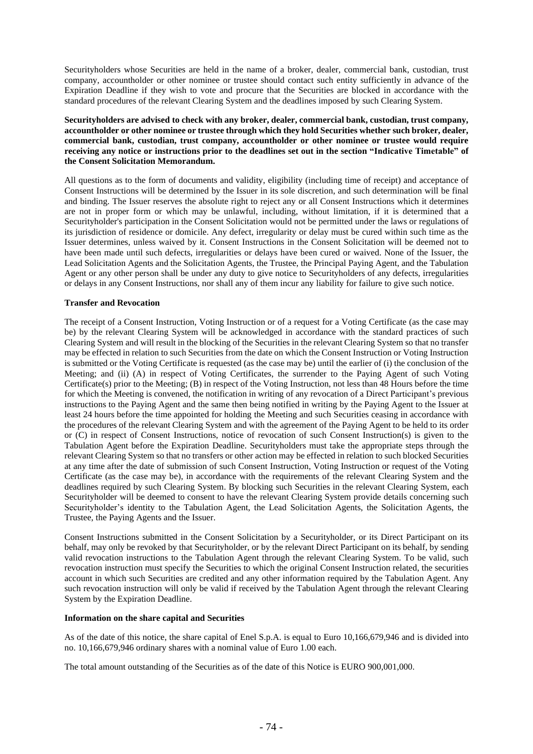Securityholders whose Securities are held in the name of a broker, dealer, commercial bank, custodian, trust company, accountholder or other nominee or trustee should contact such entity sufficiently in advance of the Expiration Deadline if they wish to vote and procure that the Securities are blocked in accordance with the standard procedures of the relevant Clearing System and the deadlines imposed by such Clearing System.

**Securityholders are advised to check with any broker, dealer, commercial bank, custodian, trust company, accountholder or other nominee or trustee through which they hold Securities whether such broker, dealer, commercial bank, custodian, trust company, accountholder or other nominee or trustee would require receiving any notice or instructions prior to the deadlines set out in the section "Indicative Timetable" of the Consent Solicitation Memorandum.**

All questions as to the form of documents and validity, eligibility (including time of receipt) and acceptance of Consent Instructions will be determined by the Issuer in its sole discretion, and such determination will be final and binding. The Issuer reserves the absolute right to reject any or all Consent Instructions which it determines are not in proper form or which may be unlawful, including, without limitation, if it is determined that a Securityholder's participation in the Consent Solicitation would not be permitted under the laws or regulations of its jurisdiction of residence or domicile. Any defect, irregularity or delay must be cured within such time as the Issuer determines, unless waived by it. Consent Instructions in the Consent Solicitation will be deemed not to have been made until such defects, irregularities or delays have been cured or waived. None of the Issuer, the Lead Solicitation Agents and the Solicitation Agents, the Trustee, the Principal Paying Agent, and the Tabulation Agent or any other person shall be under any duty to give notice to Securityholders of any defects, irregularities or delays in any Consent Instructions, nor shall any of them incur any liability for failure to give such notice.

**Transfer and Revocation**

The receipt of a Consent Instruction, Voting Instruction or of a request for a Voting Certificate (as the case may be) by the relevant Clearing System will be acknowledged in accordance with the standard practices of such Clearing System and will result in the blocking of the Securities in the relevant Clearing System so that no transfer may be effected in relation to such Securities from the date on which the Consent Instruction or Voting Instruction is submitted or the Voting Certificate is requested (as the case may be) until the earlier of (i) the conclusion of the Meeting; and (ii) (A) in respect of Voting Certificates, the surrender to the Paying Agent of such Voting Certificate(s) prior to the Meeting; (B) in respect of the Voting Instruction, not less than 48 Hours before the time for which the Meeting is convened, the notification in writing of any revocation of a Direct Participant's previous instructions to the Paying Agent and the same then being notified in writing by the Paying Agent to the Issuer at least 24 hours before the time appointed for holding the Meeting and such Securities ceasing in accordance with the procedures of the relevant Clearing System and with the agreement of the Paying Agent to be held to its order or (C) in respect of Consent Instructions, notice of revocation of such Consent Instruction(s) is given to the Tabulation Agent before the Expiration Deadline. Securityholders must take the appropriate steps through the relevant Clearing System so that no transfers or other action may be effected in relation to such blocked Securities at any time after the date of submission of such Consent Instruction, Voting Instruction or request of the Voting Certificate (as the case may be), in accordance with the requirements of the relevant Clearing System and the deadlines required by such Clearing System. By blocking such Securities in the relevant Clearing System, each Securityholder will be deemed to consent to have the relevant Clearing System provide details concerning such Securityholder's identity to the Tabulation Agent, the Lead Solicitation Agents, the Solicitation Agents, the Trustee, the Paying Agents and the Issuer.

Consent Instructions submitted in the Consent Solicitation by a Securityholder, or its Direct Participant on its behalf, may only be revoked by that Securityholder, or by the relevant Direct Participant on its behalf, by sending valid revocation instructions to the Tabulation Agent through the relevant Clearing System. To be valid, such revocation instruction must specify the Securities to which the original Consent Instruction related, the securities account in which such Securities are credited and any other information required by the Tabulation Agent. Any such revocation instruction will only be valid if received by the Tabulation Agent through the relevant Clearing System by the Expiration Deadline.

**Information on the share capital and Securities**

As of the date of this notice, the share capital of Enel S.p.A. is equal to Euro 10,166,679,946 and is divided into no. 10,166,679,946 ordinary shares with a nominal value of Euro 1.00 each.

The total amount outstanding of the Securities as of the date of this Notice is EURO 900,001,000.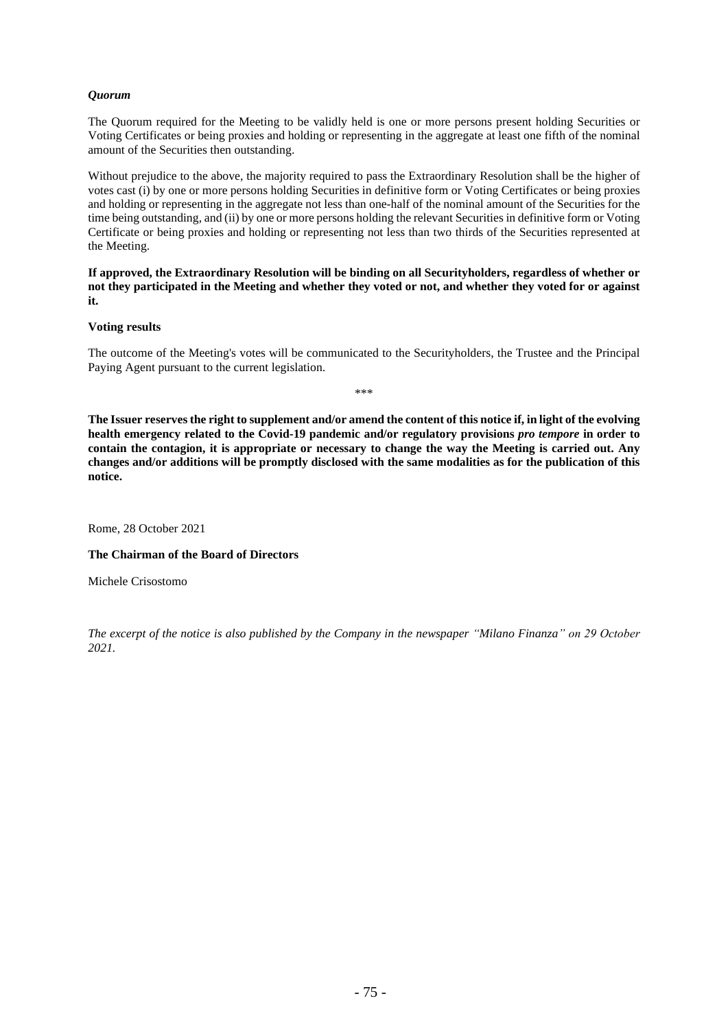***Quorum***

The Quorum required for the Meeting to be validly held is one or more persons present holding Securities or Voting Certificates or being proxies and holding or representing in the aggregate at least one fifth of the nominal amount of the Securities then outstanding.

Without prejudice to the above, the majority required to pass the Extraordinary Resolution shall be the higher of votes cast (i) by one or more persons holding Securities in definitive form or Voting Certificates or being proxies and holding or representing in the aggregate not less than one-half of the nominal amount of the Securities for the time being outstanding, and (ii) by one or more persons holding the relevant Securities in definitive form or Voting Certificate or being proxies and holding or representing not less than two thirds of the Securities represented at the Meeting.

**If approved, the Extraordinary Resolution will be binding on all Securityholders, regardless of whether or not they participated in the Meeting and whether they voted or not, and whether they voted for or against it.**

**Voting results**

The outcome of the Meeting's votes will be communicated to the Securityholders, the Trustee and the Principal Paying Agent pursuant to the current legislation.

\*\*\*

**The Issuer reserves the right to supplement and/or amend the content of this notice if, in light of the evolving health emergency related to the Covid-19 pandemic and/or regulatory provisions *pro tempore* in order to contain the contagion, it is appropriate or necessary to change the way the Meeting is carried out. Any changes and/or additions will be promptly disclosed with the same modalities as for the publication of this notice.**

Rome, 28 October 2021

**The Chairman of the Board of Directors**

Michele Crisostomo

*The excerpt of the notice is also published by the Company in the newspaper "Milano Finanza" on 29 October 2021.*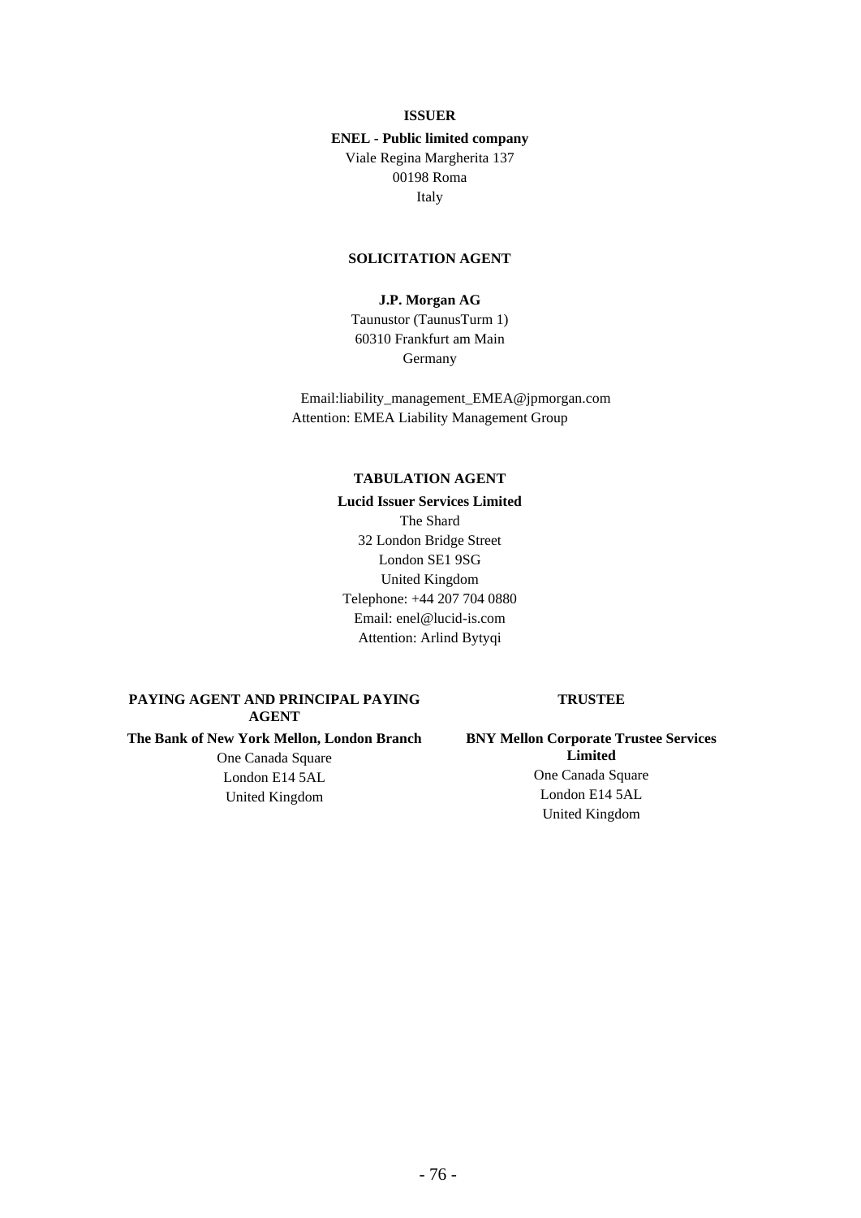**ISSUER**

**ENEL - Public limited company**
Viale Regina Margherita 137
00198 Roma
Italy

**SOLICITATION AGENT**

**J.P. Morgan AG**
Taunustor (TaunusTurm 1)
60310 Frankfurt am Main
Germany

Email:liability_management_EMEA@jpmorgan.com
Attention: EMEA Liability Management Group

**TABULATION AGENT**

**Lucid Issuer Services Limited**
The Shard
32 London Bridge Street
London SE1 9SG
United Kingdom
Telephone: +44 207 704 0880
Email: enel@lucid-is.com
Attention: Arlind Bytyqi

**PAYING AGENT AND PRINCIPAL PAYING AGENT**

**The Bank of New York Mellon, London Branch**
One Canada Square
London E14 5AL
United Kingdom

**TRUSTEE**

**BNY Mellon Corporate Trustee Services Limited**
One Canada Square
London E14 5AL
United Kingdom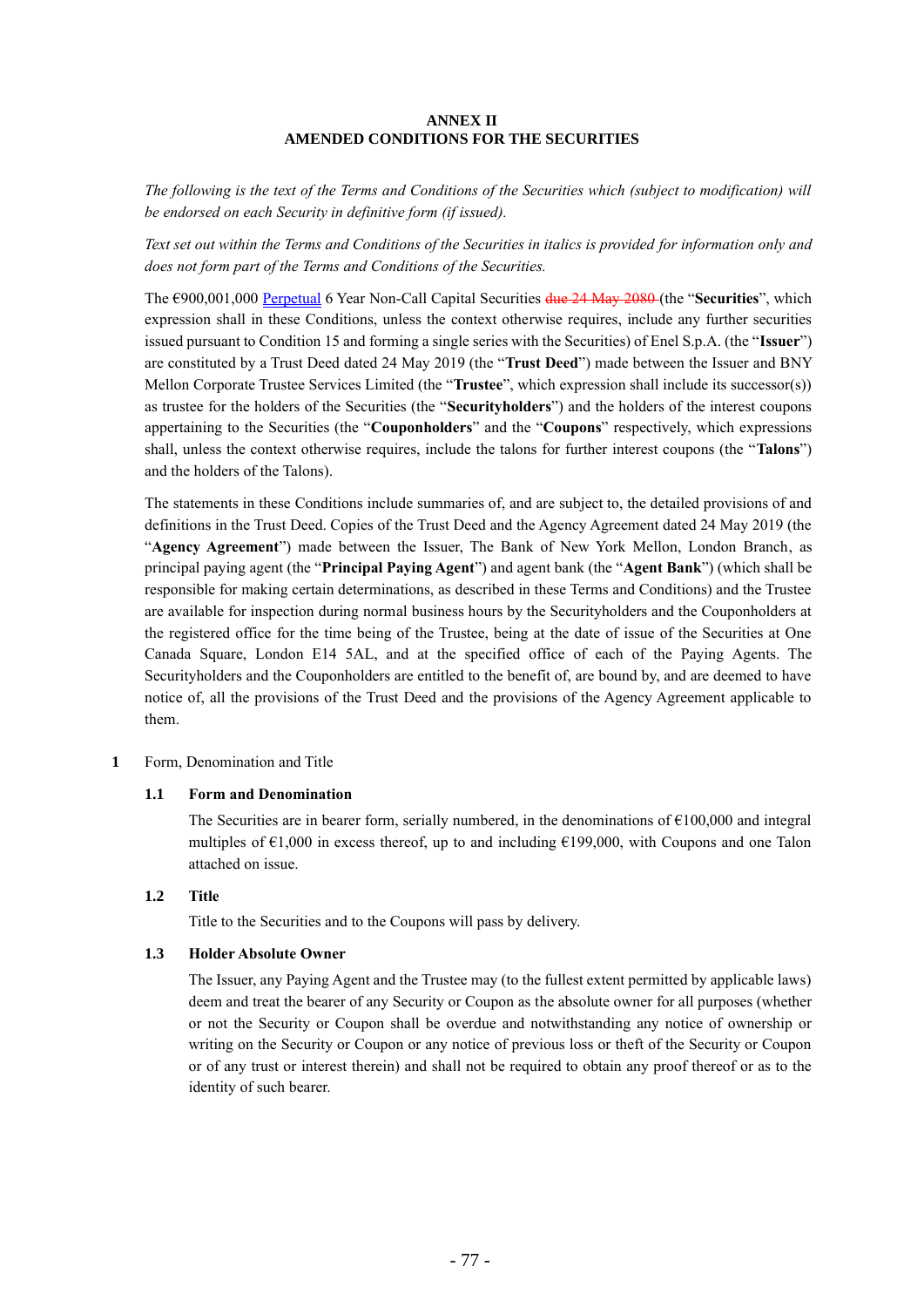**ANNEX II**
**AMENDED CONDITIONS FOR THE SECURITIES**

*The following is the text of the Terms and Conditions of the Securities which (subject to modification) will be endorsed on each Security in definitive form (if issued).*

*Text set out within the Terms and Conditions of the Securities in italics is provided for information only and does not form part of the Terms and Conditions of the Securities.*

The €900,001,000 Perpetual 6 Year Non-Call Capital Securities ~~due 24 May 2080~~ (the "**Securities**", which expression shall in these Conditions, unless the context otherwise requires, include any further securities issued pursuant to Condition 15 and forming a single series with the Securities) of Enel S.p.A. (the "**Issuer**") are constituted by a Trust Deed dated 24 May 2019 (the "**Trust Deed**") made between the Issuer and BNY Mellon Corporate Trustee Services Limited (the "**Trustee**", which expression shall include its successor(s)) as trustee for the holders of the Securities (the "**Securityholders**") and the holders of the interest coupons appertaining to the Securities (the "**Couponholders**" and the "**Coupons**" respectively, which expressions shall, unless the context otherwise requires, include the talons for further interest coupons (the "**Talons**") and the holders of the Talons).

The statements in these Conditions include summaries of, and are subject to, the detailed provisions of and definitions in the Trust Deed. Copies of the Trust Deed and the Agency Agreement dated 24 May 2019 (the "**Agency Agreement**") made between the Issuer, The Bank of New York Mellon, London Branch, as principal paying agent (the "**Principal Paying Agent**") and agent bank (the "**Agent Bank**") (which shall be responsible for making certain determinations, as described in these Terms and Conditions) and the Trustee are available for inspection during normal business hours by the Securityholders and the Couponholders at the registered office for the time being of the Trustee, being at the date of issue of the Securities at One Canada Square, London E14 5AL, and at the specified office of each of the Paying Agents. The Securityholders and the Couponholders are entitled to the benefit of, are bound by, and are deemed to have notice of, all the provisions of the Trust Deed and the provisions of the Agency Agreement applicable to them.

**1** Form, Denomination and Title

**1.1 Form and Denomination**

The Securities are in bearer form, serially numbered, in the denominations of €100,000 and integral multiples of €1,000 in excess thereof, up to and including €199,000, with Coupons and one Talon attached on issue.

**1.2 Title**

Title to the Securities and to the Coupons will pass by delivery.

**1.3 Holder Absolute Owner**

The Issuer, any Paying Agent and the Trustee may (to the fullest extent permitted by applicable laws) deem and treat the bearer of any Security or Coupon as the absolute owner for all purposes (whether or not the Security or Coupon shall be overdue and notwithstanding any notice of ownership or writing on the Security or Coupon or any notice of previous loss or theft of the Security or Coupon or of any trust or interest therein) and shall not be required to obtain any proof thereof or as to the identity of such bearer.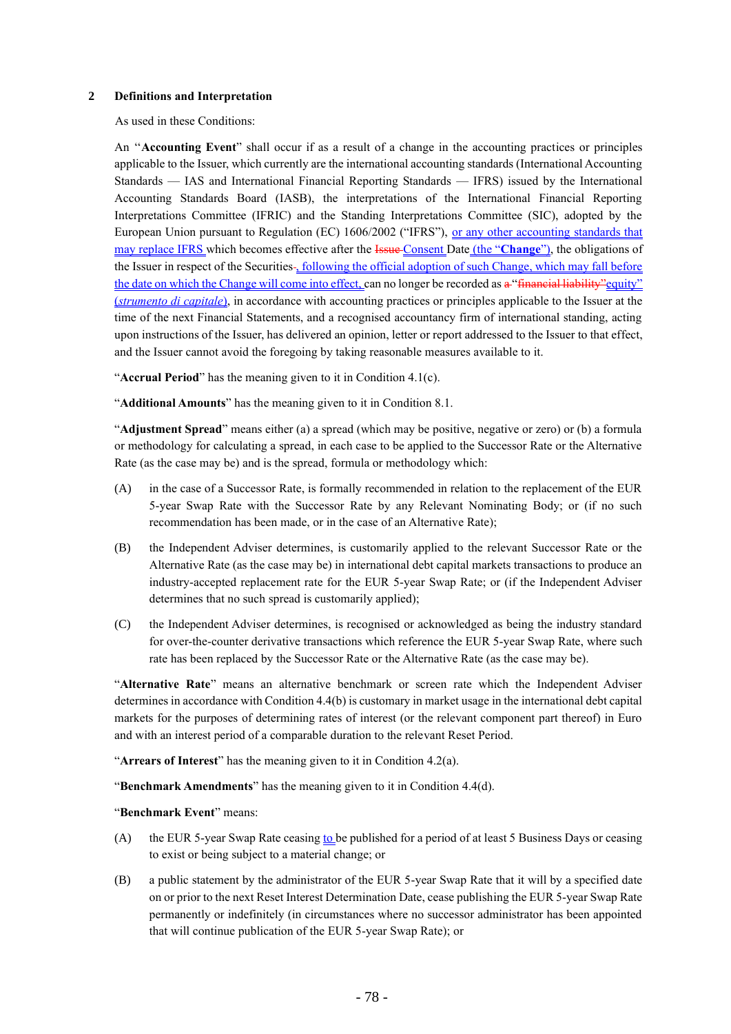## 2 Definitions and Interpretation

As used in these Conditions:

An "**Accounting Event**" shall occur if as a result of a change in the accounting practices or principles applicable to the Issuer, which currently are the international accounting standards (International Accounting Standards — IAS and International Financial Reporting Standards — IFRS) issued by the International Accounting Standards Board (IASB), the interpretations of the International Financial Reporting Interpretations Committee (IFRIC) and the Standing Interpretations Committee (SIC), adopted by the European Union pursuant to Regulation (EC) 1606/2002 ("IFRS"), or any other accounting standards that may replace IFRS which becomes effective after the ~~Issue~~ Consent Date (the "**Change**"), the obligations of the Issuer in respect of the Securities~~,~~, following the official adoption of such Change, which may fall before the date on which the Change will come into effect, can no longer be recorded as ~~a~~ "~~financial liability~~"equity" (*strumento di capitale*), in accordance with accounting practices or principles applicable to the Issuer at the time of the next Financial Statements, and a recognised accountancy firm of international standing, acting upon instructions of the Issuer, has delivered an opinion, letter or report addressed to the Issuer to that effect, and the Issuer cannot avoid the foregoing by taking reasonable measures available to it.

"**Accrual Period**" has the meaning given to it in Condition 4.1(c).

"**Additional Amounts**" has the meaning given to it in Condition 8.1.

"**Adjustment Spread**" means either (a) a spread (which may be positive, negative or zero) or (b) a formula or methodology for calculating a spread, in each case to be applied to the Successor Rate or the Alternative Rate (as the case may be) and is the spread, formula or methodology which:

(A) in the case of a Successor Rate, is formally recommended in relation to the replacement of the EUR 5-year Swap Rate with the Successor Rate by any Relevant Nominating Body; or (if no such recommendation has been made, or in the case of an Alternative Rate);

(B) the Independent Adviser determines, is customarily applied to the relevant Successor Rate or the Alternative Rate (as the case may be) in international debt capital markets transactions to produce an industry-accepted replacement rate for the EUR 5-year Swap Rate; or (if the Independent Adviser determines that no such spread is customarily applied);

(C) the Independent Adviser determines, is recognised or acknowledged as being the industry standard for over-the-counter derivative transactions which reference the EUR 5-year Swap Rate, where such rate has been replaced by the Successor Rate or the Alternative Rate (as the case may be).

"**Alternative Rate**" means an alternative benchmark or screen rate which the Independent Adviser determines in accordance with Condition 4.4(b) is customary in market usage in the international debt capital markets for the purposes of determining rates of interest (or the relevant component part thereof) in Euro and with an interest period of a comparable duration to the relevant Reset Period.

"**Arrears of Interest**" has the meaning given to it in Condition 4.2(a).

"**Benchmark Amendments**" has the meaning given to it in Condition 4.4(d).

"**Benchmark Event**" means:

(A) the EUR 5-year Swap Rate ceasing to be published for a period of at least 5 Business Days or ceasing to exist or being subject to a material change; or

(B) a public statement by the administrator of the EUR 5-year Swap Rate that it will by a specified date on or prior to the next Reset Interest Determination Date, cease publishing the EUR 5-year Swap Rate permanently or indefinitely (in circumstances where no successor administrator has been appointed that will continue publication of the EUR 5-year Swap Rate); or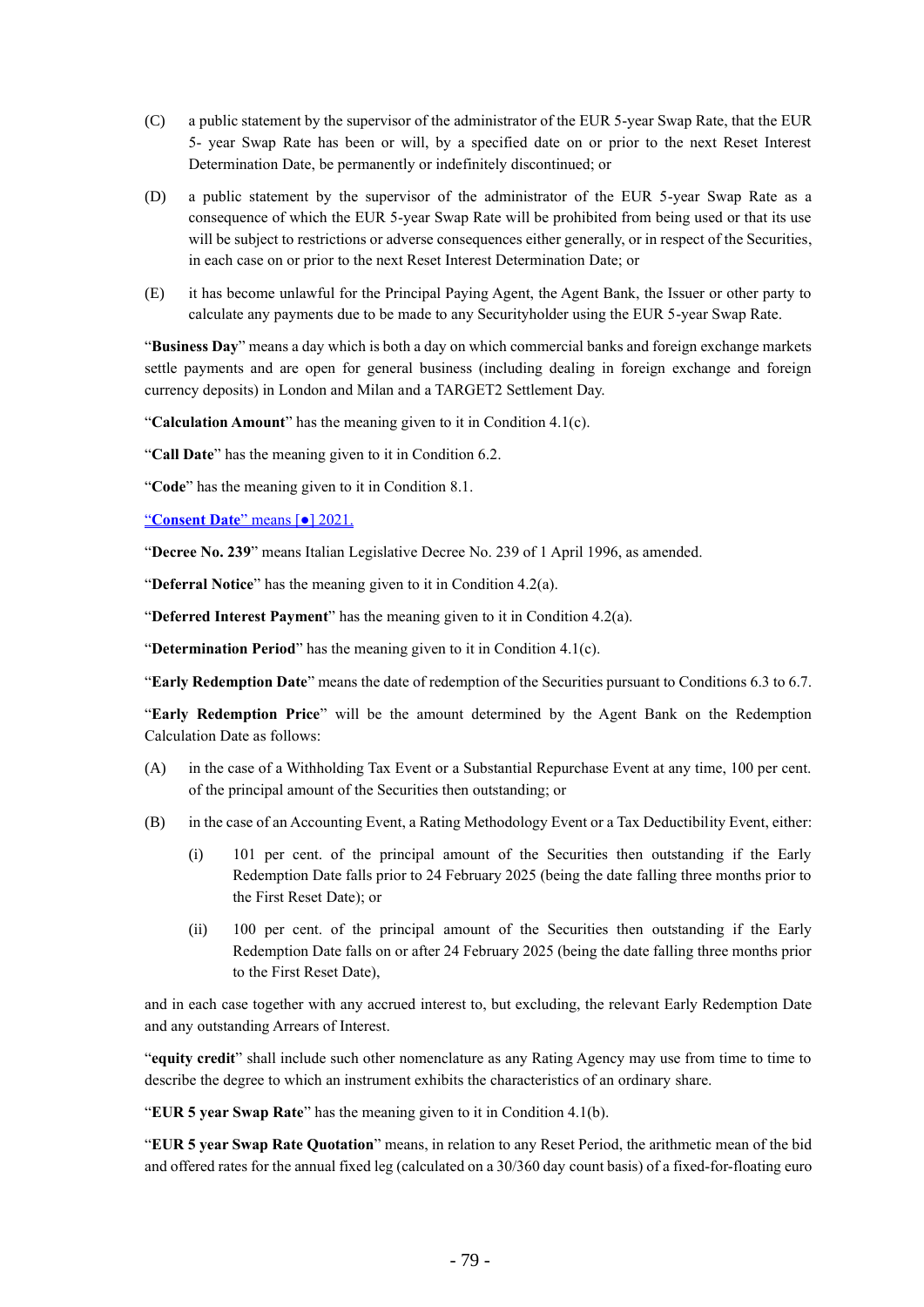(C) a public statement by the supervisor of the administrator of the EUR 5-year Swap Rate, that the EUR 5- year Swap Rate has been or will, by a specified date on or prior to the next Reset Interest Determination Date, be permanently or indefinitely discontinued; or

(D) a public statement by the supervisor of the administrator of the EUR 5-year Swap Rate as a consequence of which the EUR 5-year Swap Rate will be prohibited from being used or that its use will be subject to restrictions or adverse consequences either generally, or in respect of the Securities, in each case on or prior to the next Reset Interest Determination Date; or

(E) it has become unlawful for the Principal Paying Agent, the Agent Bank, the Issuer or other party to calculate any payments due to be made to any Securityholder using the EUR 5-year Swap Rate.

"**Business Day**" means a day which is both a day on which commercial banks and foreign exchange markets settle payments and are open for general business (including dealing in foreign exchange and foreign currency deposits) in London and Milan and a TARGET2 Settlement Day.

"**Calculation Amount**" has the meaning given to it in Condition 4.1(c).

"**Call Date**" has the meaning given to it in Condition 6.2.

"**Code**" has the meaning given to it in Condition 8.1.

"**Consent Date**" means [●] 2021.

"**Decree No. 239**" means Italian Legislative Decree No. 239 of 1 April 1996, as amended.

"**Deferral Notice**" has the meaning given to it in Condition 4.2(a).

"**Deferred Interest Payment**" has the meaning given to it in Condition 4.2(a).

"**Determination Period**" has the meaning given to it in Condition 4.1(c).

"**Early Redemption Date**" means the date of redemption of the Securities pursuant to Conditions 6.3 to 6.7.

"**Early Redemption Price**" will be the amount determined by the Agent Bank on the Redemption Calculation Date as follows:

(A) in the case of a Withholding Tax Event or a Substantial Repurchase Event at any time, 100 per cent. of the principal amount of the Securities then outstanding; or

(B) in the case of an Accounting Event, a Rating Methodology Event or a Tax Deductibility Event, either:

  (i) 101 per cent. of the principal amount of the Securities then outstanding if the Early Redemption Date falls prior to 24 February 2025 (being the date falling three months prior to the First Reset Date); or

  (ii) 100 per cent. of the principal amount of the Securities then outstanding if the Early Redemption Date falls on or after 24 February 2025 (being the date falling three months prior to the First Reset Date),

and in each case together with any accrued interest to, but excluding, the relevant Early Redemption Date and any outstanding Arrears of Interest.

"**equity credit**" shall include such other nomenclature as any Rating Agency may use from time to time to describe the degree to which an instrument exhibits the characteristics of an ordinary share.

"**EUR 5 year Swap Rate**" has the meaning given to it in Condition 4.1(b).

"**EUR 5 year Swap Rate Quotation**" means, in relation to any Reset Period, the arithmetic mean of the bid and offered rates for the annual fixed leg (calculated on a 30/360 day count basis) of a fixed-for-floating euro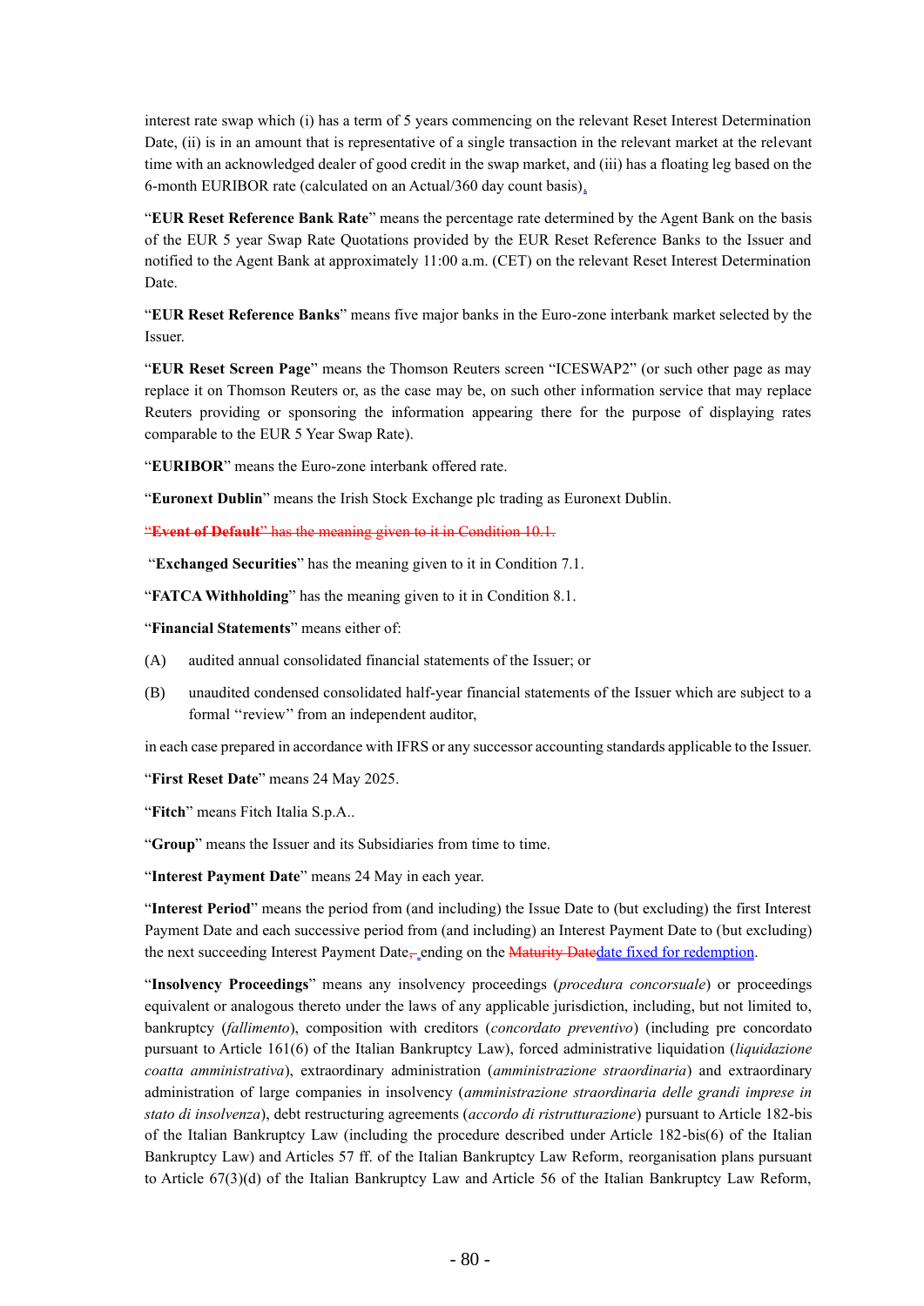interest rate swap which (i) has a term of 5 years commencing on the relevant Reset Interest Determination Date, (ii) is in an amount that is representative of a single transaction in the relevant market at the relevant time with an acknowledged dealer of good credit in the swap market, and (iii) has a floating leg based on the 6-month EURIBOR rate (calculated on an Actual/360 day count basis),

"**EUR Reset Reference Bank Rate**" means the percentage rate determined by the Agent Bank on the basis of the EUR 5 year Swap Rate Quotations provided by the EUR Reset Reference Banks to the Issuer and notified to the Agent Bank at approximately 11:00 a.m. (CET) on the relevant Reset Interest Determination Date.

"**EUR Reset Reference Banks**" means five major banks in the Euro-zone interbank market selected by the Issuer.

"**EUR Reset Screen Page**" means the Thomson Reuters screen "ICESWAP2" (or such other page as may replace it on Thomson Reuters or, as the case may be, on such other information service that may replace Reuters providing or sponsoring the information appearing there for the purpose of displaying rates comparable to the EUR 5 Year Swap Rate).

"**EURIBOR**" means the Euro-zone interbank offered rate.

"**Euronext Dublin**" means the Irish Stock Exchange plc trading as Euronext Dublin.

~~"**Event of Default**" has the meaning given to it in Condition 10.1.~~

"**Exchanged Securities**" has the meaning given to it in Condition 7.1.

"**FATCA Withholding**" has the meaning given to it in Condition 8.1.

"**Financial Statements**" means either of:

(A) audited annual consolidated financial statements of the Issuer; or

(B) unaudited condensed consolidated half-year financial statements of the Issuer which are subject to a formal "review" from an independent auditor,

in each case prepared in accordance with IFRS or any successor accounting standards applicable to the Issuer.

"**First Reset Date**" means 24 May 2025.

"**Fitch**" means Fitch Italia S.p.A..

"**Group**" means the Issuer and its Subsidiaries from time to time.

"**Interest Payment Date**" means 24 May in each year.

"**Interest Period**" means the period from (and including) the Issue Date to (but excluding) the first Interest Payment Date and each successive period from (and including) an Interest Payment Date to (but excluding) the next succeeding Interest Payment Date~~,~~ ending on the ~~Maturity Date~~date fixed for redemption.

"**Insolvency Proceedings**" means any insolvency proceedings (*procedura concorsuale*) or proceedings equivalent or analogous thereto under the laws of any applicable jurisdiction, including, but not limited to, bankruptcy (*fallimento*), composition with creditors (*concordato preventivo*) (including pre concordato pursuant to Article 161(6) of the Italian Bankruptcy Law), forced administrative liquidation (*liquidazione coatta amministrativa*), extraordinary administration (*amministrazione straordinaria*) and extraordinary administration of large companies in insolvency (*amministrazione straordinaria delle grandi imprese in stato di insolvenza*), debt restructuring agreements (*accordo di ristrutturazione*) pursuant to Article 182-bis of the Italian Bankruptcy Law (including the procedure described under Article 182-bis(6) of the Italian Bankruptcy Law) and Articles 57 ff. of the Italian Bankruptcy Law Reform, reorganisation plans pursuant to Article 67(3)(d) of the Italian Bankruptcy Law and Article 56 of the Italian Bankruptcy Law Reform,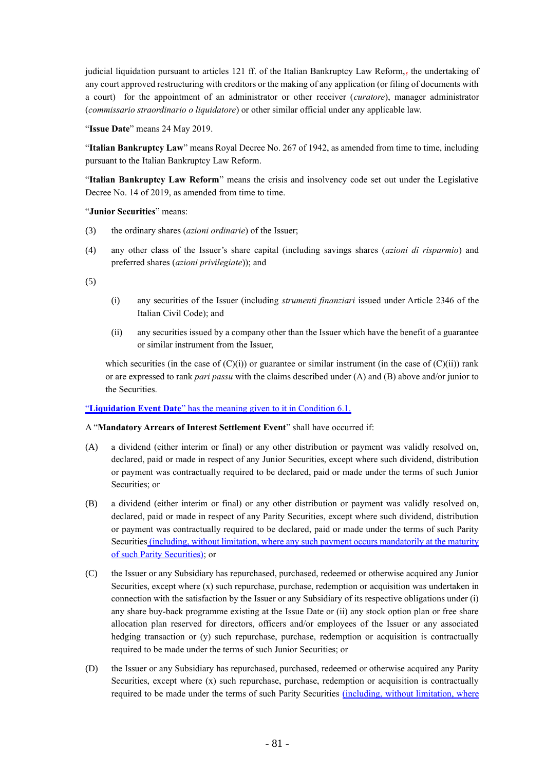judicial liquidation pursuant to articles 121 ff. of the Italian Bankruptcy Law Reform,, the undertaking of any court approved restructuring with creditors or the making of any application (or filing of documents with a court) for the appointment of an administrator or other receiver (*curatore*), manager administrator (*commissario straordinario o liquidatore*) or other similar official under any applicable law.

"**Issue Date**" means 24 May 2019.

"**Italian Bankruptcy Law**" means Royal Decree No. 267 of 1942, as amended from time to time, including pursuant to the Italian Bankruptcy Law Reform.

"**Italian Bankruptcy Law Reform**" means the crisis and insolvency code set out under the Legislative Decree No. 14 of 2019, as amended from time to time.

"**Junior Securities**" means:

(3) the ordinary shares (*azioni ordinarie*) of the Issuer;

(4) any other class of the Issuer's share capital (including savings shares (*azioni di risparmio*) and preferred shares (*azioni privilegiate*)); and

(5)

- (i) any securities of the Issuer (including *strumenti finanziari* issued under Article 2346 of the Italian Civil Code); and
- (ii) any securities issued by a company other than the Issuer which have the benefit of a guarantee or similar instrument from the Issuer,

which securities (in the case of (C)(i)) or guarantee or similar instrument (in the case of (C)(ii)) rank or are expressed to rank *pari passu* with the claims described under (A) and (B) above and/or junior to the Securities.

"**Liquidation Event Date**" has the meaning given to it in Condition 6.1.

A "**Mandatory Arrears of Interest Settlement Event**" shall have occurred if:

(A) a dividend (either interim or final) or any other distribution or payment was validly resolved on, declared, paid or made in respect of any Junior Securities, except where such dividend, distribution or payment was contractually required to be declared, paid or made under the terms of such Junior Securities; or

(B) a dividend (either interim or final) or any other distribution or payment was validly resolved on, declared, paid or made in respect of any Parity Securities, except where such dividend, distribution or payment was contractually required to be declared, paid or made under the terms of such Parity Securities (including, without limitation, where any such payment occurs mandatorily at the maturity of such Parity Securities); or

(C) the Issuer or any Subsidiary has repurchased, purchased, redeemed or otherwise acquired any Junior Securities, except where (x) such repurchase, purchase, redemption or acquisition was undertaken in connection with the satisfaction by the Issuer or any Subsidiary of its respective obligations under (i) any share buy-back programme existing at the Issue Date or (ii) any stock option plan or free share allocation plan reserved for directors, officers and/or employees of the Issuer or any associated hedging transaction or (y) such repurchase, purchase, redemption or acquisition is contractually required to be made under the terms of such Junior Securities; or

(D) the Issuer or any Subsidiary has repurchased, purchased, redeemed or otherwise acquired any Parity Securities, except where (x) such repurchase, purchase, redemption or acquisition is contractually required to be made under the terms of such Parity Securities (including, without limitation, where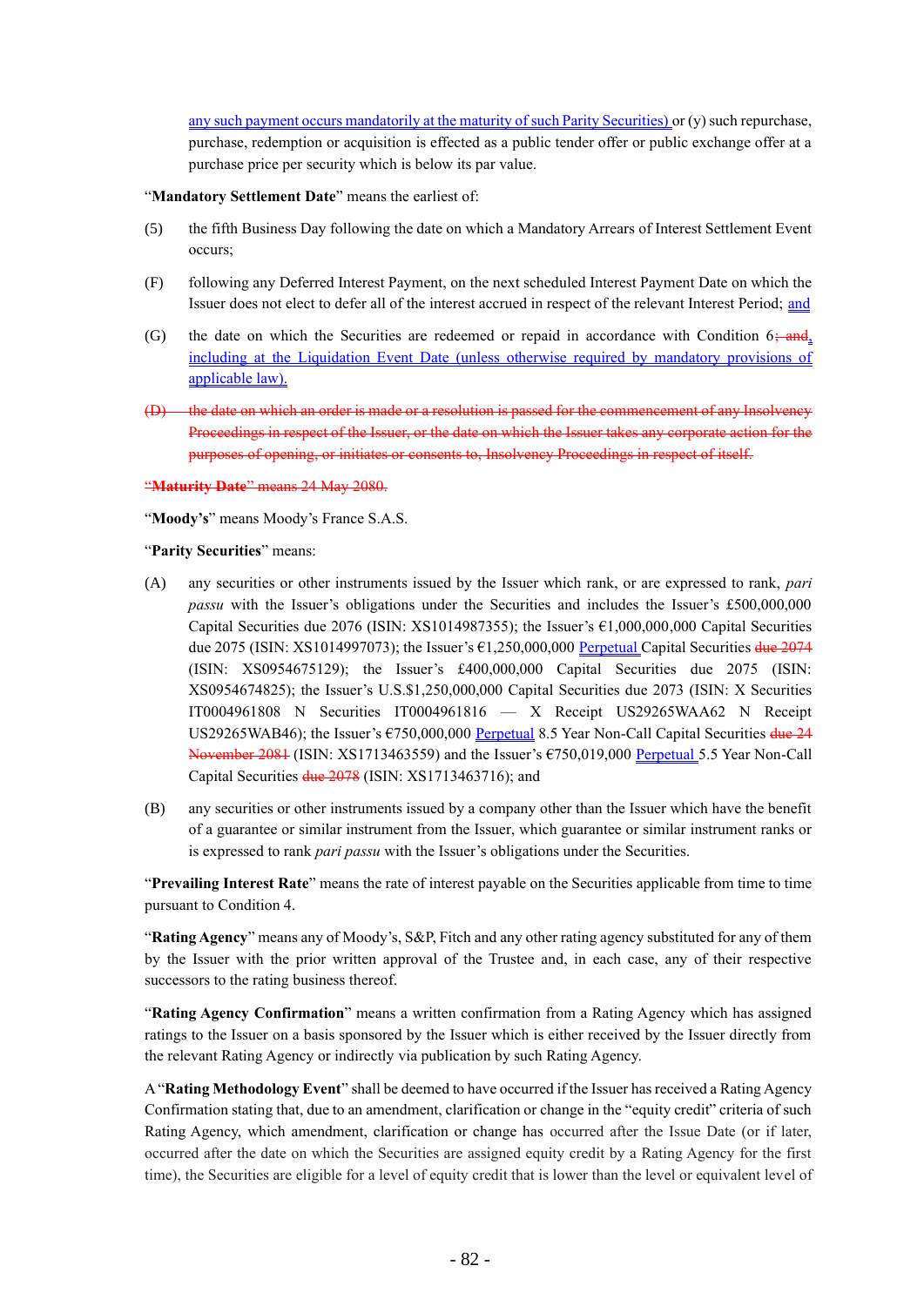any such payment occurs mandatorily at the maturity of such Parity Securities) or (y) such repurchase, purchase, redemption or acquisition is effected as a public tender offer or public exchange offer at a purchase price per security which is below its par value.

"**Mandatory Settlement Date**" means the earliest of:

(5) the fifth Business Day following the date on which a Mandatory Arrears of Interest Settlement Event occurs;

(F) following any Deferred Interest Payment, on the next scheduled Interest Payment Date on which the Issuer does not elect to defer all of the interest accrued in respect of the relevant Interest Period; and

(G) the date on which the Securities are redeemed or repaid in accordance with Condition 6; and, including at the Liquidation Event Date (unless otherwise required by mandatory provisions of applicable law).

~~(D) the date on which an order is made or a resolution is passed for the commencement of any Insolvency Proceedings in respect of the Issuer, or the date on which the Issuer takes any corporate action for the purposes of opening, or initiates or consents to, Insolvency Proceedings in respect of itself.~~

~~"**Maturity Date**" means 24 May 2080.~~

"**Moody's**" means Moody's France S.A.S.

"**Parity Securities**" means:

(A) any securities or other instruments issued by the Issuer which rank, or are expressed to rank, *pari passu* with the Issuer's obligations under the Securities and includes the Issuer's £500,000,000 Capital Securities due 2076 (ISIN: XS1014987355); the Issuer's €1,000,000,000 Capital Securities due 2075 (ISIN: XS1014997073); the Issuer's €1,250,000,000 Perpetual Capital Securities ~~due 2074~~ (ISIN: XS0954675129); the Issuer's £400,000,000 Capital Securities due 2075 (ISIN: XS0954674825); the Issuer's U.S.$1,250,000,000 Capital Securities due 2073 (ISIN: X Securities IT0004961808 N Securities IT0004961816 — X Receipt US29265WAA62 N Receipt US29265WAB46); the Issuer's €750,000,000 Perpetual 8.5 Year Non-Call Capital Securities ~~due 24 November 2081~~ (ISIN: XS1713463559) and the Issuer's €750,019,000 Perpetual 5.5 Year Non-Call Capital Securities ~~due 2078~~ (ISIN: XS1713463716); and

(B) any securities or other instruments issued by a company other than the Issuer which have the benefit of a guarantee or similar instrument from the Issuer, which guarantee or similar instrument ranks or is expressed to rank *pari passu* with the Issuer's obligations under the Securities.

"**Prevailing Interest Rate**" means the rate of interest payable on the Securities applicable from time to time pursuant to Condition 4.

"**Rating Agency**" means any of Moody's, S&P, Fitch and any other rating agency substituted for any of them by the Issuer with the prior written approval of the Trustee and, in each case, any of their respective successors to the rating business thereof.

"**Rating Agency Confirmation**" means a written confirmation from a Rating Agency which has assigned ratings to the Issuer on a basis sponsored by the Issuer which is either received by the Issuer directly from the relevant Rating Agency or indirectly via publication by such Rating Agency.

A "**Rating Methodology Event**" shall be deemed to have occurred if the Issuer has received a Rating Agency Confirmation stating that, due to an amendment, clarification or change in the "equity credit" criteria of such Rating Agency, which amendment, clarification or change has occurred after the Issue Date (or if later, occurred after the date on which the Securities are assigned equity credit by a Rating Agency for the first time), the Securities are eligible for a level of equity credit that is lower than the level or equivalent level of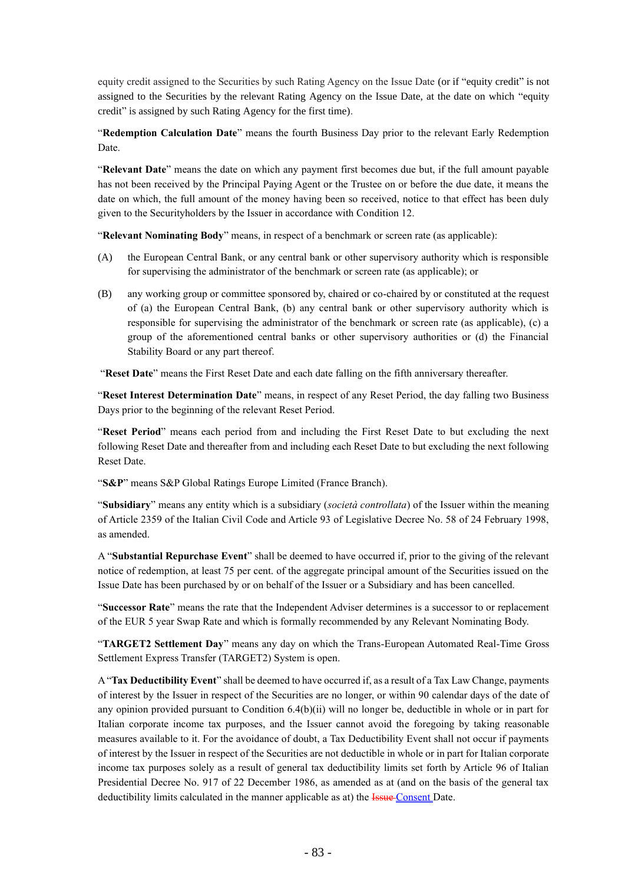equity credit assigned to the Securities by such Rating Agency on the Issue Date (or if "equity credit" is not assigned to the Securities by the relevant Rating Agency on the Issue Date, at the date on which "equity credit" is assigned by such Rating Agency for the first time).

"**Redemption Calculation Date**" means the fourth Business Day prior to the relevant Early Redemption Date.

"**Relevant Date**" means the date on which any payment first becomes due but, if the full amount payable has not been received by the Principal Paying Agent or the Trustee on or before the due date, it means the date on which, the full amount of the money having been so received, notice to that effect has been duly given to the Securityholders by the Issuer in accordance with Condition 12.

"**Relevant Nominating Body**" means, in respect of a benchmark or screen rate (as applicable):

(A) the European Central Bank, or any central bank or other supervisory authority which is responsible for supervising the administrator of the benchmark or screen rate (as applicable); or

(B) any working group or committee sponsored by, chaired or co-chaired by or constituted at the request of (a) the European Central Bank, (b) any central bank or other supervisory authority which is responsible for supervising the administrator of the benchmark or screen rate (as applicable), (c) a group of the aforementioned central banks or other supervisory authorities or (d) the Financial Stability Board or any part thereof.

"**Reset Date**" means the First Reset Date and each date falling on the fifth anniversary thereafter.

"**Reset Interest Determination Date**" means, in respect of any Reset Period, the day falling two Business Days prior to the beginning of the relevant Reset Period.

"**Reset Period**" means each period from and including the First Reset Date to but excluding the next following Reset Date and thereafter from and including each Reset Date to but excluding the next following Reset Date.

"**S&P**" means S&P Global Ratings Europe Limited (France Branch).

"**Subsidiary**" means any entity which is a subsidiary (*società controllata*) of the Issuer within the meaning of Article 2359 of the Italian Civil Code and Article 93 of Legislative Decree No. 58 of 24 February 1998, as amended.

A "**Substantial Repurchase Event**" shall be deemed to have occurred if, prior to the giving of the relevant notice of redemption, at least 75 per cent. of the aggregate principal amount of the Securities issued on the Issue Date has been purchased by or on behalf of the Issuer or a Subsidiary and has been cancelled.

"**Successor Rate**" means the rate that the Independent Adviser determines is a successor to or replacement of the EUR 5 year Swap Rate and which is formally recommended by any Relevant Nominating Body.

"**TARGET2 Settlement Day**" means any day on which the Trans-European Automated Real-Time Gross Settlement Express Transfer (TARGET2) System is open.

A "**Tax Deductibility Event**" shall be deemed to have occurred if, as a result of a Tax Law Change, payments of interest by the Issuer in respect of the Securities are no longer, or within 90 calendar days of the date of any opinion provided pursuant to Condition 6.4(b)(ii) will no longer be, deductible in whole or in part for Italian corporate income tax purposes, and the Issuer cannot avoid the foregoing by taking reasonable measures available to it. For the avoidance of doubt, a Tax Deductibility Event shall not occur if payments of interest by the Issuer in respect of the Securities are not deductible in whole or in part for Italian corporate income tax purposes solely as a result of general tax deductibility limits set forth by Article 96 of Italian Presidential Decree No. 917 of 22 December 1986, as amended as at (and on the basis of the general tax deductibility limits calculated in the manner applicable as at) the ~~Issue~~ Consent Date.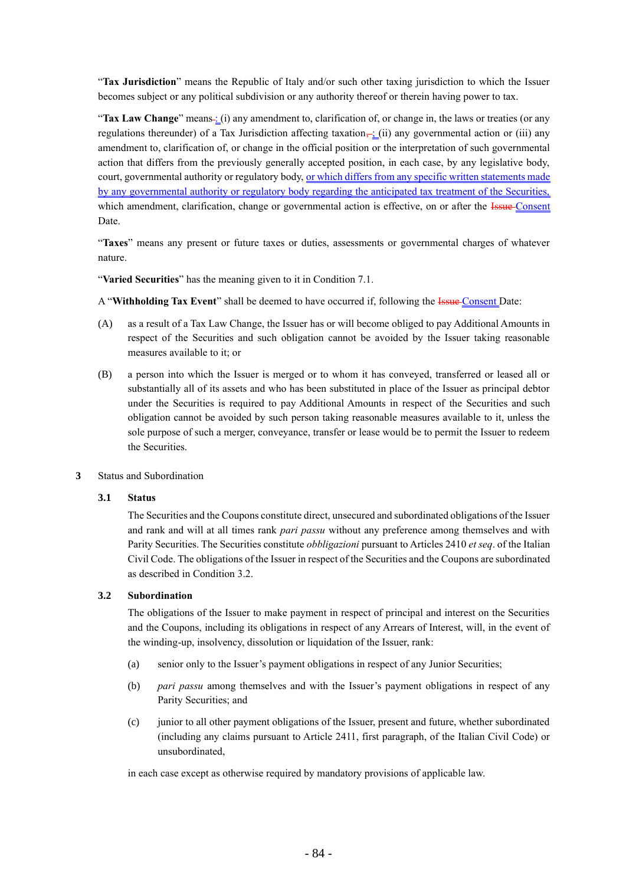"**Tax Jurisdiction**" means the Republic of Italy and/or such other taxing jurisdiction to which the Issuer becomes subject or any political subdivision or any authority thereof or therein having power to tax.

"**Tax Law Change**" means: (i) any amendment to, clarification of, or change in, the laws or treaties (or any regulations thereunder) of a Tax Jurisdiction affecting taxation~~,~~; (ii) any governmental action or (iii) any amendment to, clarification of, or change in the official position or the interpretation of such governmental action that differs from the previously generally accepted position, in each case, by any legislative body, court, governmental authority or regulatory body, or which differs from any specific written statements made by any governmental authority or regulatory body regarding the anticipated tax treatment of the Securities, which amendment, clarification, change or governmental action is effective, on or after the ~~Issue~~ Consent Date.

"**Taxes**" means any present or future taxes or duties, assessments or governmental charges of whatever nature.

"**Varied Securities**" has the meaning given to it in Condition 7.1.

A "**Withholding Tax Event**" shall be deemed to have occurred if, following the ~~Issue~~ Consent Date:

(A) as a result of a Tax Law Change, the Issuer has or will become obliged to pay Additional Amounts in respect of the Securities and such obligation cannot be avoided by the Issuer taking reasonable measures available to it; or

(B) a person into which the Issuer is merged or to whom it has conveyed, transferred or leased all or substantially all of its assets and who has been substituted in place of the Issuer as principal debtor under the Securities is required to pay Additional Amounts in respect of the Securities and such obligation cannot be avoided by such person taking reasonable measures available to it, unless the sole purpose of such a merger, conveyance, transfer or lease would be to permit the Issuer to redeem the Securities.

## 3 Status and Subordination

### 3.1 Status

The Securities and the Coupons constitute direct, unsecured and subordinated obligations of the Issuer and rank and will at all times rank *pari passu* without any preference among themselves and with Parity Securities. The Securities constitute *obbligazioni* pursuant to Articles 2410 *et seq*. of the Italian Civil Code. The obligations of the Issuer in respect of the Securities and the Coupons are subordinated as described in Condition 3.2.

### 3.2 Subordination

The obligations of the Issuer to make payment in respect of principal and interest on the Securities and the Coupons, including its obligations in respect of any Arrears of Interest, will, in the event of the winding-up, insolvency, dissolution or liquidation of the Issuer, rank:

(a) senior only to the Issuer's payment obligations in respect of any Junior Securities;

(b) *pari passu* among themselves and with the Issuer's payment obligations in respect of any Parity Securities; and

(c) junior to all other payment obligations of the Issuer, present and future, whether subordinated (including any claims pursuant to Article 2411, first paragraph, of the Italian Civil Code) or unsubordinated,

in each case except as otherwise required by mandatory provisions of applicable law.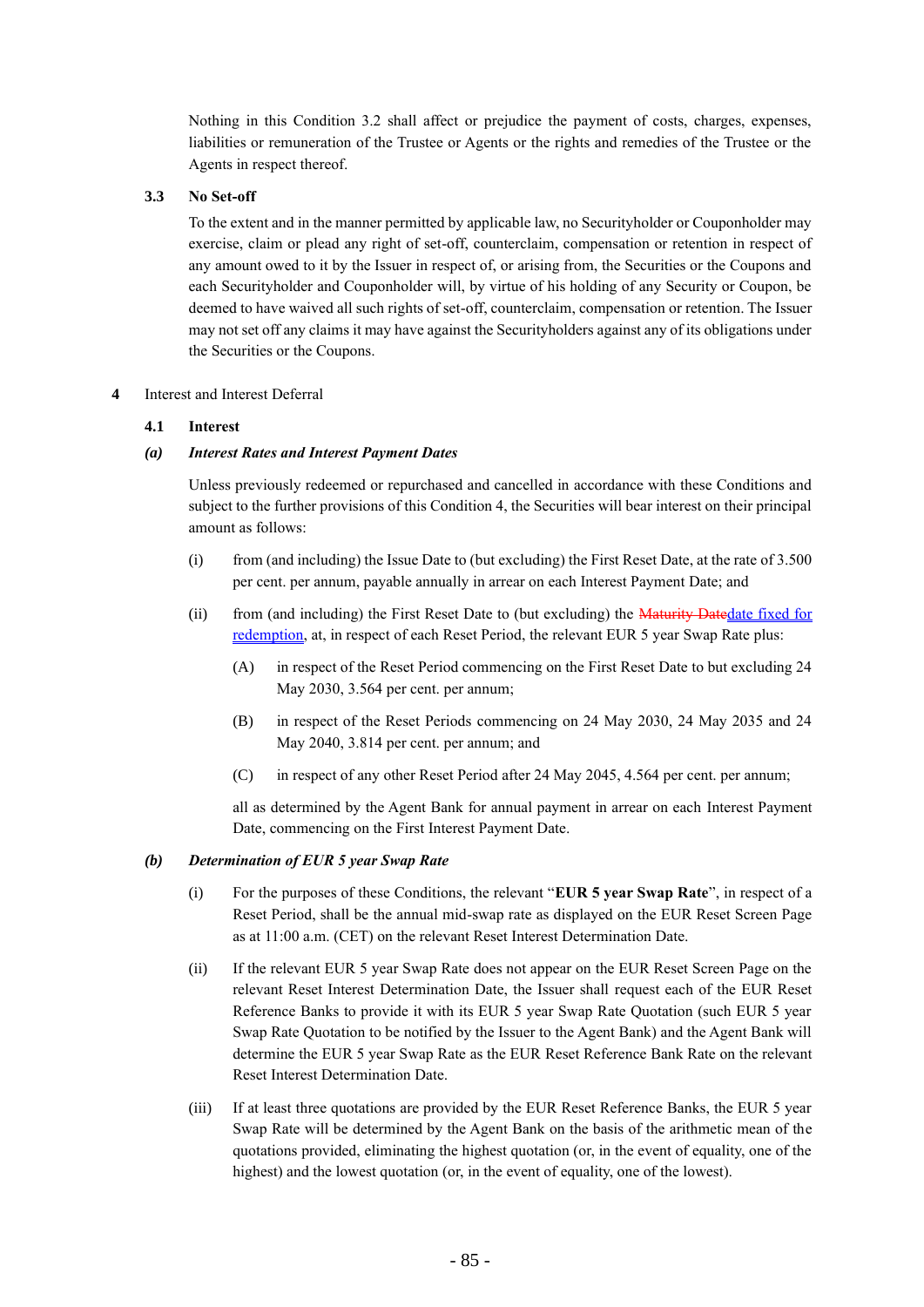Nothing in this Condition 3.2 shall affect or prejudice the payment of costs, charges, expenses, liabilities or remuneration of the Trustee or Agents or the rights and remedies of the Trustee or the Agents in respect thereof.

### 3.3 No Set-off

To the extent and in the manner permitted by applicable law, no Securityholder or Couponholder may exercise, claim or plead any right of set-off, counterclaim, compensation or retention in respect of any amount owed to it by the Issuer in respect of, or arising from, the Securities or the Coupons and each Securityholder and Couponholder will, by virtue of his holding of any Security or Coupon, be deemed to have waived all such rights of set-off, counterclaim, compensation or retention. The Issuer may not set off any claims it may have against the Securityholders against any of its obligations under the Securities or the Coupons.

## 4 Interest and Interest Deferral

### 4.1 Interest

***(a) Interest Rates and Interest Payment Dates***

Unless previously redeemed or repurchased and cancelled in accordance with these Conditions and subject to the further provisions of this Condition 4, the Securities will bear interest on their principal amount as follows:

(i) from (and including) the Issue Date to (but excluding) the First Reset Date, at the rate of 3.500 per cent. per annum, payable annually in arrear on each Interest Payment Date; and

(ii) from (and including) the First Reset Date to (but excluding) the ~~Maturity Date~~date fixed for redemption, at, in respect of each Reset Period, the relevant EUR 5 year Swap Rate plus:

(A) in respect of the Reset Period commencing on the First Reset Date to but excluding 24 May 2030, 3.564 per cent. per annum;

(B) in respect of the Reset Periods commencing on 24 May 2030, 24 May 2035 and 24 May 2040, 3.814 per cent. per annum; and

(C) in respect of any other Reset Period after 24 May 2045, 4.564 per cent. per annum;

all as determined by the Agent Bank for annual payment in arrear on each Interest Payment Date, commencing on the First Interest Payment Date.

***(b) Determination of EUR 5 year Swap Rate***

(i) For the purposes of these Conditions, the relevant "**EUR 5 year Swap Rate**", in respect of a Reset Period, shall be the annual mid-swap rate as displayed on the EUR Reset Screen Page as at 11:00 a.m. (CET) on the relevant Reset Interest Determination Date.

(ii) If the relevant EUR 5 year Swap Rate does not appear on the EUR Reset Screen Page on the relevant Reset Interest Determination Date, the Issuer shall request each of the EUR Reset Reference Banks to provide it with its EUR 5 year Swap Rate Quotation (such EUR 5 year Swap Rate Quotation to be notified by the Issuer to the Agent Bank) and the Agent Bank will determine the EUR 5 year Swap Rate as the EUR Reset Reference Bank Rate on the relevant Reset Interest Determination Date.

(iii) If at least three quotations are provided by the EUR Reset Reference Banks, the EUR 5 year Swap Rate will be determined by the Agent Bank on the basis of the arithmetic mean of the quotations provided, eliminating the highest quotation (or, in the event of equality, one of the highest) and the lowest quotation (or, in the event of equality, one of the lowest).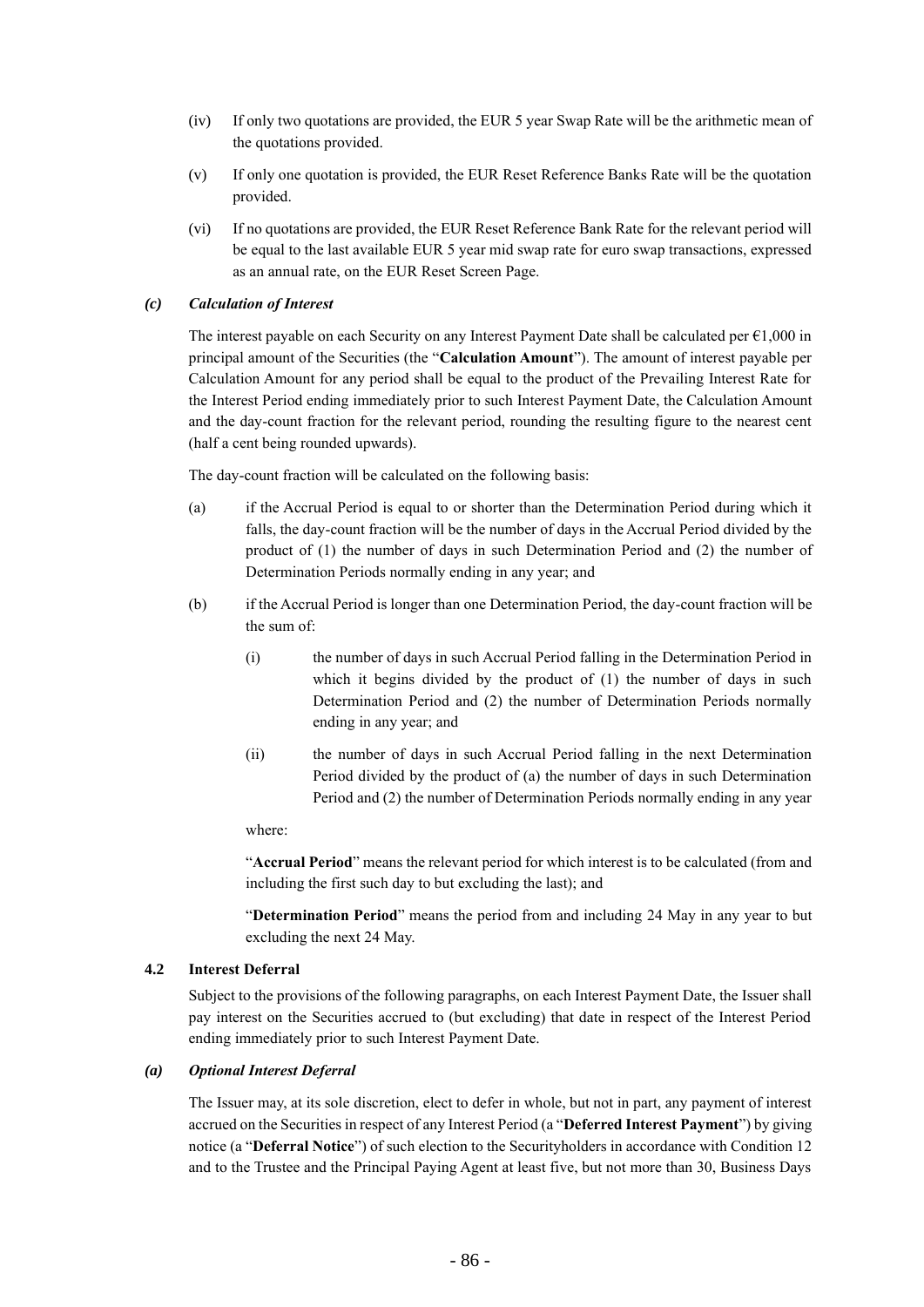(iv) If only two quotations are provided, the EUR 5 year Swap Rate will be the arithmetic mean of the quotations provided.

(v) If only one quotation is provided, the EUR Reset Reference Banks Rate will be the quotation provided.

(vi) If no quotations are provided, the EUR Reset Reference Bank Rate for the relevant period will be equal to the last available EUR 5 year mid swap rate for euro swap transactions, expressed as an annual rate, on the EUR Reset Screen Page.

### *(c) Calculation of Interest*

The interest payable on each Security on any Interest Payment Date shall be calculated per €1,000 in principal amount of the Securities (the "**Calculation Amount**"). The amount of interest payable per Calculation Amount for any period shall be equal to the product of the Prevailing Interest Rate for the Interest Period ending immediately prior to such Interest Payment Date, the Calculation Amount and the day-count fraction for the relevant period, rounding the resulting figure to the nearest cent (half a cent being rounded upwards).

The day-count fraction will be calculated on the following basis:

(a) if the Accrual Period is equal to or shorter than the Determination Period during which it falls, the day-count fraction will be the number of days in the Accrual Period divided by the product of (1) the number of days in such Determination Period and (2) the number of Determination Periods normally ending in any year; and

(b) if the Accrual Period is longer than one Determination Period, the day-count fraction will be the sum of:

(i) the number of days in such Accrual Period falling in the Determination Period in which it begins divided by the product of (1) the number of days in such Determination Period and (2) the number of Determination Periods normally ending in any year; and

(ii) the number of days in such Accrual Period falling in the next Determination Period divided by the product of (a) the number of days in such Determination Period and (2) the number of Determination Periods normally ending in any year

where:

"**Accrual Period**" means the relevant period for which interest is to be calculated (from and including the first such day to but excluding the last); and

"**Determination Period**" means the period from and including 24 May in any year to but excluding the next 24 May.

### 4.2 Interest Deferral

Subject to the provisions of the following paragraphs, on each Interest Payment Date, the Issuer shall pay interest on the Securities accrued to (but excluding) that date in respect of the Interest Period ending immediately prior to such Interest Payment Date.

### *(a) Optional Interest Deferral*

The Issuer may, at its sole discretion, elect to defer in whole, but not in part, any payment of interest accrued on the Securities in respect of any Interest Period (a "**Deferred Interest Payment**") by giving notice (a "**Deferral Notice**") of such election to the Securityholders in accordance with Condition 12 and to the Trustee and the Principal Paying Agent at least five, but not more than 30, Business Days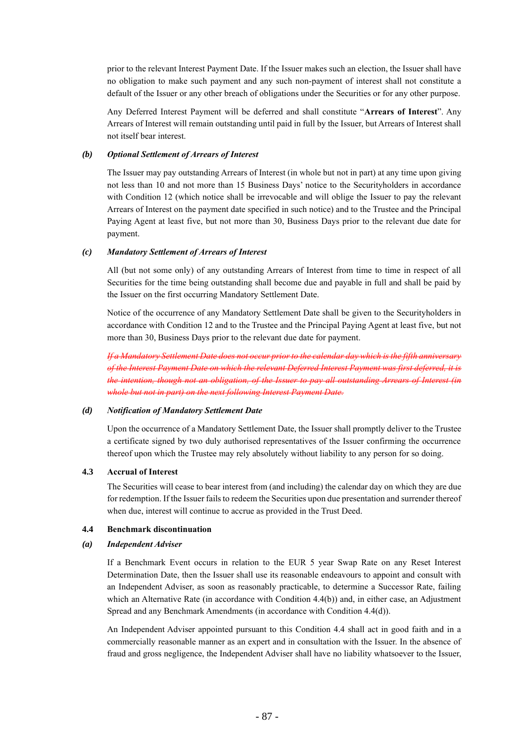prior to the relevant Interest Payment Date. If the Issuer makes such an election, the Issuer shall have no obligation to make such payment and any such non-payment of interest shall not constitute a default of the Issuer or any other breach of obligations under the Securities or for any other purpose.

Any Deferred Interest Payment will be deferred and shall constitute "**Arrears of Interest**". Any Arrears of Interest will remain outstanding until paid in full by the Issuer, but Arrears of Interest shall not itself bear interest.

***(b) Optional Settlement of Arrears of Interest***

The Issuer may pay outstanding Arrears of Interest (in whole but not in part) at any time upon giving not less than 10 and not more than 15 Business Days' notice to the Securityholders in accordance with Condition 12 (which notice shall be irrevocable and will oblige the Issuer to pay the relevant Arrears of Interest on the payment date specified in such notice) and to the Trustee and the Principal Paying Agent at least five, but not more than 30, Business Days prior to the relevant due date for payment.

***(c) Mandatory Settlement of Arrears of Interest***

All (but not some only) of any outstanding Arrears of Interest from time to time in respect of all Securities for the time being outstanding shall become due and payable in full and shall be paid by the Issuer on the first occurring Mandatory Settlement Date.

Notice of the occurrence of any Mandatory Settlement Date shall be given to the Securityholders in accordance with Condition 12 and to the Trustee and the Principal Paying Agent at least five, but not more than 30, Business Days prior to the relevant due date for payment.

~~*If a Mandatory Settlement Date does not occur prior to the calendar day which is the fifth anniversary of the Interest Payment Date on which the relevant Deferred Interest Payment was first deferred, it is the intention, though not an obligation, of the Issuer to pay all outstanding Arrears of Interest (in whole but not in part) on the next following Interest Payment Date.*~~

***(d) Notification of Mandatory Settlement Date***

Upon the occurrence of a Mandatory Settlement Date, the Issuer shall promptly deliver to the Trustee a certificate signed by two duly authorised representatives of the Issuer confirming the occurrence thereof upon which the Trustee may rely absolutely without liability to any person for so doing.

**4.3 Accrual of Interest**

The Securities will cease to bear interest from (and including) the calendar day on which they are due for redemption. If the Issuer fails to redeem the Securities upon due presentation and surrender thereof when due, interest will continue to accrue as provided in the Trust Deed.

**4.4 Benchmark discontinuation**

***(a) Independent Adviser***

If a Benchmark Event occurs in relation to the EUR 5 year Swap Rate on any Reset Interest Determination Date, then the Issuer shall use its reasonable endeavours to appoint and consult with an Independent Adviser, as soon as reasonably practicable, to determine a Successor Rate, failing which an Alternative Rate (in accordance with Condition 4.4(b)) and, in either case, an Adjustment Spread and any Benchmark Amendments (in accordance with Condition 4.4(d)).

An Independent Adviser appointed pursuant to this Condition 4.4 shall act in good faith and in a commercially reasonable manner as an expert and in consultation with the Issuer. In the absence of fraud and gross negligence, the Independent Adviser shall have no liability whatsoever to the Issuer,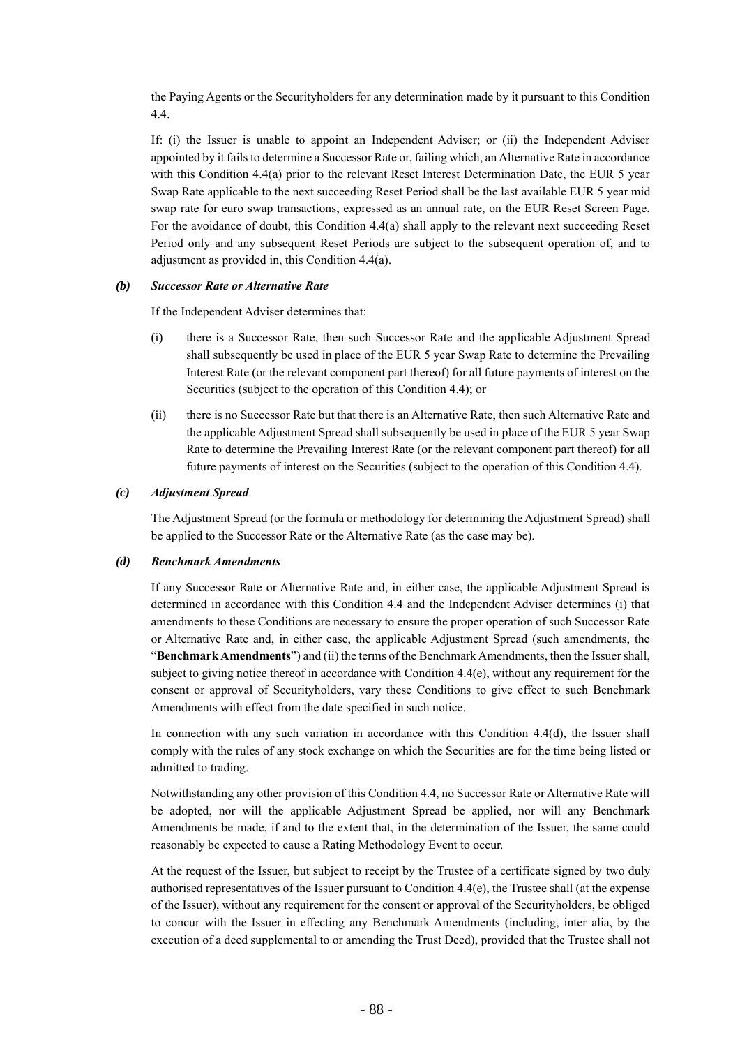the Paying Agents or the Securityholders for any determination made by it pursuant to this Condition 4.4.

If: (i) the Issuer is unable to appoint an Independent Adviser; or (ii) the Independent Adviser appointed by it fails to determine a Successor Rate or, failing which, an Alternative Rate in accordance with this Condition 4.4(a) prior to the relevant Reset Interest Determination Date, the EUR 5 year Swap Rate applicable to the next succeeding Reset Period shall be the last available EUR 5 year mid swap rate for euro swap transactions, expressed as an annual rate, on the EUR Reset Screen Page. For the avoidance of doubt, this Condition 4.4(a) shall apply to the relevant next succeeding Reset Period only and any subsequent Reset Periods are subject to the subsequent operation of, and to adjustment as provided in, this Condition 4.4(a).

***(b) Successor Rate or Alternative Rate***

If the Independent Adviser determines that:

(i) there is a Successor Rate, then such Successor Rate and the applicable Adjustment Spread shall subsequently be used in place of the EUR 5 year Swap Rate to determine the Prevailing Interest Rate (or the relevant component part thereof) for all future payments of interest on the Securities (subject to the operation of this Condition 4.4); or

(ii) there is no Successor Rate but that there is an Alternative Rate, then such Alternative Rate and the applicable Adjustment Spread shall subsequently be used in place of the EUR 5 year Swap Rate to determine the Prevailing Interest Rate (or the relevant component part thereof) for all future payments of interest on the Securities (subject to the operation of this Condition 4.4).

***(c) Adjustment Spread***

The Adjustment Spread (or the formula or methodology for determining the Adjustment Spread) shall be applied to the Successor Rate or the Alternative Rate (as the case may be).

***(d) Benchmark Amendments***

If any Successor Rate or Alternative Rate and, in either case, the applicable Adjustment Spread is determined in accordance with this Condition 4.4 and the Independent Adviser determines (i) that amendments to these Conditions are necessary to ensure the proper operation of such Successor Rate or Alternative Rate and, in either case, the applicable Adjustment Spread (such amendments, the "**Benchmark Amendments**") and (ii) the terms of the Benchmark Amendments, then the Issuer shall, subject to giving notice thereof in accordance with Condition 4.4(e), without any requirement for the consent or approval of Securityholders, vary these Conditions to give effect to such Benchmark Amendments with effect from the date specified in such notice.

In connection with any such variation in accordance with this Condition 4.4(d), the Issuer shall comply with the rules of any stock exchange on which the Securities are for the time being listed or admitted to trading.

Notwithstanding any other provision of this Condition 4.4, no Successor Rate or Alternative Rate will be adopted, nor will the applicable Adjustment Spread be applied, nor will any Benchmark Amendments be made, if and to the extent that, in the determination of the Issuer, the same could reasonably be expected to cause a Rating Methodology Event to occur.

At the request of the Issuer, but subject to receipt by the Trustee of a certificate signed by two duly authorised representatives of the Issuer pursuant to Condition 4.4(e), the Trustee shall (at the expense of the Issuer), without any requirement for the consent or approval of the Securityholders, be obliged to concur with the Issuer in effecting any Benchmark Amendments (including, inter alia, by the execution of a deed supplemental to or amending the Trust Deed), provided that the Trustee shall not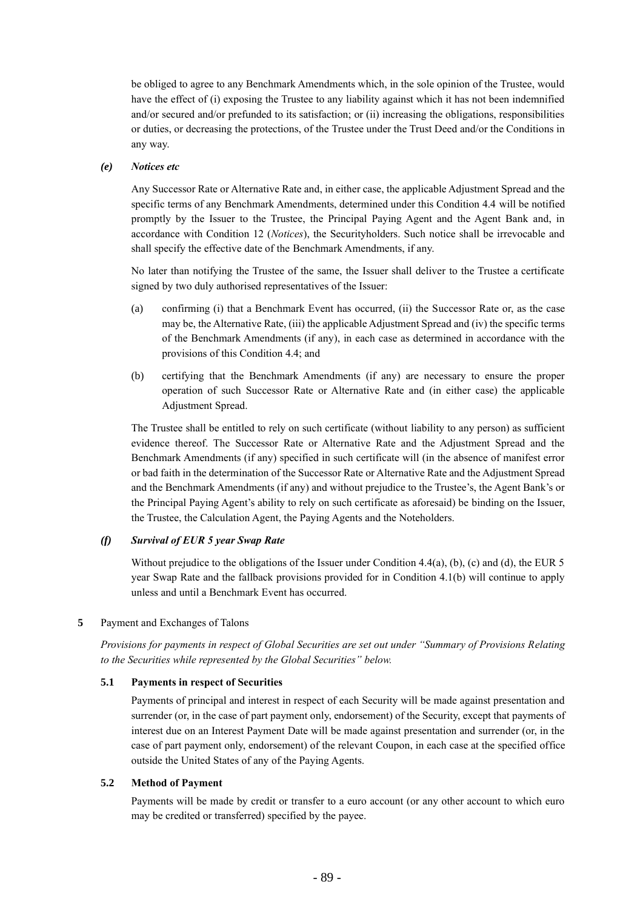be obliged to agree to any Benchmark Amendments which, in the sole opinion of the Trustee, would have the effect of (i) exposing the Trustee to any liability against which it has not been indemnified and/or secured and/or prefunded to its satisfaction; or (ii) increasing the obligations, responsibilities or duties, or decreasing the protections, of the Trustee under the Trust Deed and/or the Conditions in any way.

*(e)* ***Notices etc***

Any Successor Rate or Alternative Rate and, in either case, the applicable Adjustment Spread and the specific terms of any Benchmark Amendments, determined under this Condition 4.4 will be notified promptly by the Issuer to the Trustee, the Principal Paying Agent and the Agent Bank and, in accordance with Condition 12 (*Notices*), the Securityholders. Such notice shall be irrevocable and shall specify the effective date of the Benchmark Amendments, if any.

No later than notifying the Trustee of the same, the Issuer shall deliver to the Trustee a certificate signed by two duly authorised representatives of the Issuer:

(a) confirming (i) that a Benchmark Event has occurred, (ii) the Successor Rate or, as the case may be, the Alternative Rate, (iii) the applicable Adjustment Spread and (iv) the specific terms of the Benchmark Amendments (if any), in each case as determined in accordance with the provisions of this Condition 4.4; and

(b) certifying that the Benchmark Amendments (if any) are necessary to ensure the proper operation of such Successor Rate or Alternative Rate and (in either case) the applicable Adjustment Spread.

The Trustee shall be entitled to rely on such certificate (without liability to any person) as sufficient evidence thereof. The Successor Rate or Alternative Rate and the Adjustment Spread and the Benchmark Amendments (if any) specified in such certificate will (in the absence of manifest error or bad faith in the determination of the Successor Rate or Alternative Rate and the Adjustment Spread and the Benchmark Amendments (if any) and without prejudice to the Trustee's, the Agent Bank's or the Principal Paying Agent's ability to rely on such certificate as aforesaid) be binding on the Issuer, the Trustee, the Calculation Agent, the Paying Agents and the Noteholders.

*(f)* ***Survival of EUR 5 year Swap Rate***

Without prejudice to the obligations of the Issuer under Condition 4.4(a), (b), (c) and (d), the EUR 5 year Swap Rate and the fallback provisions provided for in Condition 4.1(b) will continue to apply unless and until a Benchmark Event has occurred.

**5** Payment and Exchanges of Talons

*Provisions for payments in respect of Global Securities are set out under "Summary of Provisions Relating to the Securities while represented by the Global Securities" below.*

**5.1 Payments in respect of Securities**

Payments of principal and interest in respect of each Security will be made against presentation and surrender (or, in the case of part payment only, endorsement) of the Security, except that payments of interest due on an Interest Payment Date will be made against presentation and surrender (or, in the case of part payment only, endorsement) of the relevant Coupon, in each case at the specified office outside the United States of any of the Paying Agents.

**5.2 Method of Payment**

Payments will be made by credit or transfer to a euro account (or any other account to which euro may be credited or transferred) specified by the payee.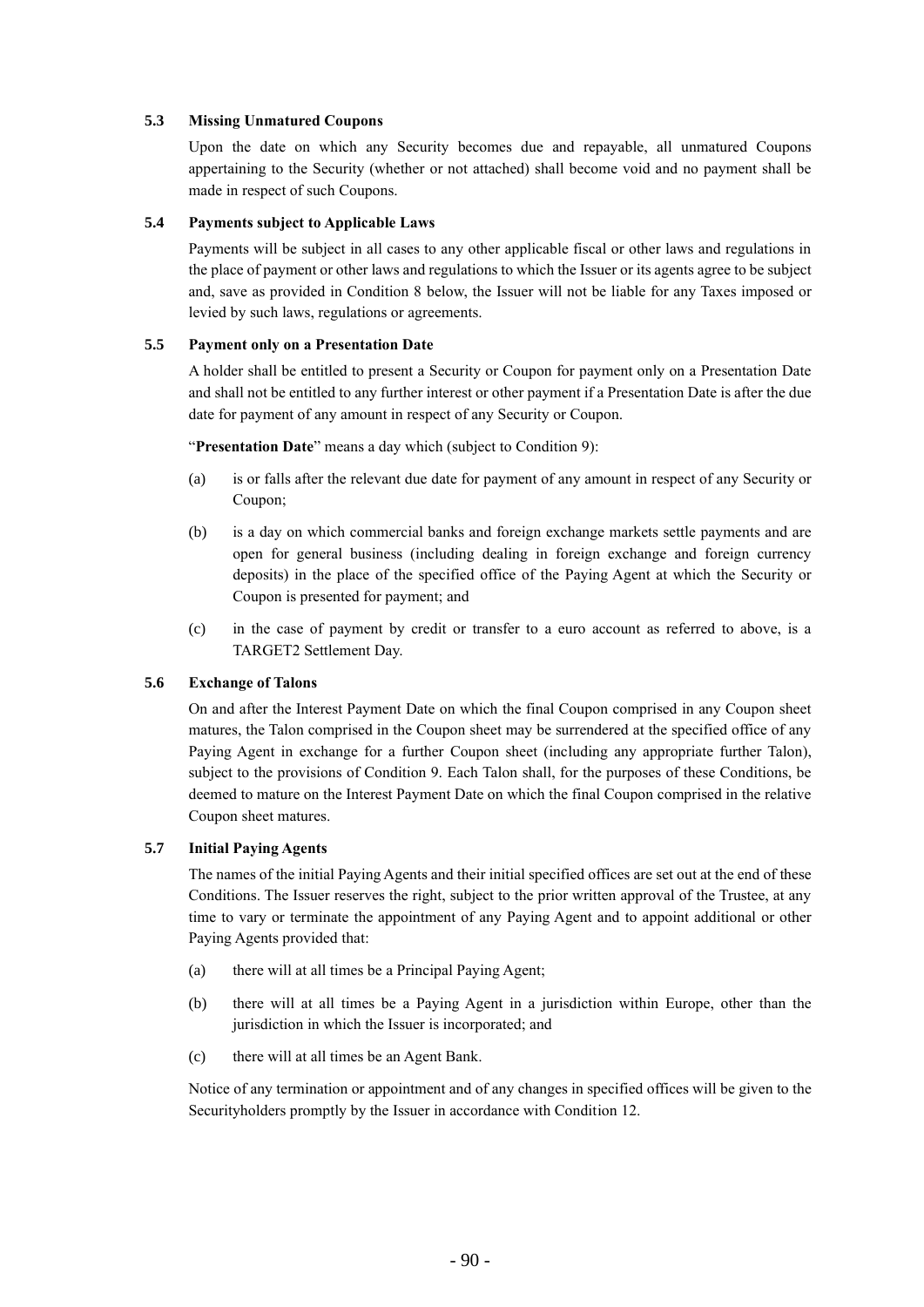### 5.3 Missing Unmatured Coupons

Upon the date on which any Security becomes due and repayable, all unmatured Coupons appertaining to the Security (whether or not attached) shall become void and no payment shall be made in respect of such Coupons.

### 5.4 Payments subject to Applicable Laws

Payments will be subject in all cases to any other applicable fiscal or other laws and regulations in the place of payment or other laws and regulations to which the Issuer or its agents agree to be subject and, save as provided in Condition 8 below, the Issuer will not be liable for any Taxes imposed or levied by such laws, regulations or agreements.

### 5.5 Payment only on a Presentation Date

A holder shall be entitled to present a Security or Coupon for payment only on a Presentation Date and shall not be entitled to any further interest or other payment if a Presentation Date is after the due date for payment of any amount in respect of any Security or Coupon.

"**Presentation Date**" means a day which (subject to Condition 9):

(a) is or falls after the relevant due date for payment of any amount in respect of any Security or Coupon;

(b) is a day on which commercial banks and foreign exchange markets settle payments and are open for general business (including dealing in foreign exchange and foreign currency deposits) in the place of the specified office of the Paying Agent at which the Security or Coupon is presented for payment; and

(c) in the case of payment by credit or transfer to a euro account as referred to above, is a TARGET2 Settlement Day.

### 5.6 Exchange of Talons

On and after the Interest Payment Date on which the final Coupon comprised in any Coupon sheet matures, the Talon comprised in the Coupon sheet may be surrendered at the specified office of any Paying Agent in exchange for a further Coupon sheet (including any appropriate further Talon), subject to the provisions of Condition 9. Each Talon shall, for the purposes of these Conditions, be deemed to mature on the Interest Payment Date on which the final Coupon comprised in the relative Coupon sheet matures.

### 5.7 Initial Paying Agents

The names of the initial Paying Agents and their initial specified offices are set out at the end of these Conditions. The Issuer reserves the right, subject to the prior written approval of the Trustee, at any time to vary or terminate the appointment of any Paying Agent and to appoint additional or other Paying Agents provided that:

(a) there will at all times be a Principal Paying Agent;

(b) there will at all times be a Paying Agent in a jurisdiction within Europe, other than the jurisdiction in which the Issuer is incorporated; and

(c) there will at all times be an Agent Bank.

Notice of any termination or appointment and of any changes in specified offices will be given to the Securityholders promptly by the Issuer in accordance with Condition 12.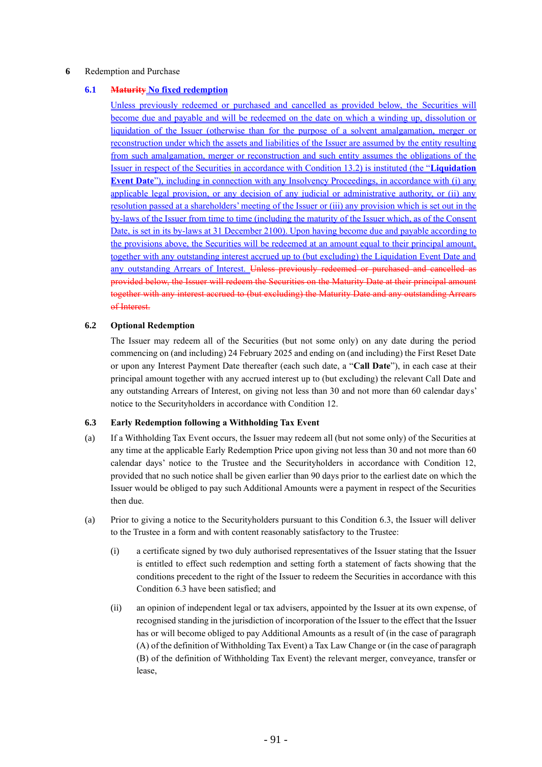**6** Redemption and Purchase

**6.1** ~~**Maturity**~~ **No fixed redemption**

Unless previously redeemed or purchased and cancelled as provided below, the Securities will become due and payable and will be redeemed on the date on which a winding up, dissolution or liquidation of the Issuer (otherwise than for the purpose of a solvent amalgamation, merger or reconstruction under which the assets and liabilities of the Issuer are assumed by the entity resulting from such amalgamation, merger or reconstruction and such entity assumes the obligations of the Issuer in respect of the Securities in accordance with Condition 13.2) is instituted (the "**Liquidation Event Date**"), including in connection with any Insolvency Proceedings, in accordance with (i) any applicable legal provision, or any decision of any judicial or administrative authority, or (ii) any resolution passed at a shareholders' meeting of the Issuer or (iii) any provision which is set out in the by-laws of the Issuer from time to time (including the maturity of the Issuer which, as of the Consent Date, is set in its by-laws at 31 December 2100). Upon having become due and payable according to the provisions above, the Securities will be redeemed at an amount equal to their principal amount, together with any outstanding interest accrued up to (but excluding) the Liquidation Event Date and any outstanding Arrears of Interest. ~~Unless previously redeemed or purchased and cancelled as provided below, the Issuer will redeem the Securities on the Maturity Date at their principal amount together with any interest accrued to (but excluding) the Maturity Date and any outstanding Arrears of Interest.~~

**6.2** **Optional Redemption**

The Issuer may redeem all of the Securities (but not some only) on any date during the period commencing on (and including) 24 February 2025 and ending on (and including) the First Reset Date or upon any Interest Payment Date thereafter (each such date, a "**Call Date**"), in each case at their principal amount together with any accrued interest up to (but excluding) the relevant Call Date and any outstanding Arrears of Interest, on giving not less than 30 and not more than 60 calendar days' notice to the Securityholders in accordance with Condition 12.

**6.3** **Early Redemption following a Withholding Tax Event**

(a) If a Withholding Tax Event occurs, the Issuer may redeem all (but not some only) of the Securities at any time at the applicable Early Redemption Price upon giving not less than 30 and not more than 60 calendar days' notice to the Trustee and the Securityholders in accordance with Condition 12, provided that no such notice shall be given earlier than 90 days prior to the earliest date on which the Issuer would be obliged to pay such Additional Amounts were a payment in respect of the Securities then due.

(a) Prior to giving a notice to the Securityholders pursuant to this Condition 6.3, the Issuer will deliver to the Trustee in a form and with content reasonably satisfactory to the Trustee:

(i) a certificate signed by two duly authorised representatives of the Issuer stating that the Issuer is entitled to effect such redemption and setting forth a statement of facts showing that the conditions precedent to the right of the Issuer to redeem the Securities in accordance with this Condition 6.3 have been satisfied; and

(ii) an opinion of independent legal or tax advisers, appointed by the Issuer at its own expense, of recognised standing in the jurisdiction of incorporation of the Issuer to the effect that the Issuer has or will become obliged to pay Additional Amounts as a result of (in the case of paragraph (A) of the definition of Withholding Tax Event) a Tax Law Change or (in the case of paragraph (B) of the definition of Withholding Tax Event) the relevant merger, conveyance, transfer or lease,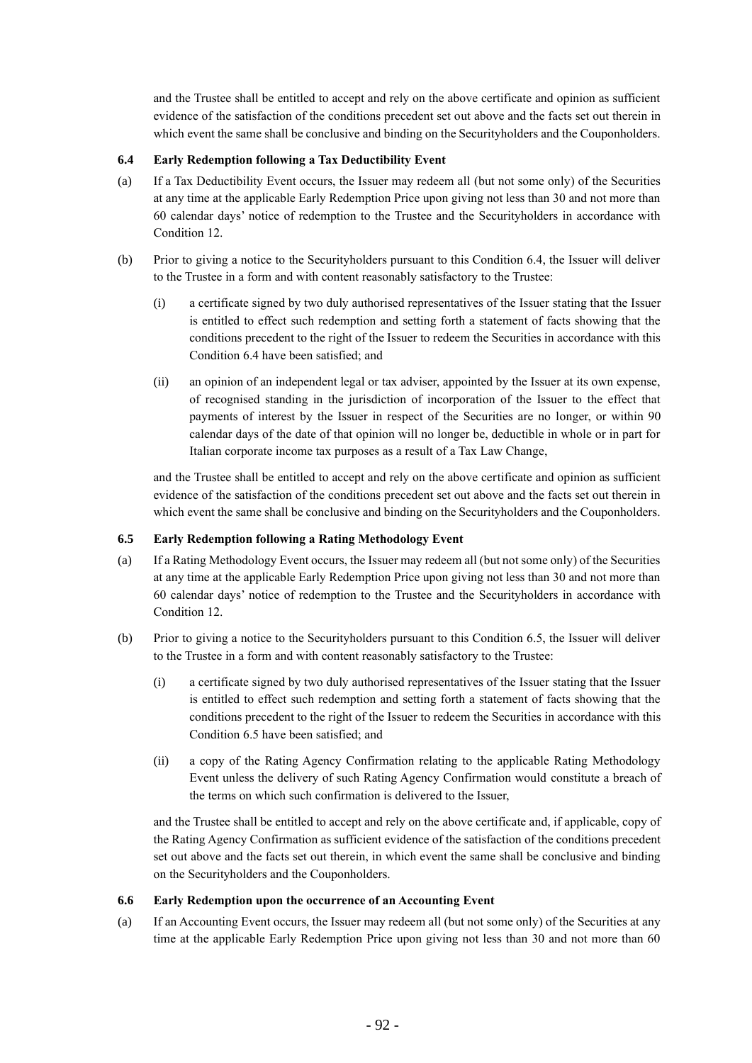and the Trustee shall be entitled to accept and rely on the above certificate and opinion as sufficient evidence of the satisfaction of the conditions precedent set out above and the facts set out therein in which event the same shall be conclusive and binding on the Securityholders and the Couponholders.

**6.4 Early Redemption following a Tax Deductibility Event**

(a) If a Tax Deductibility Event occurs, the Issuer may redeem all (but not some only) of the Securities at any time at the applicable Early Redemption Price upon giving not less than 30 and not more than 60 calendar days' notice of redemption to the Trustee and the Securityholders in accordance with Condition 12.

(b) Prior to giving a notice to the Securityholders pursuant to this Condition 6.4, the Issuer will deliver to the Trustee in a form and with content reasonably satisfactory to the Trustee:

(i) a certificate signed by two duly authorised representatives of the Issuer stating that the Issuer is entitled to effect such redemption and setting forth a statement of facts showing that the conditions precedent to the right of the Issuer to redeem the Securities in accordance with this Condition 6.4 have been satisfied; and

(ii) an opinion of an independent legal or tax adviser, appointed by the Issuer at its own expense, of recognised standing in the jurisdiction of incorporation of the Issuer to the effect that payments of interest by the Issuer in respect of the Securities are no longer, or within 90 calendar days of the date of that opinion will no longer be, deductible in whole or in part for Italian corporate income tax purposes as a result of a Tax Law Change,

and the Trustee shall be entitled to accept and rely on the above certificate and opinion as sufficient evidence of the satisfaction of the conditions precedent set out above and the facts set out therein in which event the same shall be conclusive and binding on the Securityholders and the Couponholders.

**6.5 Early Redemption following a Rating Methodology Event**

(a) If a Rating Methodology Event occurs, the Issuer may redeem all (but not some only) of the Securities at any time at the applicable Early Redemption Price upon giving not less than 30 and not more than 60 calendar days' notice of redemption to the Trustee and the Securityholders in accordance with Condition 12.

(b) Prior to giving a notice to the Securityholders pursuant to this Condition 6.5, the Issuer will deliver to the Trustee in a form and with content reasonably satisfactory to the Trustee:

(i) a certificate signed by two duly authorised representatives of the Issuer stating that the Issuer is entitled to effect such redemption and setting forth a statement of facts showing that the conditions precedent to the right of the Issuer to redeem the Securities in accordance with this Condition 6.5 have been satisfied; and

(ii) a copy of the Rating Agency Confirmation relating to the applicable Rating Methodology Event unless the delivery of such Rating Agency Confirmation would constitute a breach of the terms on which such confirmation is delivered to the Issuer,

and the Trustee shall be entitled to accept and rely on the above certificate and, if applicable, copy of the Rating Agency Confirmation as sufficient evidence of the satisfaction of the conditions precedent set out above and the facts set out therein, in which event the same shall be conclusive and binding on the Securityholders and the Couponholders.

**6.6 Early Redemption upon the occurrence of an Accounting Event**

(a) If an Accounting Event occurs, the Issuer may redeem all (but not some only) of the Securities at any time at the applicable Early Redemption Price upon giving not less than 30 and not more than 60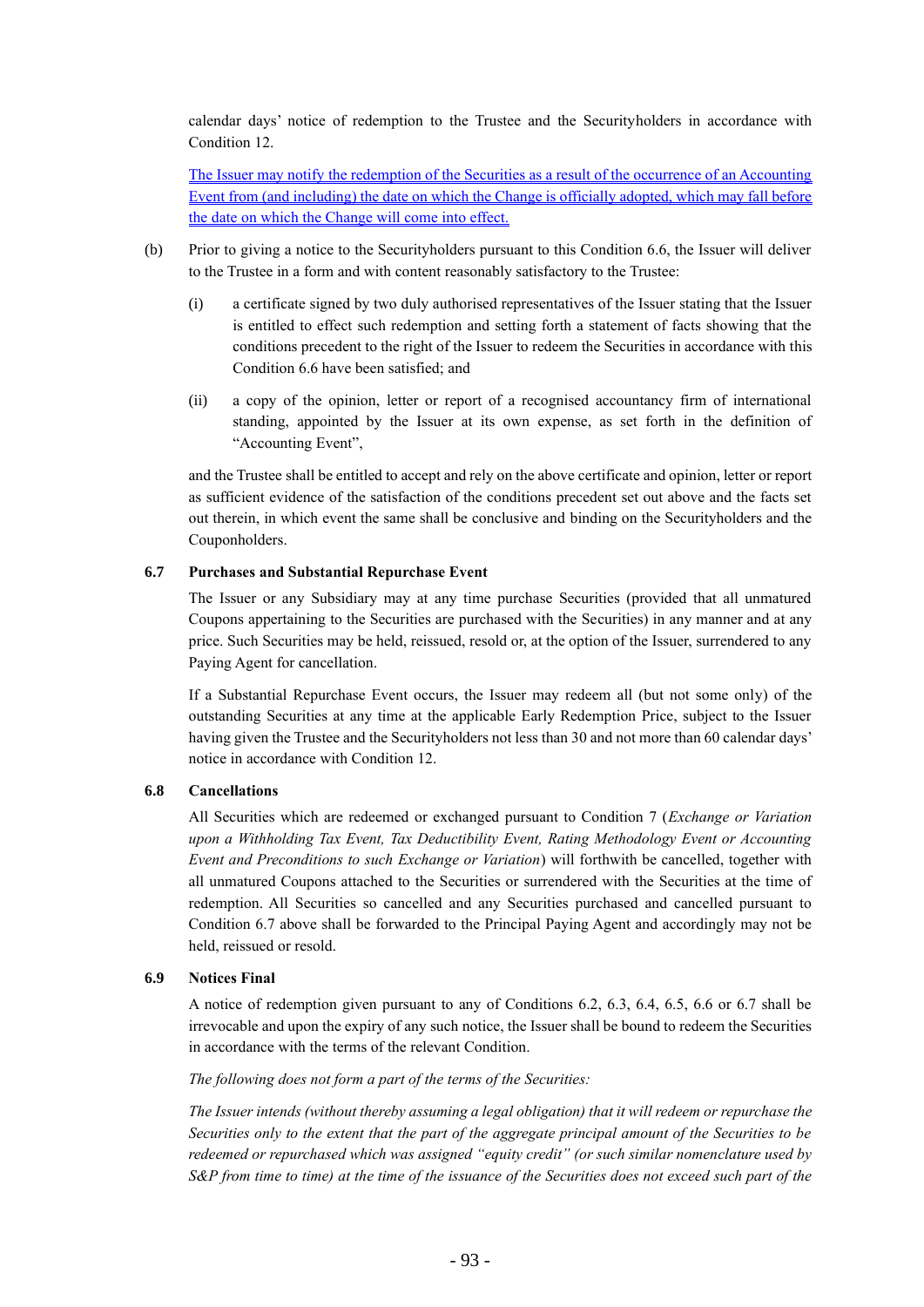calendar days' notice of redemption to the Trustee and the Securityholders in accordance with Condition 12.

The Issuer may notify the redemption of the Securities as a result of the occurrence of an Accounting Event from (and including) the date on which the Change is officially adopted, which may fall before the date on which the Change will come into effect.

(b) Prior to giving a notice to the Securityholders pursuant to this Condition 6.6, the Issuer will deliver to the Trustee in a form and with content reasonably satisfactory to the Trustee:

(i) a certificate signed by two duly authorised representatives of the Issuer stating that the Issuer is entitled to effect such redemption and setting forth a statement of facts showing that the conditions precedent to the right of the Issuer to redeem the Securities in accordance with this Condition 6.6 have been satisfied; and

(ii) a copy of the opinion, letter or report of a recognised accountancy firm of international standing, appointed by the Issuer at its own expense, as set forth in the definition of "Accounting Event",

and the Trustee shall be entitled to accept and rely on the above certificate and opinion, letter or report as sufficient evidence of the satisfaction of the conditions precedent set out above and the facts set out therein, in which event the same shall be conclusive and binding on the Securityholders and the Couponholders.

**6.7 Purchases and Substantial Repurchase Event**

The Issuer or any Subsidiary may at any time purchase Securities (provided that all unmatured Coupons appertaining to the Securities are purchased with the Securities) in any manner and at any price. Such Securities may be held, reissued, resold or, at the option of the Issuer, surrendered to any Paying Agent for cancellation.

If a Substantial Repurchase Event occurs, the Issuer may redeem all (but not some only) of the outstanding Securities at any time at the applicable Early Redemption Price, subject to the Issuer having given the Trustee and the Securityholders not less than 30 and not more than 60 calendar days' notice in accordance with Condition 12.

**6.8 Cancellations**

All Securities which are redeemed or exchanged pursuant to Condition 7 (*Exchange or Variation upon a Withholding Tax Event, Tax Deductibility Event, Rating Methodology Event or Accounting Event and Preconditions to such Exchange or Variation*) will forthwith be cancelled, together with all unmatured Coupons attached to the Securities or surrendered with the Securities at the time of redemption. All Securities so cancelled and any Securities purchased and cancelled pursuant to Condition 6.7 above shall be forwarded to the Principal Paying Agent and accordingly may not be held, reissued or resold.

**6.9 Notices Final**

A notice of redemption given pursuant to any of Conditions 6.2, 6.3, 6.4, 6.5, 6.6 or 6.7 shall be irrevocable and upon the expiry of any such notice, the Issuer shall be bound to redeem the Securities in accordance with the terms of the relevant Condition.

*The following does not form a part of the terms of the Securities:*

*The Issuer intends (without thereby assuming a legal obligation) that it will redeem or repurchase the Securities only to the extent that the part of the aggregate principal amount of the Securities to be redeemed or repurchased which was assigned "equity credit" (or such similar nomenclature used by S&P from time to time) at the time of the issuance of the Securities does not exceed such part of the*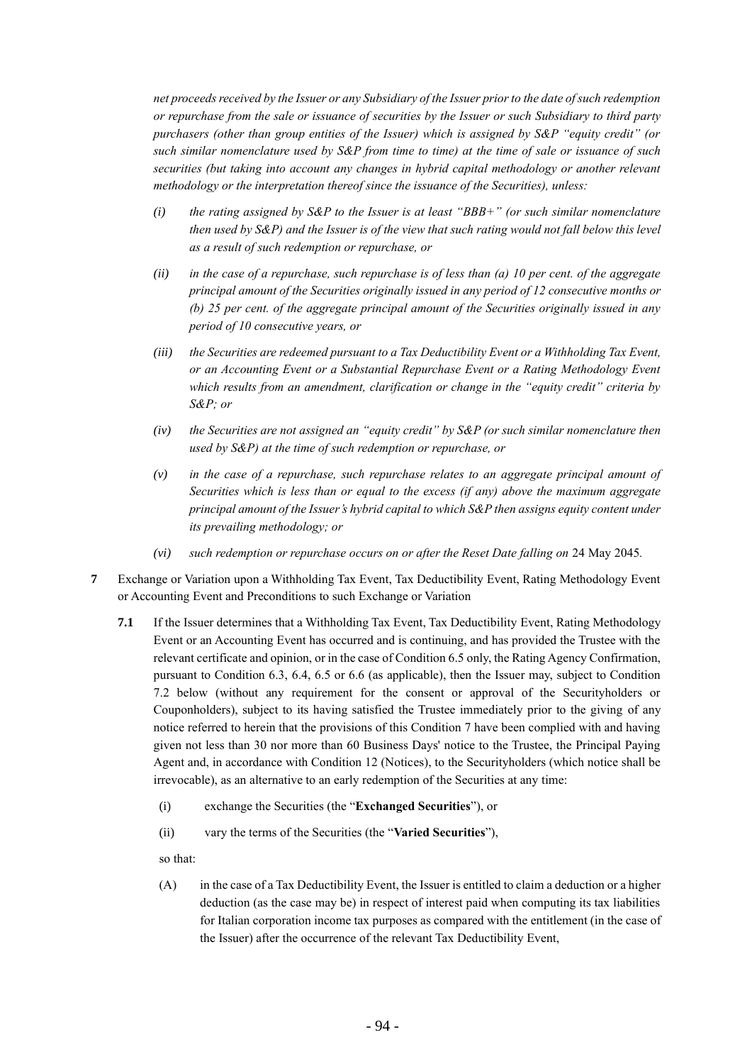*net proceeds received by the Issuer or any Subsidiary of the Issuer prior to the date of such redemption or repurchase from the sale or issuance of securities by the Issuer or such Subsidiary to third party purchasers (other than group entities of the Issuer) which is assigned by S&P "equity credit" (or such similar nomenclature used by S&P from time to time) at the time of sale or issuance of such securities (but taking into account any changes in hybrid capital methodology or another relevant methodology or the interpretation thereof since the issuance of the Securities), unless:*

*(i) the rating assigned by S&P to the Issuer is at least "BBB+" (or such similar nomenclature then used by S&P) and the Issuer is of the view that such rating would not fall below this level as a result of such redemption or repurchase, or*

*(ii) in the case of a repurchase, such repurchase is of less than (a) 10 per cent. of the aggregate principal amount of the Securities originally issued in any period of 12 consecutive months or (b) 25 per cent. of the aggregate principal amount of the Securities originally issued in any period of 10 consecutive years, or*

*(iii) the Securities are redeemed pursuant to a Tax Deductibility Event or a Withholding Tax Event, or an Accounting Event or a Substantial Repurchase Event or a Rating Methodology Event which results from an amendment, clarification or change in the "equity credit" criteria by S&P; or*

*(iv) the Securities are not assigned an "equity credit" by S&P (or such similar nomenclature then used by S&P) at the time of such redemption or repurchase, or*

*(v) in the case of a repurchase, such repurchase relates to an aggregate principal amount of Securities which is less than or equal to the excess (if any) above the maximum aggregate principal amount of the Issuer's hybrid capital to which S&P then assigns equity content under its prevailing methodology; or*

*(vi) such redemption or repurchase occurs on or after the Reset Date falling on* 24 May 2045.

**7** Exchange or Variation upon a Withholding Tax Event, Tax Deductibility Event, Rating Methodology Event or Accounting Event and Preconditions to such Exchange or Variation

**7.1** If the Issuer determines that a Withholding Tax Event, Tax Deductibility Event, Rating Methodology Event or an Accounting Event has occurred and is continuing, and has provided the Trustee with the relevant certificate and opinion, or in the case of Condition 6.5 only, the Rating Agency Confirmation, pursuant to Condition 6.3, 6.4, 6.5 or 6.6 (as applicable), then the Issuer may, subject to Condition 7.2 below (without any requirement for the consent or approval of the Securityholders or Couponholders), subject to its having satisfied the Trustee immediately prior to the giving of any notice referred to herein that the provisions of this Condition 7 have been complied with and having given not less than 30 nor more than 60 Business Days' notice to the Trustee, the Principal Paying Agent and, in accordance with Condition 12 (Notices), to the Securityholders (which notice shall be irrevocable), as an alternative to an early redemption of the Securities at any time:

(i) exchange the Securities (the "**Exchanged Securities**"), or

(ii) vary the terms of the Securities (the "**Varied Securities**"),

so that:

(A) in the case of a Tax Deductibility Event, the Issuer is entitled to claim a deduction or a higher deduction (as the case may be) in respect of interest paid when computing its tax liabilities for Italian corporation income tax purposes as compared with the entitlement (in the case of the Issuer) after the occurrence of the relevant Tax Deductibility Event,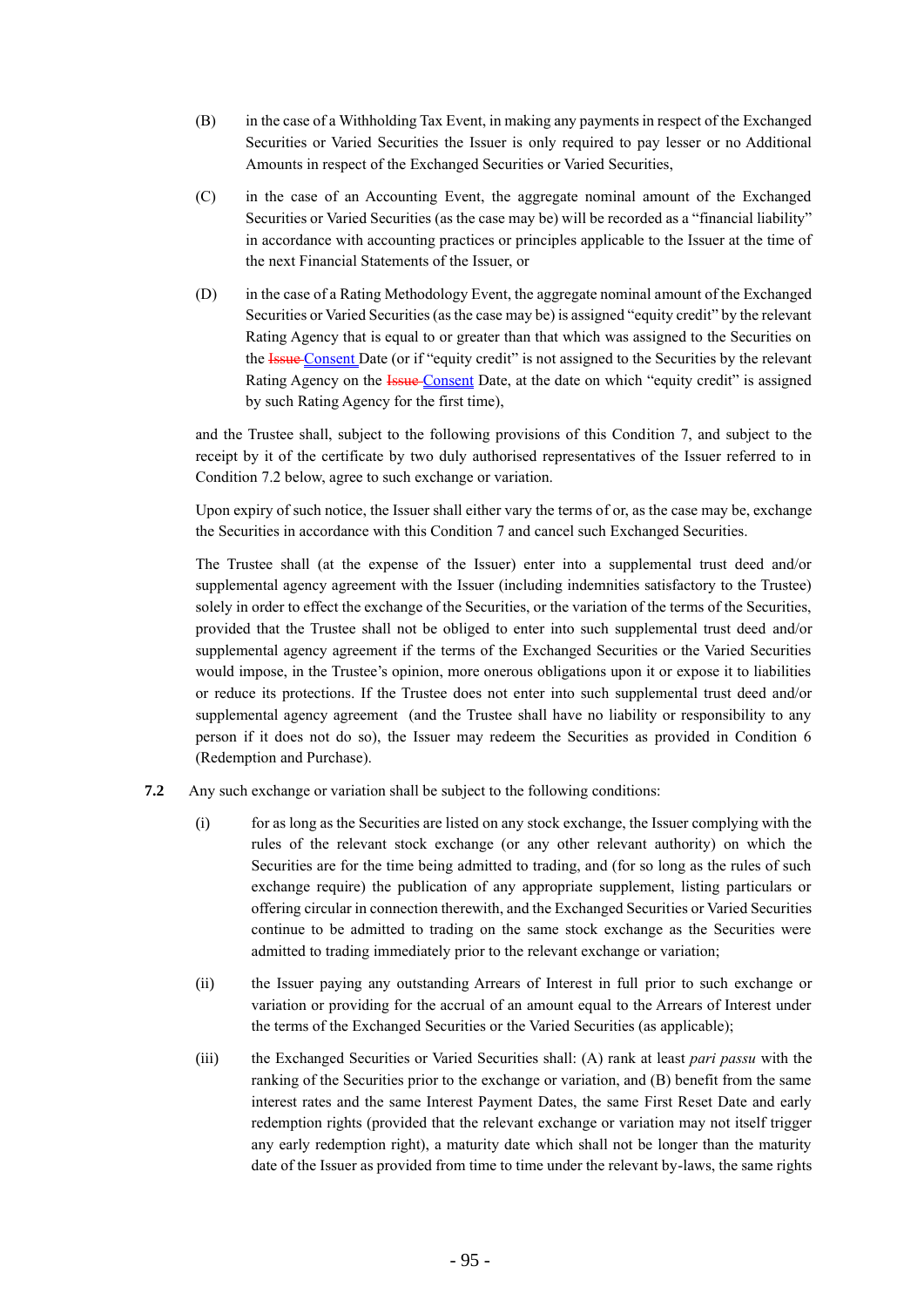(B) in the case of a Withholding Tax Event, in making any payments in respect of the Exchanged Securities or Varied Securities the Issuer is only required to pay lesser or no Additional Amounts in respect of the Exchanged Securities or Varied Securities,

(C) in the case of an Accounting Event, the aggregate nominal amount of the Exchanged Securities or Varied Securities (as the case may be) will be recorded as a "financial liability" in accordance with accounting practices or principles applicable to the Issuer at the time of the next Financial Statements of the Issuer, or

(D) in the case of a Rating Methodology Event, the aggregate nominal amount of the Exchanged Securities or Varied Securities (as the case may be) is assigned "equity credit" by the relevant Rating Agency that is equal to or greater than that which was assigned to the Securities on the ~~Issue~~ Consent Date (or if "equity credit" is not assigned to the Securities by the relevant Rating Agency on the ~~Issue~~ Consent Date, at the date on which "equity credit" is assigned by such Rating Agency for the first time),

and the Trustee shall, subject to the following provisions of this Condition 7, and subject to the receipt by it of the certificate by two duly authorised representatives of the Issuer referred to in Condition 7.2 below, agree to such exchange or variation.

Upon expiry of such notice, the Issuer shall either vary the terms of or, as the case may be, exchange the Securities in accordance with this Condition 7 and cancel such Exchanged Securities.

The Trustee shall (at the expense of the Issuer) enter into a supplemental trust deed and/or supplemental agency agreement with the Issuer (including indemnities satisfactory to the Trustee) solely in order to effect the exchange of the Securities, or the variation of the terms of the Securities, provided that the Trustee shall not be obliged to enter into such supplemental trust deed and/or supplemental agency agreement if the terms of the Exchanged Securities or the Varied Securities would impose, in the Trustee's opinion, more onerous obligations upon it or expose it to liabilities or reduce its protections. If the Trustee does not enter into such supplemental trust deed and/or supplemental agency agreement (and the Trustee shall have no liability or responsibility to any person if it does not do so), the Issuer may redeem the Securities as provided in Condition 6 (Redemption and Purchase).

**7.2** Any such exchange or variation shall be subject to the following conditions:

(i) for as long as the Securities are listed on any stock exchange, the Issuer complying with the rules of the relevant stock exchange (or any other relevant authority) on which the Securities are for the time being admitted to trading, and (for so long as the rules of such exchange require) the publication of any appropriate supplement, listing particulars or offering circular in connection therewith, and the Exchanged Securities or Varied Securities continue to be admitted to trading on the same stock exchange as the Securities were admitted to trading immediately prior to the relevant exchange or variation;

(ii) the Issuer paying any outstanding Arrears of Interest in full prior to such exchange or variation or providing for the accrual of an amount equal to the Arrears of Interest under the terms of the Exchanged Securities or the Varied Securities (as applicable);

(iii) the Exchanged Securities or Varied Securities shall: (A) rank at least *pari passu* with the ranking of the Securities prior to the exchange or variation, and (B) benefit from the same interest rates and the same Interest Payment Dates, the same First Reset Date and early redemption rights (provided that the relevant exchange or variation may not itself trigger any early redemption right), a maturity date which shall not be longer than the maturity date of the Issuer as provided from time to time under the relevant by-laws, the same rights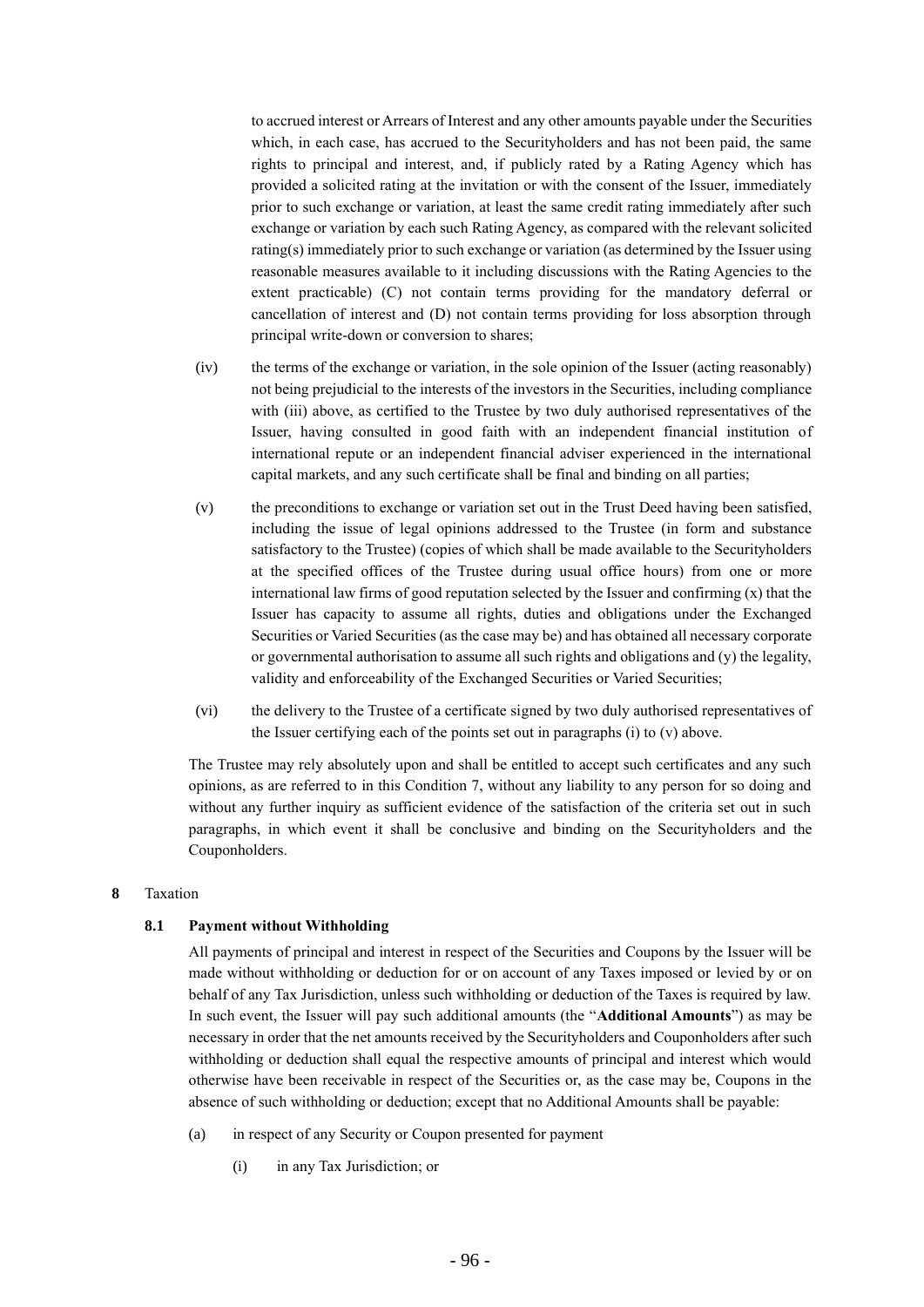to accrued interest or Arrears of Interest and any other amounts payable under the Securities which, in each case, has accrued to the Securityholders and has not been paid, the same rights to principal and interest, and, if publicly rated by a Rating Agency which has provided a solicited rating at the invitation or with the consent of the Issuer, immediately prior to such exchange or variation, at least the same credit rating immediately after such exchange or variation by each such Rating Agency, as compared with the relevant solicited rating(s) immediately prior to such exchange or variation (as determined by the Issuer using reasonable measures available to it including discussions with the Rating Agencies to the extent practicable) (C) not contain terms providing for the mandatory deferral or cancellation of interest and (D) not contain terms providing for loss absorption through principal write-down or conversion to shares;

(iv) the terms of the exchange or variation, in the sole opinion of the Issuer (acting reasonably) not being prejudicial to the interests of the investors in the Securities, including compliance with (iii) above, as certified to the Trustee by two duly authorised representatives of the Issuer, having consulted in good faith with an independent financial institution of international repute or an independent financial adviser experienced in the international capital markets, and any such certificate shall be final and binding on all parties;

(v) the preconditions to exchange or variation set out in the Trust Deed having been satisfied, including the issue of legal opinions addressed to the Trustee (in form and substance satisfactory to the Trustee) (copies of which shall be made available to the Securityholders at the specified offices of the Trustee during usual office hours) from one or more international law firms of good reputation selected by the Issuer and confirming (x) that the Issuer has capacity to assume all rights, duties and obligations under the Exchanged Securities or Varied Securities (as the case may be) and has obtained all necessary corporate or governmental authorisation to assume all such rights and obligations and (y) the legality, validity and enforceability of the Exchanged Securities or Varied Securities;

(vi) the delivery to the Trustee of a certificate signed by two duly authorised representatives of the Issuer certifying each of the points set out in paragraphs (i) to (v) above.

The Trustee may rely absolutely upon and shall be entitled to accept such certificates and any such opinions, as are referred to in this Condition 7, without any liability to any person for so doing and without any further inquiry as sufficient evidence of the satisfaction of the criteria set out in such paragraphs, in which event it shall be conclusive and binding on the Securityholders and the Couponholders.

**8** Taxation

**8.1 Payment without Withholding**

All payments of principal and interest in respect of the Securities and Coupons by the Issuer will be made without withholding or deduction for or on account of any Taxes imposed or levied by or on behalf of any Tax Jurisdiction, unless such withholding or deduction of the Taxes is required by law. In such event, the Issuer will pay such additional amounts (the "**Additional Amounts**") as may be necessary in order that the net amounts received by the Securityholders and Couponholders after such withholding or deduction shall equal the respective amounts of principal and interest which would otherwise have been receivable in respect of the Securities or, as the case may be, Coupons in the absence of such withholding or deduction; except that no Additional Amounts shall be payable:

(a) in respect of any Security or Coupon presented for payment

(i) in any Tax Jurisdiction; or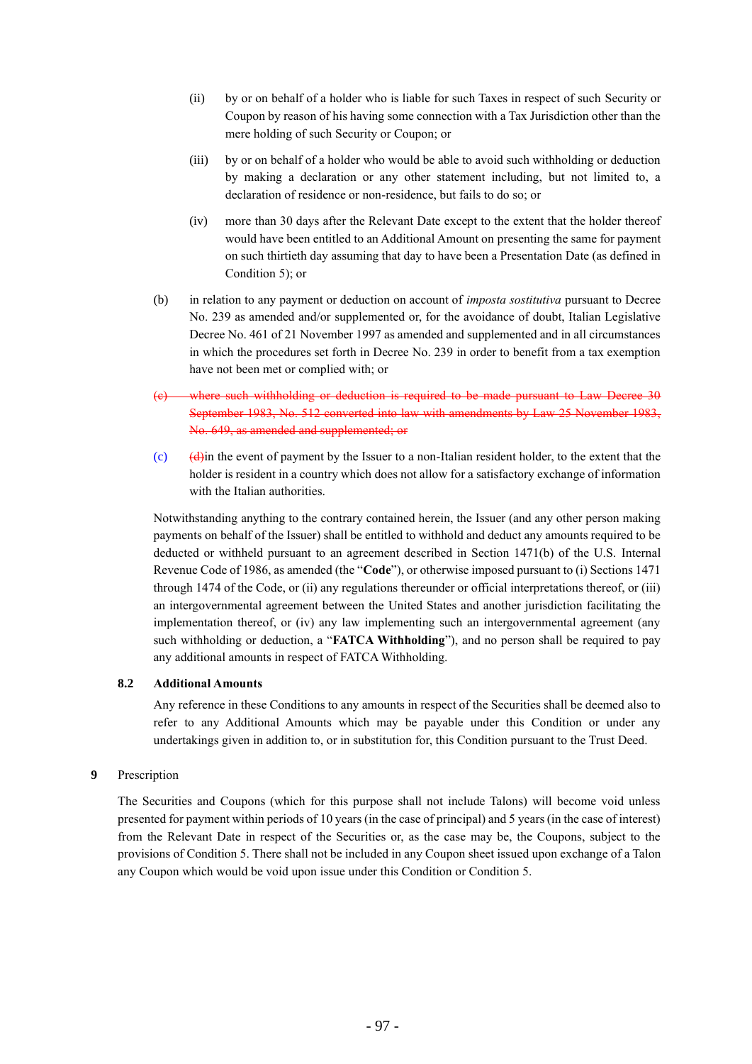(ii) by or on behalf of a holder who is liable for such Taxes in respect of such Security or Coupon by reason of his having some connection with a Tax Jurisdiction other than the mere holding of such Security or Coupon; or

(iii) by or on behalf of a holder who would be able to avoid such withholding or deduction by making a declaration or any other statement including, but not limited to, a declaration of residence or non-residence, but fails to do so; or

(iv) more than 30 days after the Relevant Date except to the extent that the holder thereof would have been entitled to an Additional Amount on presenting the same for payment on such thirtieth day assuming that day to have been a Presentation Date (as defined in Condition 5); or

(b) in relation to any payment or deduction on account of *imposta sostitutiva* pursuant to Decree No. 239 as amended and/or supplemented or, for the avoidance of doubt, Italian Legislative Decree No. 461 of 21 November 1997 as amended and supplemented and in all circumstances in which the procedures set forth in Decree No. 239 in order to benefit from a tax exemption have not been met or complied with; or

~~(c) where such withholding or deduction is required to be made pursuant to Law Decree 30 September 1983, No. 512 converted into law with amendments by Law 25 November 1983, No. 649, as amended and supplemented; or~~

(c) ~~(d)~~in the event of payment by the Issuer to a non-Italian resident holder, to the extent that the holder is resident in a country which does not allow for a satisfactory exchange of information with the Italian authorities.

Notwithstanding anything to the contrary contained herein, the Issuer (and any other person making payments on behalf of the Issuer) shall be entitled to withhold and deduct any amounts required to be deducted or withheld pursuant to an agreement described in Section 1471(b) of the U.S. Internal Revenue Code of 1986, as amended (the "**Code**"), or otherwise imposed pursuant to (i) Sections 1471 through 1474 of the Code, or (ii) any regulations thereunder or official interpretations thereof, or (iii) an intergovernmental agreement between the United States and another jurisdiction facilitating the implementation thereof, or (iv) any law implementing such an intergovernmental agreement (any such withholding or deduction, a "**FATCA Withholding**"), and no person shall be required to pay any additional amounts in respect of FATCA Withholding.

### 8.2 Additional Amounts

Any reference in these Conditions to any amounts in respect of the Securities shall be deemed also to refer to any Additional Amounts which may be payable under this Condition or under any undertakings given in addition to, or in substitution for, this Condition pursuant to the Trust Deed.

## 9 Prescription

The Securities and Coupons (which for this purpose shall not include Talons) will become void unless presented for payment within periods of 10 years (in the case of principal) and 5 years (in the case of interest) from the Relevant Date in respect of the Securities or, as the case may be, the Coupons, subject to the provisions of Condition 5. There shall not be included in any Coupon sheet issued upon exchange of a Talon any Coupon which would be void upon issue under this Condition or Condition 5.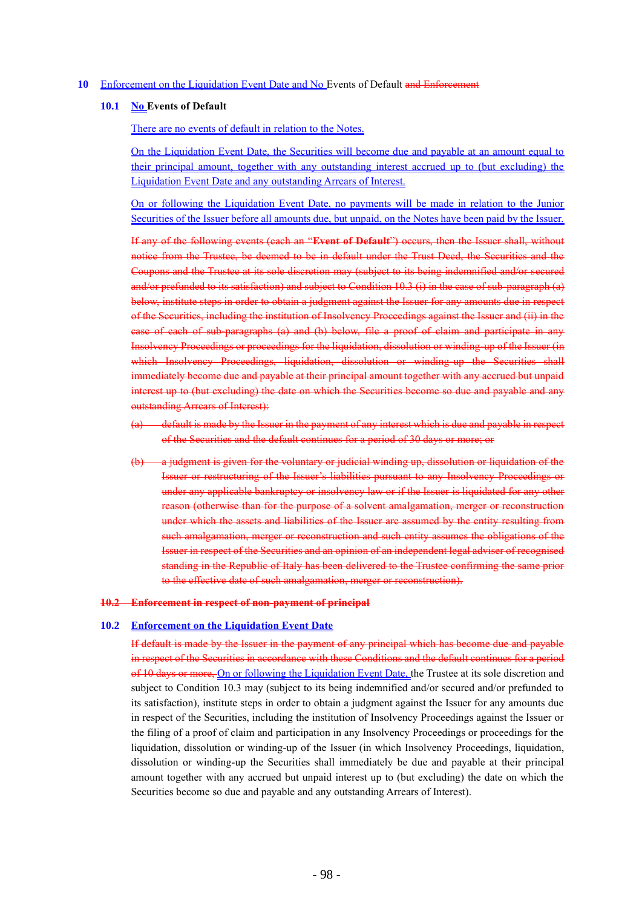## 10 Enforcement on the Liquidation Event Date and No Events of Default ~~and Enforcement~~

### 10.1 No Events of Default

There are no events of default in relation to the Notes.

On the Liquidation Event Date, the Securities will become due and payable at an amount equal to their principal amount, together with any outstanding interest accrued up to (but excluding) the Liquidation Event Date and any outstanding Arrears of Interest.

On or following the Liquidation Event Date, no payments will be made in relation to the Junior Securities of the Issuer before all amounts due, but unpaid, on the Notes have been paid by the Issuer.

~~If any of the following events (each an "**Event of Default**") occurs, then the Issuer shall, without notice from the Trustee, be deemed to be in default under the Trust Deed, the Securities and the Coupons and the Trustee at its sole discretion may (subject to its being indemnified and/or secured and/or prefunded to its satisfaction) and subject to Condition 10.3 (i) in the case of sub-paragraph (a) below, institute steps in order to obtain a judgment against the Issuer for any amounts due in respect of the Securities, including the institution of Insolvency Proceedings against the Issuer and (ii) in the case of each of sub-paragraphs (a) and (b) below, file a proof of claim and participate in any Insolvency Proceedings or proceedings for the liquidation, dissolution or winding-up of the Issuer (in which Insolvency Proceedings, liquidation, dissolution or winding-up the Securities shall immediately become due and payable at their principal amount together with any accrued but unpaid interest up to (but excluding) the date on which the Securities become so due and payable and any outstanding Arrears of Interest):~~

~~(a) default is made by the Issuer in the payment of any interest which is due and payable in respect of the Securities and the default continues for a period of 30 days or more; or~~

~~(b) a judgment is given for the voluntary or judicial winding up, dissolution or liquidation of the Issuer or restructuring of the Issuer's liabilities pursuant to any Insolvency Proceedings or under any applicable bankruptcy or insolvency law or if the Issuer is liquidated for any other reason (otherwise than for the purpose of a solvent amalgamation, merger or reconstruction under which the assets and liabilities of the Issuer are assumed by the entity resulting from such amalgamation, merger or reconstruction and such entity assumes the obligations of the Issuer in respect of the Securities and an opinion of an independent legal adviser of recognised standing in the Republic of Italy has been delivered to the Trustee confirming the same prior to the effective date of such amalgamation, merger or reconstruction).~~

### ~~10.2 Enforcement in respect of non-payment of principal~~

### 10.2 Enforcement on the Liquidation Event Date

~~If default is made by the Issuer in the payment of any principal which has become due and payable in respect of the Securities in accordance with these Conditions and the default continues for a period of 10 days or more,~~ On or following the Liquidation Event Date, the Trustee at its sole discretion and subject to Condition 10.3 may (subject to its being indemnified and/or secured and/or prefunded to its satisfaction), institute steps in order to obtain a judgment against the Issuer for any amounts due in respect of the Securities, including the institution of Insolvency Proceedings against the Issuer or the filing of a proof of claim and participation in any Insolvency Proceedings or proceedings for the liquidation, dissolution or winding-up of the Issuer (in which Insolvency Proceedings, liquidation, dissolution or winding-up the Securities shall immediately be due and payable at their principal amount together with any accrued but unpaid interest up to (but excluding) the date on which the Securities become so due and payable and any outstanding Arrears of Interest).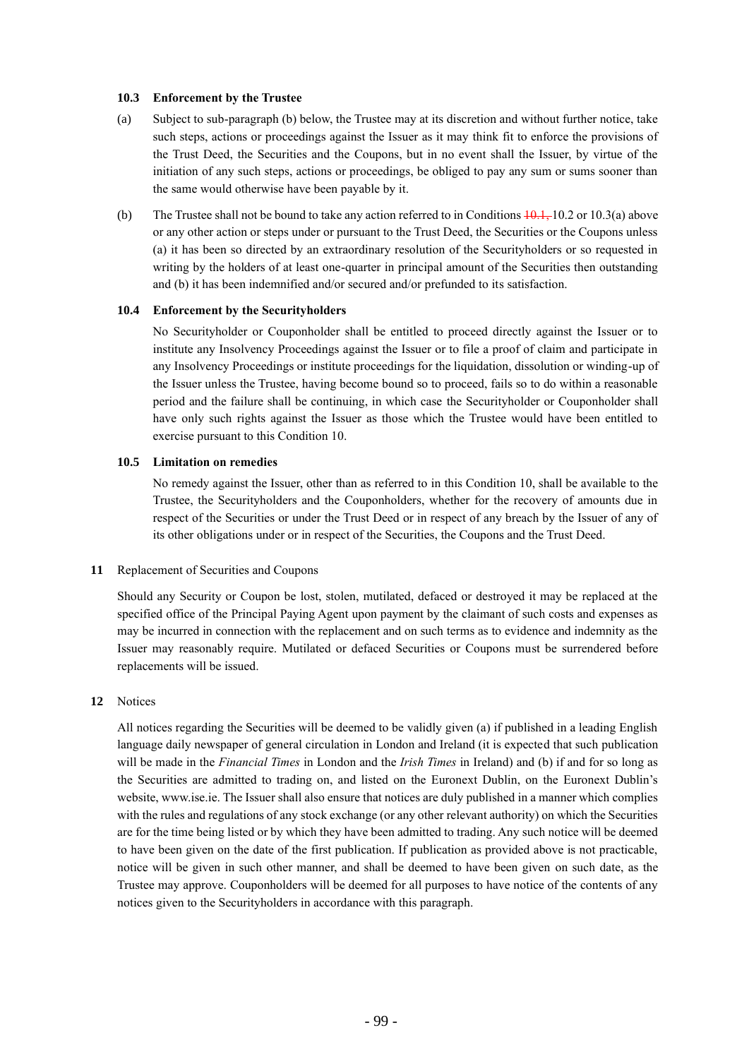#### 10.3 Enforcement by the Trustee

(a) Subject to sub-paragraph (b) below, the Trustee may at its discretion and without further notice, take such steps, actions or proceedings against the Issuer as it may think fit to enforce the provisions of the Trust Deed, the Securities and the Coupons, but in no event shall the Issuer, by virtue of the initiation of any such steps, actions or proceedings, be obliged to pay any sum or sums sooner than the same would otherwise have been payable by it.

(b) The Trustee shall not be bound to take any action referred to in Conditions ~~10.1,~~ 10.2 or 10.3(a) above or any other action or steps under or pursuant to the Trust Deed, the Securities or the Coupons unless (a) it has been so directed by an extraordinary resolution of the Securityholders or so requested in writing by the holders of at least one-quarter in principal amount of the Securities then outstanding and (b) it has been indemnified and/or secured and/or prefunded to its satisfaction.

#### 10.4 Enforcement by the Securityholders

No Securityholder or Couponholder shall be entitled to proceed directly against the Issuer or to institute any Insolvency Proceedings against the Issuer or to file a proof of claim and participate in any Insolvency Proceedings or institute proceedings for the liquidation, dissolution or winding-up of the Issuer unless the Trustee, having become bound so to proceed, fails so to do within a reasonable period and the failure shall be continuing, in which case the Securityholder or Couponholder shall have only such rights against the Issuer as those which the Trustee would have been entitled to exercise pursuant to this Condition 10.

#### 10.5 Limitation on remedies

No remedy against the Issuer, other than as referred to in this Condition 10, shall be available to the Trustee, the Securityholders and the Couponholders, whether for the recovery of amounts due in respect of the Securities or under the Trust Deed or in respect of any breach by the Issuer of any of its other obligations under or in respect of the Securities, the Coupons and the Trust Deed.

### 11 Replacement of Securities and Coupons

Should any Security or Coupon be lost, stolen, mutilated, defaced or destroyed it may be replaced at the specified office of the Principal Paying Agent upon payment by the claimant of such costs and expenses as may be incurred in connection with the replacement and on such terms as to evidence and indemnity as the Issuer may reasonably require. Mutilated or defaced Securities or Coupons must be surrendered before replacements will be issued.

### 12 Notices

All notices regarding the Securities will be deemed to be validly given (a) if published in a leading English language daily newspaper of general circulation in London and Ireland (it is expected that such publication will be made in the *Financial Times* in London and the *Irish Times* in Ireland) and (b) if and for so long as the Securities are admitted to trading on, and listed on the Euronext Dublin, on the Euronext Dublin's website, www.ise.ie. The Issuer shall also ensure that notices are duly published in a manner which complies with the rules and regulations of any stock exchange (or any other relevant authority) on which the Securities are for the time being listed or by which they have been admitted to trading. Any such notice will be deemed to have been given on the date of the first publication. If publication as provided above is not practicable, notice will be given in such other manner, and shall be deemed to have been given on such date, as the Trustee may approve. Couponholders will be deemed for all purposes to have notice of the contents of any notices given to the Securityholders in accordance with this paragraph.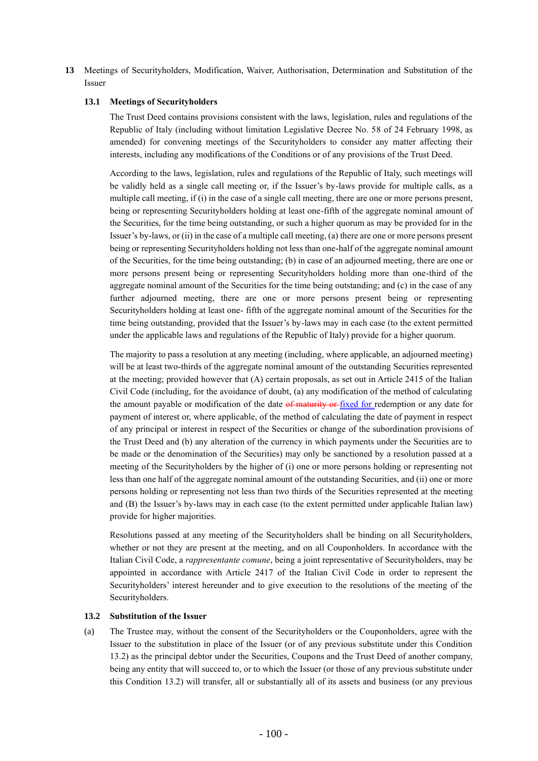**13** Meetings of Securityholders, Modification, Waiver, Authorisation, Determination and Substitution of the Issuer

### 13.1 Meetings of Securityholders

The Trust Deed contains provisions consistent with the laws, legislation, rules and regulations of the Republic of Italy (including without limitation Legislative Decree No. 58 of 24 February 1998, as amended) for convening meetings of the Securityholders to consider any matter affecting their interests, including any modifications of the Conditions or of any provisions of the Trust Deed.

According to the laws, legislation, rules and regulations of the Republic of Italy, such meetings will be validly held as a single call meeting or, if the Issuer's by-laws provide for multiple calls, as a multiple call meeting, if (i) in the case of a single call meeting, there are one or more persons present, being or representing Securityholders holding at least one-fifth of the aggregate nominal amount of the Securities, for the time being outstanding, or such a higher quorum as may be provided for in the Issuer's by-laws, or (ii) in the case of a multiple call meeting, (a) there are one or more persons present being or representing Securityholders holding not less than one-half of the aggregate nominal amount of the Securities, for the time being outstanding; (b) in case of an adjourned meeting, there are one or more persons present being or representing Securityholders holding more than one-third of the aggregate nominal amount of the Securities for the time being outstanding; and (c) in the case of any further adjourned meeting, there are one or more persons present being or representing Securityholders holding at least one- fifth of the aggregate nominal amount of the Securities for the time being outstanding, provided that the Issuer's by-laws may in each case (to the extent permitted under the applicable laws and regulations of the Republic of Italy) provide for a higher quorum.

The majority to pass a resolution at any meeting (including, where applicable, an adjourned meeting) will be at least two-thirds of the aggregate nominal amount of the outstanding Securities represented at the meeting; provided however that (A) certain proposals, as set out in Article 2415 of the Italian Civil Code (including, for the avoidance of doubt, (a) any modification of the method of calculating the amount payable or modification of the date ~~of maturity or~~ fixed for redemption or any date for payment of interest or, where applicable, of the method of calculating the date of payment in respect of any principal or interest in respect of the Securities or change of the subordination provisions of the Trust Deed and (b) any alteration of the currency in which payments under the Securities are to be made or the denomination of the Securities) may only be sanctioned by a resolution passed at a meeting of the Securityholders by the higher of (i) one or more persons holding or representing not less than one half of the aggregate nominal amount of the outstanding Securities, and (ii) one or more persons holding or representing not less than two thirds of the Securities represented at the meeting and (B) the Issuer's by-laws may in each case (to the extent permitted under applicable Italian law) provide for higher majorities.

Resolutions passed at any meeting of the Securityholders shall be binding on all Securityholders, whether or not they are present at the meeting, and on all Couponholders. In accordance with the Italian Civil Code, a *rappresentante comune*, being a joint representative of Securityholders, may be appointed in accordance with Article 2417 of the Italian Civil Code in order to represent the Securityholders' interest hereunder and to give execution to the resolutions of the meeting of the Securityholders.

### 13.2 Substitution of the Issuer

(a) The Trustee may, without the consent of the Securityholders or the Couponholders, agree with the Issuer to the substitution in place of the Issuer (or of any previous substitute under this Condition 13.2) as the principal debtor under the Securities, Coupons and the Trust Deed of another company, being any entity that will succeed to, or to which the Issuer (or those of any previous substitute under this Condition 13.2) will transfer, all or substantially all of its assets and business (or any previous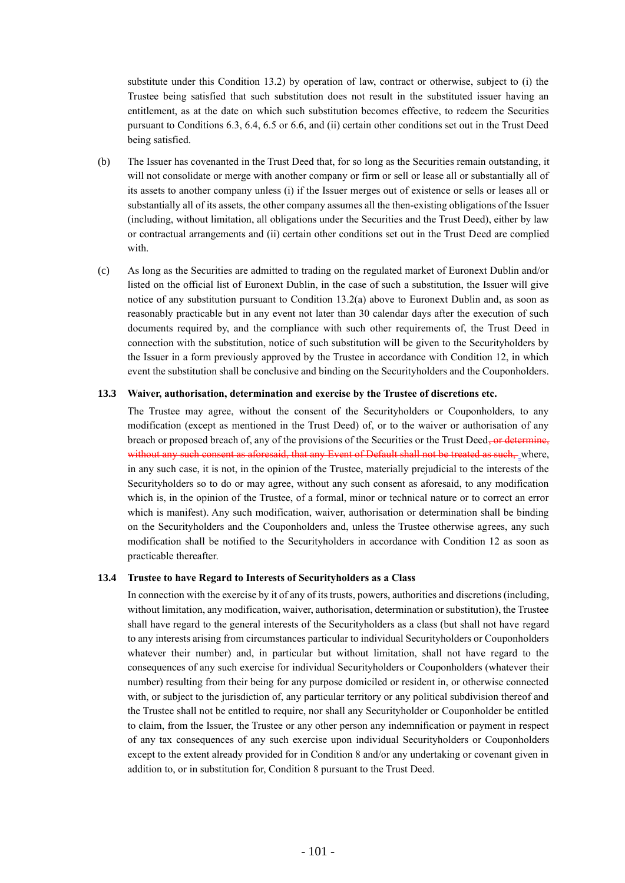substitute under this Condition 13.2) by operation of law, contract or otherwise, subject to (i) the Trustee being satisfied that such substitution does not result in the substituted issuer having an entitlement, as at the date on which such substitution becomes effective, to redeem the Securities pursuant to Conditions 6.3, 6.4, 6.5 or 6.6, and (ii) certain other conditions set out in the Trust Deed being satisfied.

(b) The Issuer has covenanted in the Trust Deed that, for so long as the Securities remain outstanding, it will not consolidate or merge with another company or firm or sell or lease all or substantially all of its assets to another company unless (i) if the Issuer merges out of existence or sells or leases all or substantially all of its assets, the other company assumes all the then-existing obligations of the Issuer (including, without limitation, all obligations under the Securities and the Trust Deed), either by law or contractual arrangements and (ii) certain other conditions set out in the Trust Deed are complied with.

(c) As long as the Securities are admitted to trading on the regulated market of Euronext Dublin and/or listed on the official list of Euronext Dublin, in the case of such a substitution, the Issuer will give notice of any substitution pursuant to Condition 13.2(a) above to Euronext Dublin and, as soon as reasonably practicable but in any event not later than 30 calendar days after the execution of such documents required by, and the compliance with such other requirements of, the Trust Deed in connection with the substitution, notice of such substitution will be given to the Securityholders by the Issuer in a form previously approved by the Trustee in accordance with Condition 12, in which event the substitution shall be conclusive and binding on the Securityholders and the Couponholders.

### 13.3 Waiver, authorisation, determination and exercise by the Trustee of discretions etc.

The Trustee may agree, without the consent of the Securityholders or Couponholders, to any modification (except as mentioned in the Trust Deed) of, or to the waiver or authorisation of any breach or proposed breach of, any of the provisions of the Securities or the Trust Deed~~, or determine, without any such consent as aforesaid, that any Event of Default shall not be treated as such,~~ where, in any such case, it is not, in the opinion of the Trustee, materially prejudicial to the interests of the Securityholders so to do or may agree, without any such consent as aforesaid, to any modification which is, in the opinion of the Trustee, of a formal, minor or technical nature or to correct an error which is manifest). Any such modification, waiver, authorisation or determination shall be binding on the Securityholders and the Couponholders and, unless the Trustee otherwise agrees, any such modification shall be notified to the Securityholders in accordance with Condition 12 as soon as practicable thereafter.

### 13.4 Trustee to have Regard to Interests of Securityholders as a Class

In connection with the exercise by it of any of its trusts, powers, authorities and discretions (including, without limitation, any modification, waiver, authorisation, determination or substitution), the Trustee shall have regard to the general interests of the Securityholders as a class (but shall not have regard to any interests arising from circumstances particular to individual Securityholders or Couponholders whatever their number) and, in particular but without limitation, shall not have regard to the consequences of any such exercise for individual Securityholders or Couponholders (whatever their number) resulting from their being for any purpose domiciled or resident in, or otherwise connected with, or subject to the jurisdiction of, any particular territory or any political subdivision thereof and the Trustee shall not be entitled to require, nor shall any Securityholder or Couponholder be entitled to claim, from the Issuer, the Trustee or any other person any indemnification or payment in respect of any tax consequences of any such exercise upon individual Securityholders or Couponholders except to the extent already provided for in Condition 8 and/or any undertaking or covenant given in addition to, or in substitution for, Condition 8 pursuant to the Trust Deed.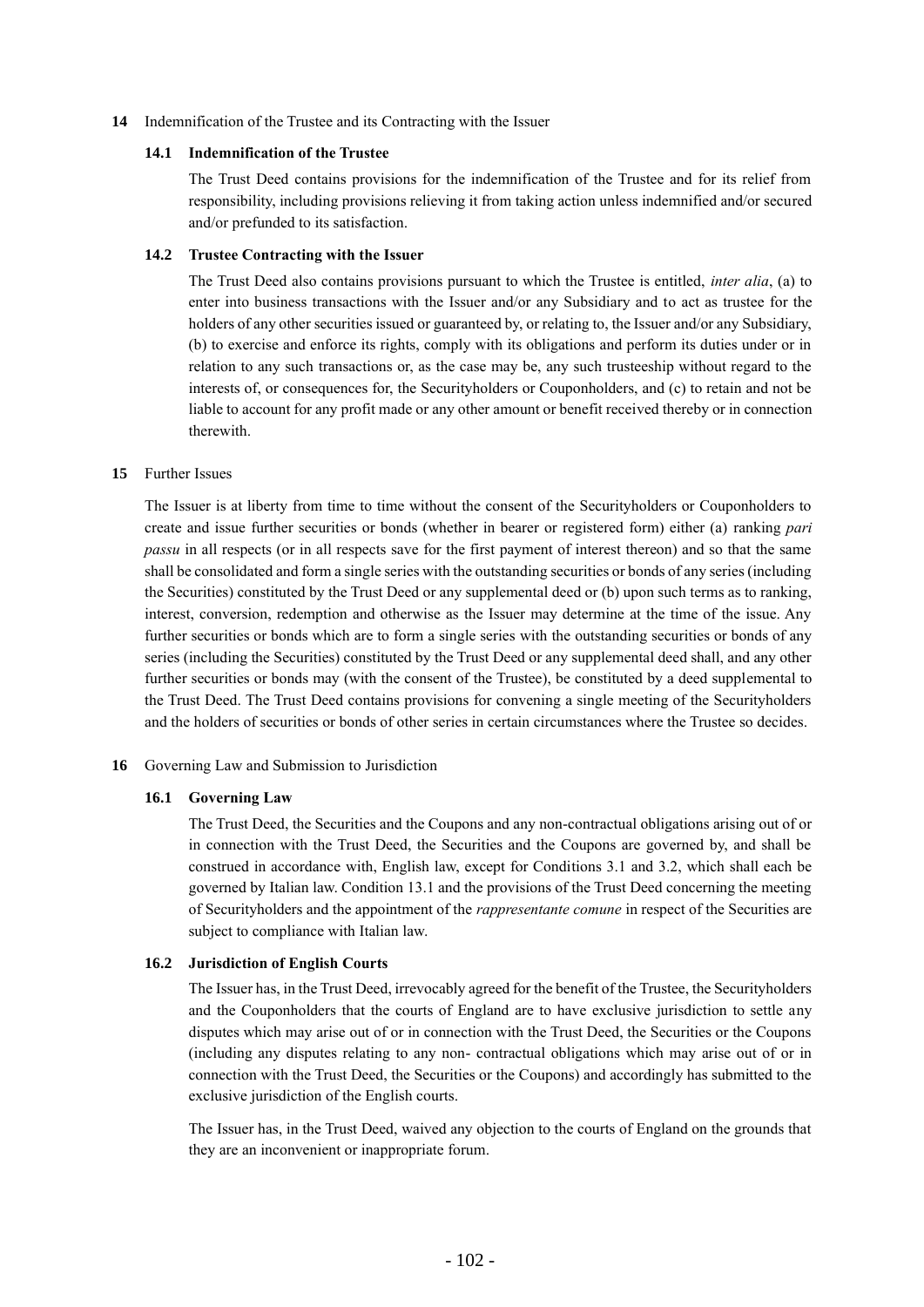## 14 Indemnification of the Trustee and its Contracting with the Issuer

### 14.1 Indemnification of the Trustee

The Trust Deed contains provisions for the indemnification of the Trustee and for its relief from responsibility, including provisions relieving it from taking action unless indemnified and/or secured and/or prefunded to its satisfaction.

### 14.2 Trustee Contracting with the Issuer

The Trust Deed also contains provisions pursuant to which the Trustee is entitled, *inter alia*, (a) to enter into business transactions with the Issuer and/or any Subsidiary and to act as trustee for the holders of any other securities issued or guaranteed by, or relating to, the Issuer and/or any Subsidiary, (b) to exercise and enforce its rights, comply with its obligations and perform its duties under or in relation to any such transactions or, as the case may be, any such trusteeship without regard to the interests of, or consequences for, the Securityholders or Couponholders, and (c) to retain and not be liable to account for any profit made or any other amount or benefit received thereby or in connection therewith.

## 15 Further Issues

The Issuer is at liberty from time to time without the consent of the Securityholders or Couponholders to create and issue further securities or bonds (whether in bearer or registered form) either (a) ranking *pari passu* in all respects (or in all respects save for the first payment of interest thereon) and so that the same shall be consolidated and form a single series with the outstanding securities or bonds of any series (including the Securities) constituted by the Trust Deed or any supplemental deed or (b) upon such terms as to ranking, interest, conversion, redemption and otherwise as the Issuer may determine at the time of the issue. Any further securities or bonds which are to form a single series with the outstanding securities or bonds of any series (including the Securities) constituted by the Trust Deed or any supplemental deed shall, and any other further securities or bonds may (with the consent of the Trustee), be constituted by a deed supplemental to the Trust Deed. The Trust Deed contains provisions for convening a single meeting of the Securityholders and the holders of securities or bonds of other series in certain circumstances where the Trustee so decides.

## 16 Governing Law and Submission to Jurisdiction

### 16.1 Governing Law

The Trust Deed, the Securities and the Coupons and any non-contractual obligations arising out of or in connection with the Trust Deed, the Securities and the Coupons are governed by, and shall be construed in accordance with, English law, except for Conditions 3.1 and 3.2, which shall each be governed by Italian law. Condition 13.1 and the provisions of the Trust Deed concerning the meeting of Securityholders and the appointment of the *rappresentante comune* in respect of the Securities are subject to compliance with Italian law.

### 16.2 Jurisdiction of English Courts

The Issuer has, in the Trust Deed, irrevocably agreed for the benefit of the Trustee, the Securityholders and the Couponholders that the courts of England are to have exclusive jurisdiction to settle any disputes which may arise out of or in connection with the Trust Deed, the Securities or the Coupons (including any disputes relating to any non- contractual obligations which may arise out of or in connection with the Trust Deed, the Securities or the Coupons) and accordingly has submitted to the exclusive jurisdiction of the English courts.

The Issuer has, in the Trust Deed, waived any objection to the courts of England on the grounds that they are an inconvenient or inappropriate forum.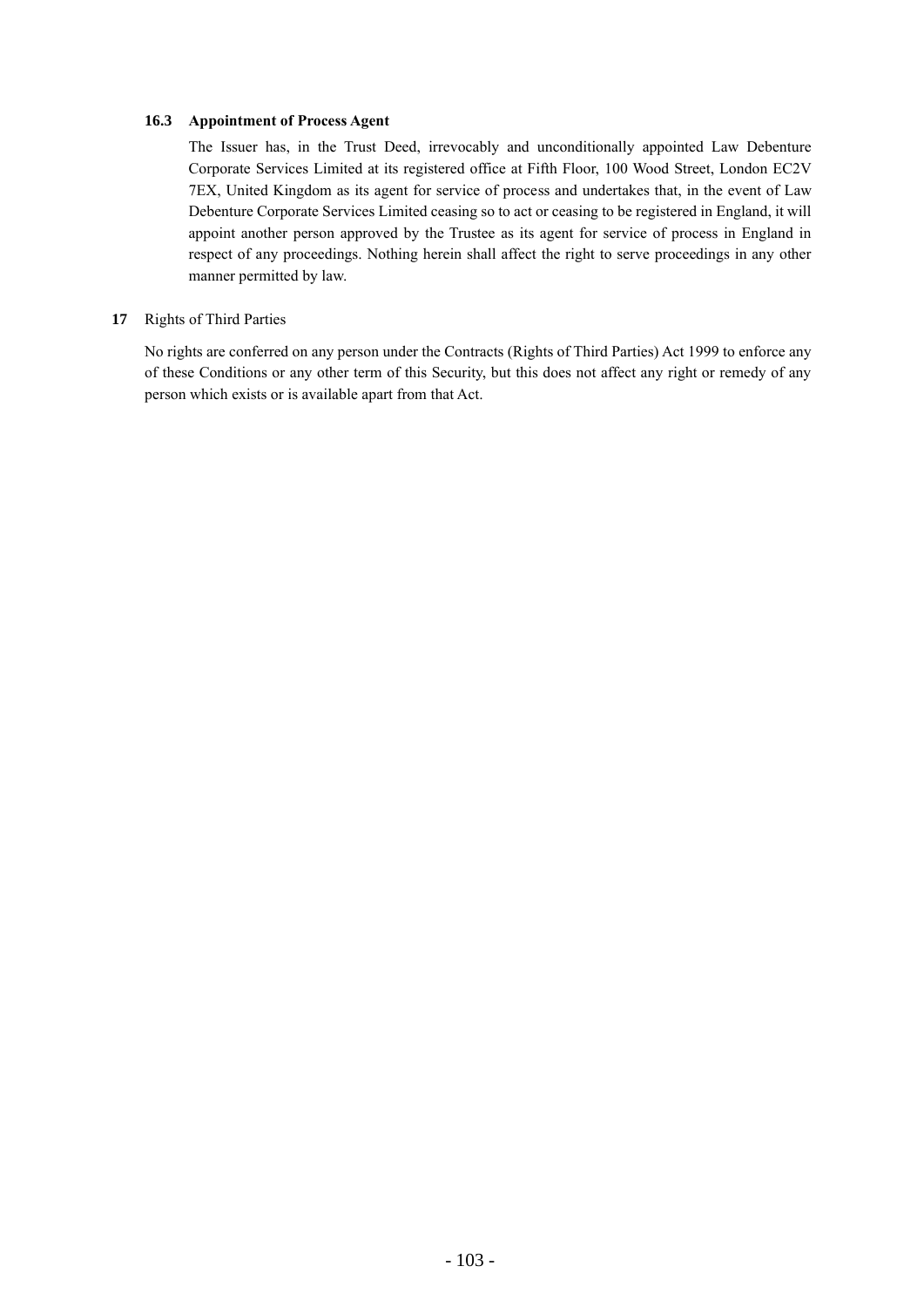**16.3 Appointment of Process Agent**

The Issuer has, in the Trust Deed, irrevocably and unconditionally appointed Law Debenture Corporate Services Limited at its registered office at Fifth Floor, 100 Wood Street, London EC2V 7EX, United Kingdom as its agent for service of process and undertakes that, in the event of Law Debenture Corporate Services Limited ceasing so to act or ceasing to be registered in England, it will appoint another person approved by the Trustee as its agent for service of process in England in respect of any proceedings. Nothing herein shall affect the right to serve proceedings in any other manner permitted by law.

**17** Rights of Third Parties

No rights are conferred on any person under the Contracts (Rights of Third Parties) Act 1999 to enforce any of these Conditions or any other term of this Security, but this does not affect any right or remedy of any person which exists or is available apart from that Act.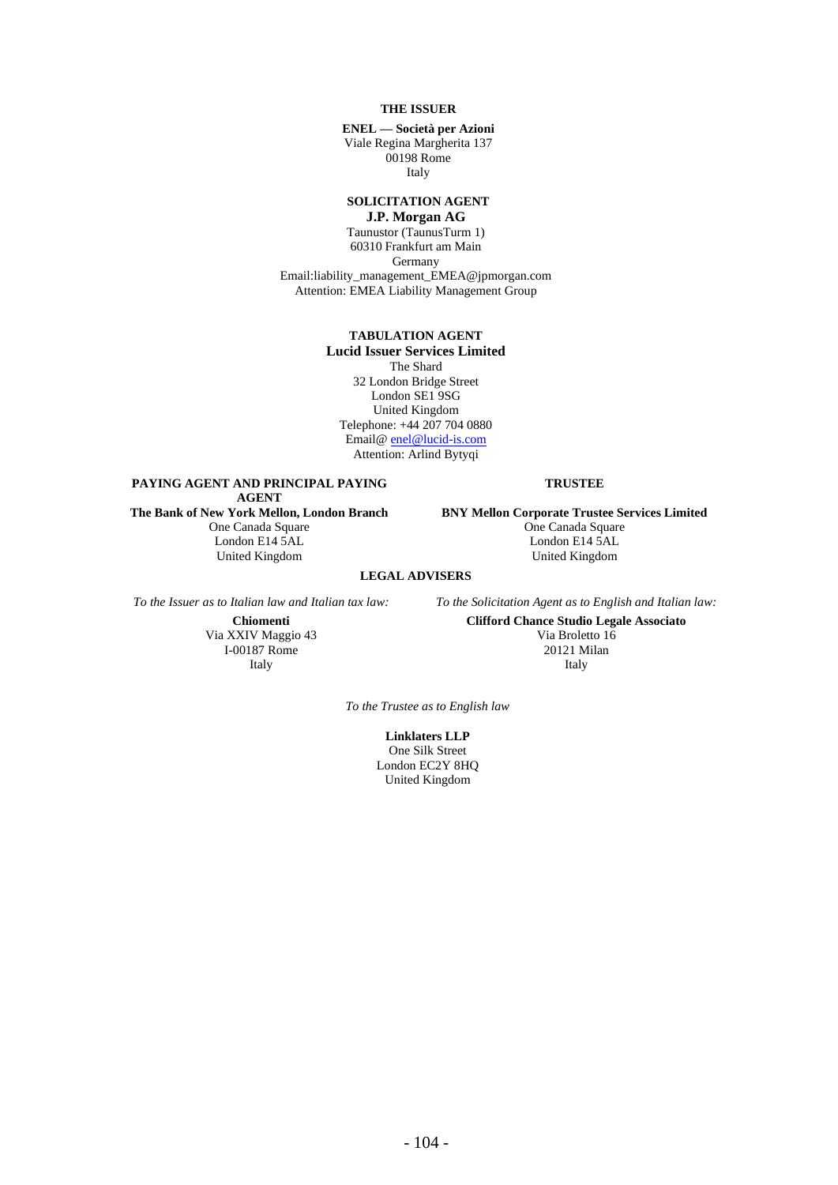**THE ISSUER**

**ENEL — Società per Azioni**
Viale Regina Margherita 137
00198 Rome
Italy

**SOLICITATION AGENT**

**J.P. Morgan AG**
Taunustor (TaunusTurm 1)
60310 Frankfurt am Main
Germany
Email:liability_management_EMEA@jpmorgan.com
Attention: EMEA Liability Management Group

**TABULATION AGENT**

**Lucid Issuer Services Limited**
The Shard
32 London Bridge Street
London SE1 9SG
United Kingdom
Telephone: +44 207 704 0880
Email@ enel@lucid-is.com
Attention: Arlind Bytyqi

**PAYING AGENT AND PRINCIPAL PAYING AGENT**

**The Bank of New York Mellon, London Branch**
One Canada Square
London E14 5AL
United Kingdom

**TRUSTEE**

**BNY Mellon Corporate Trustee Services Limited**
One Canada Square
London E14 5AL
United Kingdom

**LEGAL ADVISERS**

*To the Issuer as to Italian law and Italian tax law:*

**Chiomenti**
Via XXIV Maggio 43
I-00187 Rome
Italy

*To the Solicitation Agent as to English and Italian law:*

**Clifford Chance Studio Legale Associato**
Via Broletto 16
20121 Milan
Italy

*To the Trustee as to English law*

**Linklaters LLP**
One Silk Street
London EC2Y 8HQ
United Kingdom